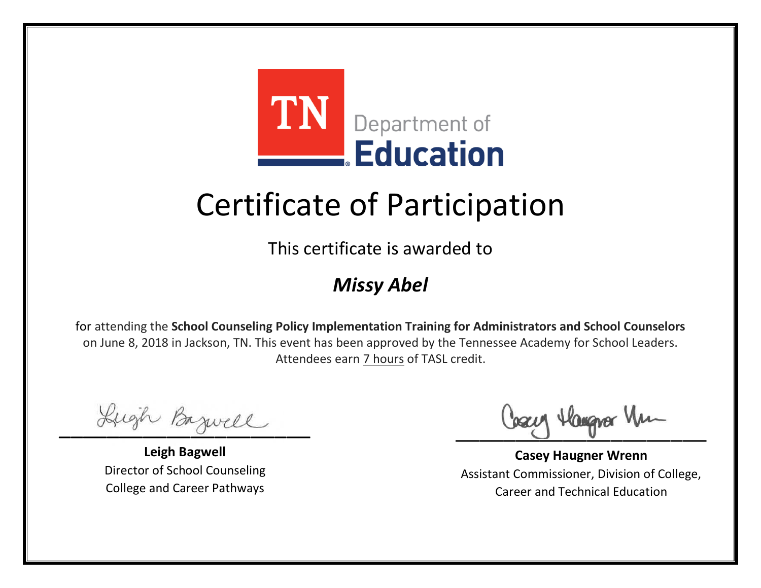TN Department of Education

# Certificate of Participation

This certificate is awarded to

***Missy Abel***

for attending the **School Counseling Policy Implementation Training for Administrators and School Counselors** on June 8, 2018 in Jackson, TN. This event has been approved by the Tennessee Academy for School Leaders. Attendees earn 7 hours of TASL credit.

**Leigh Bagwell**
Director of School Counseling
College and Career Pathways

**Casey Haugner Wrenn**
Assistant Commissioner, Division of College, Career and Technical Education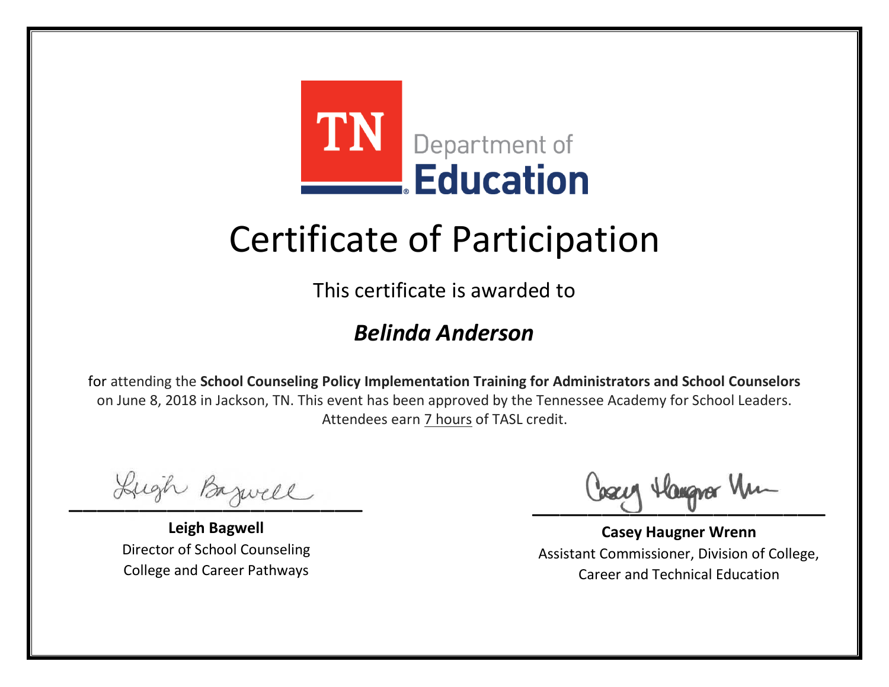TN Department of Education

# Certificate of Participation

This certificate is awarded to

***Belinda Anderson***

for attending the **School Counseling Policy Implementation Training for Administrators and School Counselors** on June 8, 2018 in Jackson, TN. This event has been approved by the Tennessee Academy for School Leaders. Attendees earn 7 hours of TASL credit.

**Leigh Bagwell**
Director of School Counseling
College and Career Pathways

**Casey Haugner Wrenn**
Assistant Commissioner, Division of College, Career and Technical Education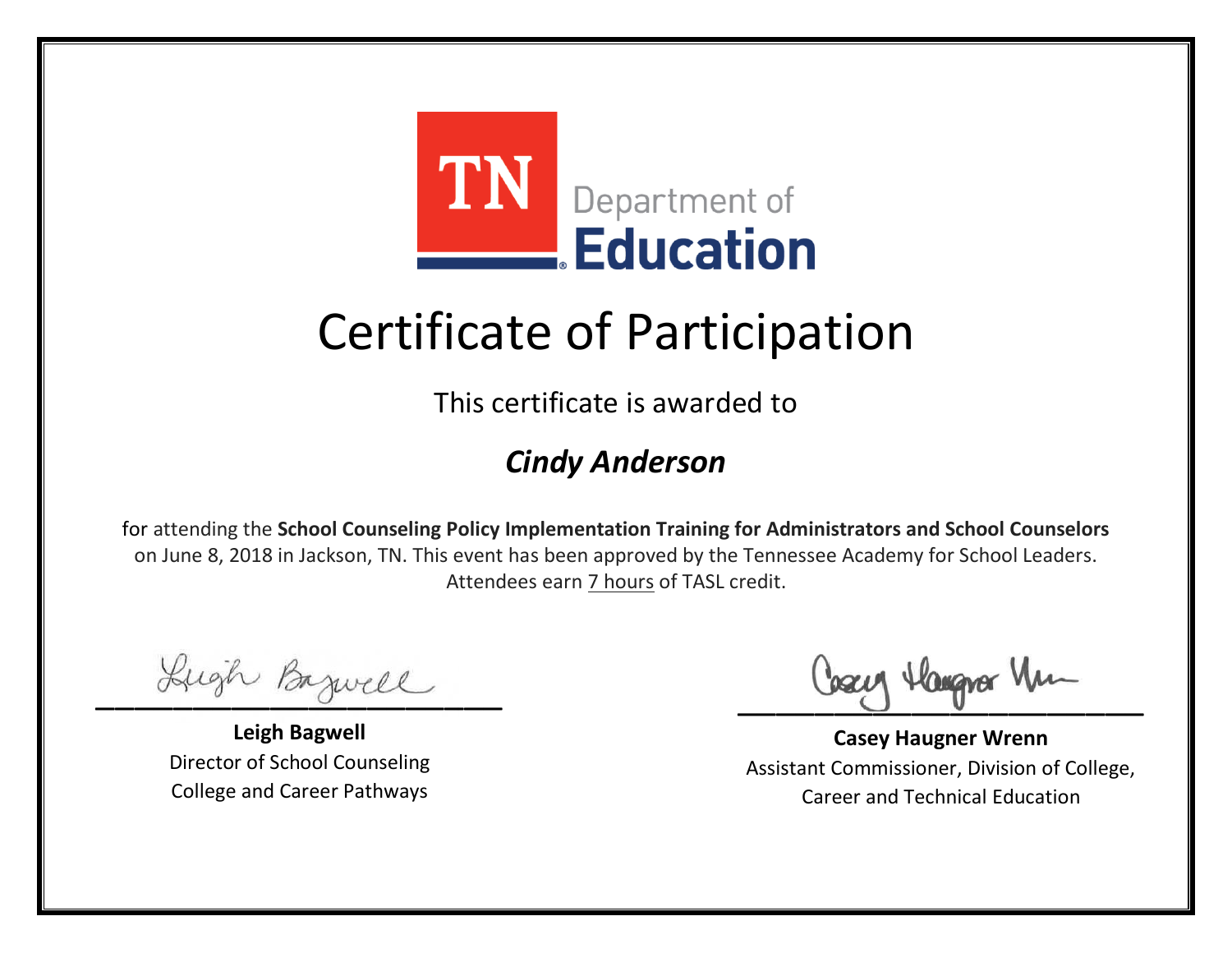TN Department of **Education**

# Certificate of Participation

This certificate is awarded to

***Cindy Anderson***

for attending the **School Counseling Policy Implementation Training for Administrators and School Counselors** on June 8, 2018 in Jackson, TN. This event has been approved by the Tennessee Academy for School Leaders. Attendees earn 7 hours of TASL credit.

**Leigh Bagwell**
Director of School Counseling
College and Career Pathways

**Casey Haugner Wrenn**
Assistant Commissioner, Division of College, Career and Technical Education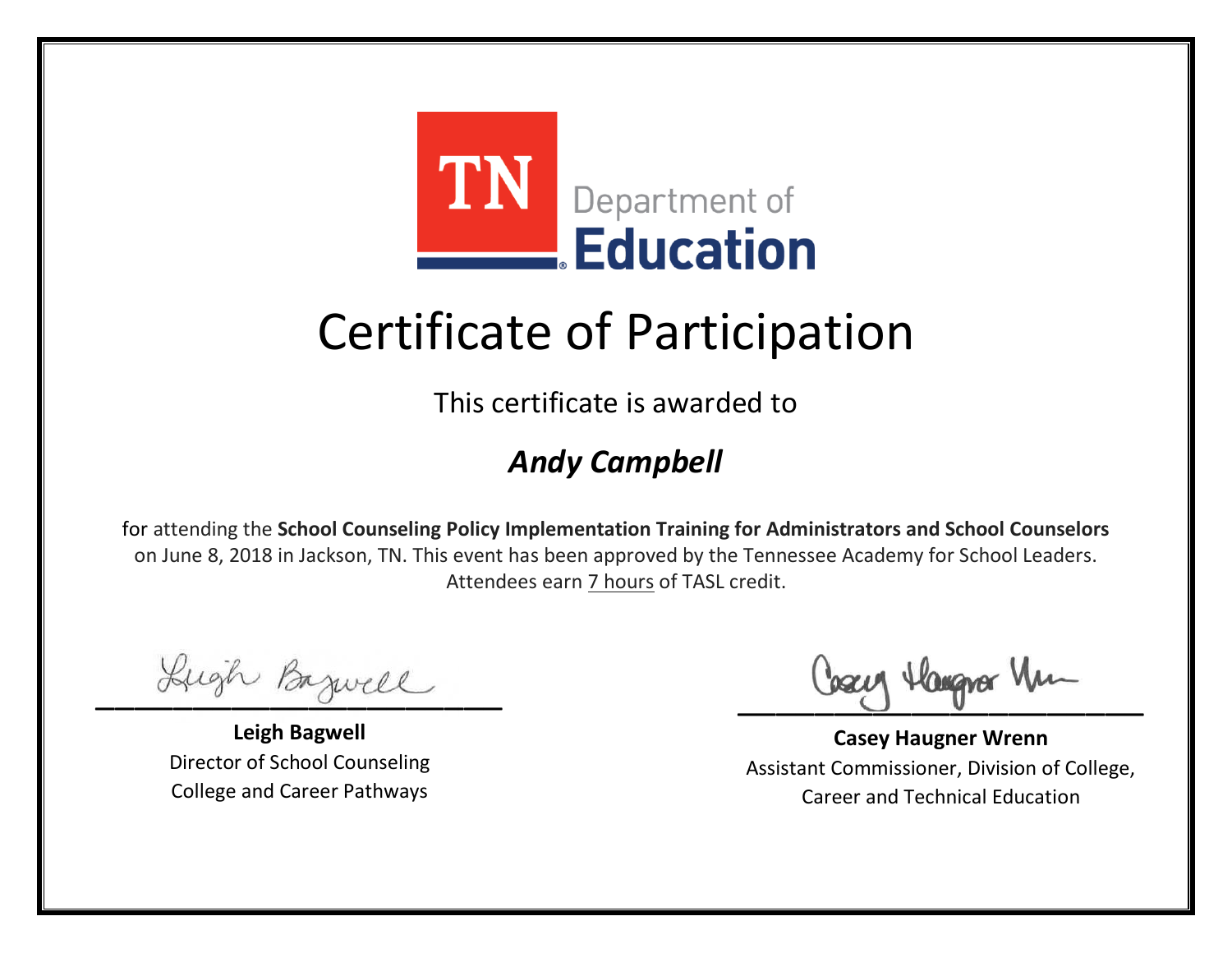TN Department of Education

# Certificate of Participation

This certificate is awarded to

***Andy Campbell***

for attending the **School Counseling Policy Implementation Training for Administrators and School Counselors** on June 8, 2018 in Jackson, TN. This event has been approved by the Tennessee Academy for School Leaders. Attendees earn 7 hours of TASL credit.

**Leigh Bagwell**
Director of School Counseling
College and Career Pathways

**Casey Haugner Wrenn**
Assistant Commissioner, Division of College, Career and Technical Education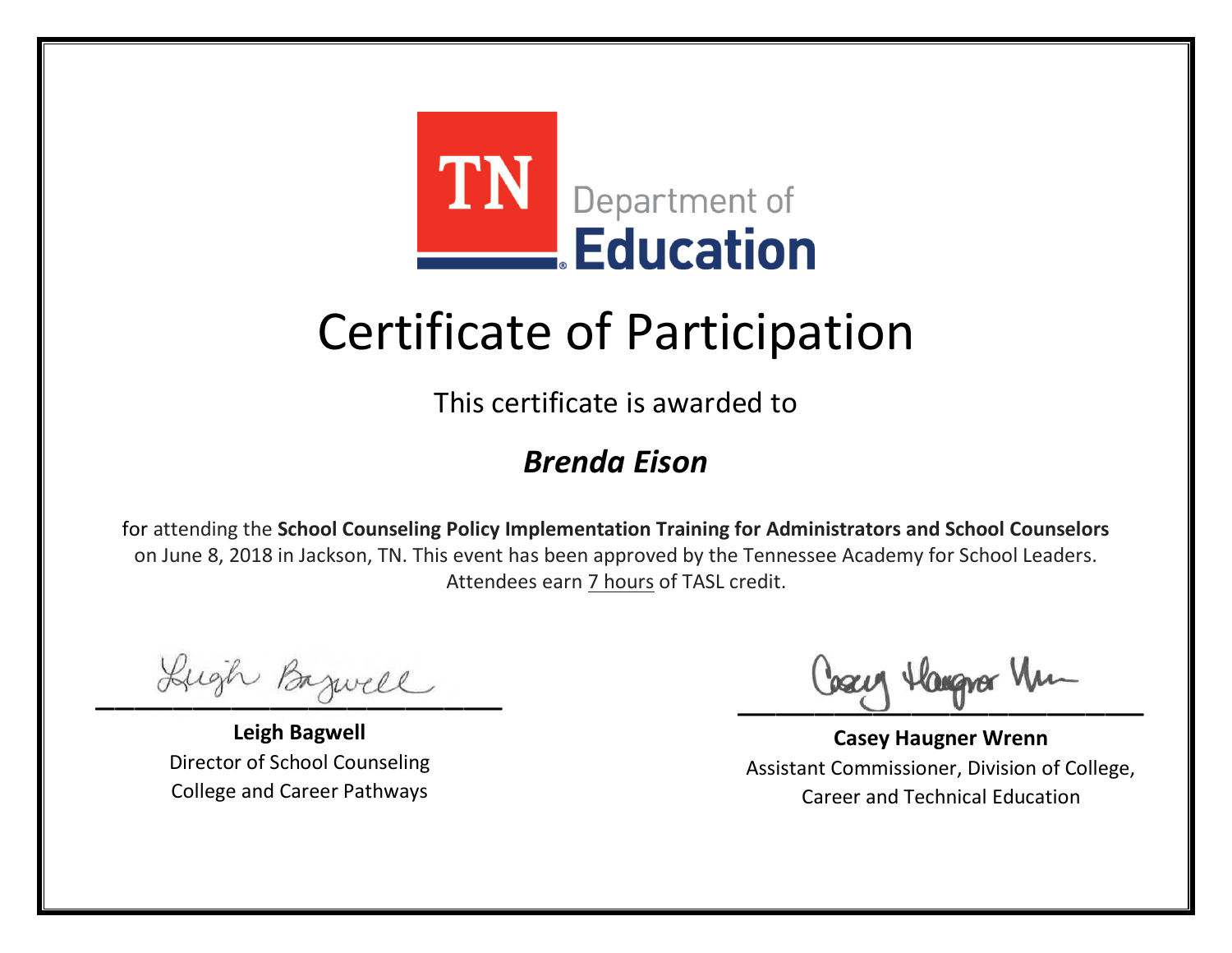TN Department of Education

# Certificate of Participation

This certificate is awarded to

***Brenda Eison***

for attending the **School Counseling Policy Implementation Training for Administrators and School Counselors** on June 8, 2018 in Jackson, TN. This event has been approved by the Tennessee Academy for School Leaders. Attendees earn 7 hours of TASL credit.

**Leigh Bagwell**
Director of School Counseling
College and Career Pathways

**Casey Haugner Wrenn**
Assistant Commissioner, Division of College, Career and Technical Education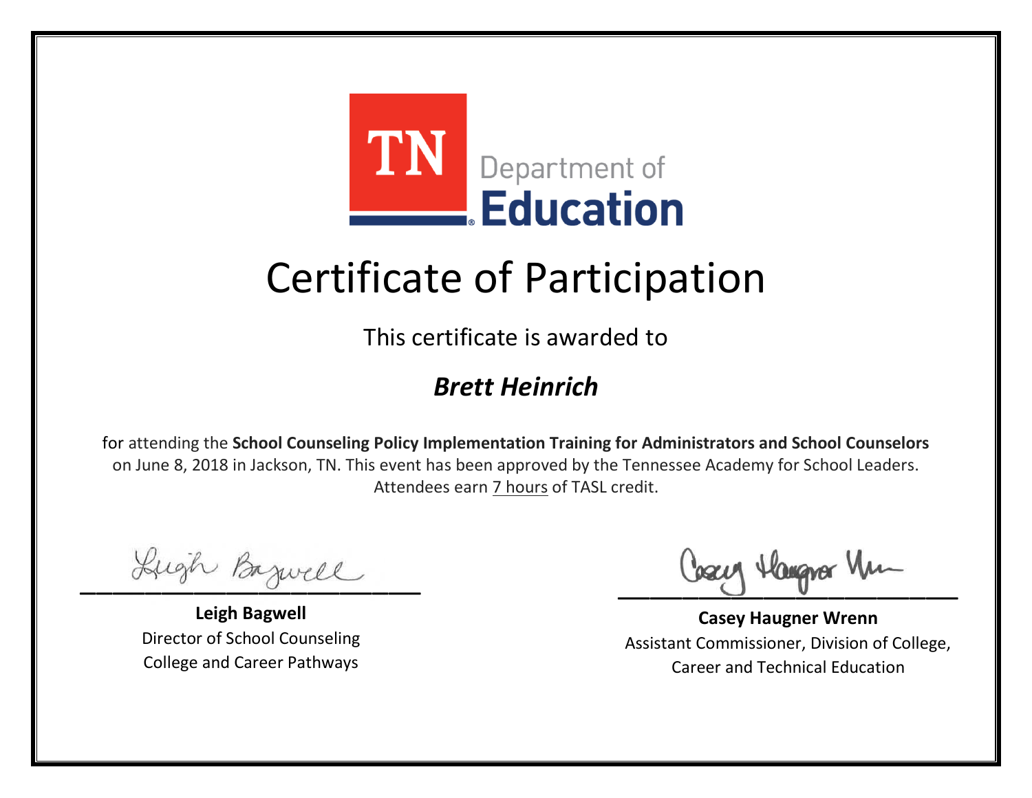TN Department of Education

# Certificate of Participation

This certificate is awarded to

***Brett Heinrich***

for attending the **School Counseling Policy Implementation Training for Administrators and School Counselors** on June 8, 2018 in Jackson, TN. This event has been approved by the Tennessee Academy for School Leaders. Attendees earn 7 hours of TASL credit.

**Leigh Bagwell**
Director of School Counseling
College and Career Pathways

**Casey Haugner Wrenn**
Assistant Commissioner, Division of College, Career and Technical Education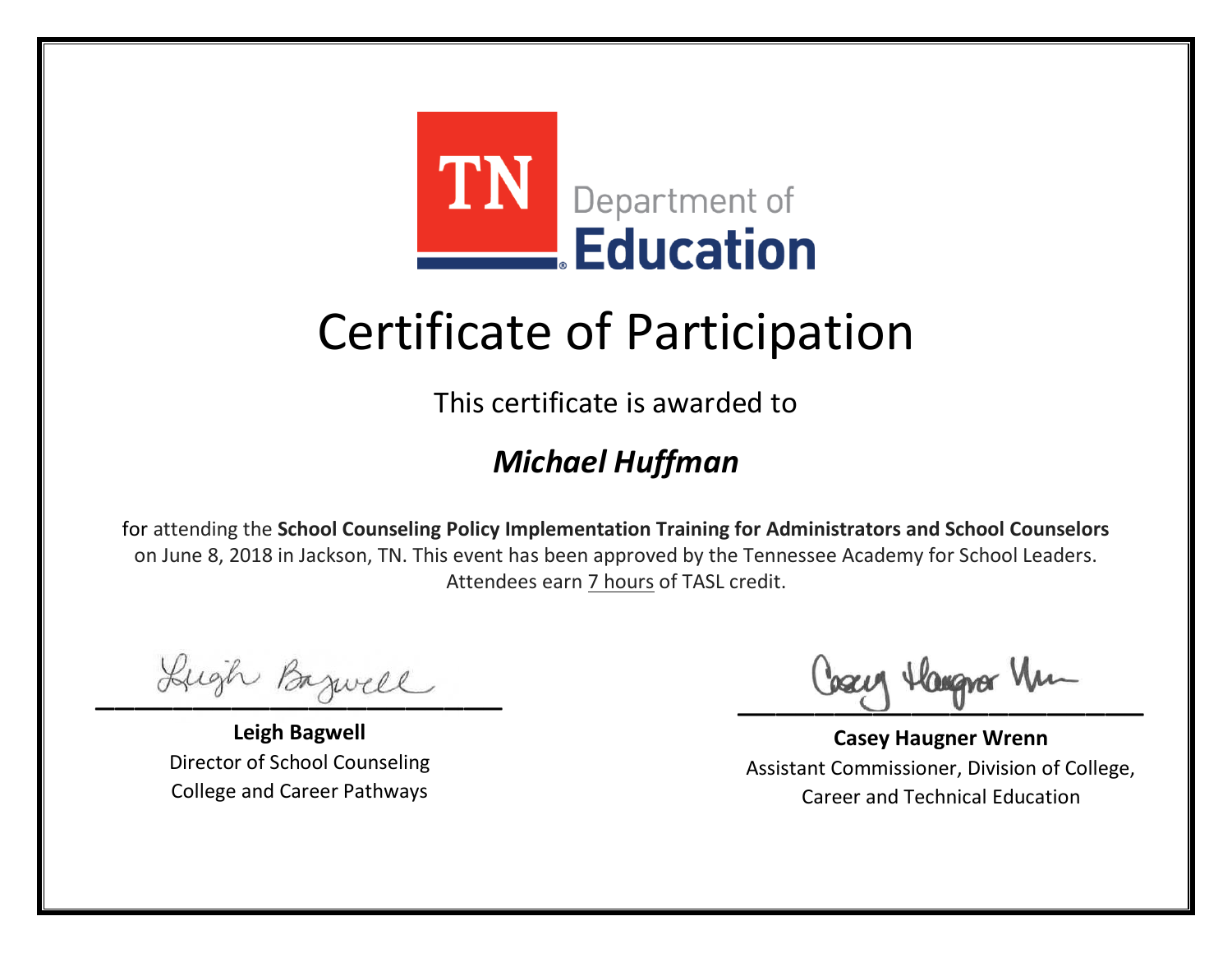TN Department of Education

# Certificate of Participation

This certificate is awarded to

***Michael Huffman***

for attending the **School Counseling Policy Implementation Training for Administrators and School Counselors** on June 8, 2018 in Jackson, TN. This event has been approved by the Tennessee Academy for School Leaders. Attendees earn 7 hours of TASL credit.

**Leigh Bagwell**
Director of School Counseling
College and Career Pathways

**Casey Haugner Wrenn**
Assistant Commissioner, Division of College, Career and Technical Education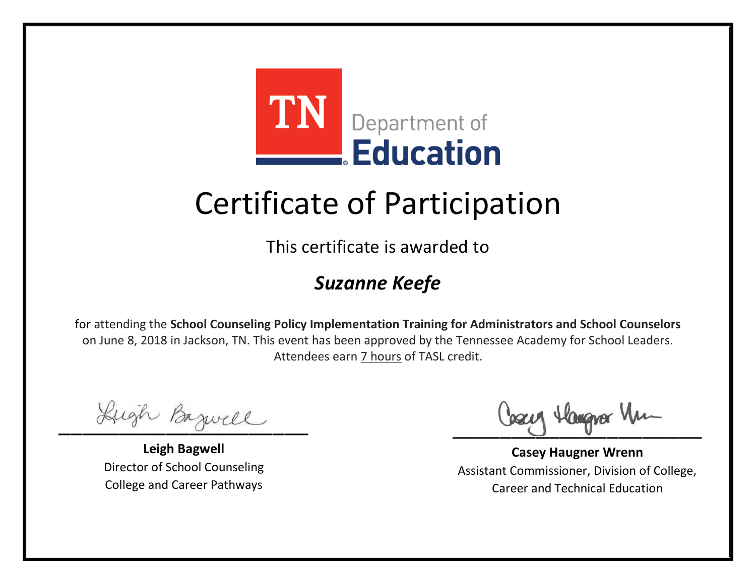TN Department of Education

# Certificate of Participation

This certificate is awarded to

***Suzanne Keefe***

for attending the **School Counseling Policy Implementation Training for Administrators and School Counselors** on June 8, 2018 in Jackson, TN. This event has been approved by the Tennessee Academy for School Leaders. Attendees earn 7 hours of TASL credit.

**Leigh Bagwell**
Director of School Counseling
College and Career Pathways

**Casey Haugner Wrenn**
Assistant Commissioner, Division of College, Career and Technical Education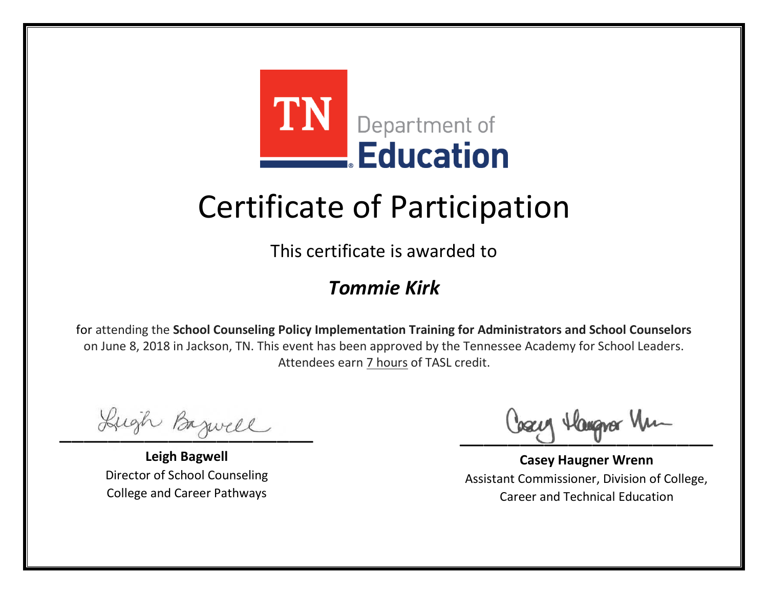TN Department of Education

# Certificate of Participation

This certificate is awarded to

***Tommie Kirk***

for attending the **School Counseling Policy Implementation Training for Administrators and School Counselors** on June 8, 2018 in Jackson, TN. This event has been approved by the Tennessee Academy for School Leaders. Attendees earn 7 hours of TASL credit.

**Leigh Bagwell**
Director of School Counseling
College and Career Pathways

**Casey Haugner Wrenn**
Assistant Commissioner, Division of College, Career and Technical Education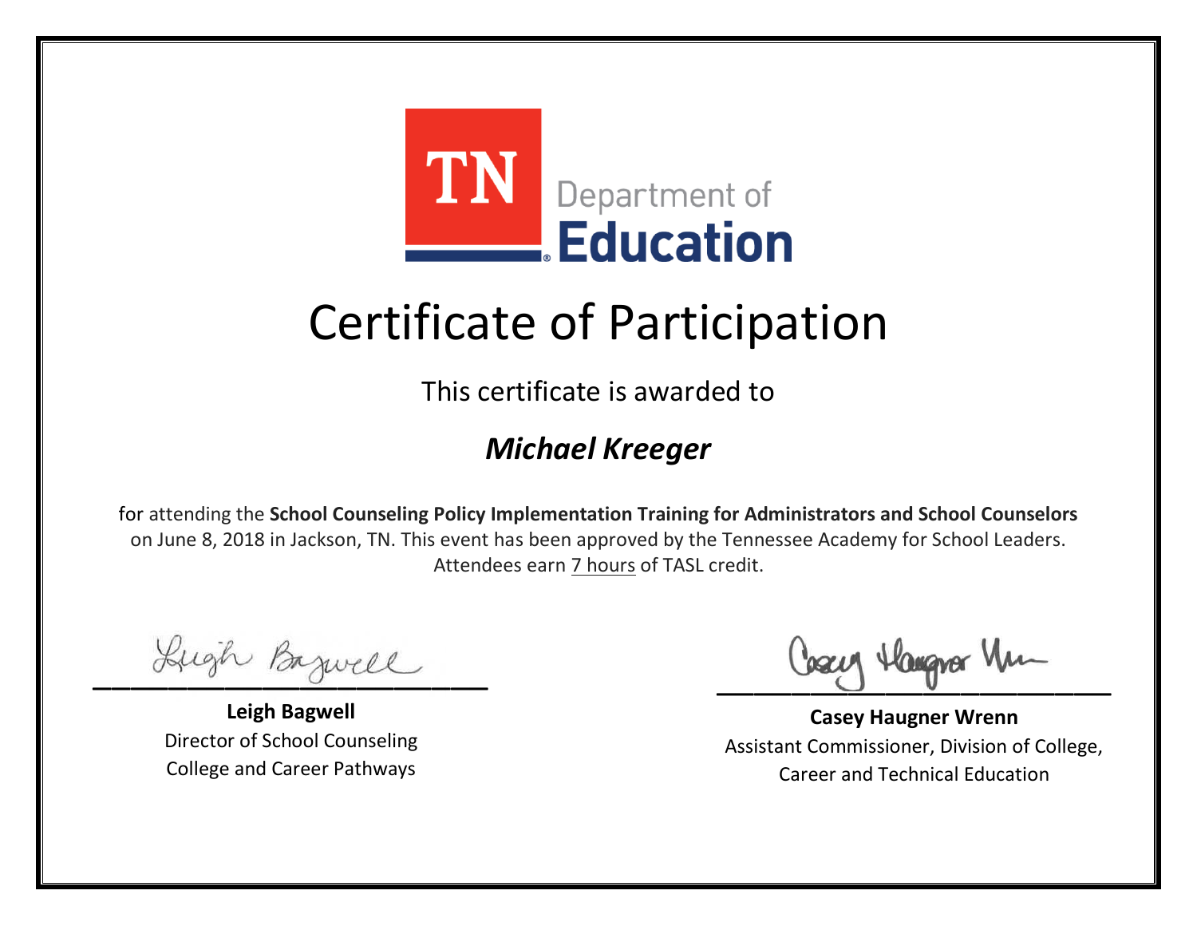TN Department of Education

# Certificate of Participation

This certificate is awarded to

***Michael Kreeger***

for attending the **School Counseling Policy Implementation Training for Administrators and School Counselors** on June 8, 2018 in Jackson, TN. This event has been approved by the Tennessee Academy for School Leaders. Attendees earn 7 hours of TASL credit.

**Leigh Bagwell**
Director of School Counseling
College and Career Pathways

**Casey Haugner Wrenn**
Assistant Commissioner, Division of College, Career and Technical Education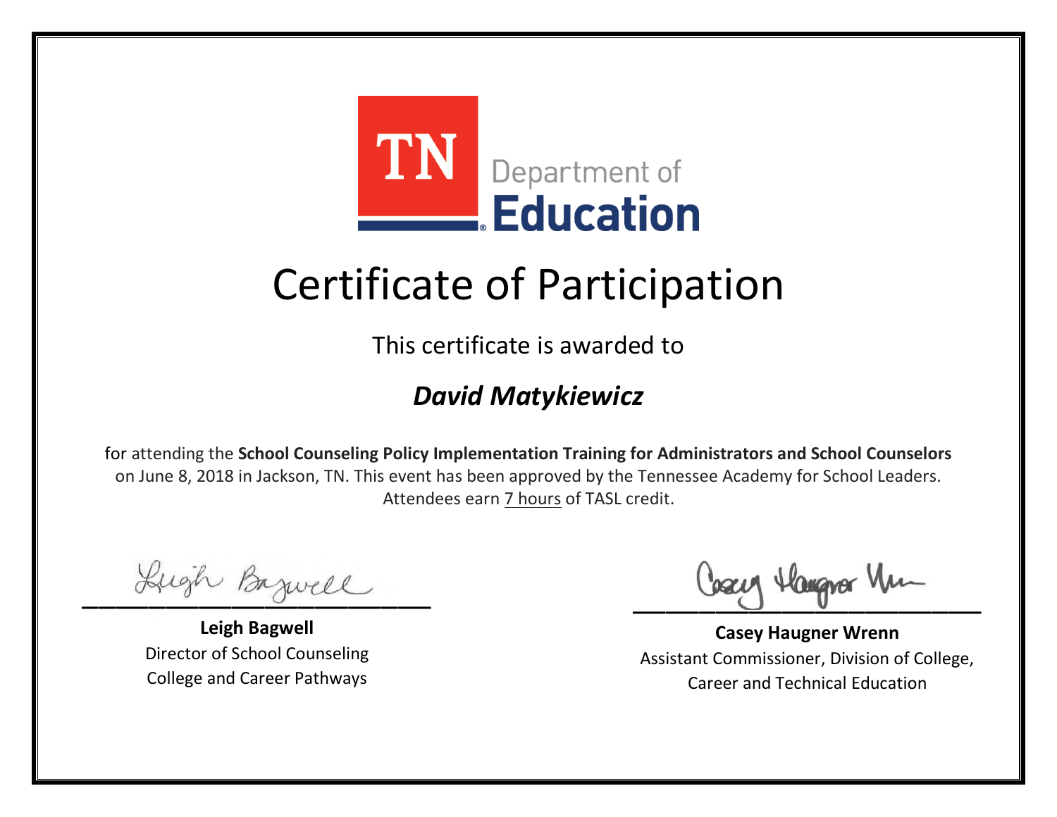TN Department of Education

# Certificate of Participation

This certificate is awarded to

***David Matykiewicz***

for attending the **School Counseling Policy Implementation Training for Administrators and School Counselors** on June 8, 2018 in Jackson, TN. This event has been approved by the Tennessee Academy for School Leaders. Attendees earn 7 hours of TASL credit.

**Leigh Bagwell**
Director of School Counseling
College and Career Pathways

**Casey Haugner Wrenn**
Assistant Commissioner, Division of College, Career and Technical Education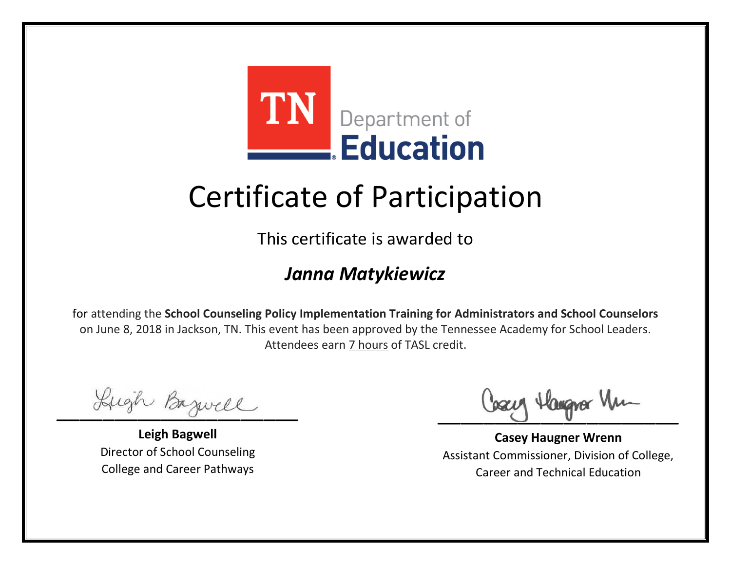TN Department of Education

# Certificate of Participation

This certificate is awarded to

***Janna Matykiewicz***

for attending the **School Counseling Policy Implementation Training for Administrators and School Counselors** on June 8, 2018 in Jackson, TN. This event has been approved by the Tennessee Academy for School Leaders. Attendees earn 7 hours of TASL credit.

**Leigh Bagwell**
Director of School Counseling
College and Career Pathways

**Casey Haugner Wrenn**
Assistant Commissioner, Division of College, Career and Technical Education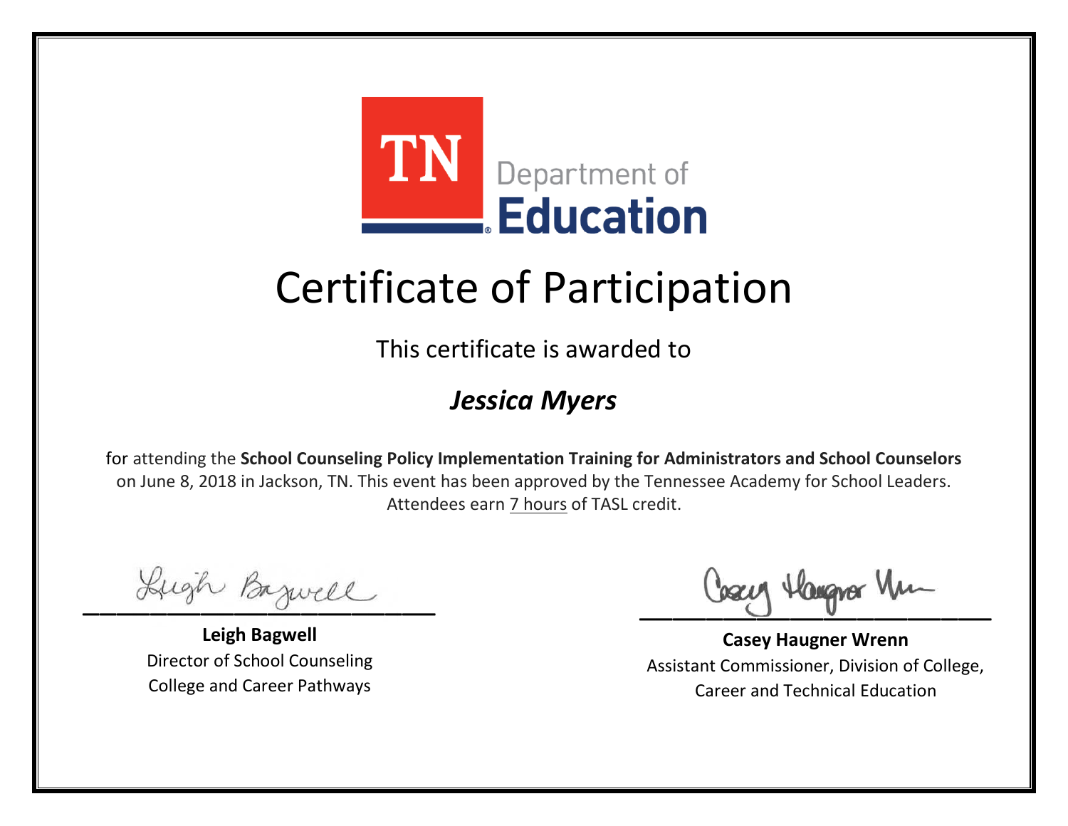TN Department of Education

# Certificate of Participation

This certificate is awarded to

***Jessica Myers***

for attending the **School Counseling Policy Implementation Training for Administrators and School Counselors** on June 8, 2018 in Jackson, TN. This event has been approved by the Tennessee Academy for School Leaders. Attendees earn 7 hours of TASL credit.

**Leigh Bagwell**
Director of School Counseling
College and Career Pathways

**Casey Haugner Wrenn**
Assistant Commissioner, Division of College, Career and Technical Education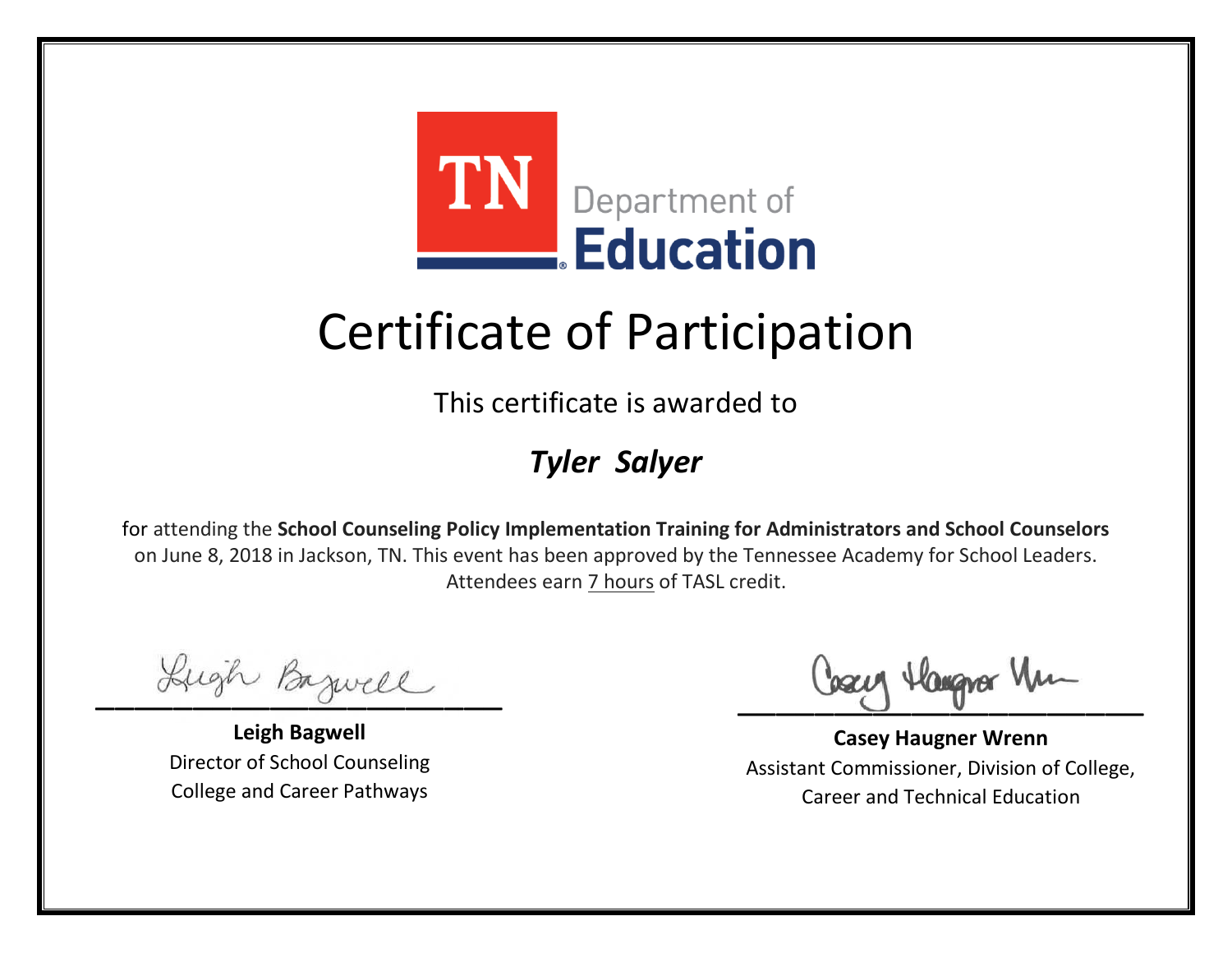TN Department of Education

# Certificate of Participation

This certificate is awarded to

***Tyler Salyer***

for attending the **School Counseling Policy Implementation Training for Administrators and School Counselors** on June 8, 2018 in Jackson, TN. This event has been approved by the Tennessee Academy for School Leaders. Attendees earn 7 hours of TASL credit.

**Leigh Bagwell**
Director of School Counseling
College and Career Pathways

**Casey Haugner Wrenn**
Assistant Commissioner, Division of College, Career and Technical Education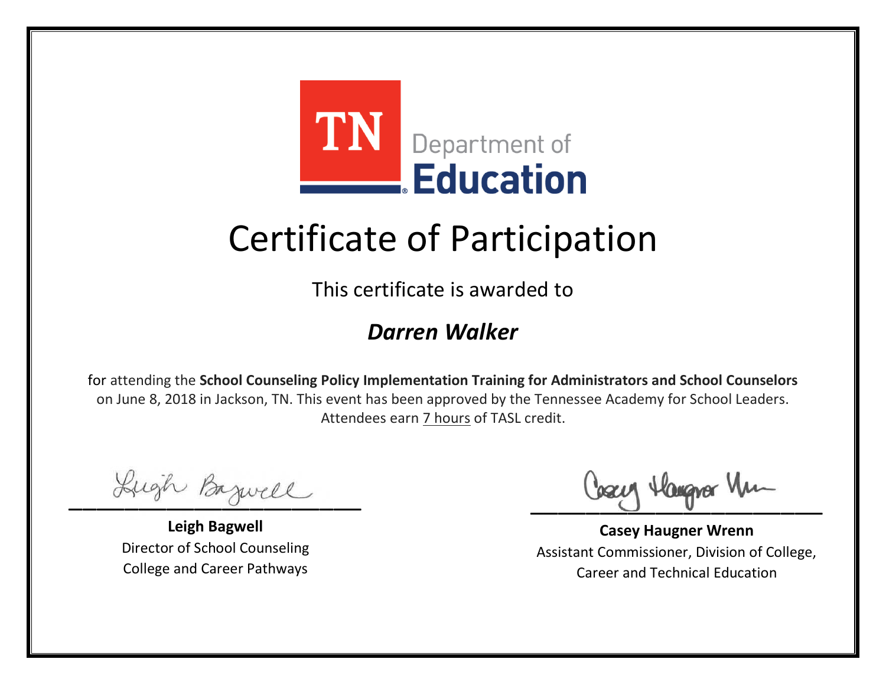TN Department of Education

# Certificate of Participation

This certificate is awarded to

***Darren Walker***

for attending the **School Counseling Policy Implementation Training for Administrators and School Counselors** on June 8, 2018 in Jackson, TN. This event has been approved by the Tennessee Academy for School Leaders. Attendees earn 7 hours of TASL credit.

**Leigh Bagwell**
Director of School Counseling
College and Career Pathways

**Casey Haugner Wrenn**
Assistant Commissioner, Division of College, Career and Technical Education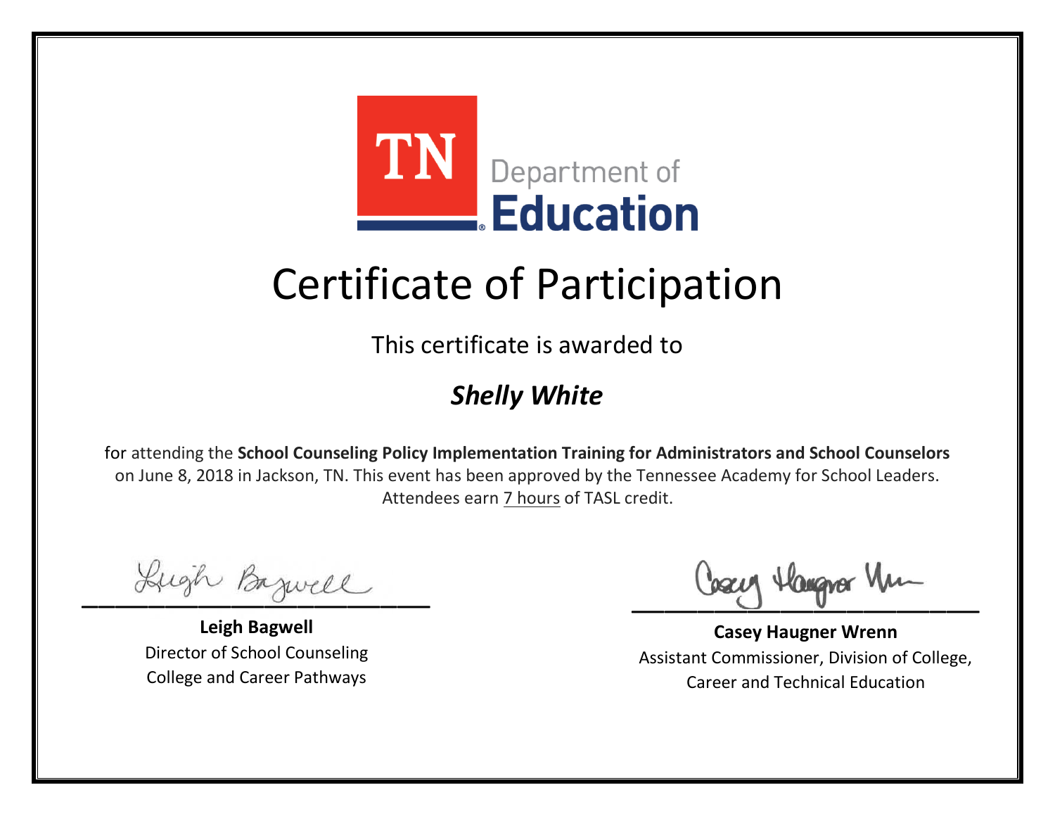TN Department of Education

# Certificate of Participation

This certificate is awarded to

***Shelly White***

for attending the **School Counseling Policy Implementation Training for Administrators and School Counselors** on June 8, 2018 in Jackson, TN. This event has been approved by the Tennessee Academy for School Leaders. Attendees earn 7 hours of TASL credit.

**Leigh Bagwell**
Director of School Counseling
College and Career Pathways

**Casey Haugner Wrenn**
Assistant Commissioner, Division of College, Career and Technical Education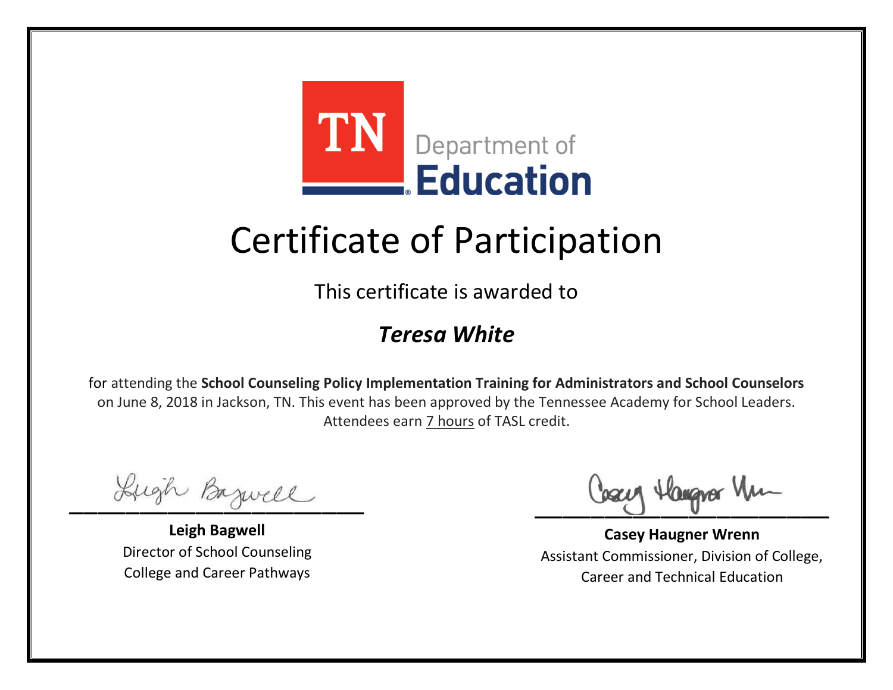TN Department of Education

# Certificate of Participation

This certificate is awarded to

## *Teresa White*

for attending the **School Counseling Policy Implementation Training for Administrators and School Counselors** on June 8, 2018 in Jackson, TN. This event has been approved by the Tennessee Academy for School Leaders. Attendees earn 7 hours of TASL credit.

**Leigh Bagwell**
Director of School Counseling
College and Career Pathways

**Casey Haugner Wrenn**
Assistant Commissioner, Division of College, Career and Technical Education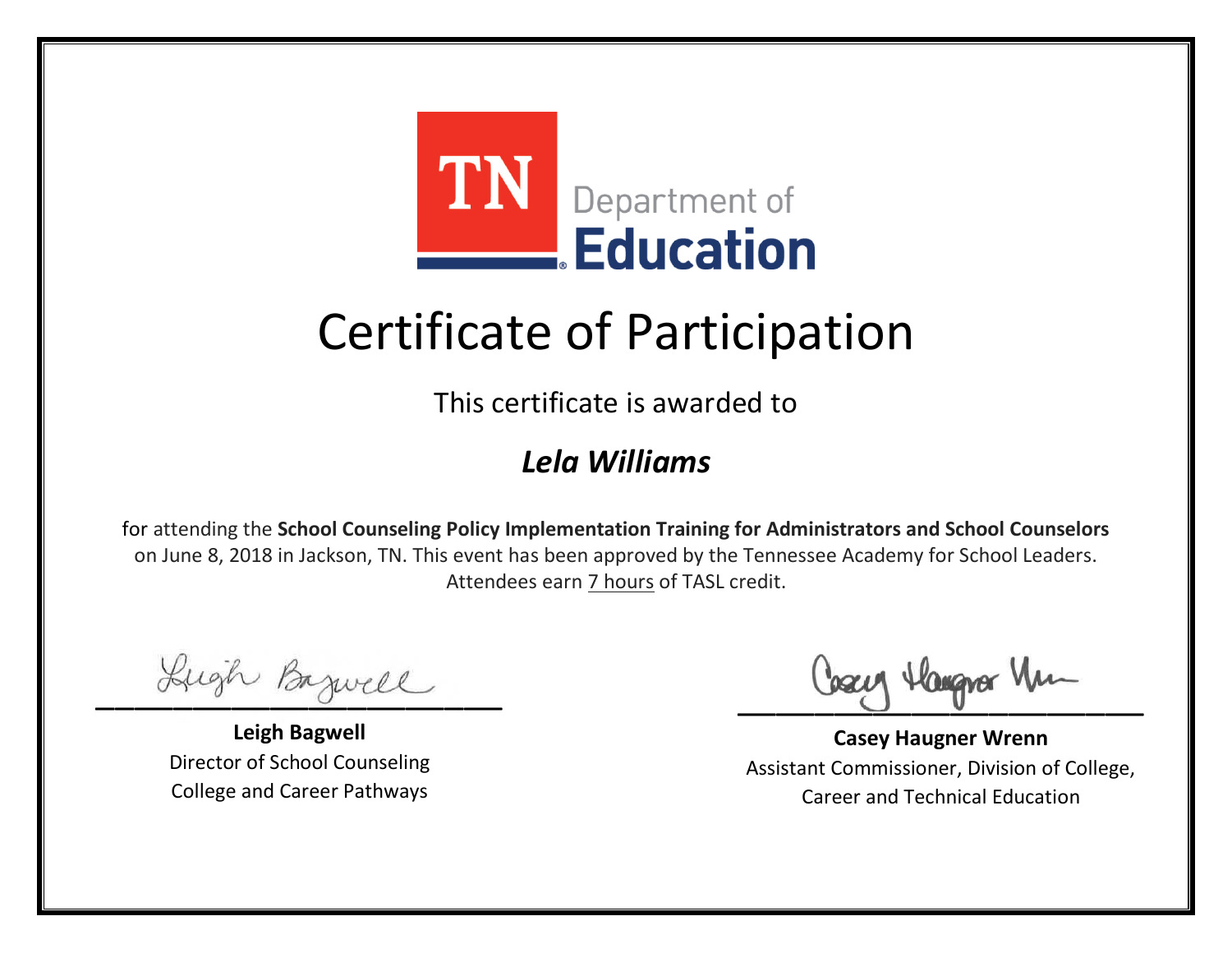TN Department of **Education**

# Certificate of Participation

This certificate is awarded to

***Lela Williams***

for attending the **School Counseling Policy Implementation Training for Administrators and School Counselors** on June 8, 2018 in Jackson, TN. This event has been approved by the Tennessee Academy for School Leaders. Attendees earn 7 hours of TASL credit.

**Leigh Bagwell**
Director of School Counseling
College and Career Pathways

**Casey Haugner Wrenn**
Assistant Commissioner, Division of College, Career and Technical Education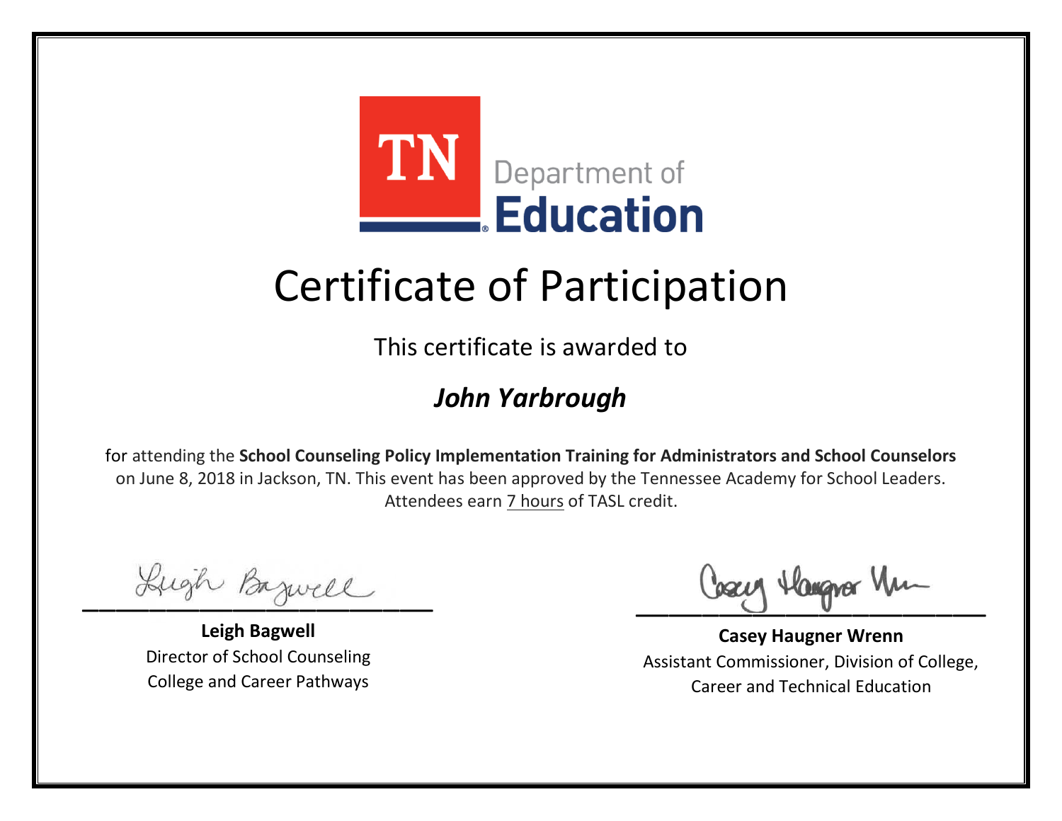TN Department of Education

# Certificate of Participation

This certificate is awarded to

## *John Yarbrough*

for attending the **School Counseling Policy Implementation Training for Administrators and School Counselors** on June 8, 2018 in Jackson, TN. This event has been approved by the Tennessee Academy for School Leaders. Attendees earn 7 hours of TASL credit.

**Leigh Bagwell**
Director of School Counseling
College and Career Pathways

**Casey Haugner Wrenn**
Assistant Commissioner, Division of College, Career and Technical Education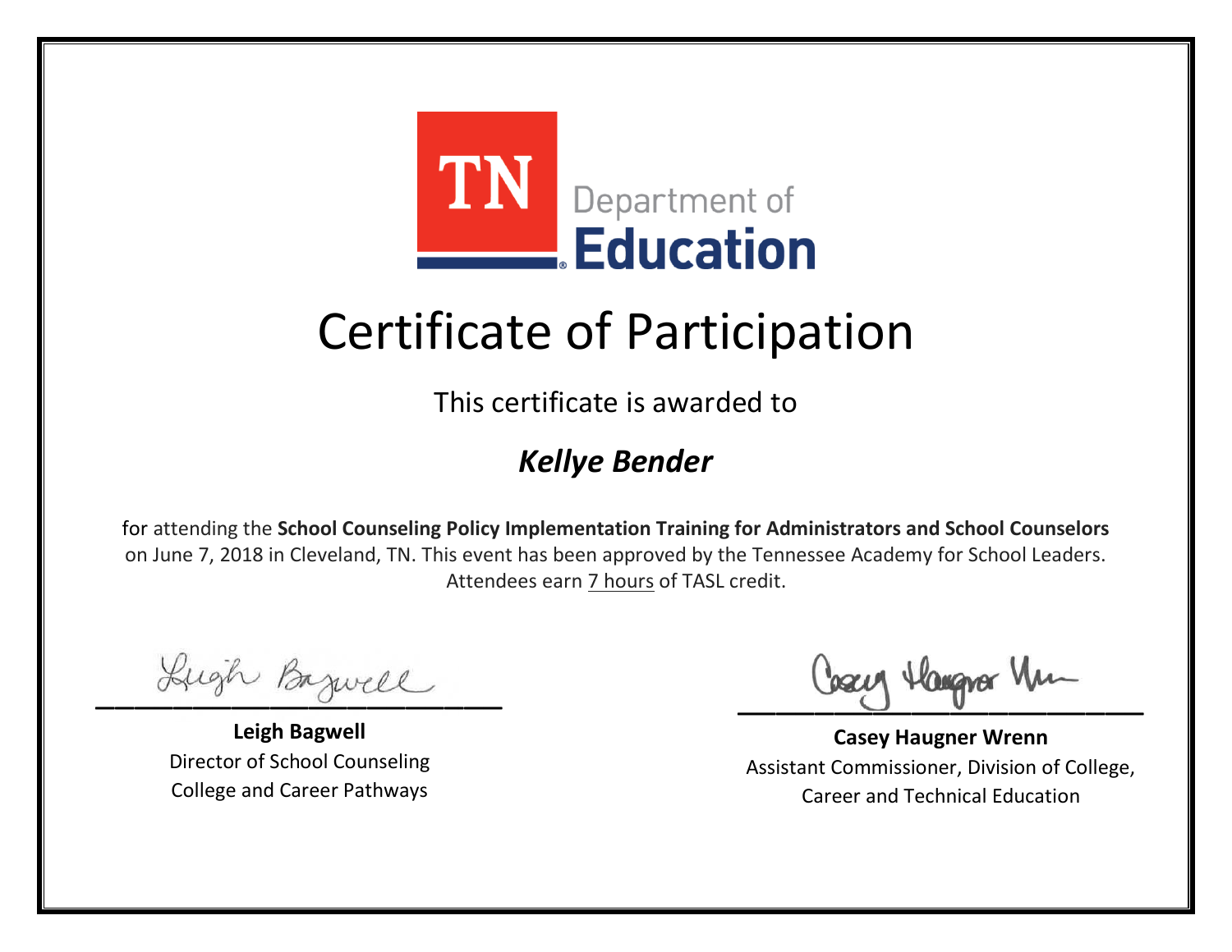TN Department of **Education**

# Certificate of Participation

This certificate is awarded to

***Kellye Bender***

for attending the **School Counseling Policy Implementation Training for Administrators and School Counselors** on June 7, 2018 in Cleveland, TN. This event has been approved by the Tennessee Academy for School Leaders. Attendees earn 7 hours of TASL credit.

**Leigh Bagwell**
Director of School Counseling
College and Career Pathways

**Casey Haugner Wrenn**
Assistant Commissioner, Division of College, Career and Technical Education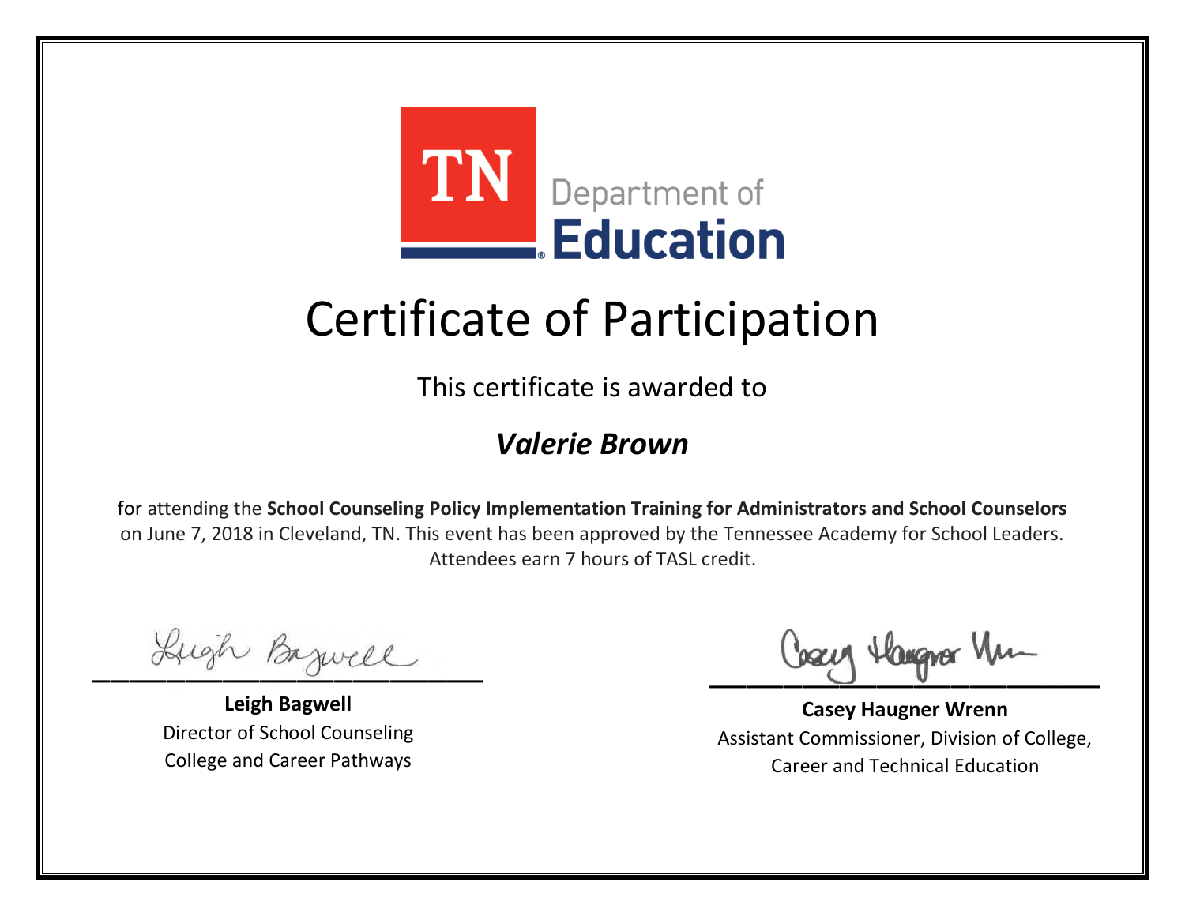TN Department of Education

# Certificate of Participation

This certificate is awarded to

***Valerie Brown***

for attending the **School Counseling Policy Implementation Training for Administrators and School Counselors** on June 7, 2018 in Cleveland, TN. This event has been approved by the Tennessee Academy for School Leaders. Attendees earn 7 hours of TASL credit.

**Leigh Bagwell**
Director of School Counseling
College and Career Pathways

**Casey Haugner Wrenn**
Assistant Commissioner, Division of College, Career and Technical Education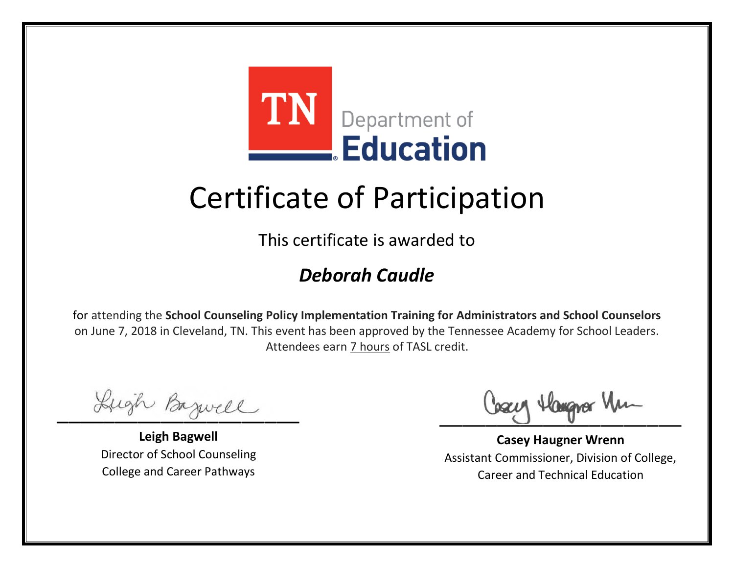TN Department of Education

# Certificate of Participation

This certificate is awarded to

***Deborah Caudle***

for attending the **School Counseling Policy Implementation Training for Administrators and School Counselors** on June 7, 2018 in Cleveland, TN. This event has been approved by the Tennessee Academy for School Leaders. Attendees earn 7 hours of TASL credit.

**Leigh Bagwell**
Director of School Counseling
College and Career Pathways

**Casey Haugner Wrenn**
Assistant Commissioner, Division of College, Career and Technical Education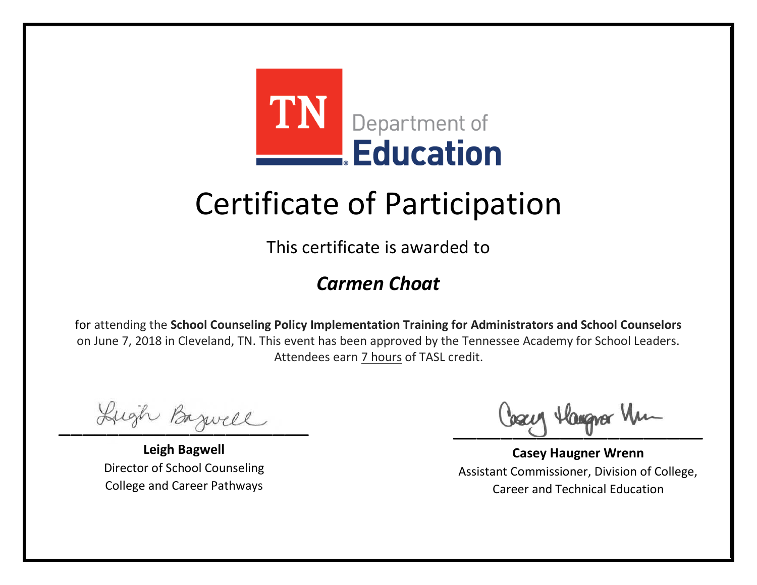TN Department of Education

# Certificate of Participation

This certificate is awarded to

***Carmen Choat***

for attending the **School Counseling Policy Implementation Training for Administrators and School Counselors** on June 7, 2018 in Cleveland, TN. This event has been approved by the Tennessee Academy for School Leaders. Attendees earn 7 hours of TASL credit.

**Leigh Bagwell**
Director of School Counseling
College and Career Pathways

**Casey Haugner Wrenn**
Assistant Commissioner, Division of College, Career and Technical Education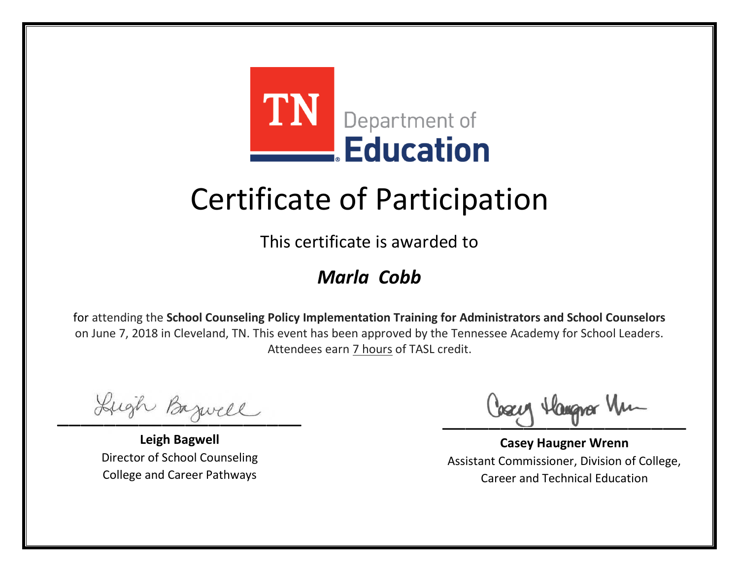TN Department of Education

# Certificate of Participation

This certificate is awarded to

***Marla Cobb***

for attending the **School Counseling Policy Implementation Training for Administrators and School Counselors** on June 7, 2018 in Cleveland, TN. This event has been approved by the Tennessee Academy for School Leaders. Attendees earn 7 hours of TASL credit.

**Leigh Bagwell**
Director of School Counseling
College and Career Pathways

**Casey Haugner Wrenn**
Assistant Commissioner, Division of College, Career and Technical Education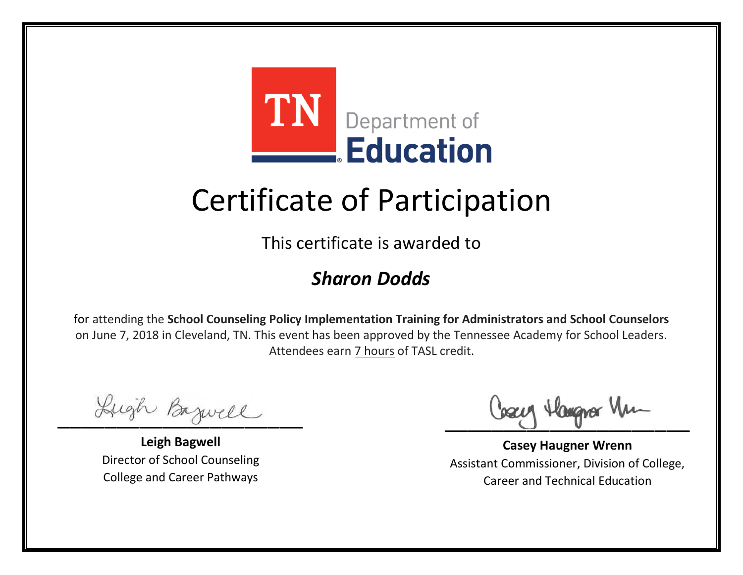TN Department of Education

# Certificate of Participation

This certificate is awarded to

***Sharon Dodds***

for attending the **School Counseling Policy Implementation Training for Administrators and School Counselors** on June 7, 2018 in Cleveland, TN. This event has been approved by the Tennessee Academy for School Leaders. Attendees earn 7 hours of TASL credit.

**Leigh Bagwell**
Director of School Counseling
College and Career Pathways

**Casey Haugner Wrenn**
Assistant Commissioner, Division of College, Career and Technical Education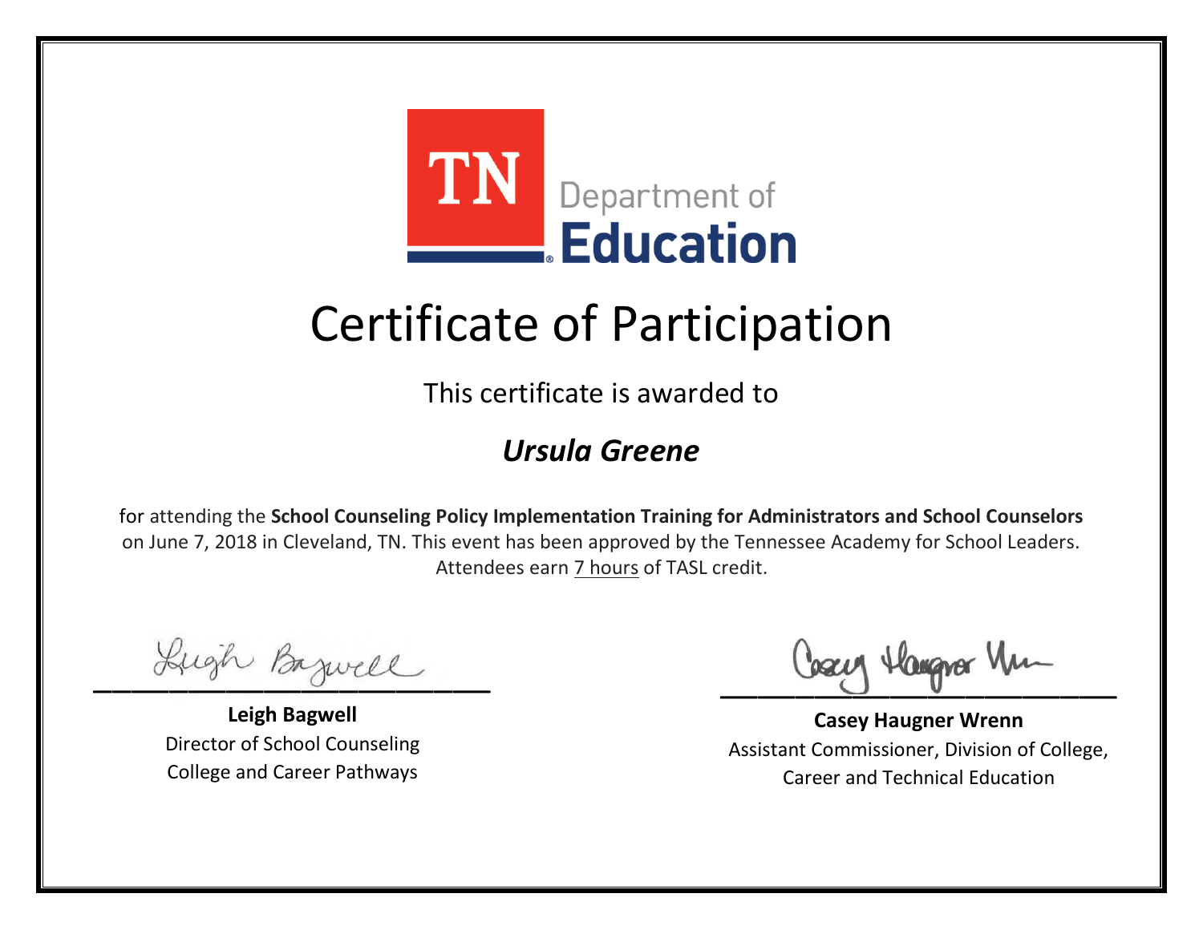TN Department of **Education**

# Certificate of Participation

This certificate is awarded to

***Ursula Greene***

for attending the **School Counseling Policy Implementation Training for Administrators and School Counselors** on June 7, 2018 in Cleveland, TN. This event has been approved by the Tennessee Academy for School Leaders. Attendees earn 7 hours of TASL credit.

**Leigh Bagwell**
Director of School Counseling
College and Career Pathways

**Casey Haugner Wrenn**
Assistant Commissioner, Division of College, Career and Technical Education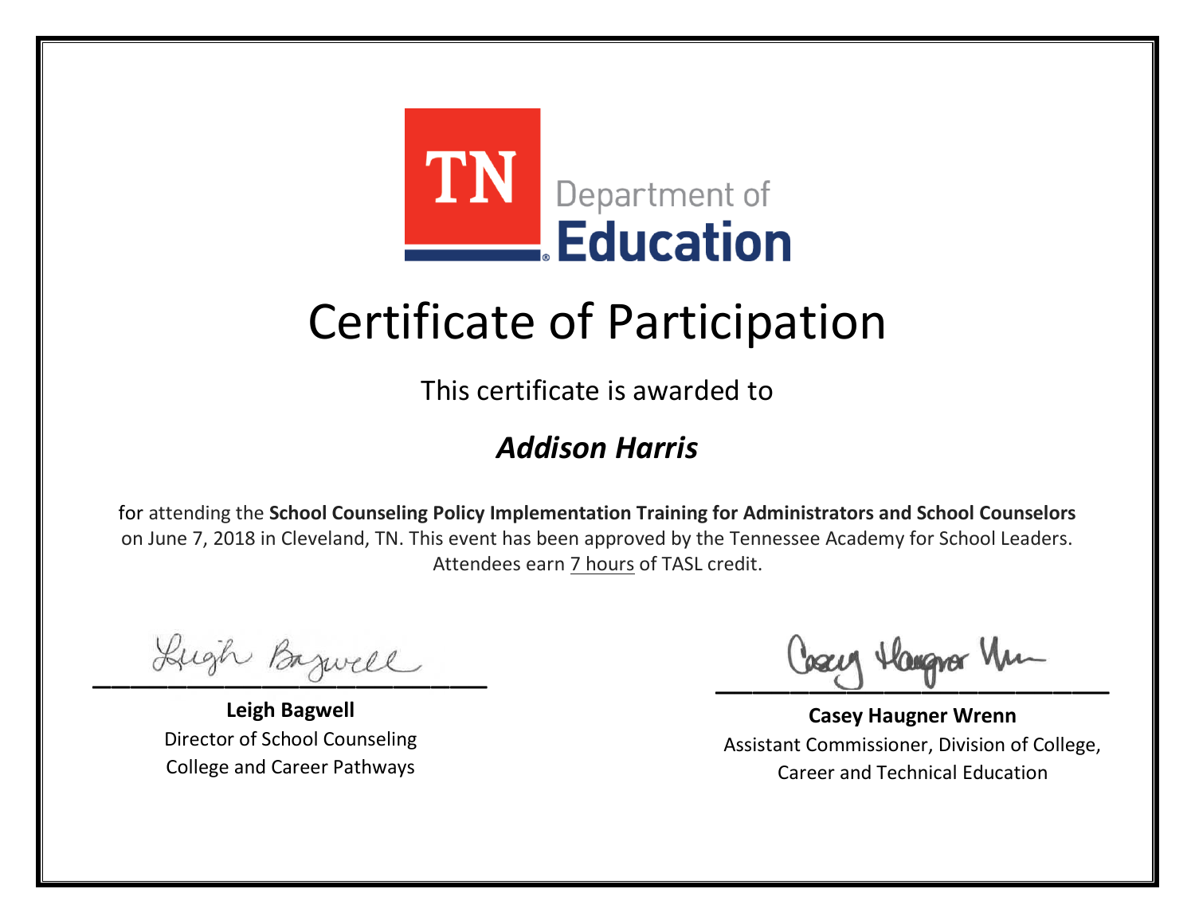TN Department of Education

# Certificate of Participation

This certificate is awarded to

***Addison Harris***

for attending the **School Counseling Policy Implementation Training for Administrators and School Counselors** on June 7, 2018 in Cleveland, TN. This event has been approved by the Tennessee Academy for School Leaders. Attendees earn 7 hours of TASL credit.

**Leigh Bagwell**
Director of School Counseling
College and Career Pathways

**Casey Haugner Wrenn**
Assistant Commissioner, Division of College, Career and Technical Education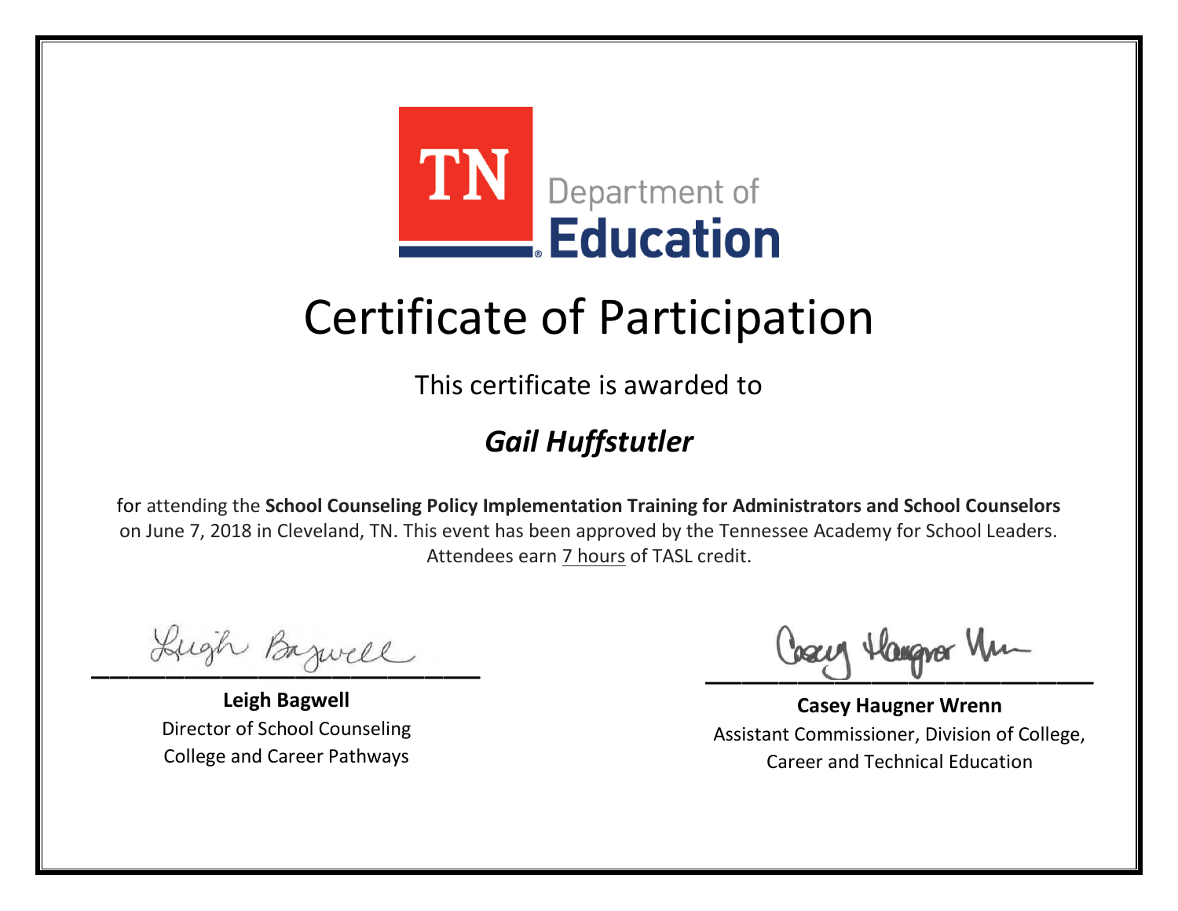TN Department of Education

# Certificate of Participation

This certificate is awarded to

## *Gail Huffstutler*

for attending the **School Counseling Policy Implementation Training for Administrators and School Counselors** on June 7, 2018 in Cleveland, TN. This event has been approved by the Tennessee Academy for School Leaders. Attendees earn 7 hours of TASL credit.

**Leigh Bagwell**
Director of School Counseling
College and Career Pathways

**Casey Haugner Wrenn**
Assistant Commissioner, Division of College, Career and Technical Education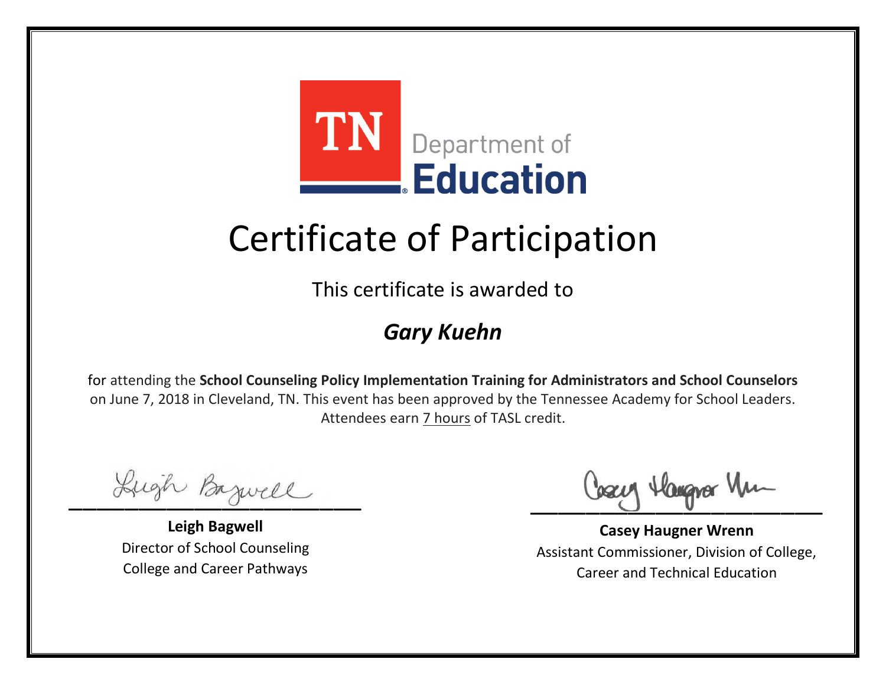TN Department of Education

# Certificate of Participation

This certificate is awarded to

***Gary Kuehn***

for attending the **School Counseling Policy Implementation Training for Administrators and School Counselors** on June 7, 2018 in Cleveland, TN. This event has been approved by the Tennessee Academy for School Leaders. Attendees earn 7 hours of TASL credit.

**Leigh Bagwell**
Director of School Counseling
College and Career Pathways

**Casey Haugner Wrenn**
Assistant Commissioner, Division of College, Career and Technical Education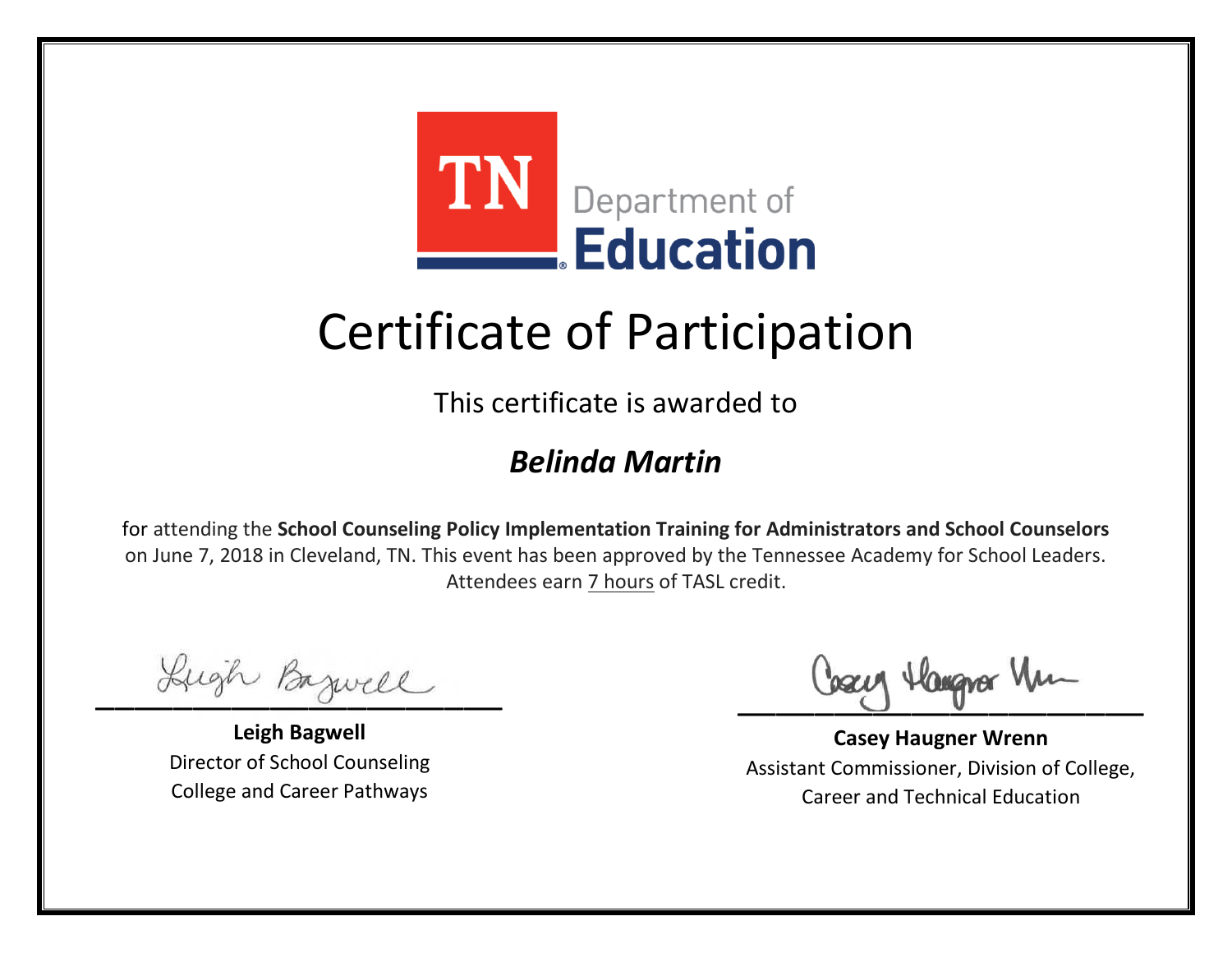TN Department of Education

# Certificate of Participation

This certificate is awarded to

## *Belinda Martin*

for attending the **School Counseling Policy Implementation Training for Administrators and School Counselors** on June 7, 2018 in Cleveland, TN. This event has been approved by the Tennessee Academy for School Leaders. Attendees earn 7 hours of TASL credit.

**Leigh Bagwell**
Director of School Counseling
College and Career Pathways

**Casey Haugner Wrenn**
Assistant Commissioner, Division of College, Career and Technical Education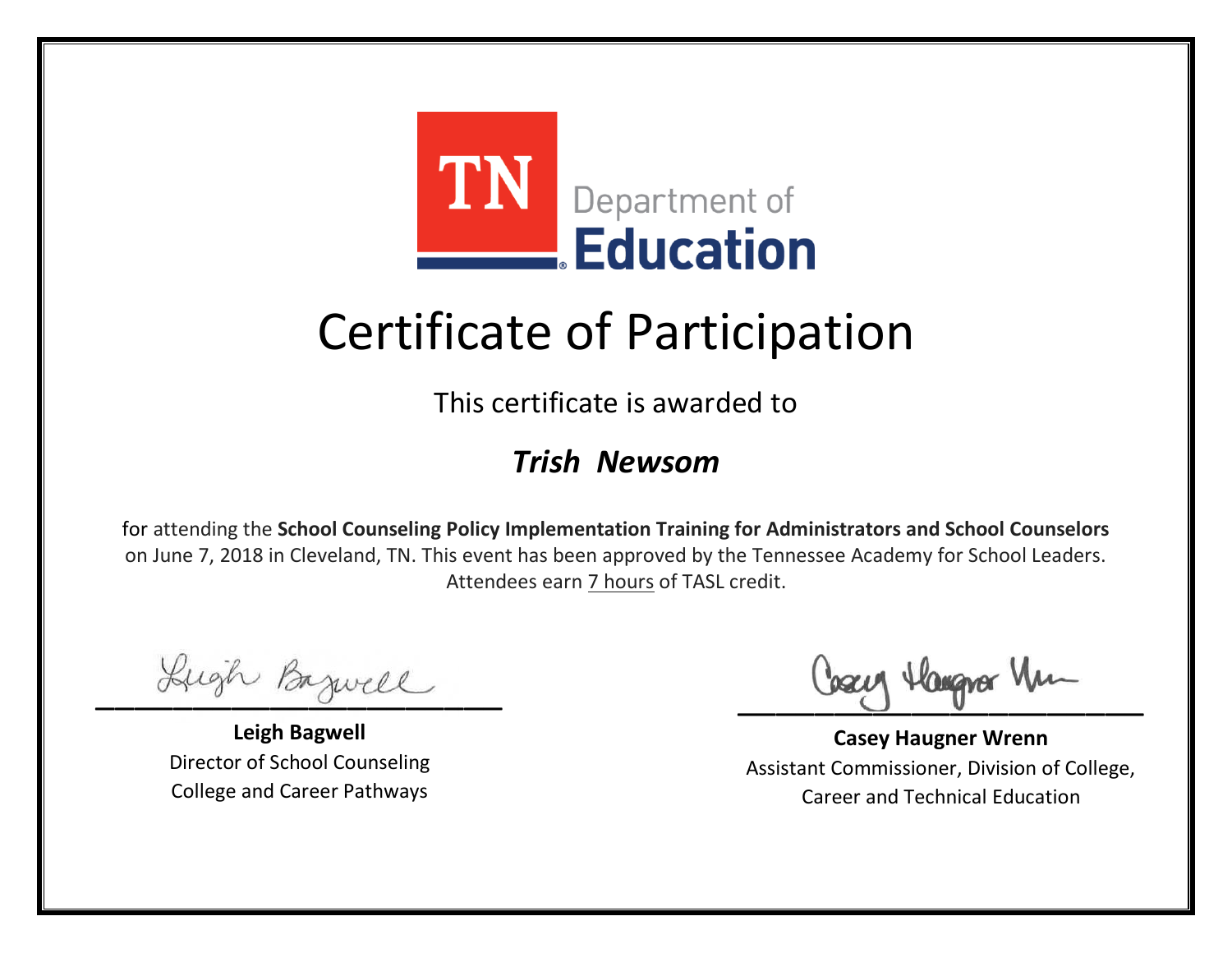TN Department of Education

# Certificate of Participation

This certificate is awarded to

***Trish Newsom***

for attending the **School Counseling Policy Implementation Training for Administrators and School Counselors** on June 7, 2018 in Cleveland, TN. This event has been approved by the Tennessee Academy for School Leaders. Attendees earn 7 hours of TASL credit.

**Leigh Bagwell**
Director of School Counseling
College and Career Pathways

**Casey Haugner Wrenn**
Assistant Commissioner, Division of College, Career and Technical Education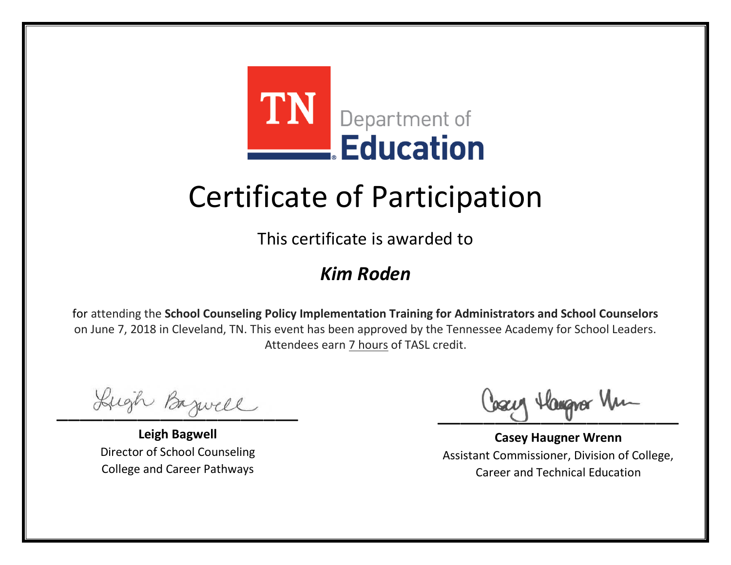TN Department of Education

# Certificate of Participation

This certificate is awarded to

***Kim Roden***

for attending the **School Counseling Policy Implementation Training for Administrators and School Counselors** on June 7, 2018 in Cleveland, TN. This event has been approved by the Tennessee Academy for School Leaders. Attendees earn 7 hours of TASL credit.

**Leigh Bagwell**
Director of School Counseling
College and Career Pathways

**Casey Haugner Wrenn**
Assistant Commissioner, Division of College, Career and Technical Education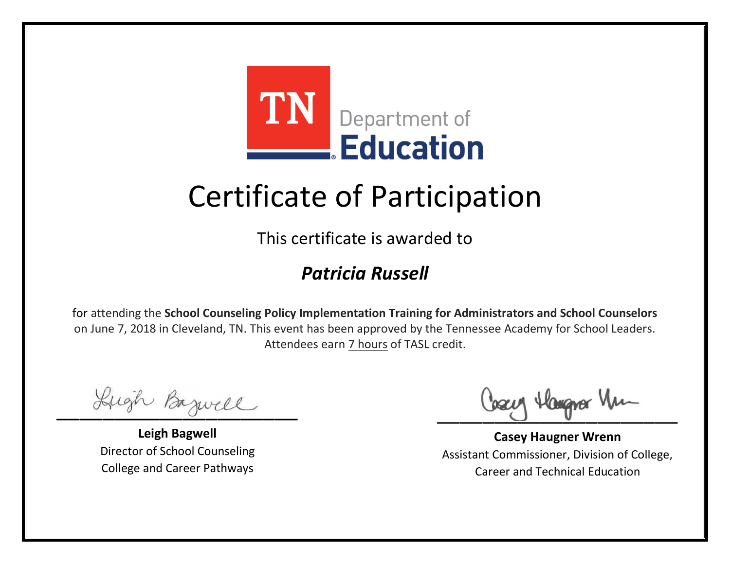TN Department of Education

# Certificate of Participation

This certificate is awarded to

***Patricia Russell***

for attending the **School Counseling Policy Implementation Training for Administrators and School Counselors** on June 7, 2018 in Cleveland, TN. This event has been approved by the Tennessee Academy for School Leaders. Attendees earn 7 hours of TASL credit.

**Leigh Bagwell**
Director of School Counseling
College and Career Pathways

**Casey Haugner Wrenn**
Assistant Commissioner, Division of College, Career and Technical Education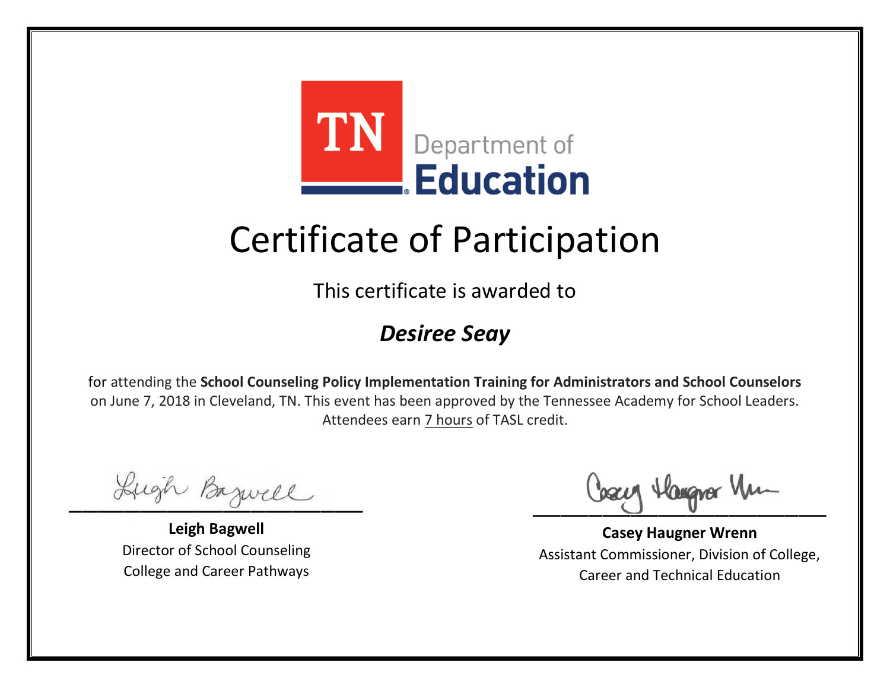TN Department of Education

# Certificate of Participation

This certificate is awarded to

***Desiree Seay***

for attending the **School Counseling Policy Implementation Training for Administrators and School Counselors** on June 7, 2018 in Cleveland, TN. This event has been approved by the Tennessee Academy for School Leaders. Attendees earn 7 hours of TASL credit.

**Leigh Bagwell**
Director of School Counseling
College and Career Pathways

**Casey Haugner Wrenn**
Assistant Commissioner, Division of College, Career and Technical Education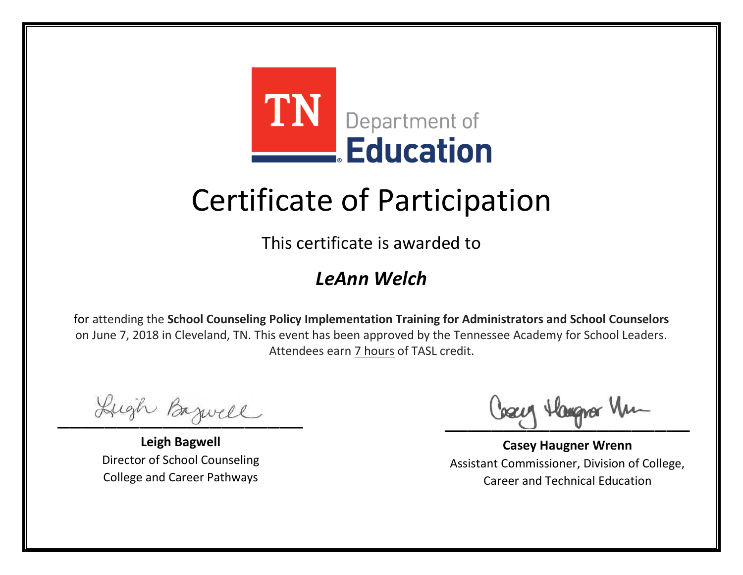TN Department of Education

# Certificate of Participation

This certificate is awarded to

***LeAnn Welch***

for attending the **School Counseling Policy Implementation Training for Administrators and School Counselors** on June 7, 2018 in Cleveland, TN. This event has been approved by the Tennessee Academy for School Leaders. Attendees earn 7 hours of TASL credit.

**Leigh Bagwell**
Director of School Counseling
College and Career Pathways

**Casey Haugner Wrenn**
Assistant Commissioner, Division of College, Career and Technical Education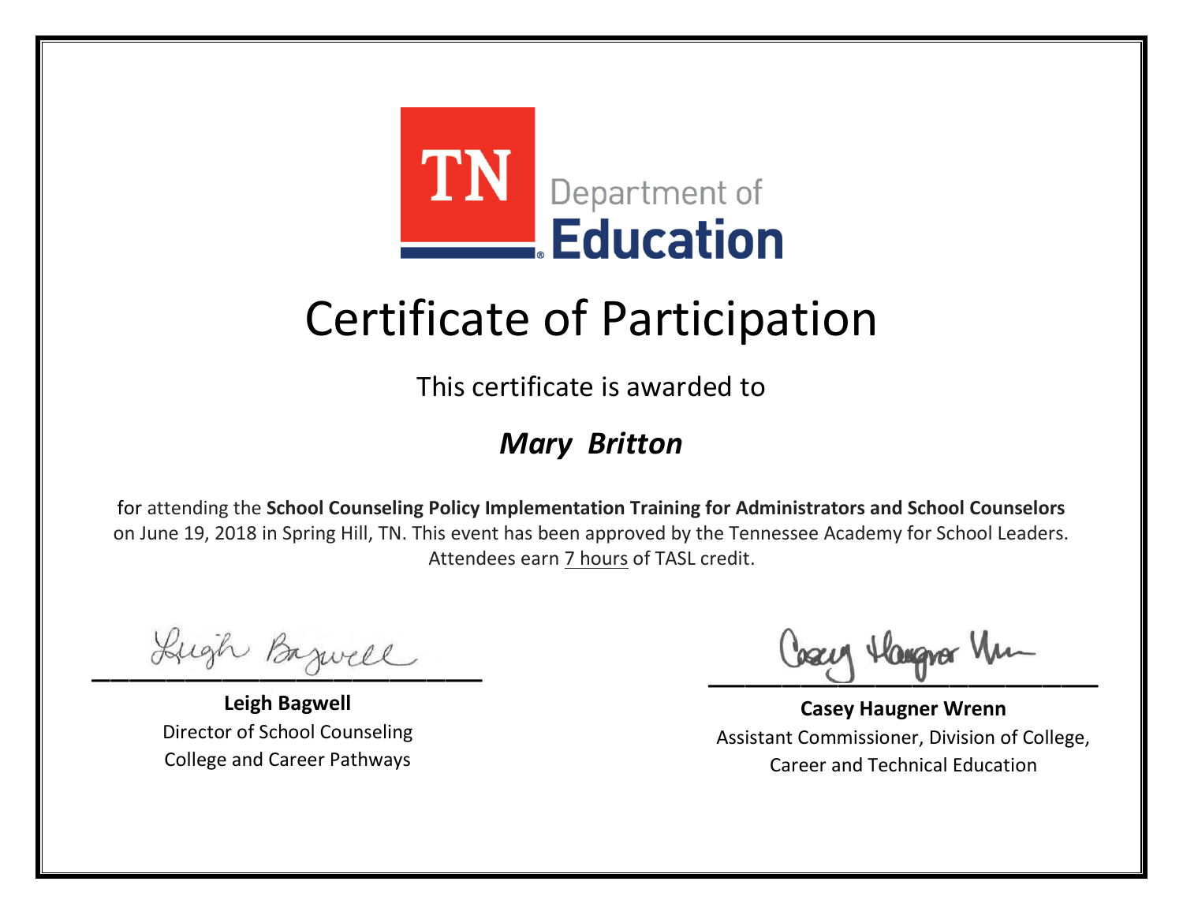TN Department of Education

# Certificate of Participation

This certificate is awarded to

***Mary Britton***

for attending the **School Counseling Policy Implementation Training for Administrators and School Counselors** on June 19, 2018 in Spring Hill, TN. This event has been approved by the Tennessee Academy for School Leaders. Attendees earn 7 hours of TASL credit.

**Leigh Bagwell**
Director of School Counseling
College and Career Pathways

**Casey Haugner Wrenn**
Assistant Commissioner, Division of College, Career and Technical Education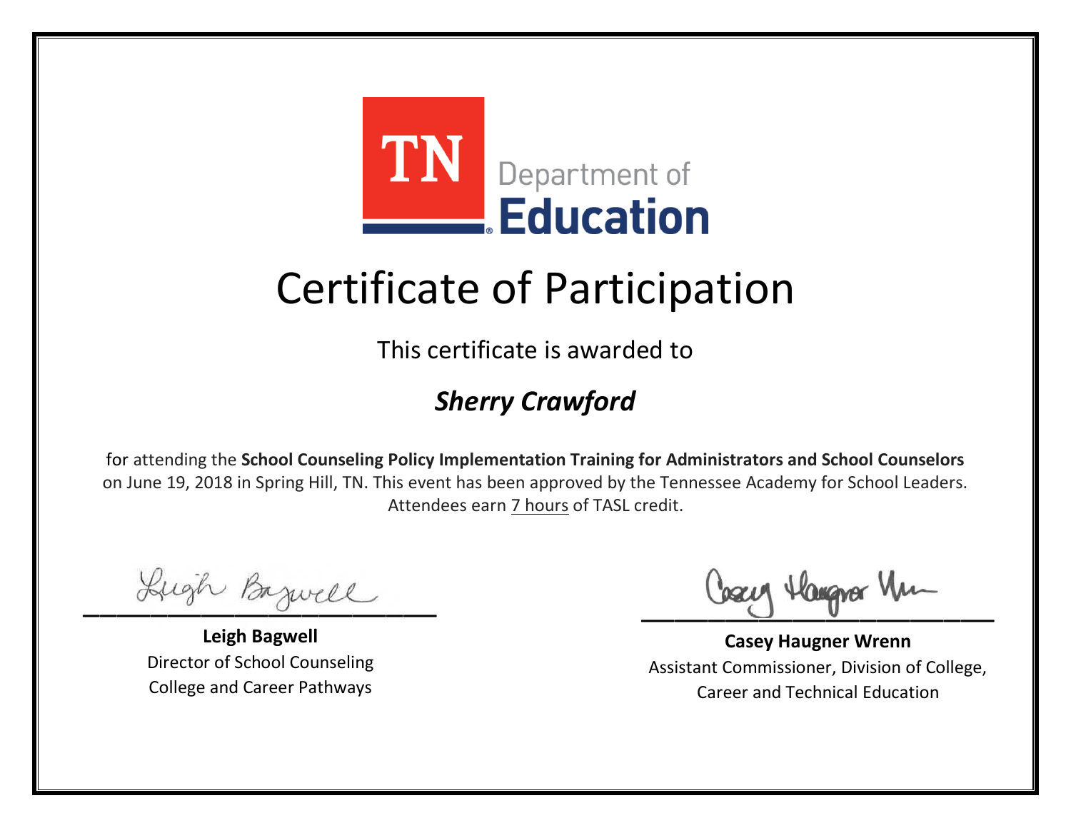TN Department of Education

# Certificate of Participation

This certificate is awarded to

***Sherry Crawford***

for attending the **School Counseling Policy Implementation Training for Administrators and School Counselors** on June 19, 2018 in Spring Hill, TN. This event has been approved by the Tennessee Academy for School Leaders. Attendees earn 7 hours of TASL credit.

Leigh Bagwell

**Leigh Bagwell**
Director of School Counseling
College and Career Pathways

Casey Haugner Wrenn

**Casey Haugner Wrenn**
Assistant Commissioner, Division of College, Career and Technical Education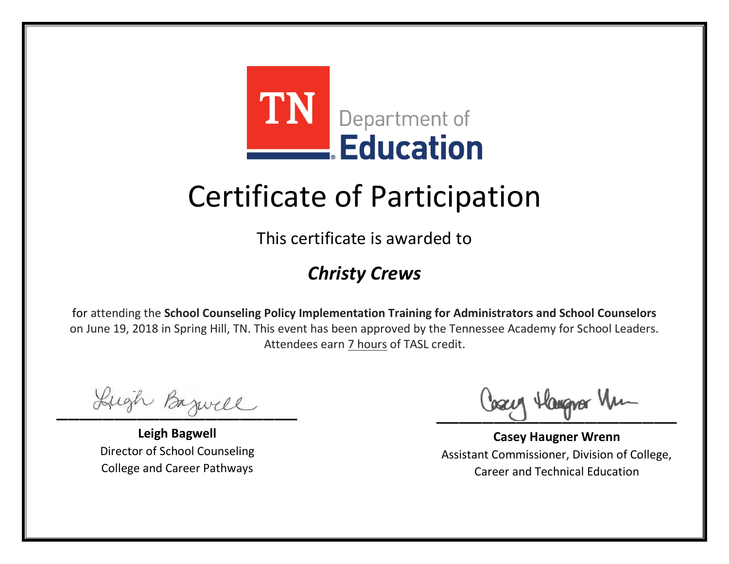TN Department of Education

# Certificate of Participation

This certificate is awarded to

## *Christy Crews*

for attending the **School Counseling Policy Implementation Training for Administrators and School Counselors** on June 19, 2018 in Spring Hill, TN. This event has been approved by the Tennessee Academy for School Leaders. Attendees earn 7 hours of TASL credit.

**Leigh Bagwell**
Director of School Counseling
College and Career Pathways

**Casey Haugner Wrenn**
Assistant Commissioner, Division of College, Career and Technical Education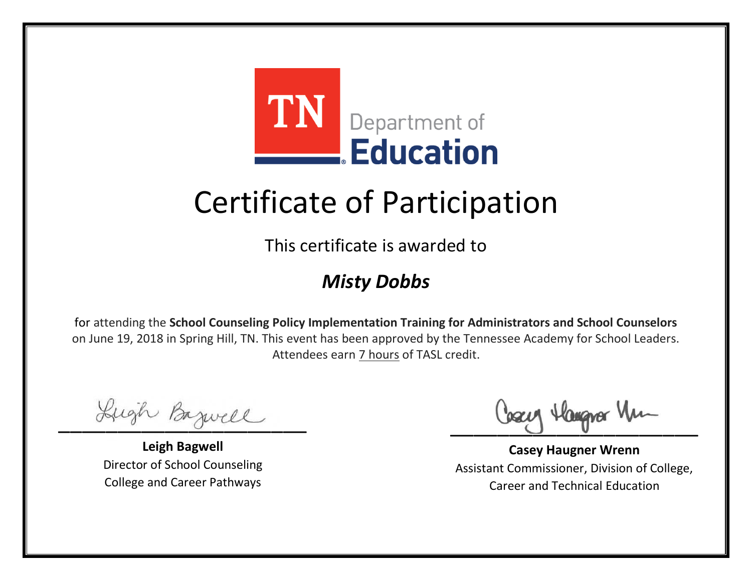TN Department of Education

# Certificate of Participation

This certificate is awarded to

***Misty Dobbs***

for attending the **School Counseling Policy Implementation Training for Administrators and School Counselors** on June 19, 2018 in Spring Hill, TN. This event has been approved by the Tennessee Academy for School Leaders. Attendees earn 7 hours of TASL credit.

**Leigh Bagwell**
Director of School Counseling
College and Career Pathways

**Casey Haugner Wrenn**
Assistant Commissioner, Division of College, Career and Technical Education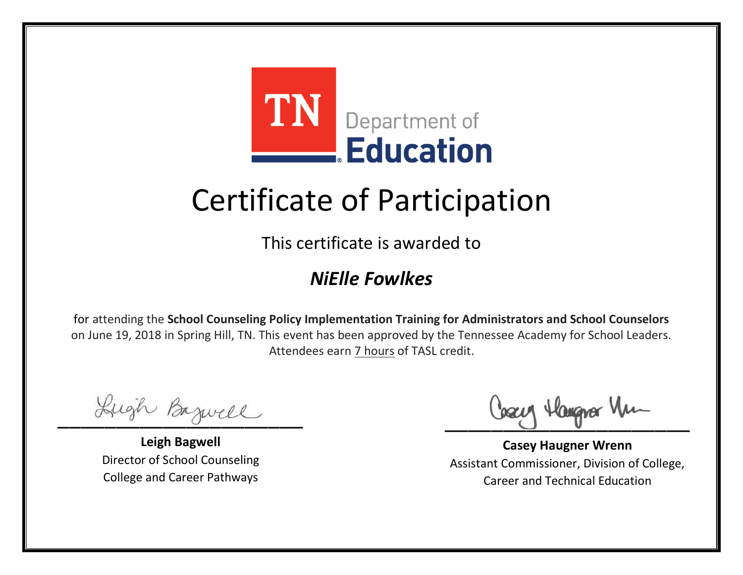TN Department of Education

# Certificate of Participation

This certificate is awarded to

## *NiElle Fowlkes*

for attending the **School Counseling Policy Implementation Training for Administrators and School Counselors** on June 19, 2018 in Spring Hill, TN. This event has been approved by the Tennessee Academy for School Leaders. Attendees earn 7 hours of TASL credit.

**Leigh Bagwell**
Director of School Counseling
College and Career Pathways

**Casey Haugner Wrenn**
Assistant Commissioner, Division of College, Career and Technical Education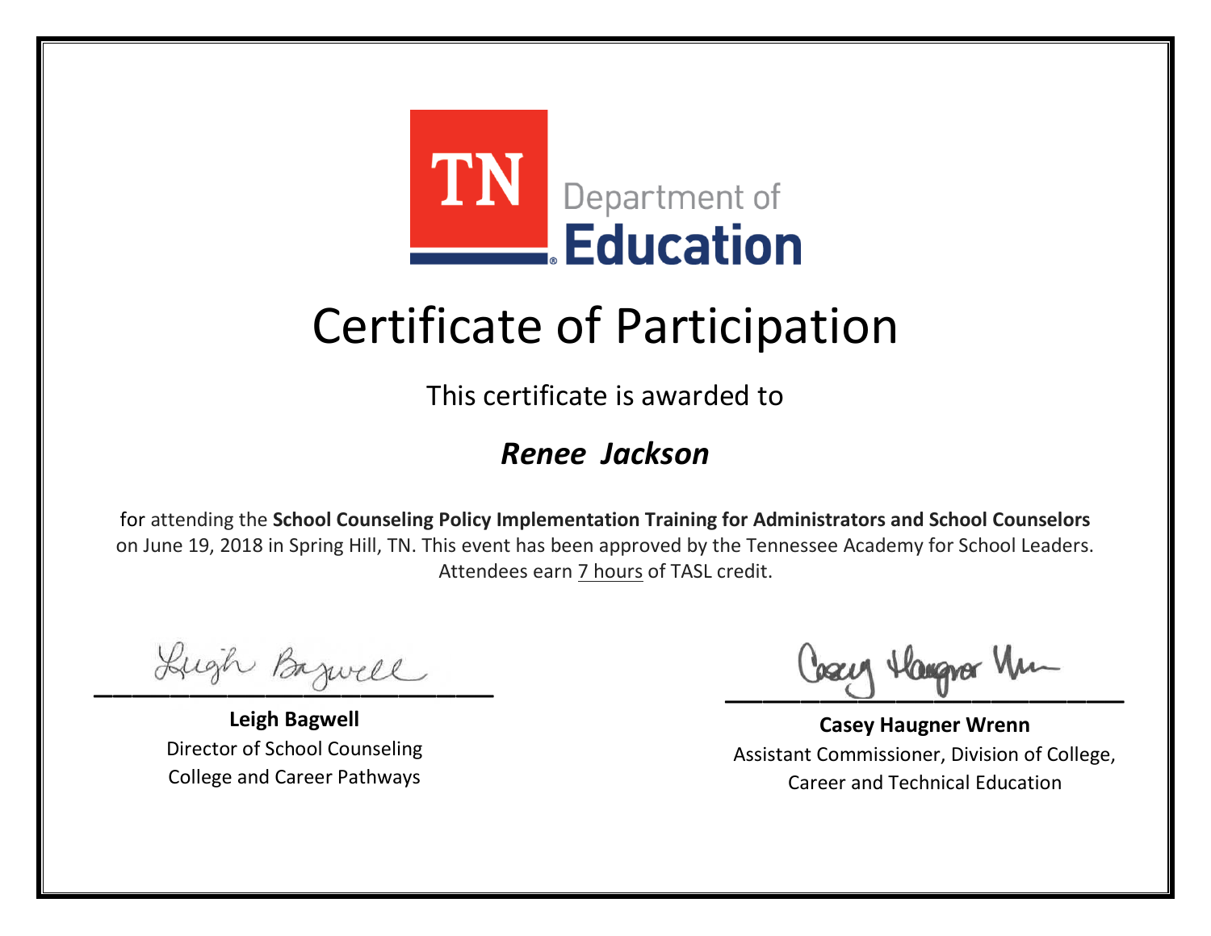TN Department of Education

# Certificate of Participation

This certificate is awarded to

***Renee Jackson***

for attending the **School Counseling Policy Implementation Training for Administrators and School Counselors** on June 19, 2018 in Spring Hill, TN. This event has been approved by the Tennessee Academy for School Leaders. Attendees earn 7 hours of TASL credit.

**Leigh Bagwell**
Director of School Counseling
College and Career Pathways

**Casey Haugner Wrenn**
Assistant Commissioner, Division of College, Career and Technical Education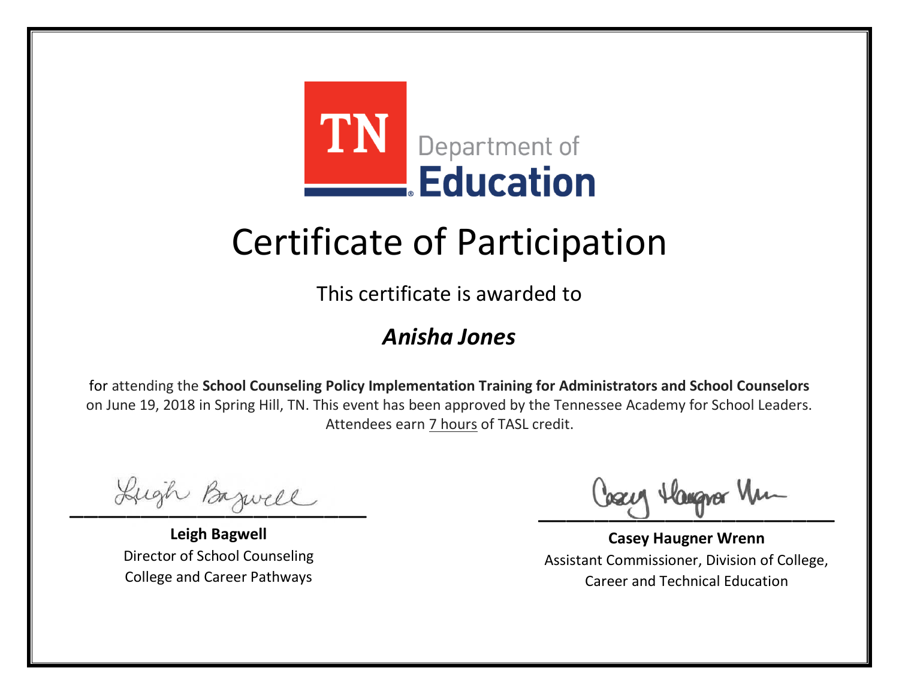TN Department of **Education**

# Certificate of Participation

This certificate is awarded to

***Anisha Jones***

for attending the **School Counseling Policy Implementation Training for Administrators and School Counselors** on June 19, 2018 in Spring Hill, TN. This event has been approved by the Tennessee Academy for School Leaders. Attendees earn 7 hours of TASL credit.

**Leigh Bagwell**
Director of School Counseling
College and Career Pathways

**Casey Haugner Wrenn**
Assistant Commissioner, Division of College, Career and Technical Education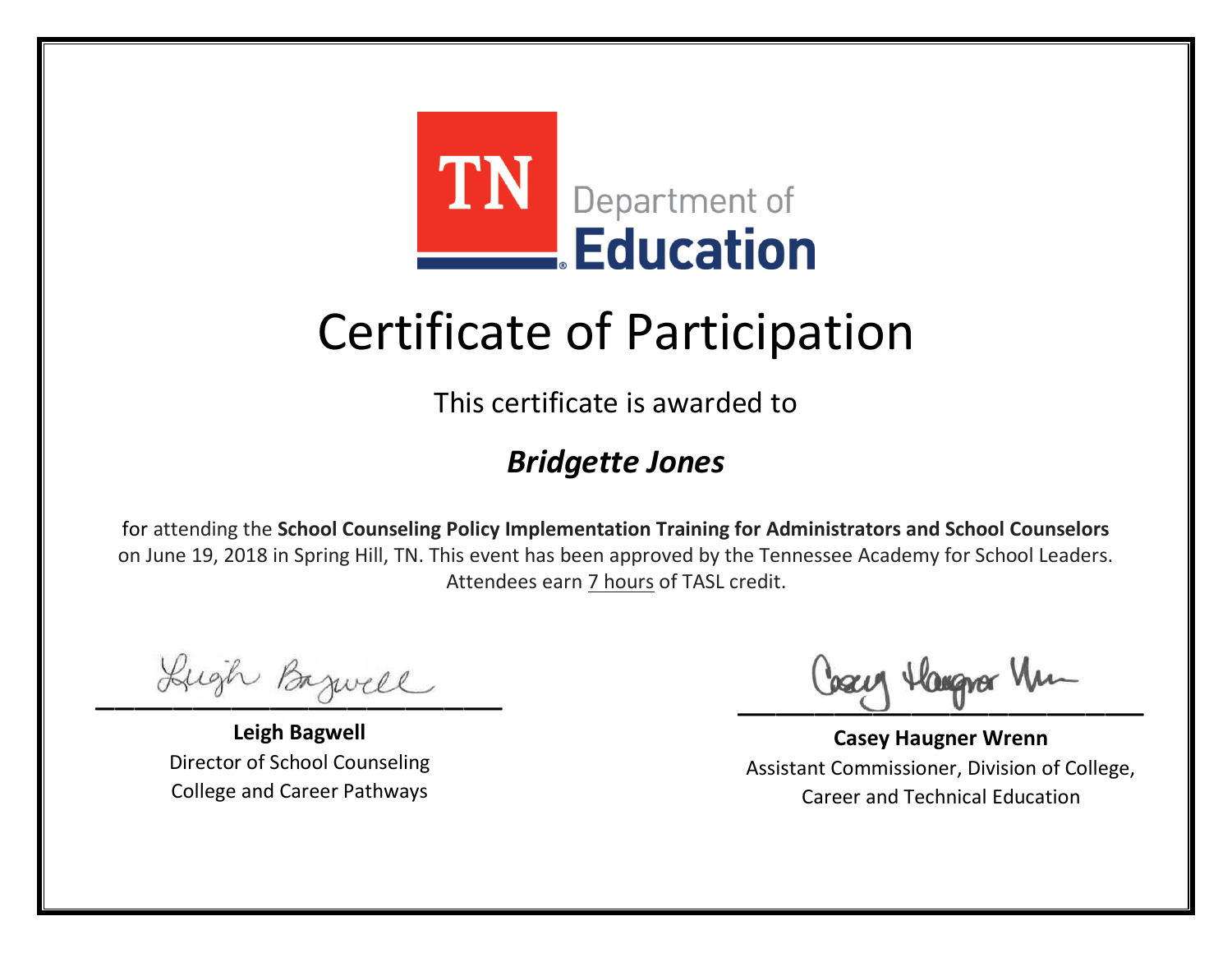TN Department of Education

# Certificate of Participation

This certificate is awarded to

***Bridgette Jones***

for attending the **School Counseling Policy Implementation Training for Administrators and School Counselors** on June 19, 2018 in Spring Hill, TN. This event has been approved by the Tennessee Academy for School Leaders. Attendees earn 7 hours of TASL credit.

**Leigh Bagwell**
Director of School Counseling
College and Career Pathways

**Casey Haugner Wrenn**
Assistant Commissioner, Division of College, Career and Technical Education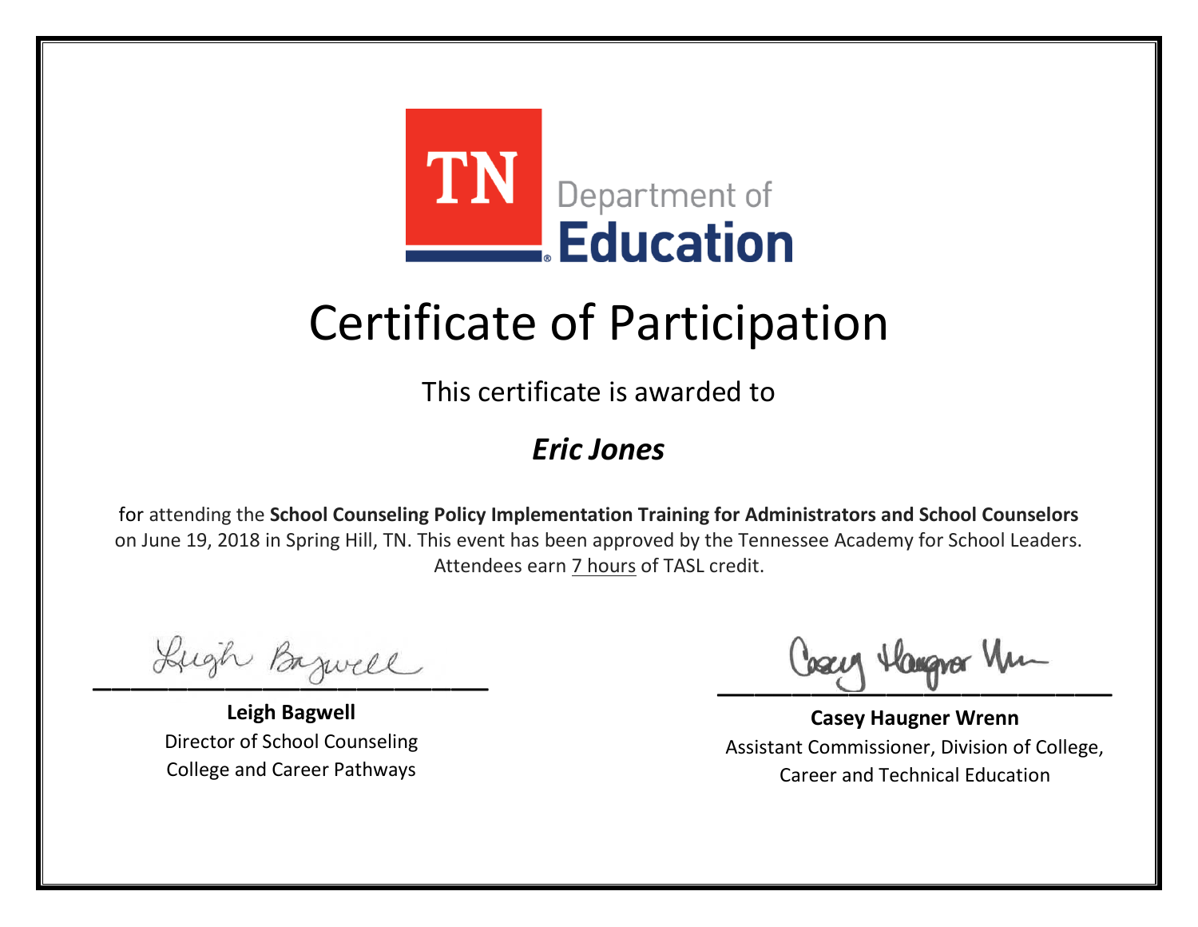TN Department of Education

# Certificate of Participation

This certificate is awarded to

***Eric Jones***

for attending the **School Counseling Policy Implementation Training for Administrators and School Counselors** on June 19, 2018 in Spring Hill, TN. This event has been approved by the Tennessee Academy for School Leaders. Attendees earn 7 hours of TASL credit.

**Leigh Bagwell**
Director of School Counseling
College and Career Pathways

**Casey Haugner Wrenn**
Assistant Commissioner, Division of College, Career and Technical Education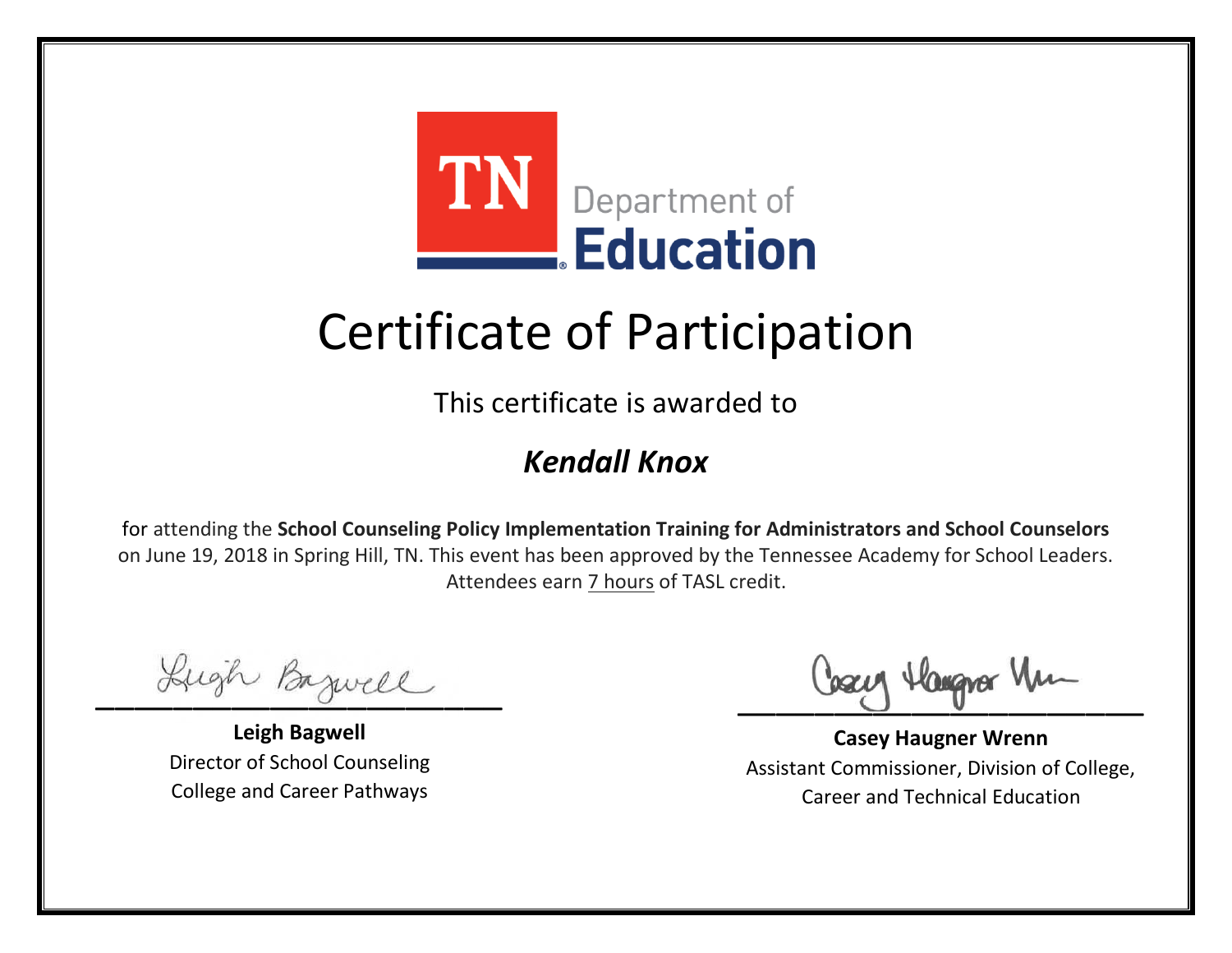TN Department of Education

# Certificate of Participation

This certificate is awarded to

## *Kendall Knox*

for attending the **School Counseling Policy Implementation Training for Administrators and School Counselors** on June 19, 2018 in Spring Hill, TN. This event has been approved by the Tennessee Academy for School Leaders. Attendees earn 7 hours of TASL credit.

**Leigh Bagwell**
Director of School Counseling
College and Career Pathways

**Casey Haugner Wrenn**
Assistant Commissioner, Division of College, Career and Technical Education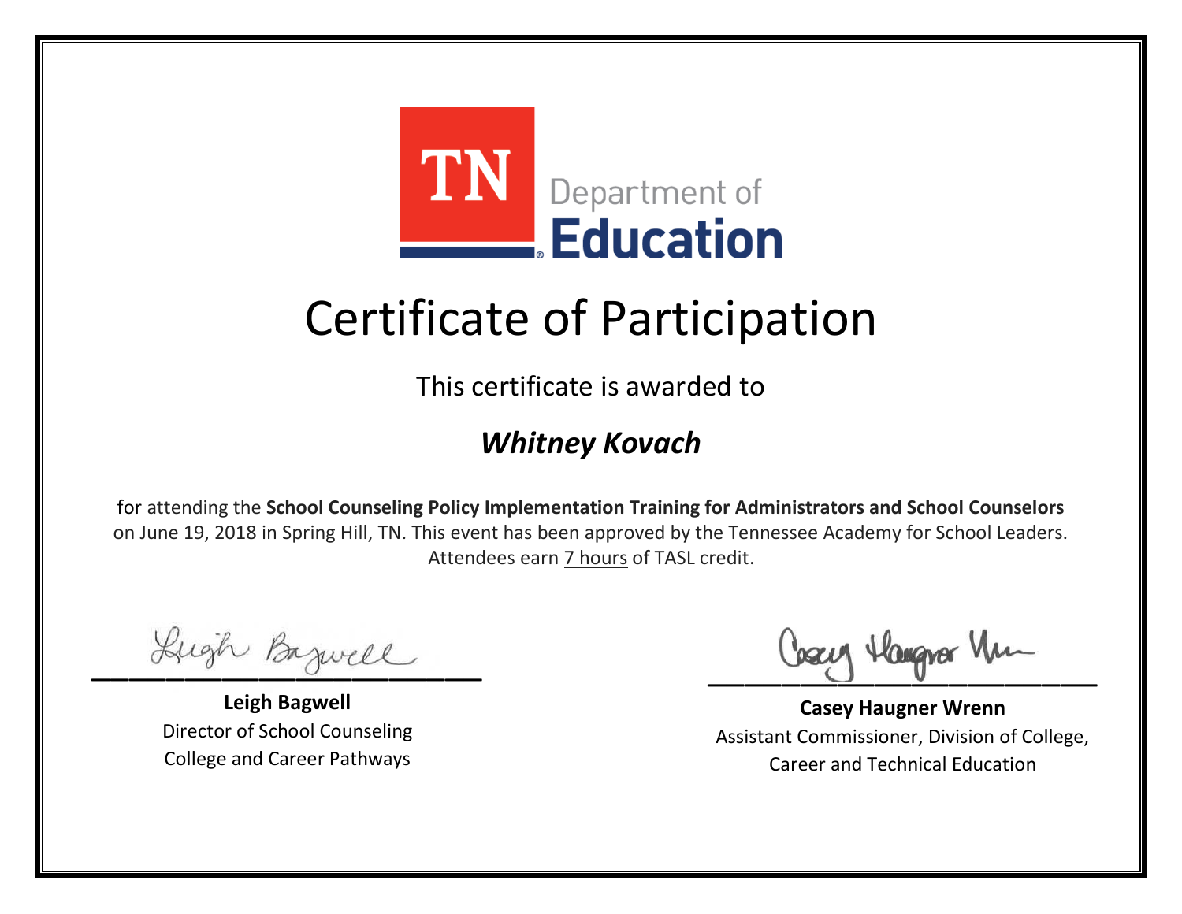TN Department of Education

# Certificate of Participation

This certificate is awarded to

***Whitney Kovach***

for attending the **School Counseling Policy Implementation Training for Administrators and School Counselors** on June 19, 2018 in Spring Hill, TN. This event has been approved by the Tennessee Academy for School Leaders. Attendees earn 7 hours of TASL credit.

**Leigh Bagwell**
Director of School Counseling
College and Career Pathways

**Casey Haugner Wrenn**
Assistant Commissioner, Division of College, Career and Technical Education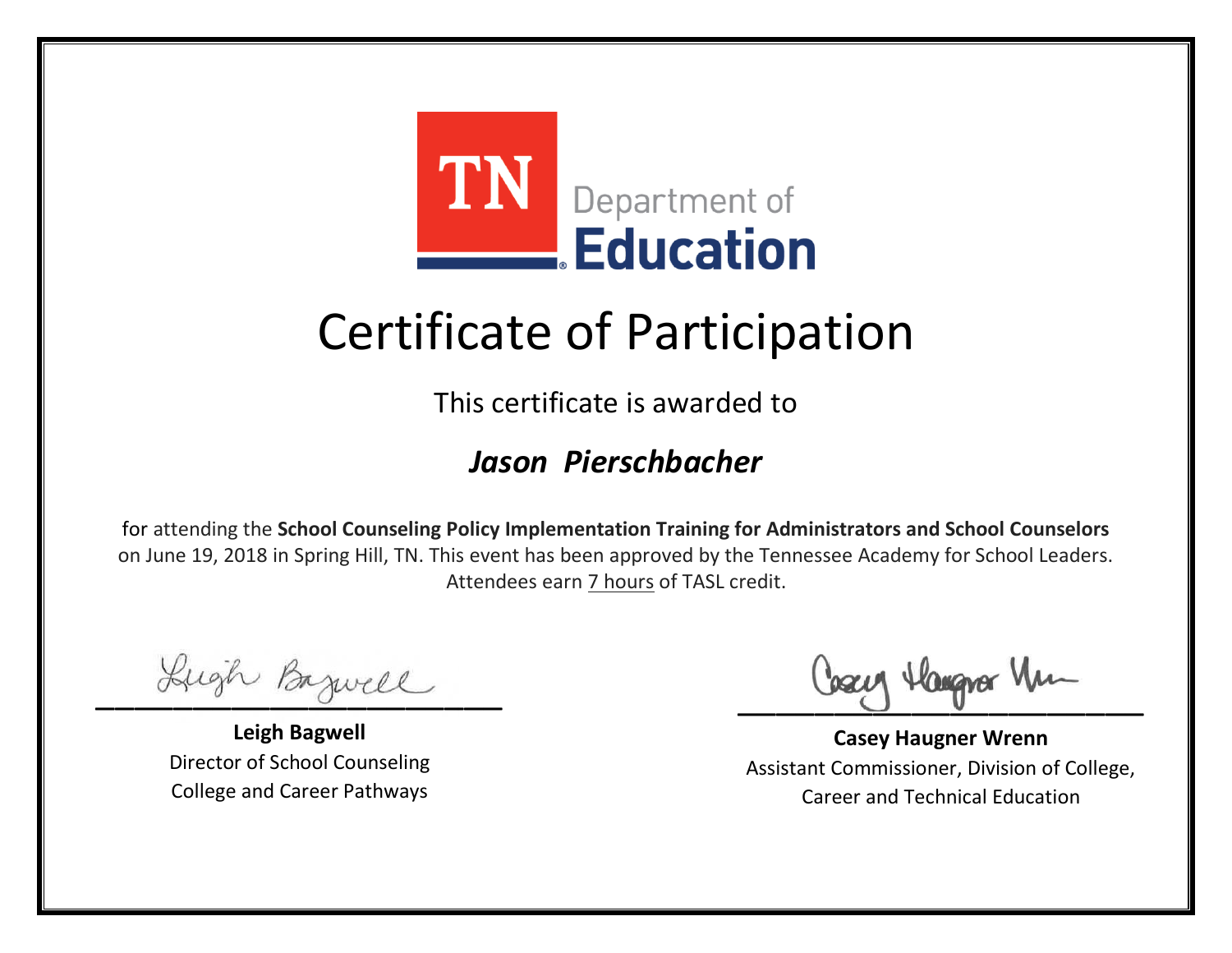TN Department of Education

# Certificate of Participation

This certificate is awarded to

***Jason  Pierschbacher***

for attending the **School Counseling Policy Implementation Training for Administrators and School Counselors** on June 19, 2018 in Spring Hill, TN. This event has been approved by the Tennessee Academy for School Leaders. Attendees earn 7 hours of TASL credit.

**Leigh Bagwell**
Director of School Counseling
College and Career Pathways

**Casey Haugner Wrenn**
Assistant Commissioner, Division of College, Career and Technical Education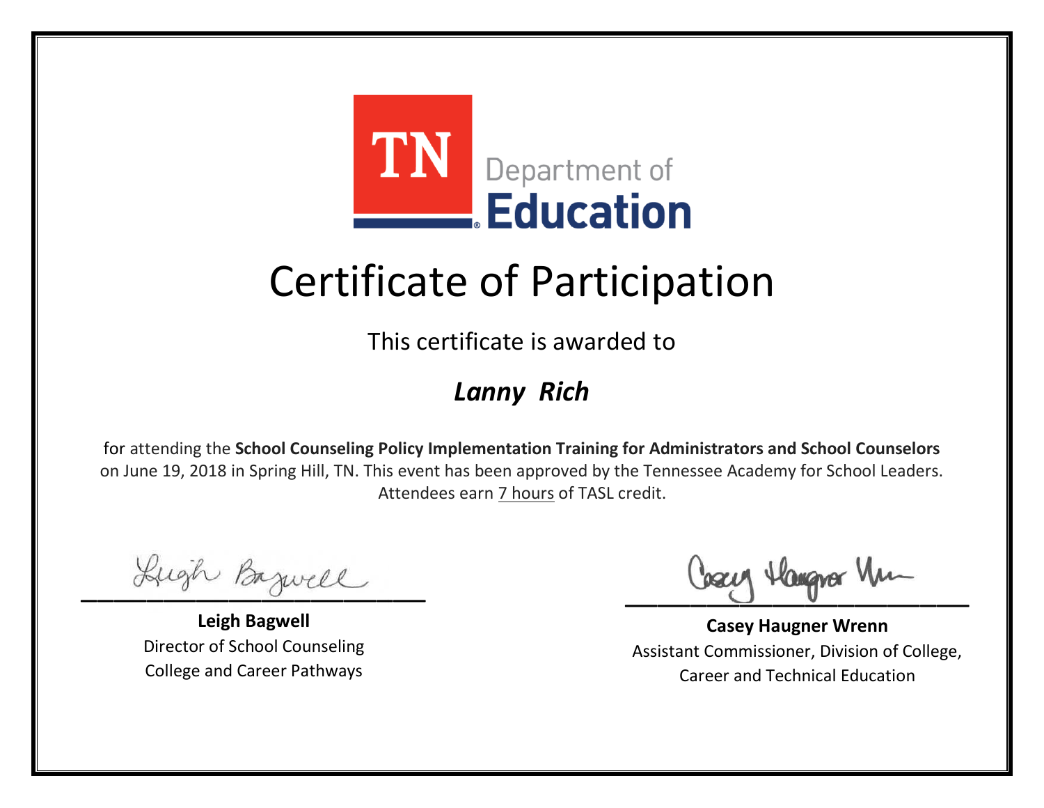TN Department of **Education**

# Certificate of Participation

This certificate is awarded to

***Lanny Rich***

for attending the **School Counseling Policy Implementation Training for Administrators and School Counselors** on June 19, 2018 in Spring Hill, TN. This event has been approved by the Tennessee Academy for School Leaders. Attendees earn 7 hours of TASL credit.

**Leigh Bagwell**
Director of School Counseling
College and Career Pathways

**Casey Haugner Wrenn**
Assistant Commissioner, Division of College, Career and Technical Education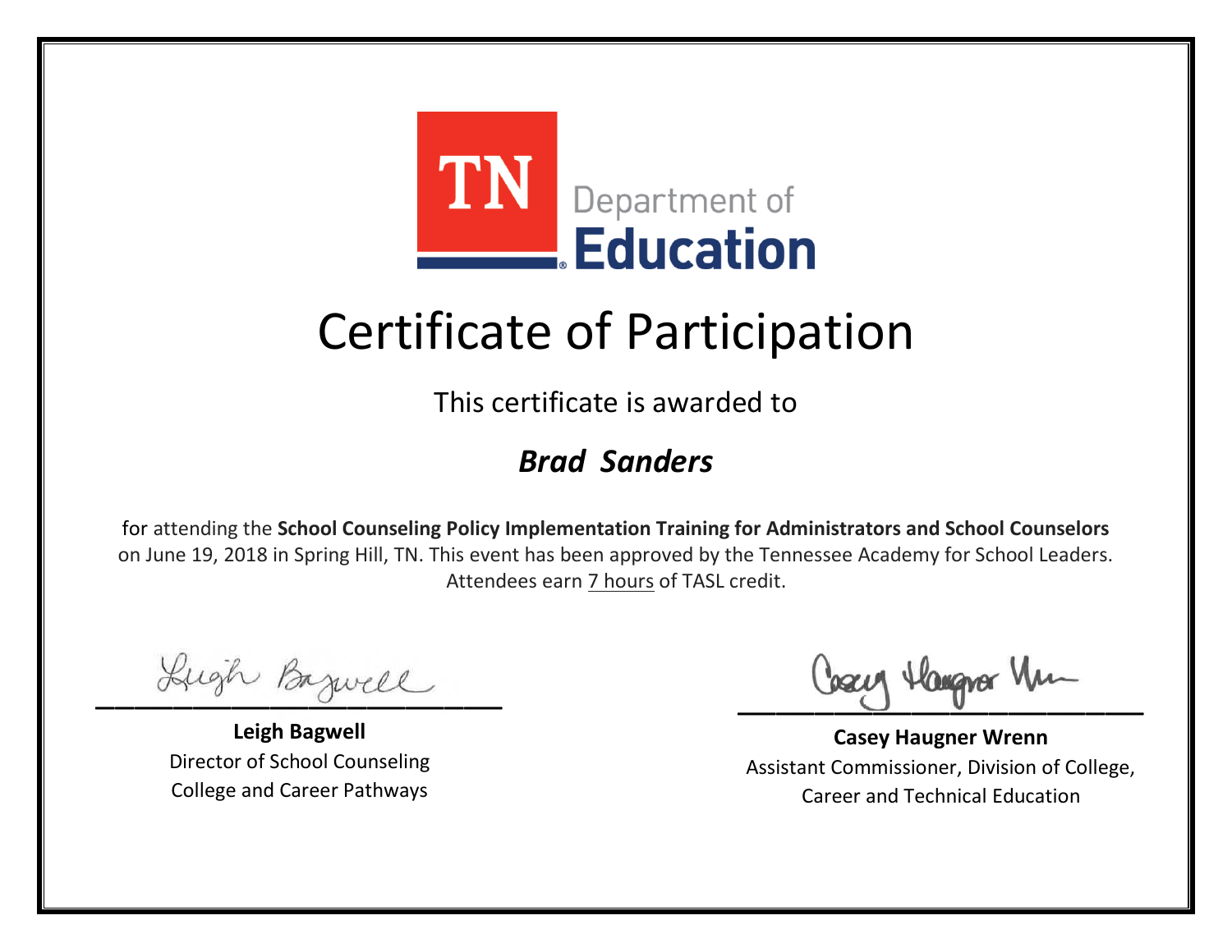TN Department of Education

# Certificate of Participation

This certificate is awarded to

***Brad Sanders***

for attending the **School Counseling Policy Implementation Training for Administrators and School Counselors** on June 19, 2018 in Spring Hill, TN. This event has been approved by the Tennessee Academy for School Leaders. Attendees earn 7 hours of TASL credit.

**Leigh Bagwell**
Director of School Counseling
College and Career Pathways

**Casey Haugner Wrenn**
Assistant Commissioner, Division of College, Career and Technical Education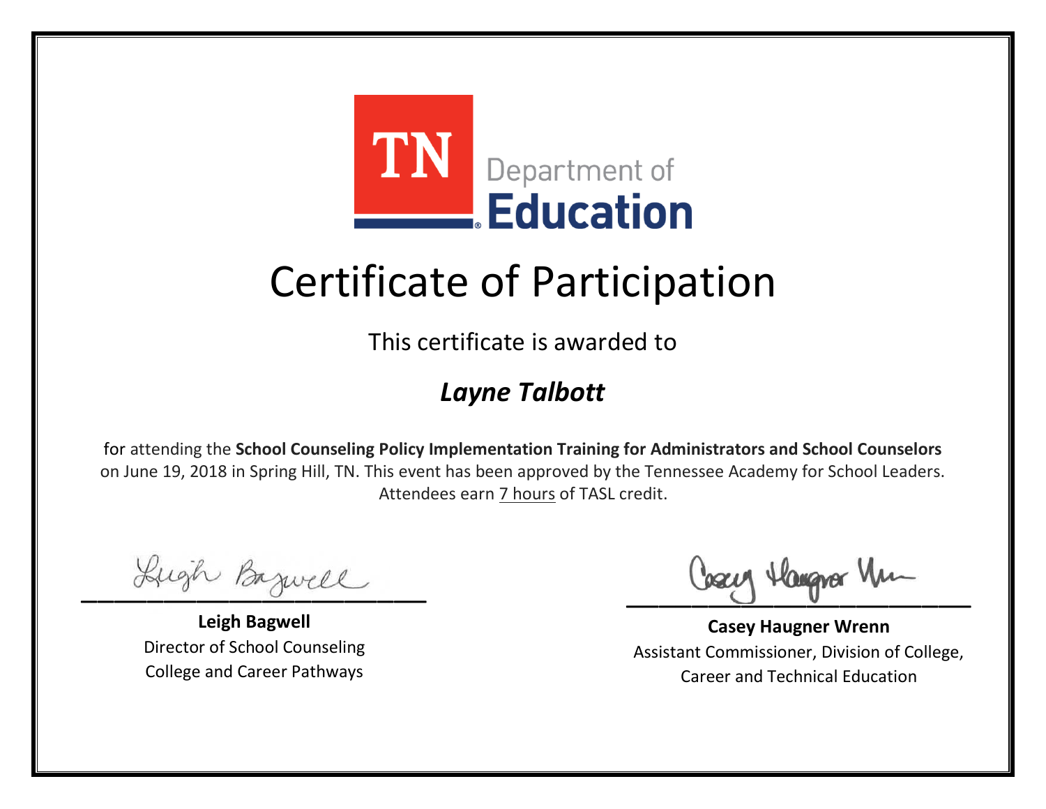TN Department of **Education**

# Certificate of Participation

This certificate is awarded to

***Layne Talbott***

for attending the **School Counseling Policy Implementation Training for Administrators and School Counselors** on June 19, 2018 in Spring Hill, TN. This event has been approved by the Tennessee Academy for School Leaders. Attendees earn 7 hours of TASL credit.

**Leigh Bagwell**
Director of School Counseling
College and Career Pathways

**Casey Haugner Wrenn**
Assistant Commissioner, Division of College, Career and Technical Education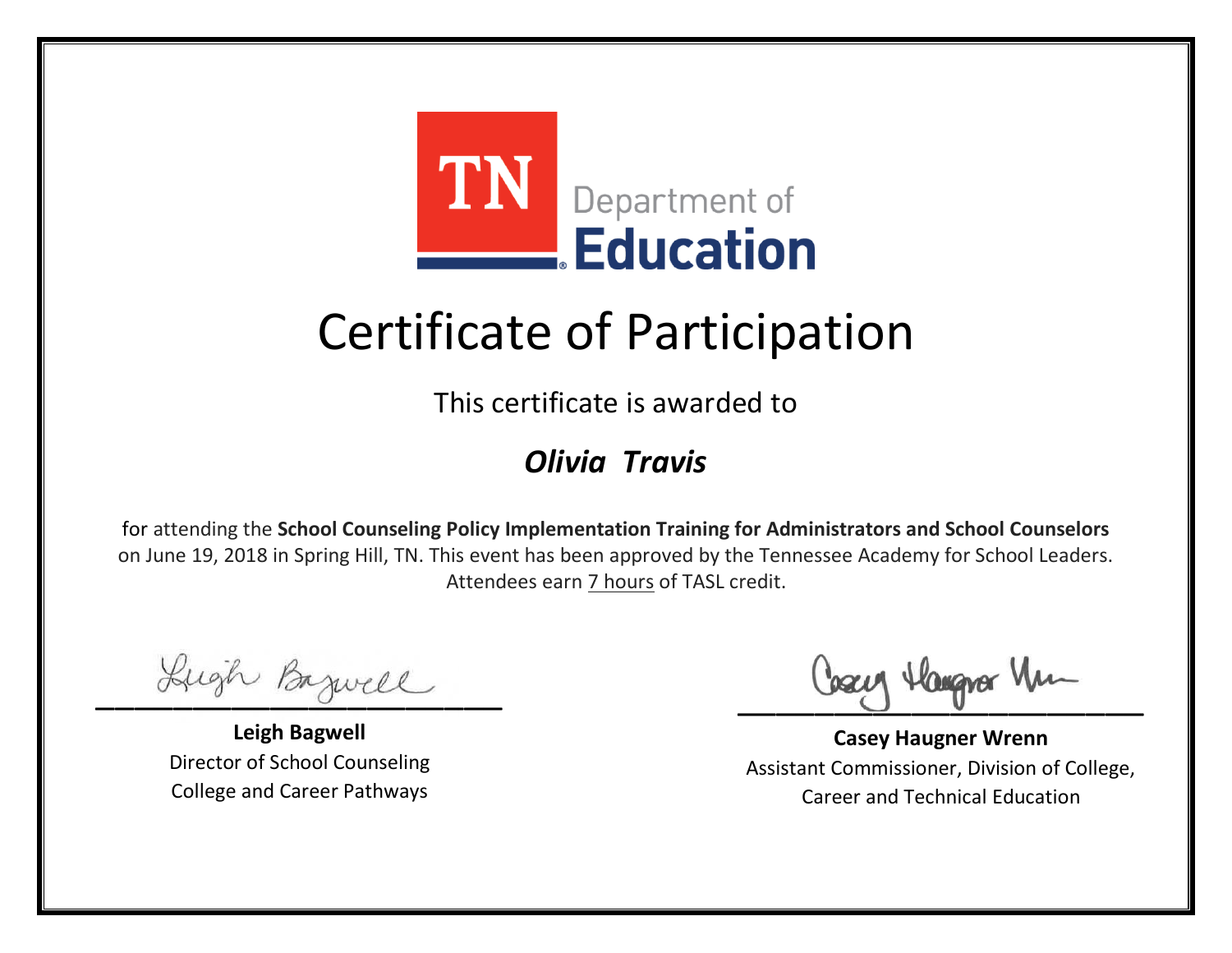TN Department of **Education**

# Certificate of Participation

This certificate is awarded to

***Olivia  Travis***

for attending the **School Counseling Policy Implementation Training for Administrators and School Counselors** on June 19, 2018 in Spring Hill, TN. This event has been approved by the Tennessee Academy for School Leaders. Attendees earn 7 hours of TASL credit.

**Leigh Bagwell**
Director of School Counseling
College and Career Pathways

**Casey Haugner Wrenn**
Assistant Commissioner, Division of College, Career and Technical Education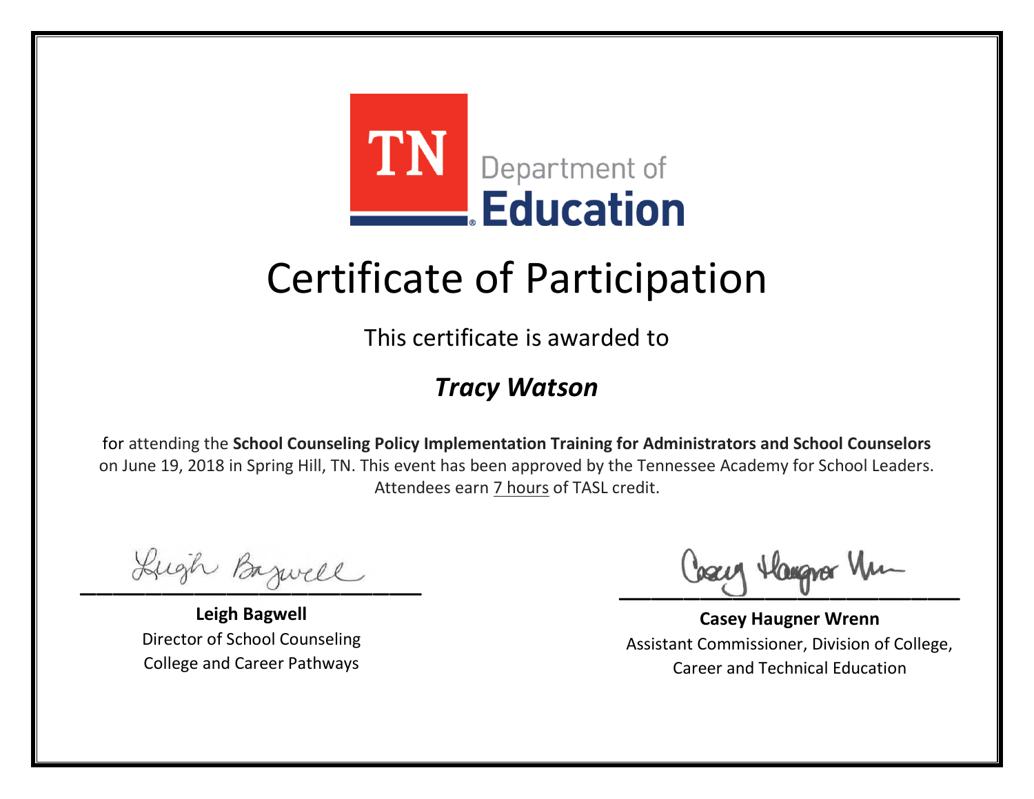TN Department of Education

# Certificate of Participation

This certificate is awarded to

***Tracy Watson***

for attending the **School Counseling Policy Implementation Training for Administrators and School Counselors** on June 19, 2018 in Spring Hill, TN. This event has been approved by the Tennessee Academy for School Leaders. Attendees earn 7 hours of TASL credit.

**Leigh Bagwell**
Director of School Counseling
College and Career Pathways

**Casey Haugner Wrenn**
Assistant Commissioner, Division of College, Career and Technical Education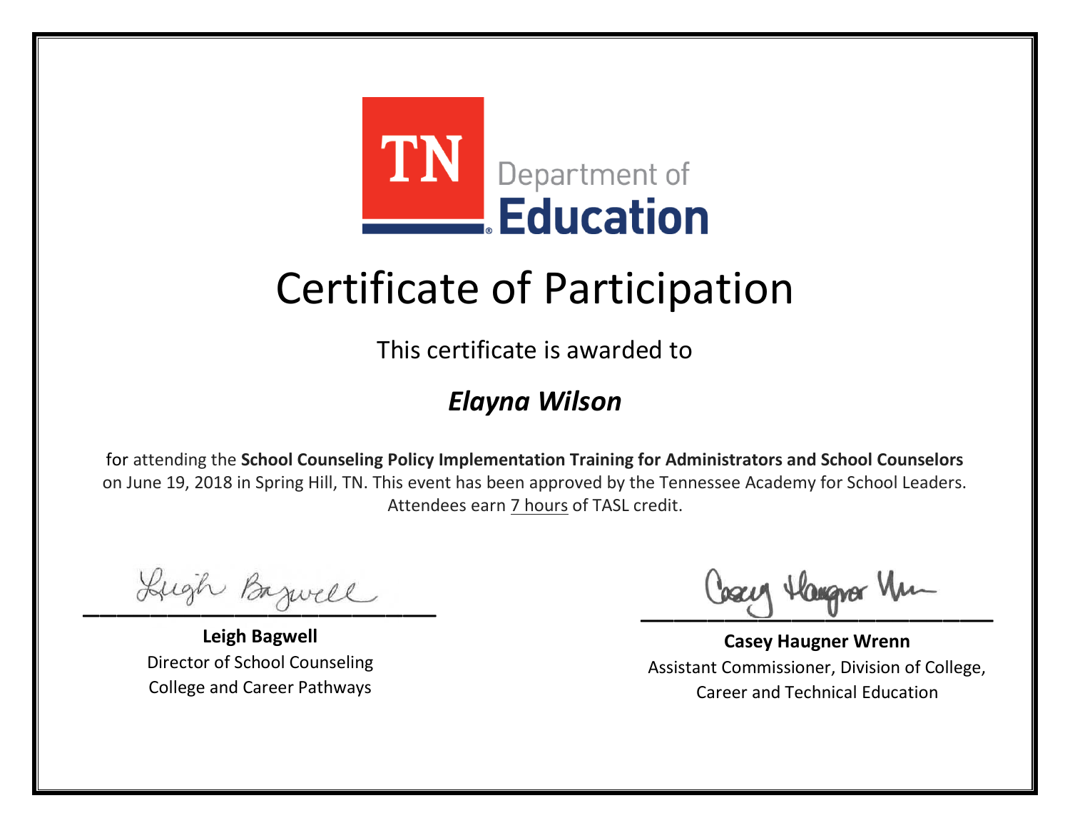TN Department of Education

# Certificate of Participation

This certificate is awarded to

***Elayna Wilson***

for attending the **School Counseling Policy Implementation Training for Administrators and School Counselors** on June 19, 2018 in Spring Hill, TN. This event has been approved by the Tennessee Academy for School Leaders. Attendees earn 7 hours of TASL credit.

**Leigh Bagwell**
Director of School Counseling
College and Career Pathways

**Casey Haugner Wrenn**
Assistant Commissioner, Division of College, Career and Technical Education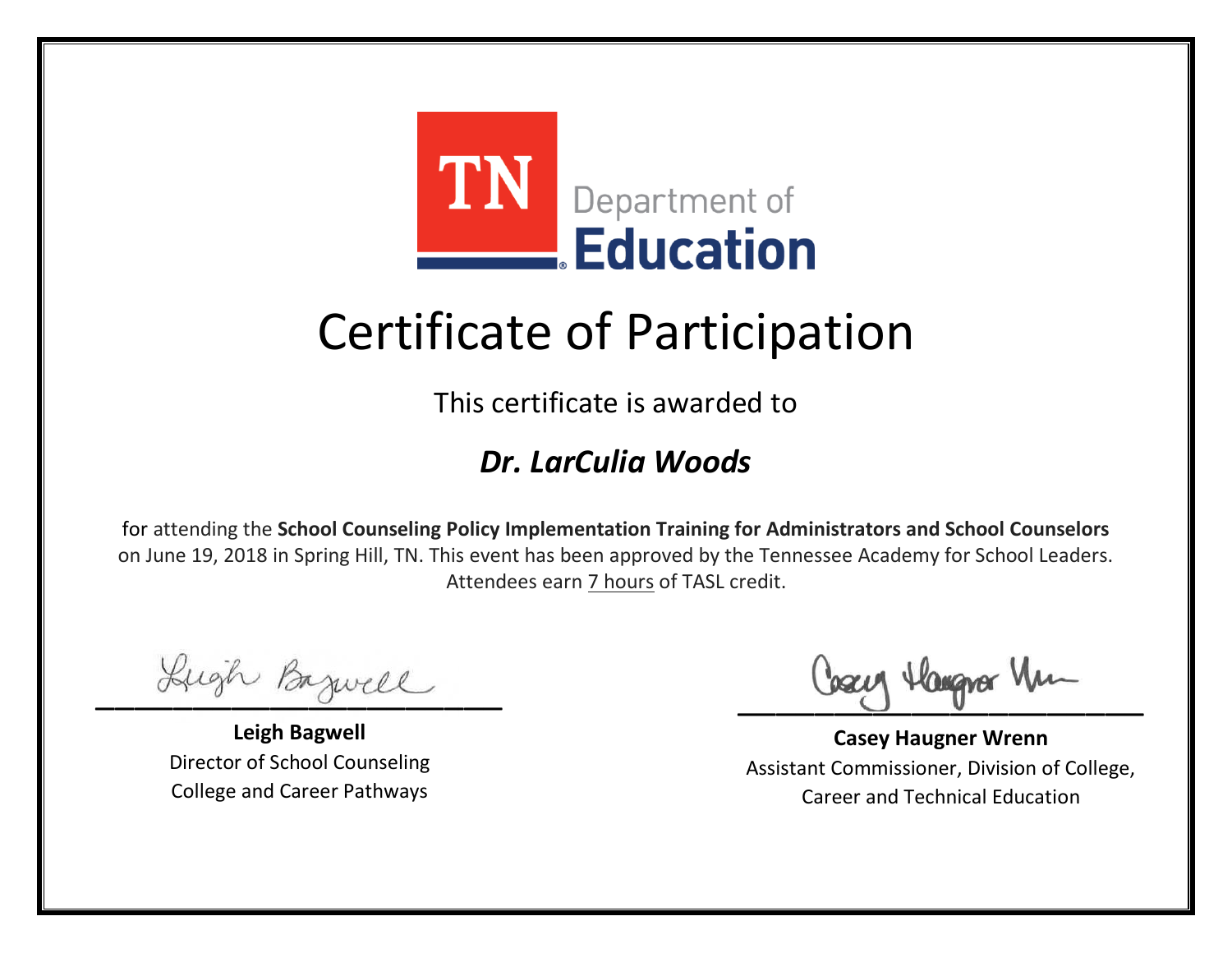TN Department of Education

# Certificate of Participation

This certificate is awarded to

***Dr. LarCulia Woods***

for attending the **School Counseling Policy Implementation Training for Administrators and School Counselors** on June 19, 2018 in Spring Hill, TN. This event has been approved by the Tennessee Academy for School Leaders. Attendees earn 7 hours of TASL credit.

**Leigh Bagwell**
Director of School Counseling
College and Career Pathways

**Casey Haugner Wrenn**
Assistant Commissioner, Division of College, Career and Technical Education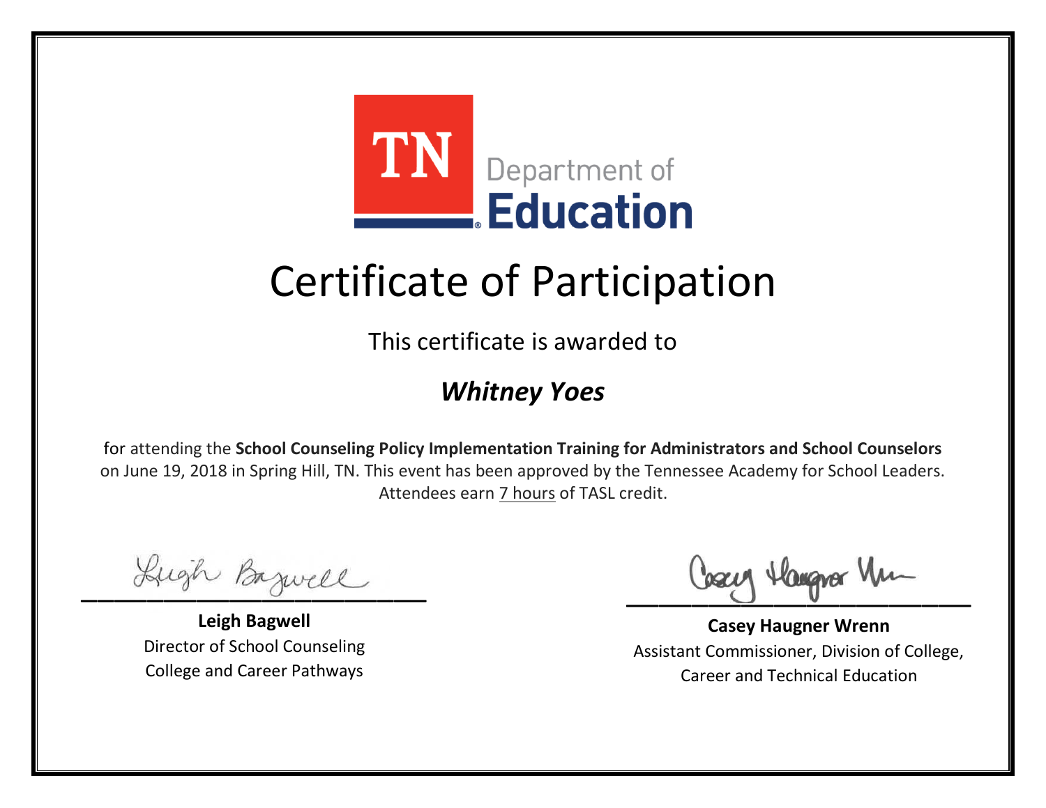TN Department of Education

# Certificate of Participation

This certificate is awarded to

***Whitney Yoes***

for attending the **School Counseling Policy Implementation Training for Administrators and School Counselors** on June 19, 2018 in Spring Hill, TN. This event has been approved by the Tennessee Academy for School Leaders. Attendees earn 7 hours of TASL credit.

**Leigh Bagwell**
Director of School Counseling
College and Career Pathways

**Casey Haugner Wrenn**
Assistant Commissioner, Division of College, Career and Technical Education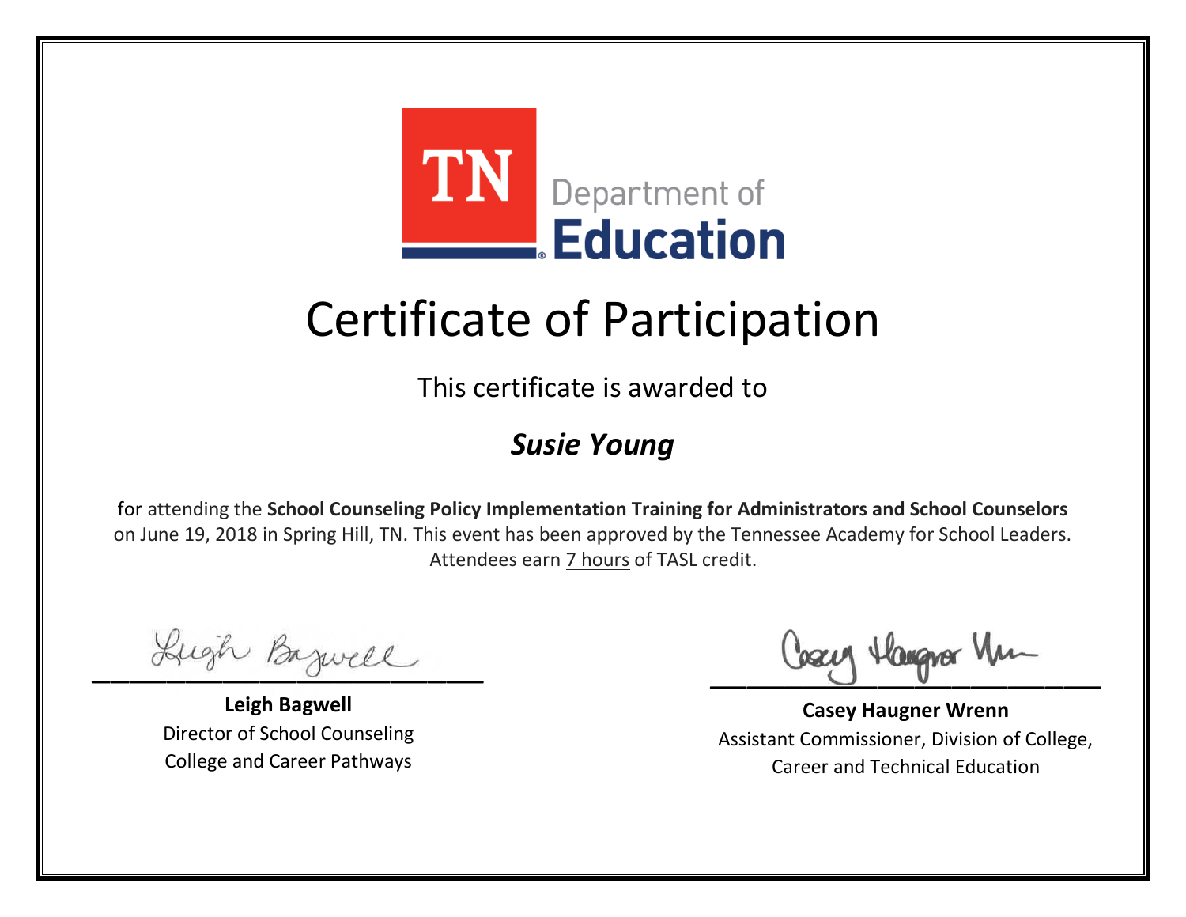TN Department of Education

# Certificate of Participation

This certificate is awarded to

## *Susie Young*

for attending the **School Counseling Policy Implementation Training for Administrators and School Counselors** on June 19, 2018 in Spring Hill, TN. This event has been approved by the Tennessee Academy for School Leaders. Attendees earn 7 hours of TASL credit.

**Leigh Bagwell**
Director of School Counseling
College and Career Pathways

**Casey Haugner Wrenn**
Assistant Commissioner, Division of College, Career and Technical Education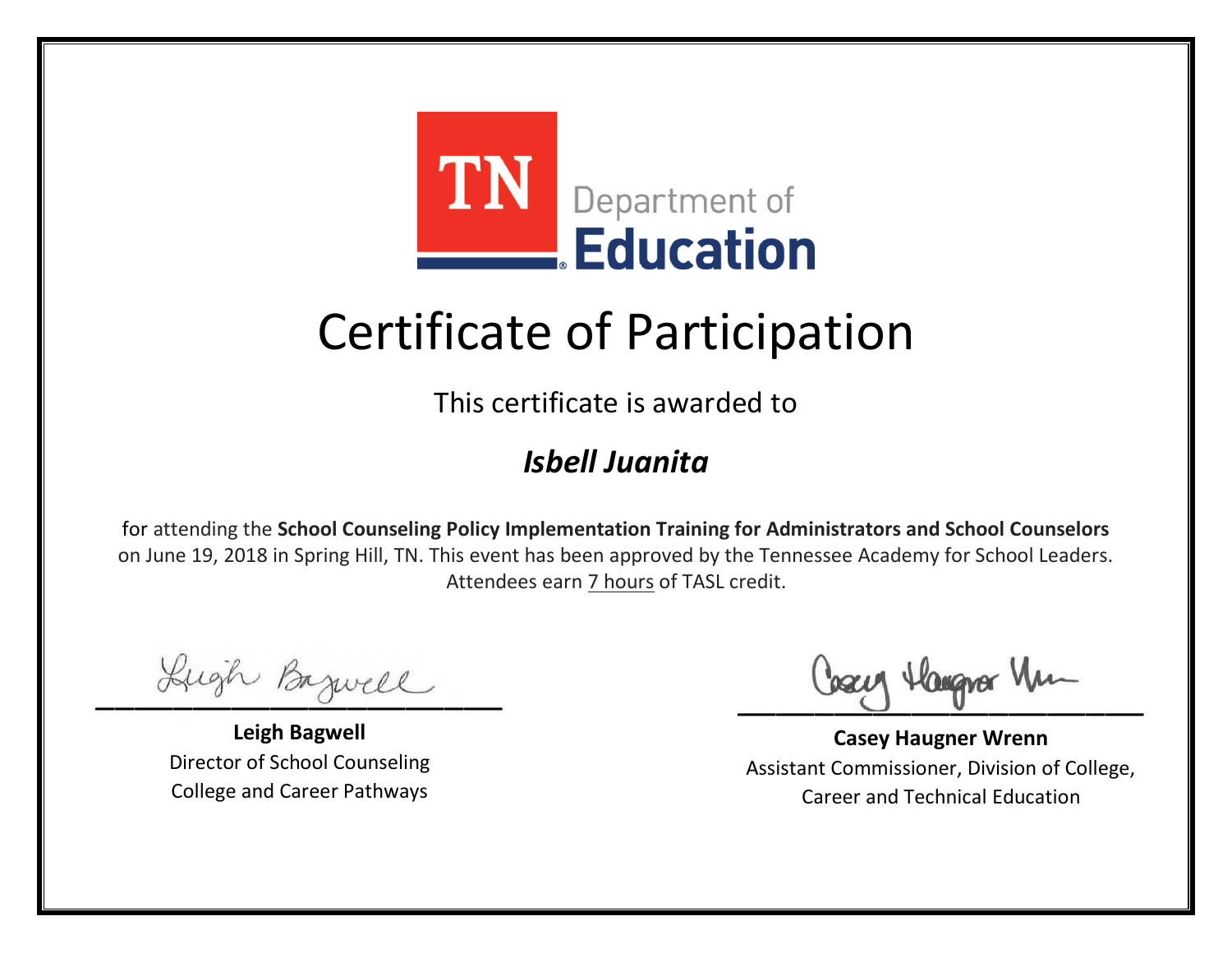TN Department of Education

# Certificate of Participation

This certificate is awarded to

***Isbell Juanita***

for attending the **School Counseling Policy Implementation Training for Administrators and School Counselors** on June 19, 2018 in Spring Hill, TN. This event has been approved by the Tennessee Academy for School Leaders. Attendees earn 7 hours of TASL credit.

**Leigh Bagwell**
Director of School Counseling
College and Career Pathways

**Casey Haugner Wrenn**
Assistant Commissioner, Division of College, Career and Technical Education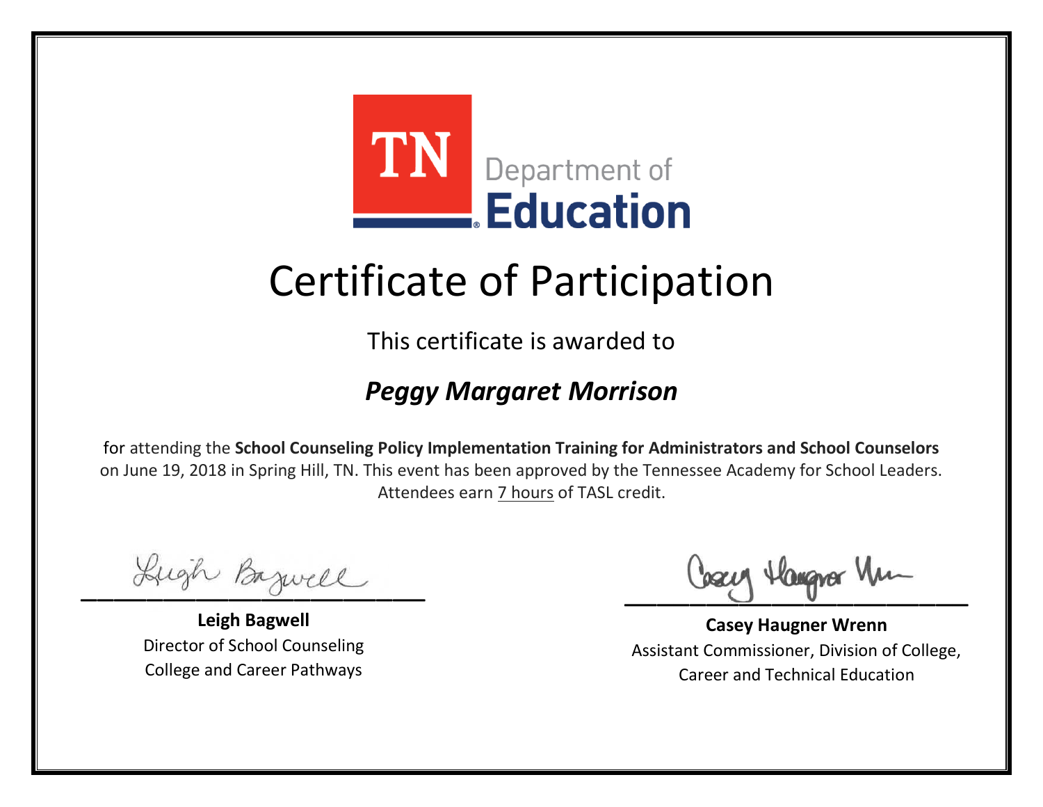TN Department of Education

# Certificate of Participation

This certificate is awarded to

***Peggy Margaret Morrison***

for attending the **School Counseling Policy Implementation Training for Administrators and School Counselors** on June 19, 2018 in Spring Hill, TN. This event has been approved by the Tennessee Academy for School Leaders. Attendees earn 7 hours of TASL credit.

**Leigh Bagwell**
Director of School Counseling
College and Career Pathways

**Casey Haugner Wrenn**
Assistant Commissioner, Division of College, Career and Technical Education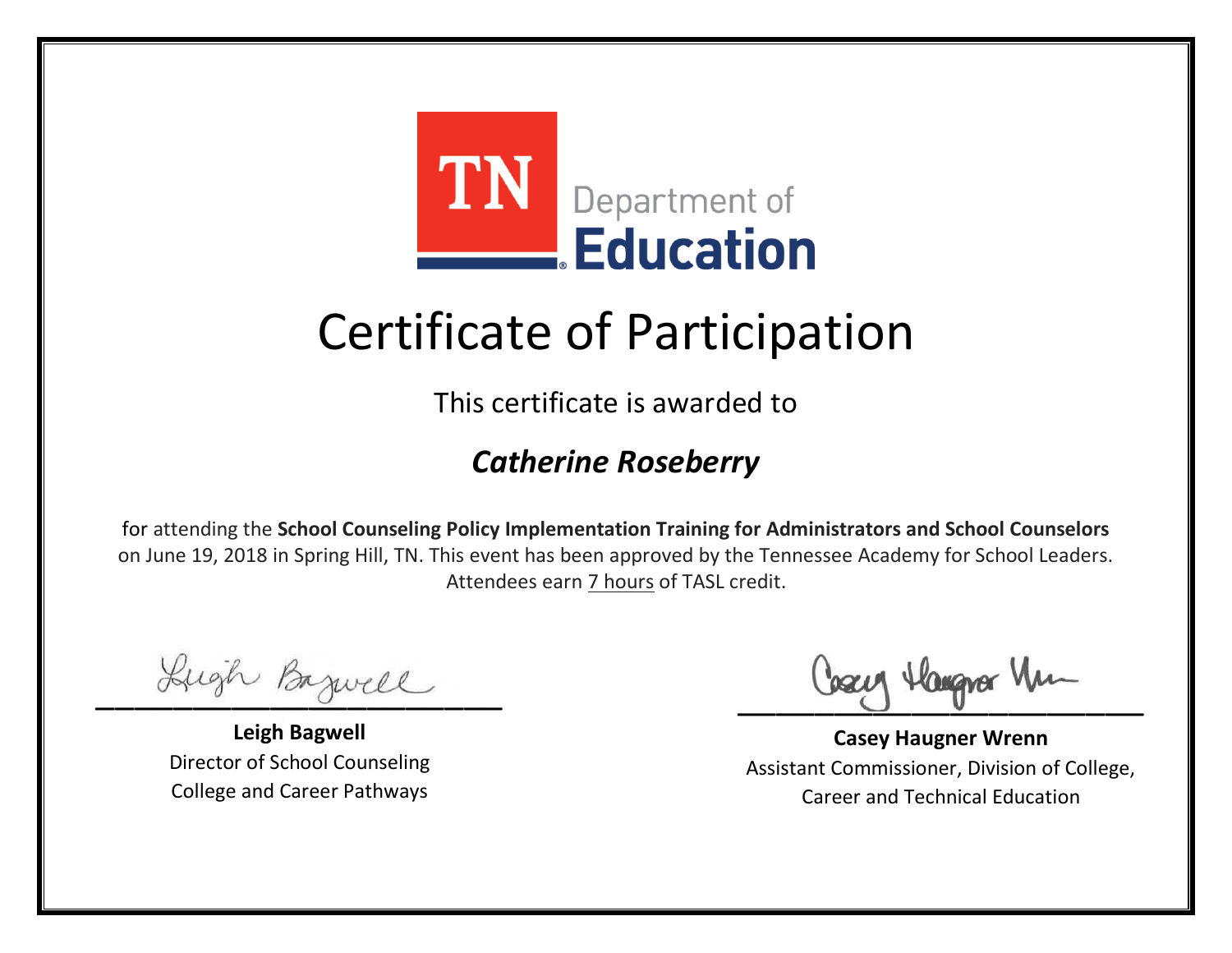TN Department of **Education**

# Certificate of Participation

This certificate is awarded to

## *Catherine Roseberry*

for attending the **School Counseling Policy Implementation Training for Administrators and School Counselors** on June 19, 2018 in Spring Hill, TN. This event has been approved by the Tennessee Academy for School Leaders. Attendees earn 7 hours of TASL credit.

**Leigh Bagwell**
Director of School Counseling
College and Career Pathways

**Casey Haugner Wrenn**
Assistant Commissioner, Division of College, Career and Technical Education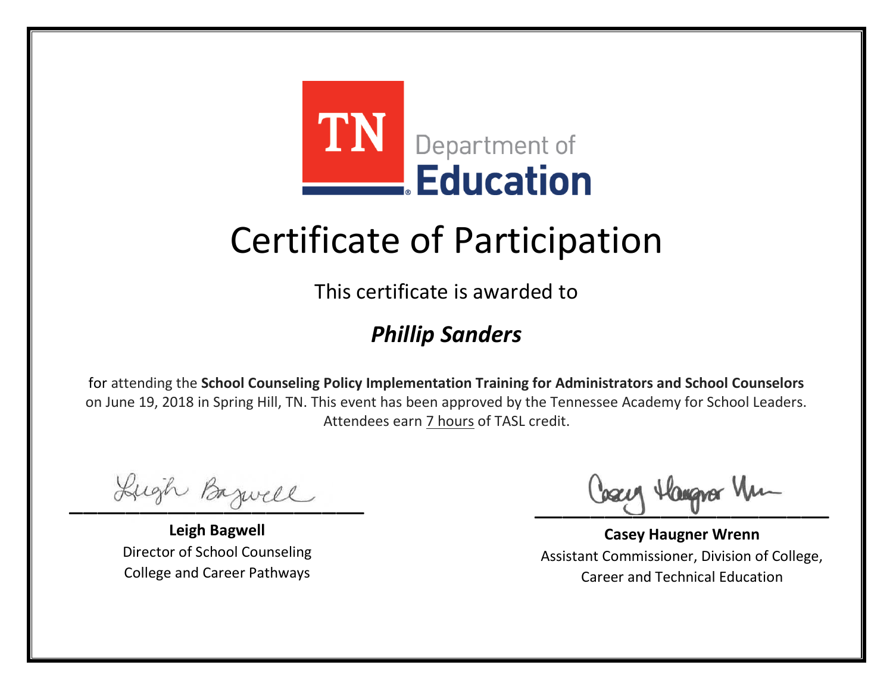TN Department of **Education**

# Certificate of Participation

This certificate is awarded to

***Phillip Sanders***

for attending the **School Counseling Policy Implementation Training for Administrators and School Counselors** on June 19, 2018 in Spring Hill, TN. This event has been approved by the Tennessee Academy for School Leaders. Attendees earn 7 hours of TASL credit.

**Leigh Bagwell**
Director of School Counseling
College and Career Pathways

**Casey Haugner Wrenn**
Assistant Commissioner, Division of College, Career and Technical Education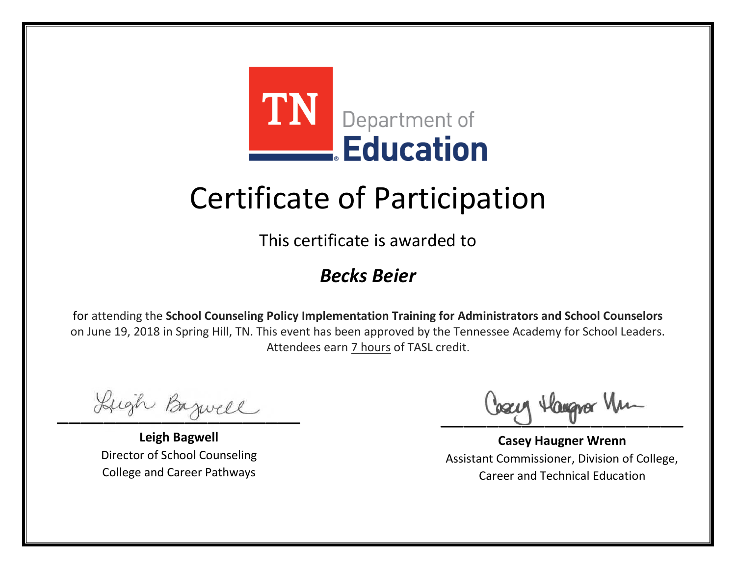TN Department of Education

# Certificate of Participation

This certificate is awarded to

***Becks Beier***

for attending the **School Counseling Policy Implementation Training for Administrators and School Counselors** on June 19, 2018 in Spring Hill, TN. This event has been approved by the Tennessee Academy for School Leaders. Attendees earn 7 hours of TASL credit.

**Leigh Bagwell**
Director of School Counseling
College and Career Pathways

**Casey Haugner Wrenn**
Assistant Commissioner, Division of College, Career and Technical Education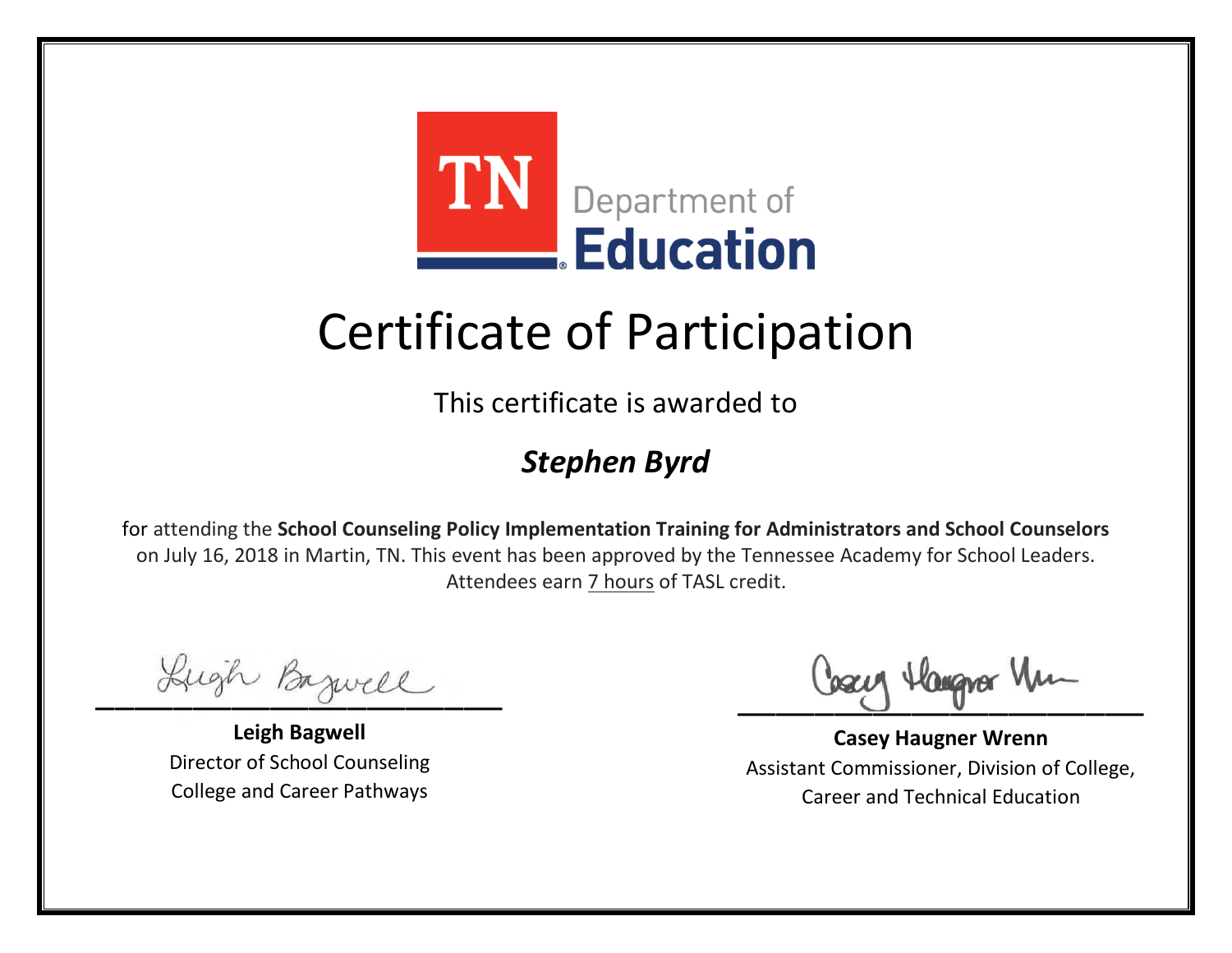TN Department of Education

# Certificate of Participation

This certificate is awarded to

***Stephen Byrd***

for attending the **School Counseling Policy Implementation Training for Administrators and School Counselors** on July 16, 2018 in Martin, TN. This event has been approved by the Tennessee Academy for School Leaders. Attendees earn 7 hours of TASL credit.

**Leigh Bagwell**
Director of School Counseling
College and Career Pathways

**Casey Haugner Wrenn**
Assistant Commissioner, Division of College, Career and Technical Education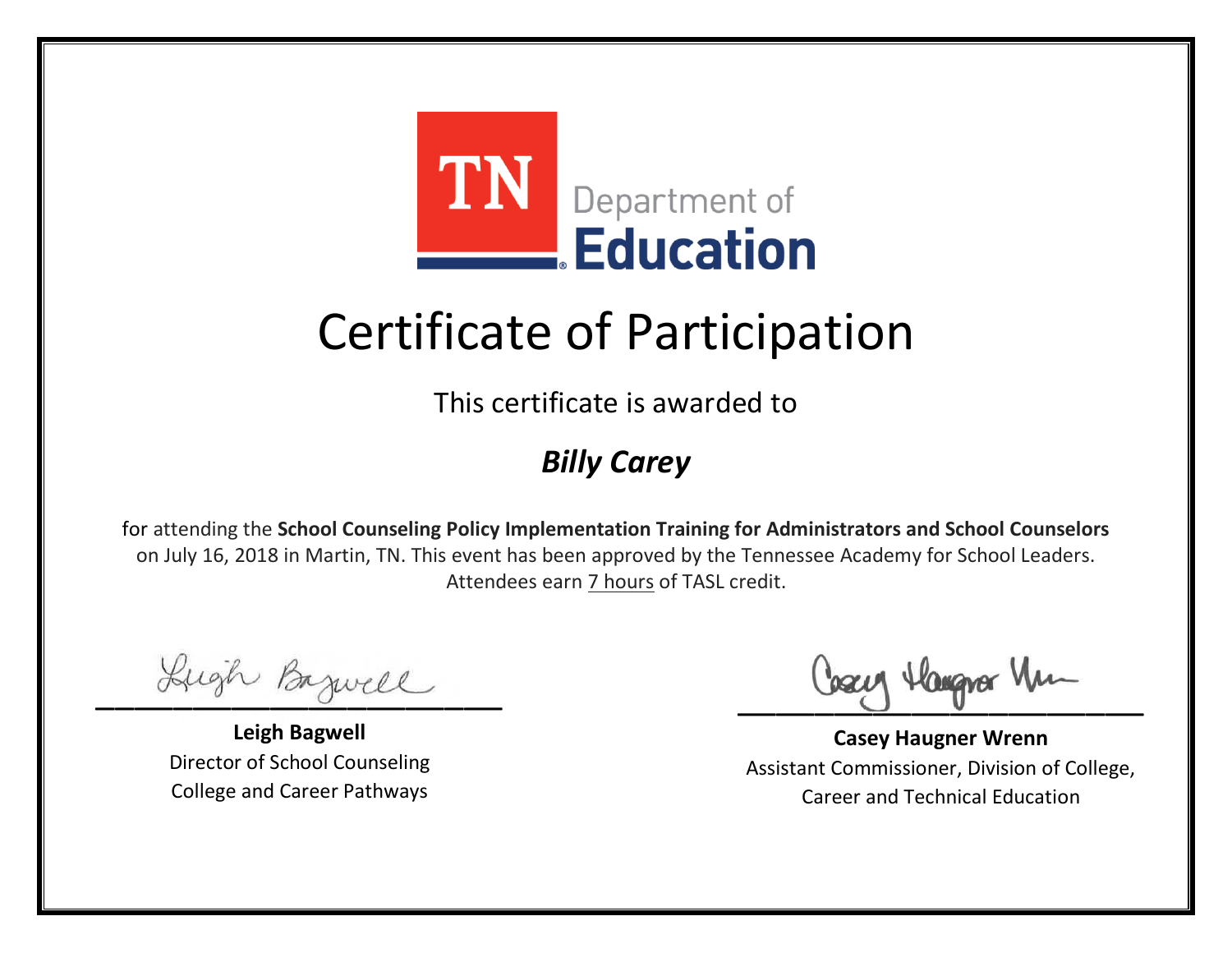TN Department of Education

# Certificate of Participation

This certificate is awarded to

***Billy Carey***

for attending the **School Counseling Policy Implementation Training for Administrators and School Counselors** on July 16, 2018 in Martin, TN. This event has been approved by the Tennessee Academy for School Leaders. Attendees earn 7 hours of TASL credit.

**Leigh Bagwell**
Director of School Counseling
College and Career Pathways

**Casey Haugner Wrenn**
Assistant Commissioner, Division of College, Career and Technical Education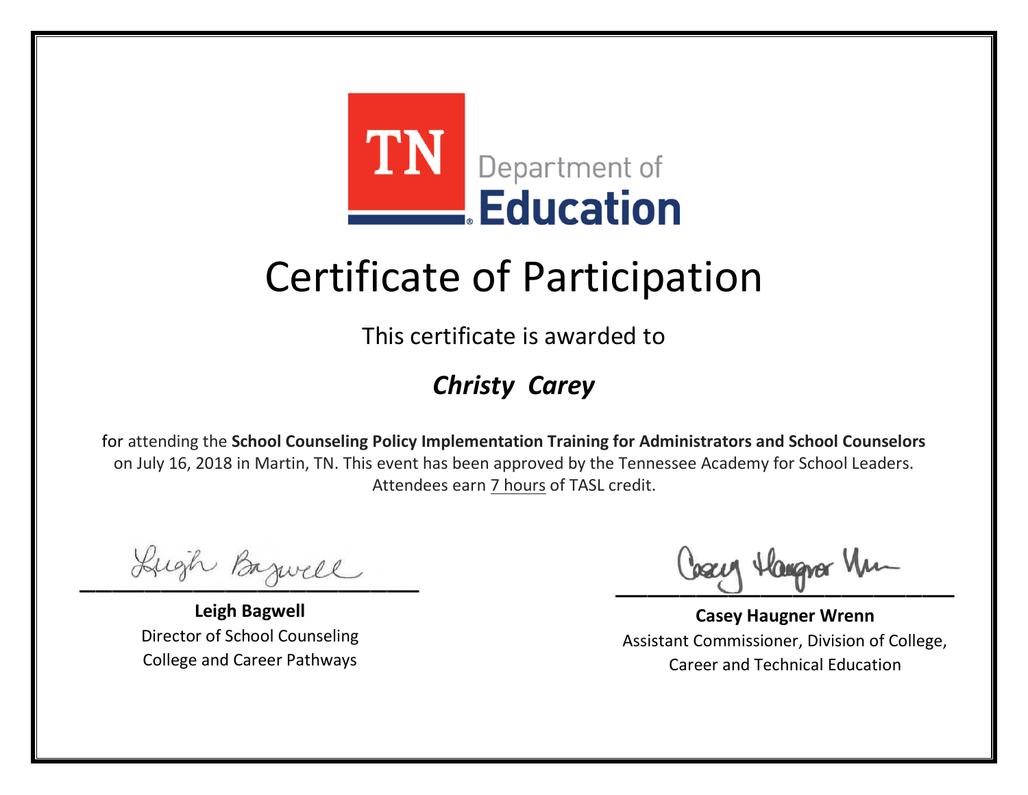TN Department of Education

# Certificate of Participation

This certificate is awarded to

***Christy Carey***

for attending the **School Counseling Policy Implementation Training for Administrators and School Counselors** on July 16, 2018 in Martin, TN. This event has been approved by the Tennessee Academy for School Leaders. Attendees earn 7 hours of TASL credit.

**Leigh Bagwell**
Director of School Counseling
College and Career Pathways

**Casey Haugner Wrenn**
Assistant Commissioner, Division of College, Career and Technical Education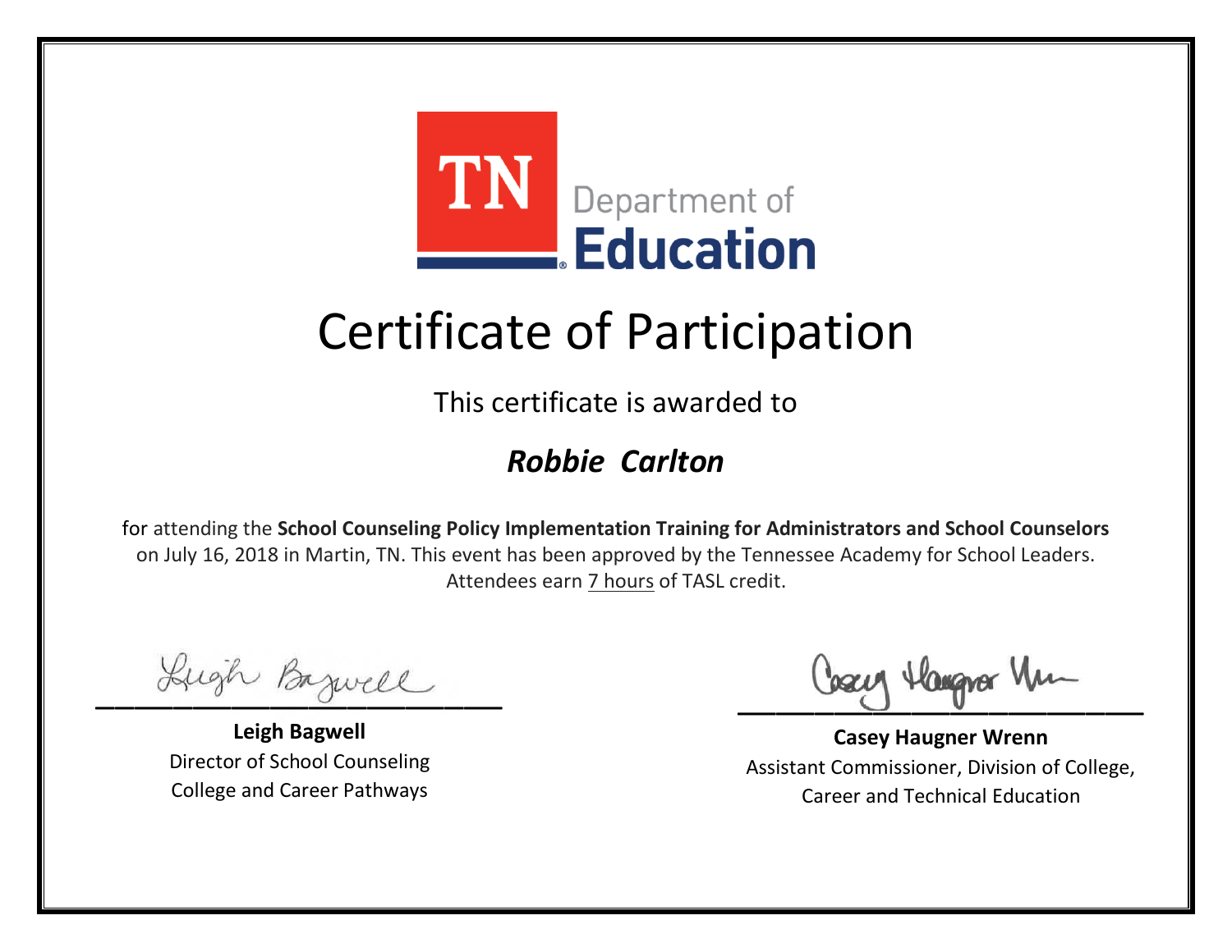TN Department of Education

# Certificate of Participation

This certificate is awarded to

***Robbie Carlton***

for attending the **School Counseling Policy Implementation Training for Administrators and School Counselors** on July 16, 2018 in Martin, TN. This event has been approved by the Tennessee Academy for School Leaders. Attendees earn 7 hours of TASL credit.

**Leigh Bagwell**
Director of School Counseling
College and Career Pathways

**Casey Haugner Wrenn**
Assistant Commissioner, Division of College, Career and Technical Education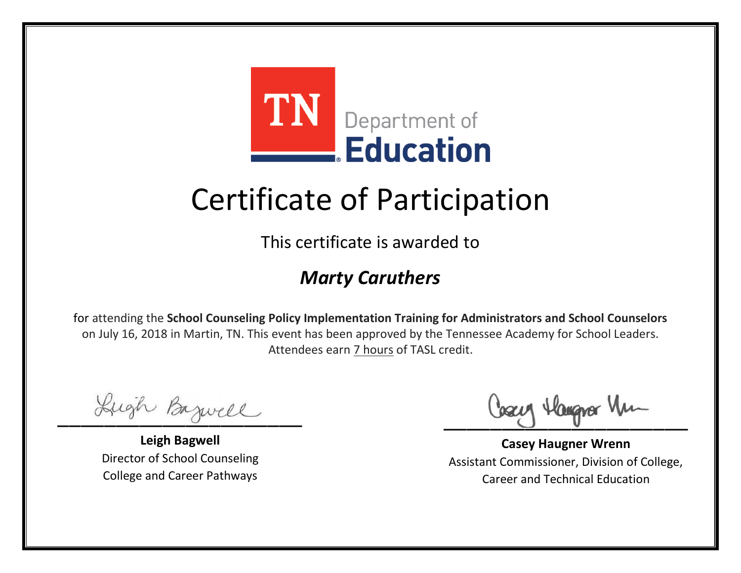TN Department of Education

# Certificate of Participation

This certificate is awarded to

***Marty Caruthers***

for attending the **School Counseling Policy Implementation Training for Administrators and School Counselors** on July 16, 2018 in Martin, TN. This event has been approved by the Tennessee Academy for School Leaders. Attendees earn 7 hours of TASL credit.

**Leigh Bagwell**
Director of School Counseling
College and Career Pathways

**Casey Haugner Wrenn**
Assistant Commissioner, Division of College, Career and Technical Education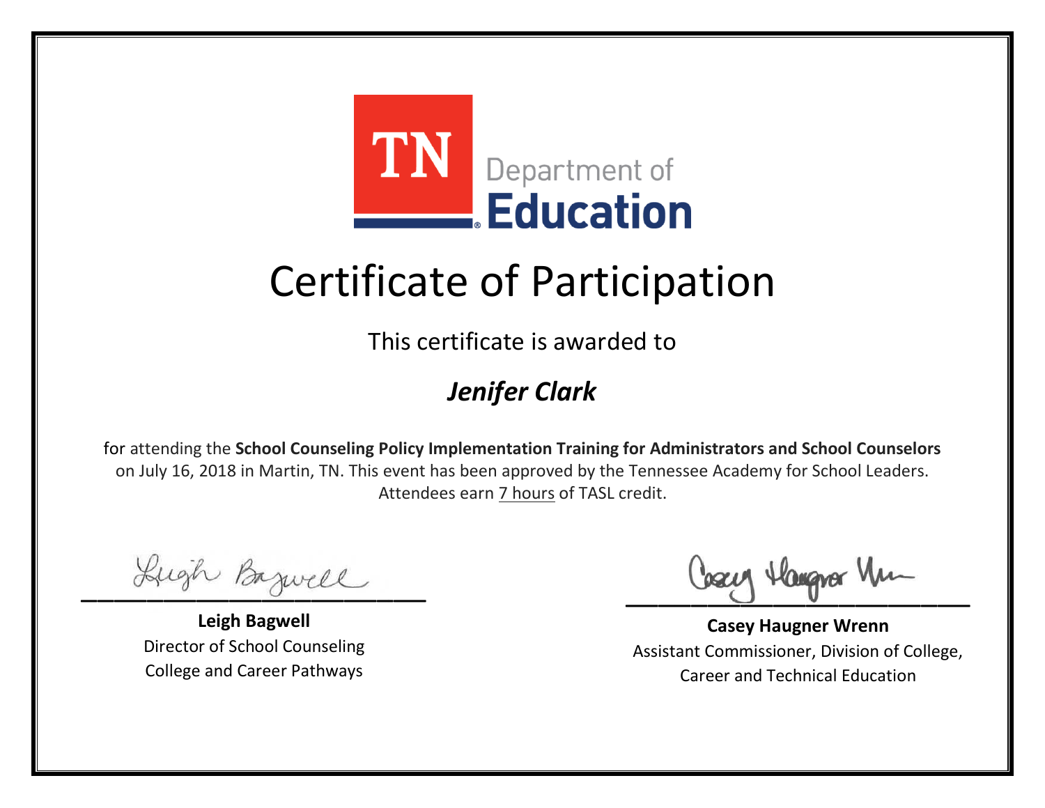TN Department of Education

# Certificate of Participation

This certificate is awarded to

***Jenifer Clark***

for attending the **School Counseling Policy Implementation Training for Administrators and School Counselors** on July 16, 2018 in Martin, TN. This event has been approved by the Tennessee Academy for School Leaders. Attendees earn 7 hours of TASL credit.

**Leigh Bagwell**
Director of School Counseling
College and Career Pathways

**Casey Haugner Wrenn**
Assistant Commissioner, Division of College, Career and Technical Education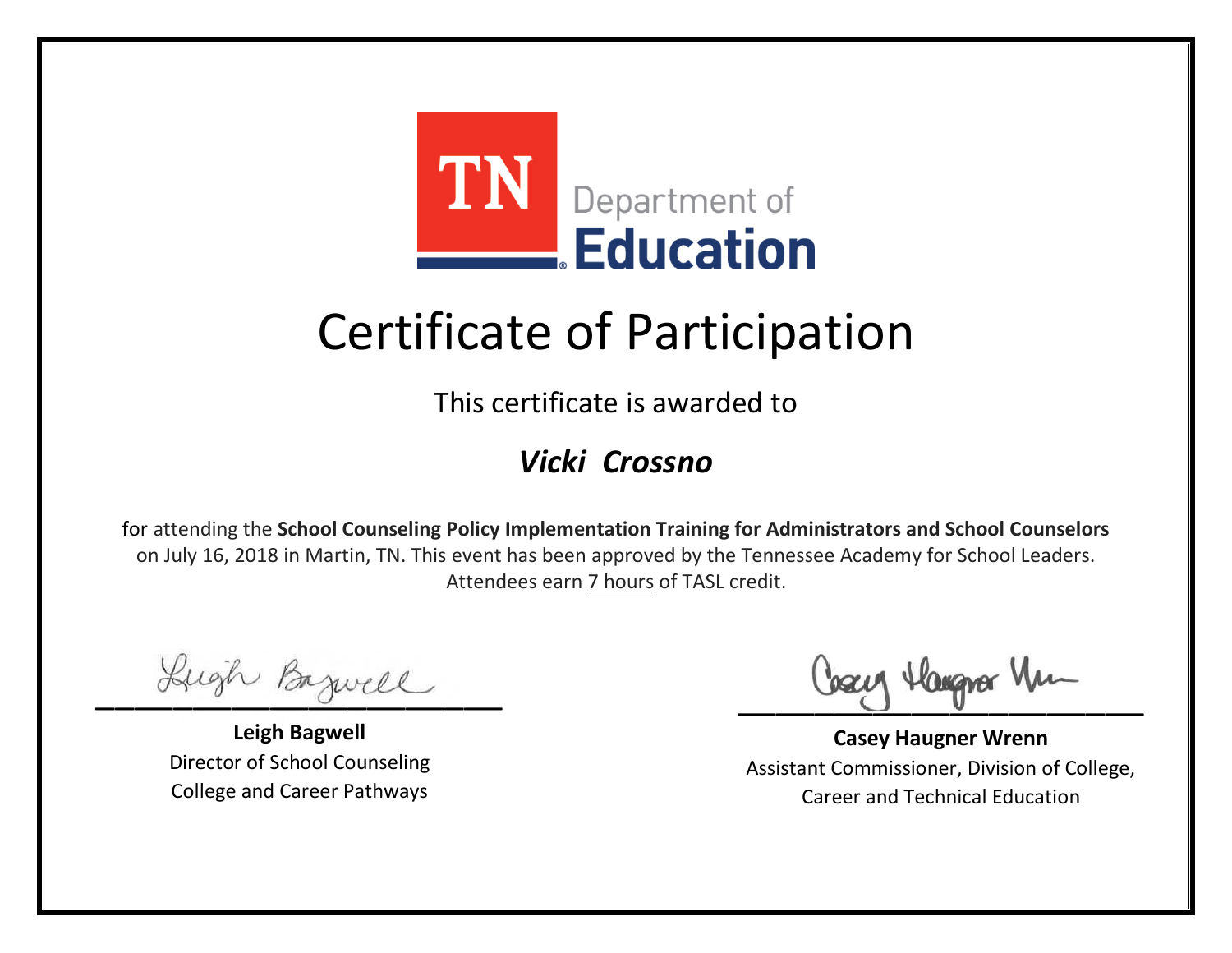TN Department of Education

# Certificate of Participation

This certificate is awarded to

***Vicki Crossno***

for attending the **School Counseling Policy Implementation Training for Administrators and School Counselors** on July 16, 2018 in Martin, TN. This event has been approved by the Tennessee Academy for School Leaders. Attendees earn 7 hours of TASL credit.

**Leigh Bagwell**
Director of School Counseling
College and Career Pathways

**Casey Haugner Wrenn**
Assistant Commissioner, Division of College, Career and Technical Education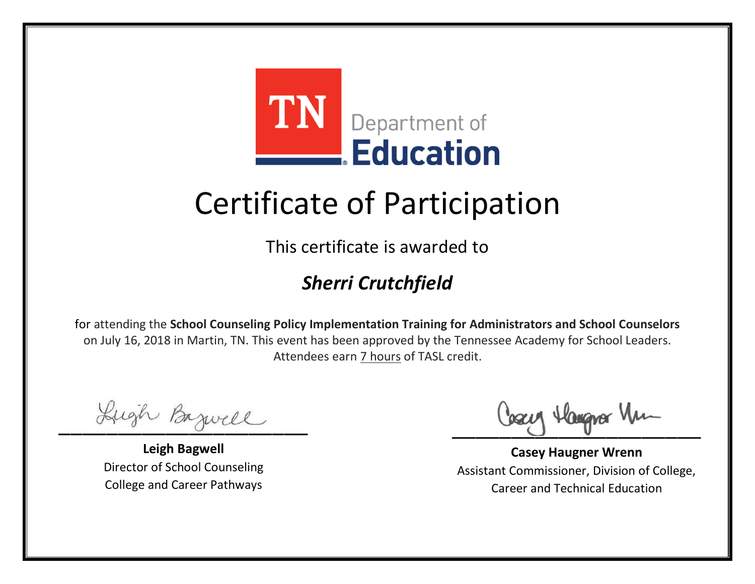TN Department of Education

# Certificate of Participation

This certificate is awarded to

***Sherri Crutchfield***

for attending the **School Counseling Policy Implementation Training for Administrators and School Counselors** on July 16, 2018 in Martin, TN. This event has been approved by the Tennessee Academy for School Leaders. Attendees earn 7 hours of TASL credit.

**Leigh Bagwell**
Director of School Counseling
College and Career Pathways

**Casey Haugner Wrenn**
Assistant Commissioner, Division of College, Career and Technical Education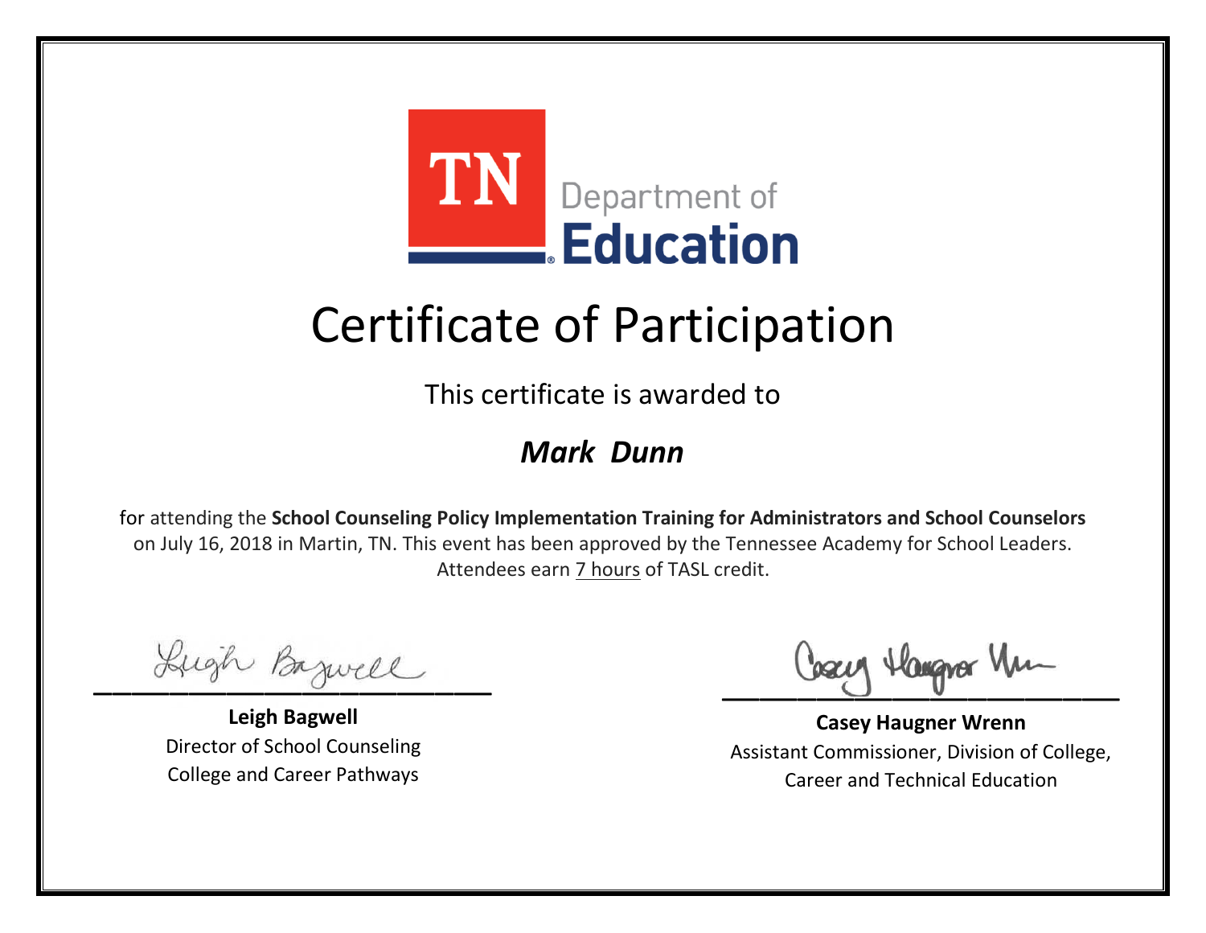TN Department of Education

# Certificate of Participation

This certificate is awarded to

## *Mark Dunn*

for attending the **School Counseling Policy Implementation Training for Administrators and School Counselors** on July 16, 2018 in Martin, TN. This event has been approved by the Tennessee Academy for School Leaders. Attendees earn 7 hours of TASL credit.

**Leigh Bagwell**
Director of School Counseling
College and Career Pathways

**Casey Haugner Wrenn**
Assistant Commissioner, Division of College, Career and Technical Education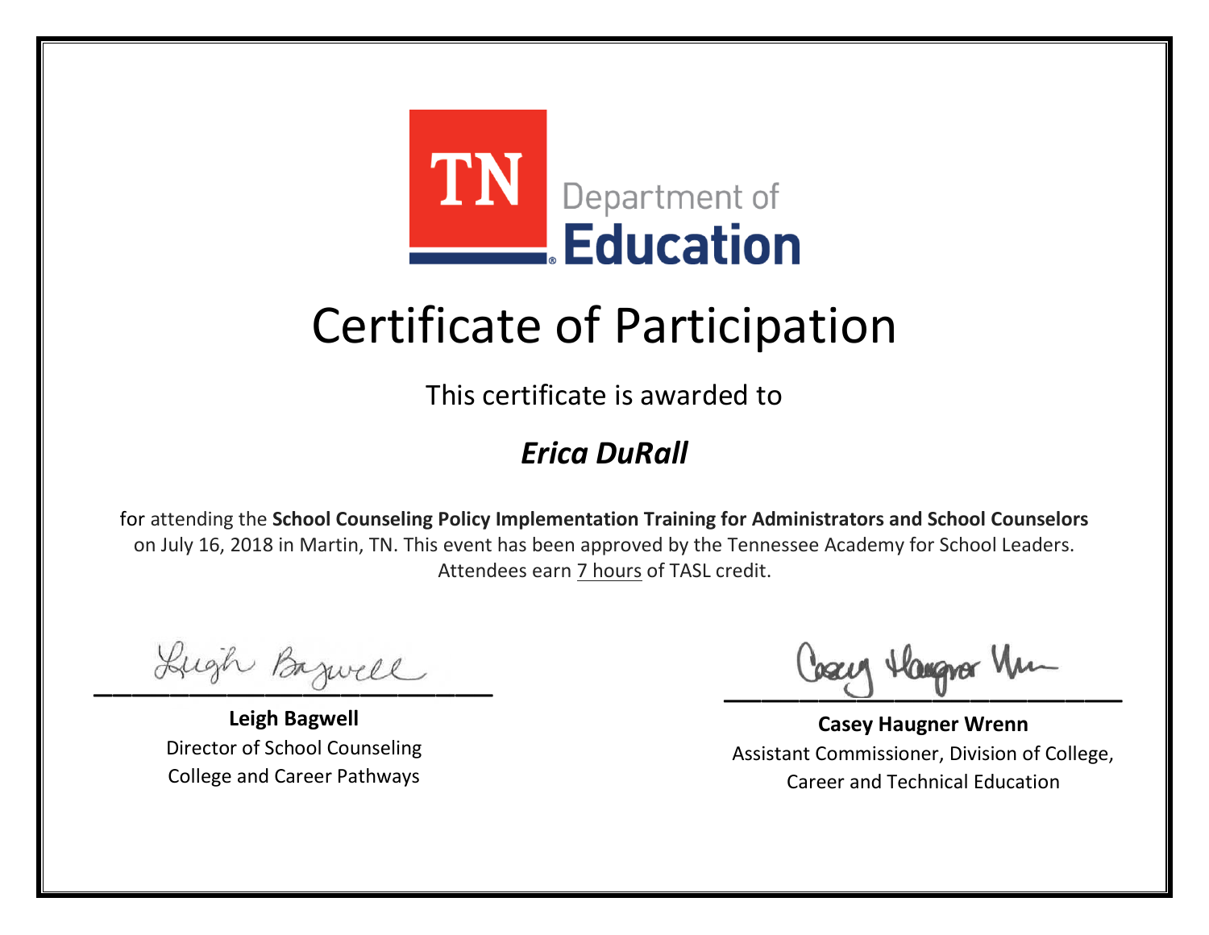TN Department of Education

# Certificate of Participation

This certificate is awarded to

***Erica DuRall***

for attending the **School Counseling Policy Implementation Training for Administrators and School Counselors** on July 16, 2018 in Martin, TN. This event has been approved by the Tennessee Academy for School Leaders. Attendees earn 7 hours of TASL credit.

**Leigh Bagwell**
Director of School Counseling
College and Career Pathways

**Casey Haugner Wrenn**
Assistant Commissioner, Division of College, Career and Technical Education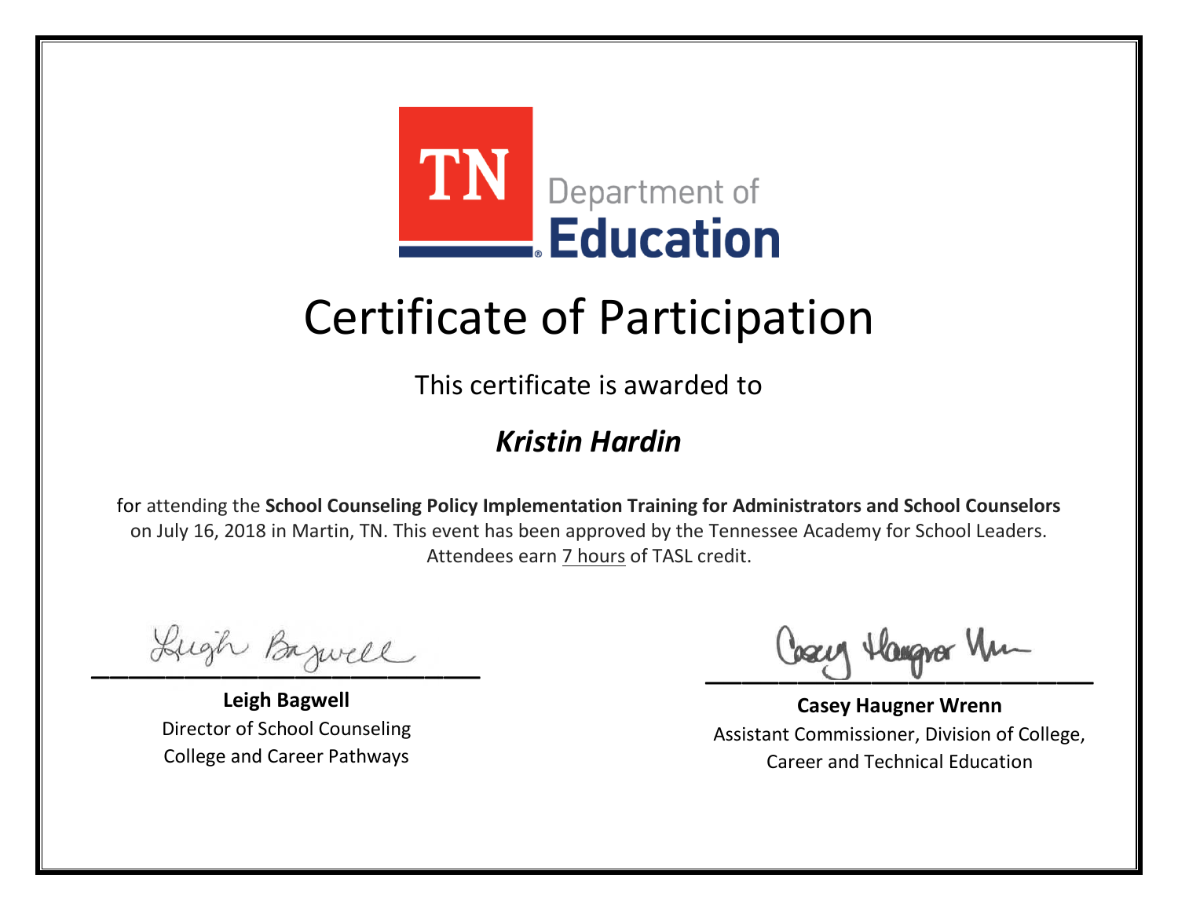TN Department of Education

# Certificate of Participation

This certificate is awarded to

## *Kristin Hardin*

for attending the **School Counseling Policy Implementation Training for Administrators and School Counselors** on July 16, 2018 in Martin, TN. This event has been approved by the Tennessee Academy for School Leaders. Attendees earn 7 hours of TASL credit.

**Leigh Bagwell**
Director of School Counseling
College and Career Pathways

**Casey Haugner Wrenn**
Assistant Commissioner, Division of College, Career and Technical Education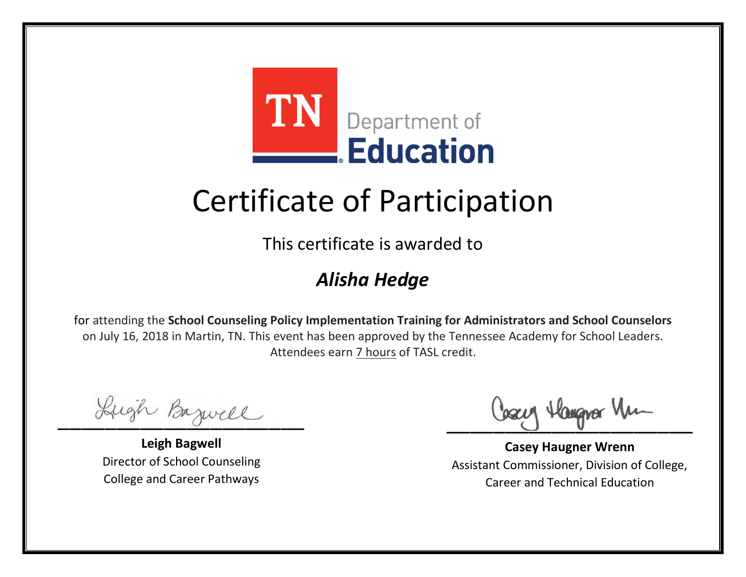TN Department of Education

# Certificate of Participation

This certificate is awarded to

## *Alisha Hedge*

for attending the **School Counseling Policy Implementation Training for Administrators and School Counselors** on July 16, 2018 in Martin, TN. This event has been approved by the Tennessee Academy for School Leaders. Attendees earn 7 hours of TASL credit.

**Leigh Bagwell**
Director of School Counseling
College and Career Pathways

**Casey Haugner Wrenn**
Assistant Commissioner, Division of College, Career and Technical Education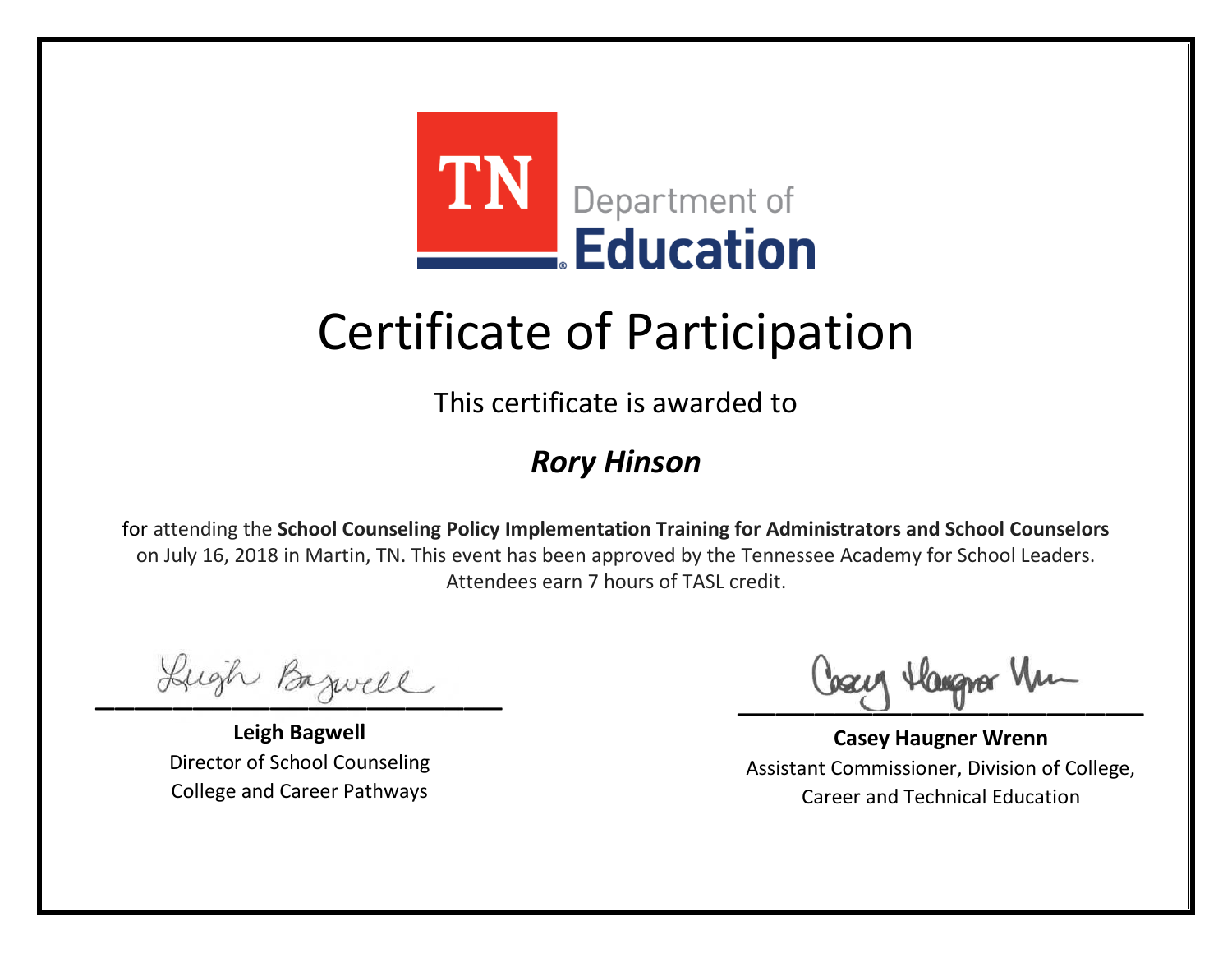TN Department of **Education**

# Certificate of Participation

This certificate is awarded to

***Rory Hinson***

for attending the **School Counseling Policy Implementation Training for Administrators and School Counselors** on July 16, 2018 in Martin, TN. This event has been approved by the Tennessee Academy for School Leaders. Attendees earn 7 hours of TASL credit.

**Leigh Bagwell**
Director of School Counseling
College and Career Pathways

**Casey Haugner Wrenn**
Assistant Commissioner, Division of College, Career and Technical Education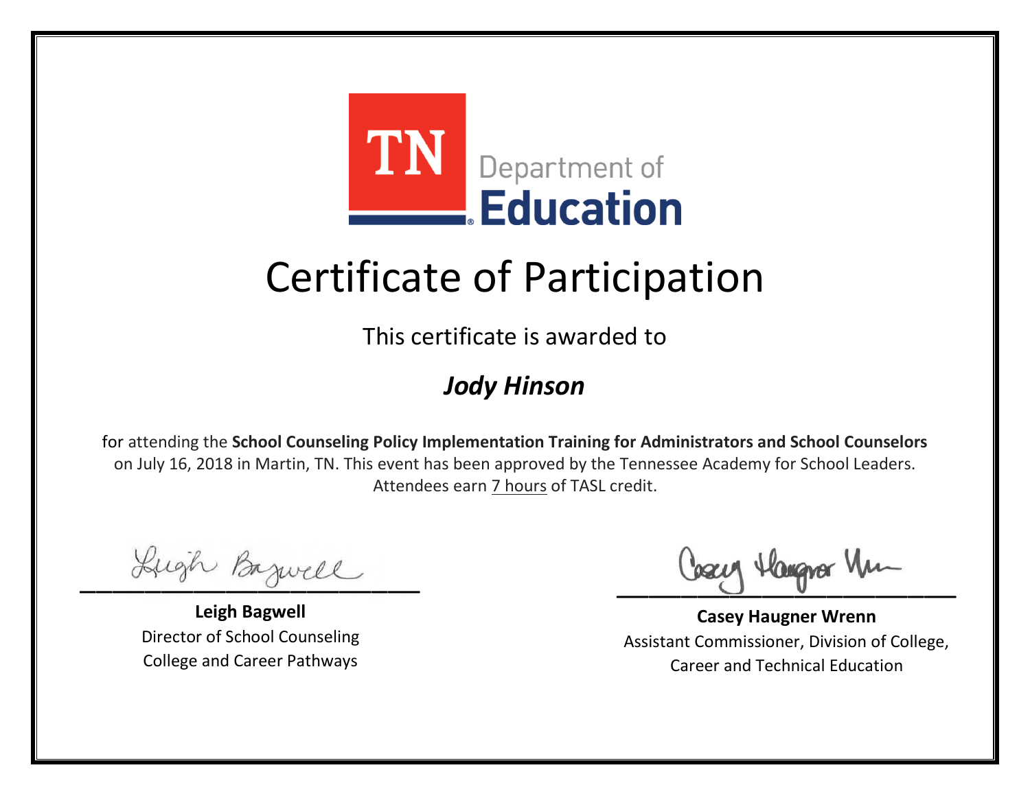TN Department of Education

# Certificate of Participation

This certificate is awarded to

***Jody Hinson***

for attending the **School Counseling Policy Implementation Training for Administrators and School Counselors** on July 16, 2018 in Martin, TN. This event has been approved by the Tennessee Academy for School Leaders. Attendees earn 7 hours of TASL credit.

**Leigh Bagwell**
Director of School Counseling
College and Career Pathways

**Casey Haugner Wrenn**
Assistant Commissioner, Division of College, Career and Technical Education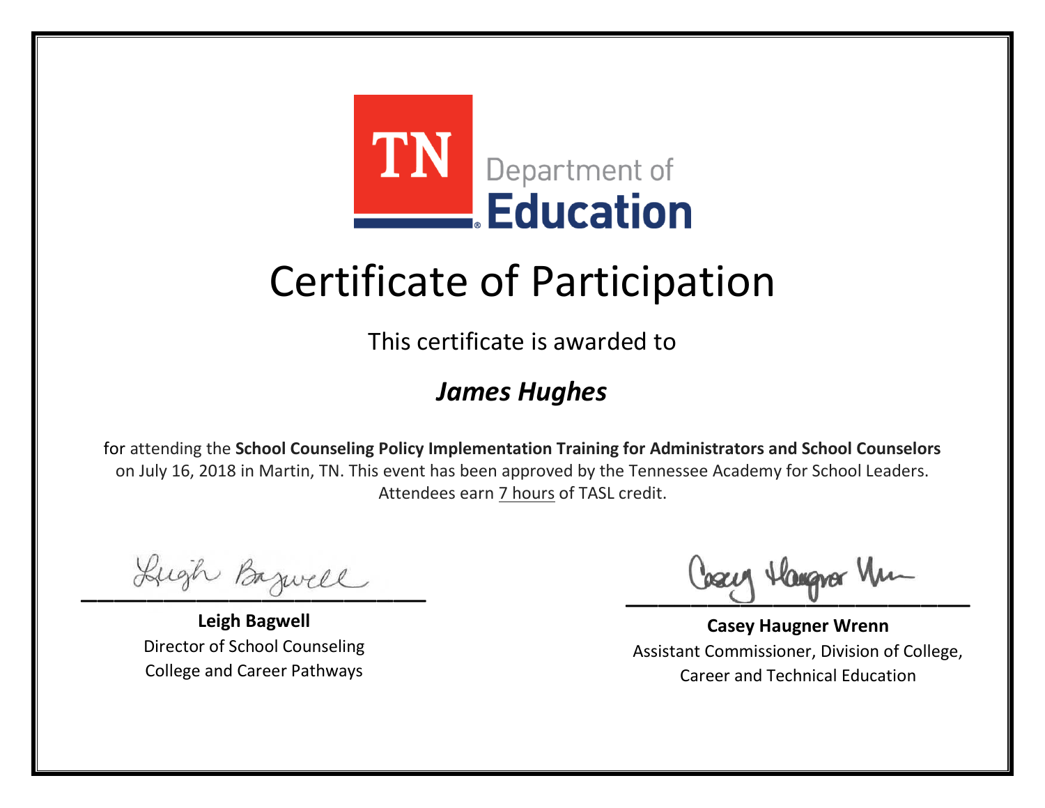TN Department of Education

# Certificate of Participation

This certificate is awarded to

***James Hughes***

for attending the **School Counseling Policy Implementation Training for Administrators and School Counselors** on July 16, 2018 in Martin, TN. This event has been approved by the Tennessee Academy for School Leaders. Attendees earn 7 hours of TASL credit.

**Leigh Bagwell**
Director of School Counseling
College and Career Pathways

**Casey Haugner Wrenn**
Assistant Commissioner, Division of College, Career and Technical Education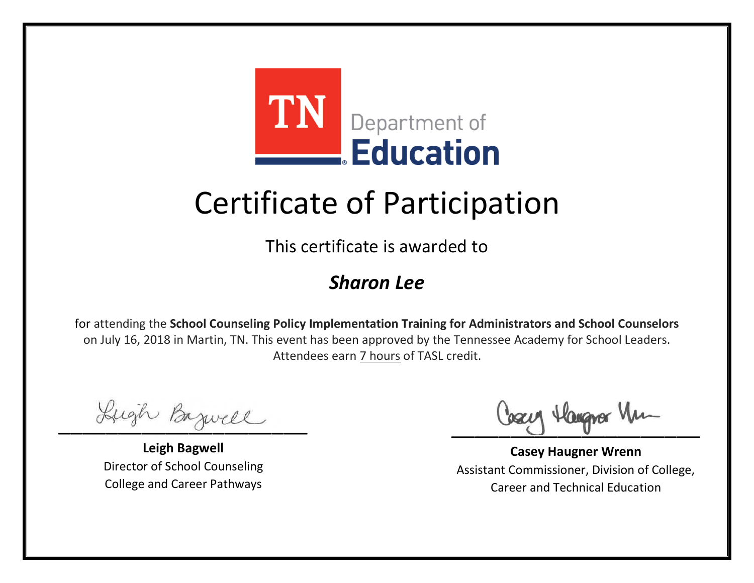TN Department of Education

# Certificate of Participation

This certificate is awarded to

***Sharon Lee***

for attending the **School Counseling Policy Implementation Training for Administrators and School Counselors** on July 16, 2018 in Martin, TN. This event has been approved by the Tennessee Academy for School Leaders. Attendees earn 7 hours of TASL credit.

**Leigh Bagwell**
Director of School Counseling
College and Career Pathways

**Casey Haugner Wrenn**
Assistant Commissioner, Division of College, Career and Technical Education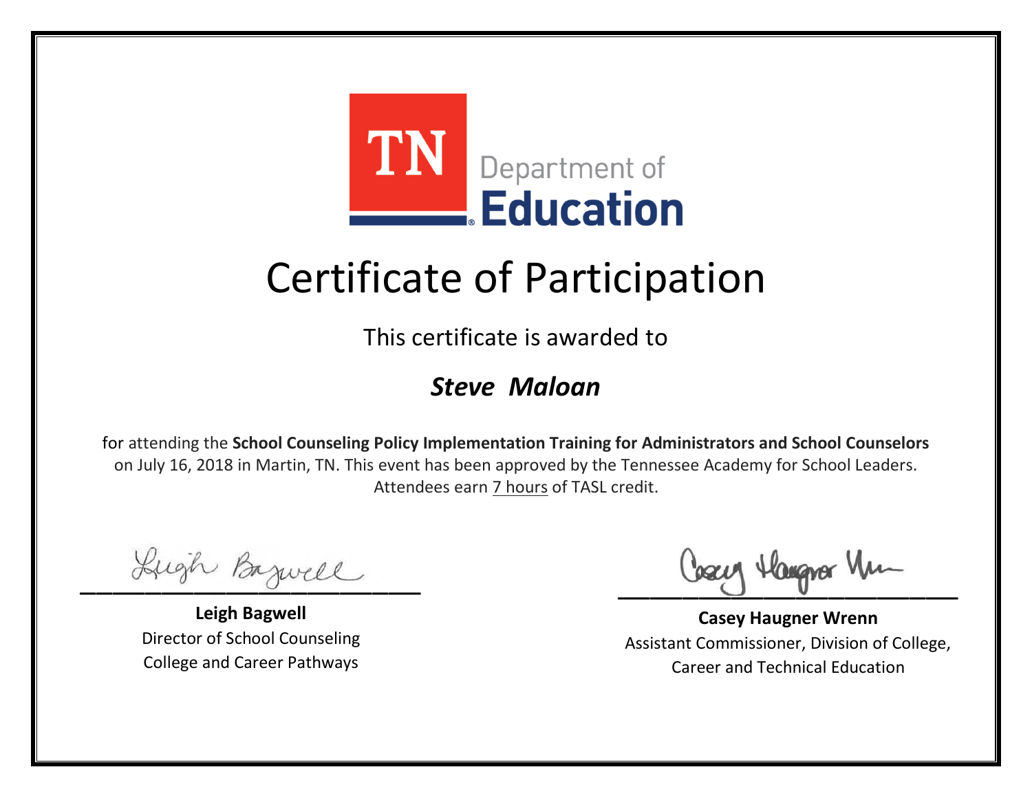TN Department of Education

# Certificate of Participation

This certificate is awarded to

***Steve  Maloan***

for attending the **School Counseling Policy Implementation Training for Administrators and School Counselors** on July 16, 2018 in Martin, TN. This event has been approved by the Tennessee Academy for School Leaders. Attendees earn 7 hours of TASL credit.

**Leigh Bagwell**
Director of School Counseling
College and Career Pathways

**Casey Haugner Wrenn**
Assistant Commissioner, Division of College, Career and Technical Education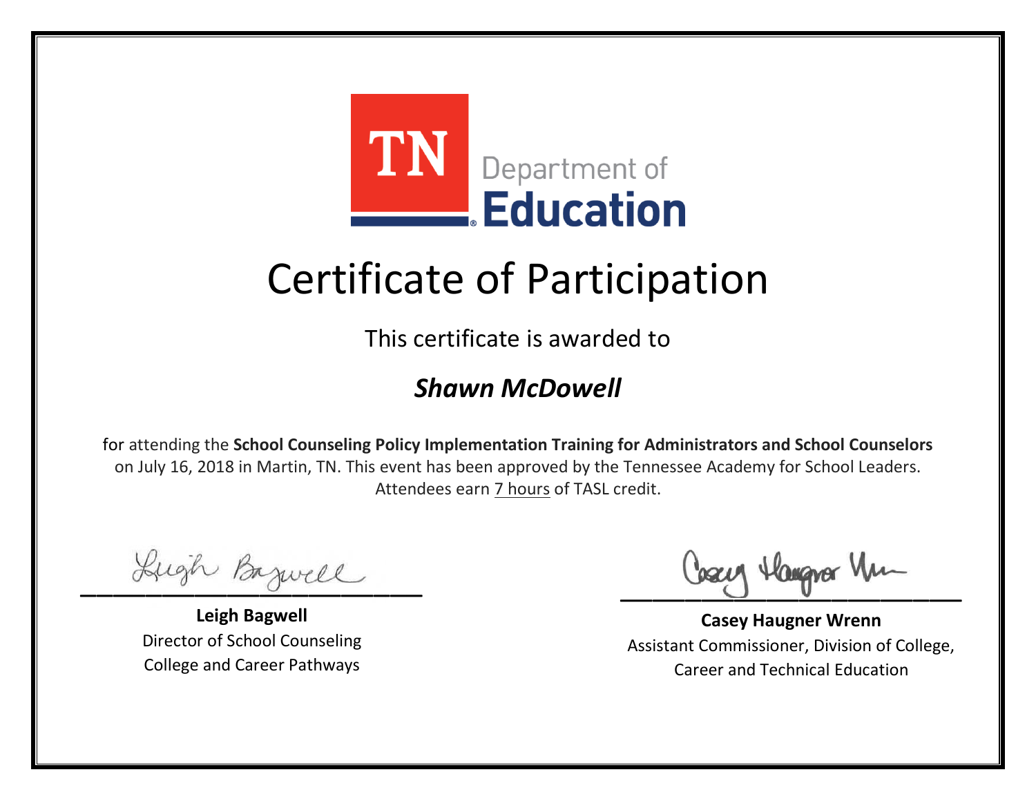TN Department of Education

# Certificate of Participation

This certificate is awarded to

***Shawn McDowell***

for attending the **School Counseling Policy Implementation Training for Administrators and School Counselors** on July 16, 2018 in Martin, TN. This event has been approved by the Tennessee Academy for School Leaders. Attendees earn 7 hours of TASL credit.

**Leigh Bagwell**
Director of School Counseling
College and Career Pathways

**Casey Haugner Wrenn**
Assistant Commissioner, Division of College, Career and Technical Education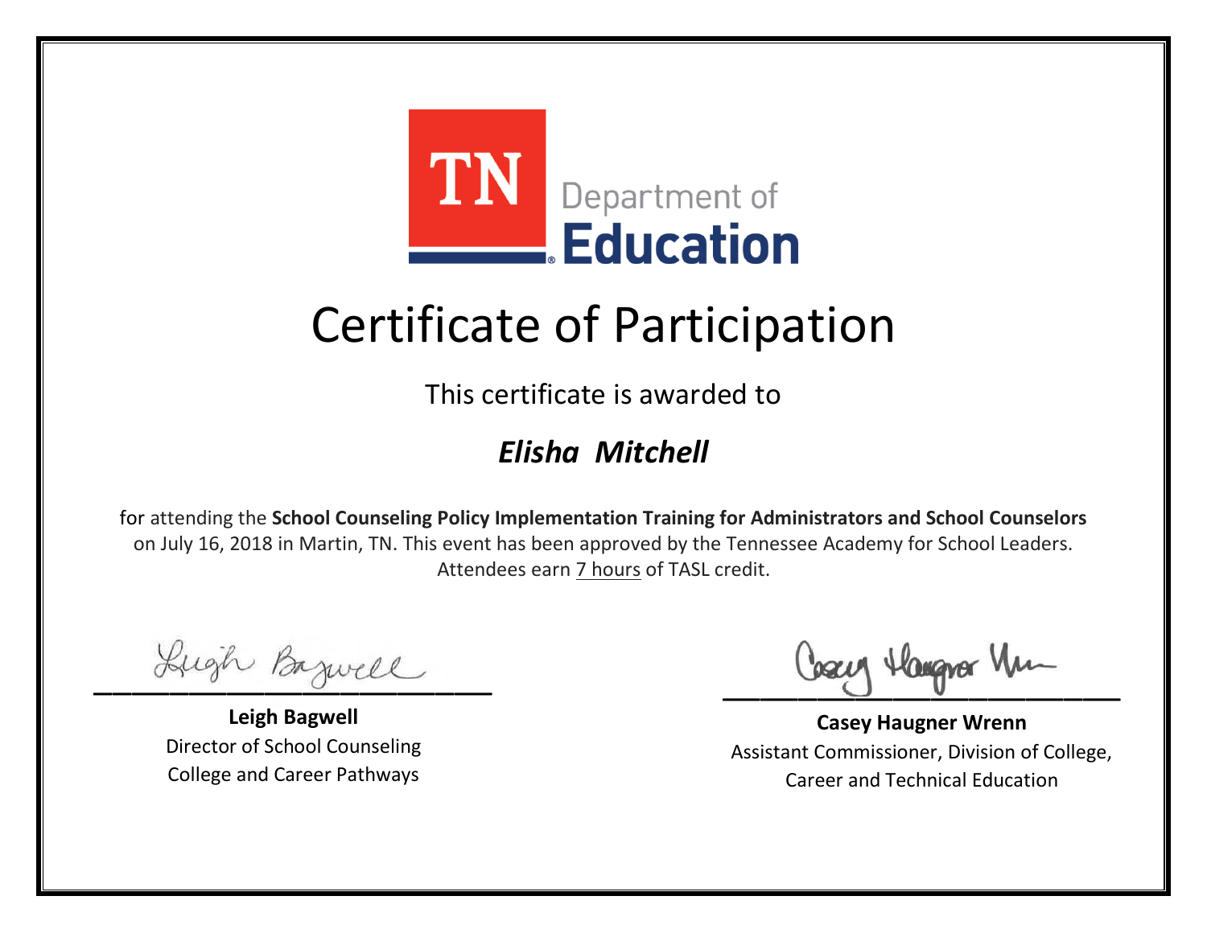TN Department of Education

# Certificate of Participation

This certificate is awarded to

***Elisha Mitchell***

for attending the **School Counseling Policy Implementation Training for Administrators and School Counselors** on July 16, 2018 in Martin, TN. This event has been approved by the Tennessee Academy for School Leaders. Attendees earn 7 hours of TASL credit.

**Leigh Bagwell**
Director of School Counseling
College and Career Pathways

**Casey Haugner Wrenn**
Assistant Commissioner, Division of College, Career and Technical Education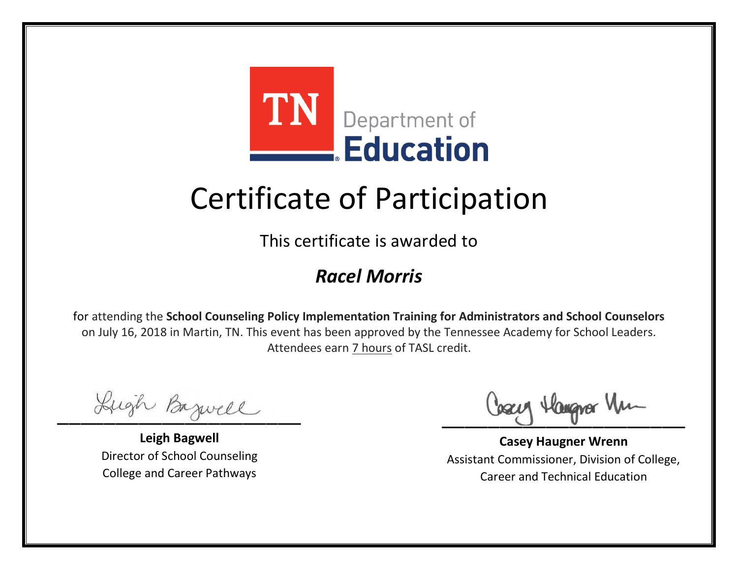TN Department of Education

# Certificate of Participation

This certificate is awarded to

***Racel Morris***

for attending the **School Counseling Policy Implementation Training for Administrators and School Counselors** on July 16, 2018 in Martin, TN. This event has been approved by the Tennessee Academy for School Leaders. Attendees earn 7 hours of TASL credit.

**Leigh Bagwell**
Director of School Counseling
College and Career Pathways

**Casey Haugner Wrenn**
Assistant Commissioner, Division of College, Career and Technical Education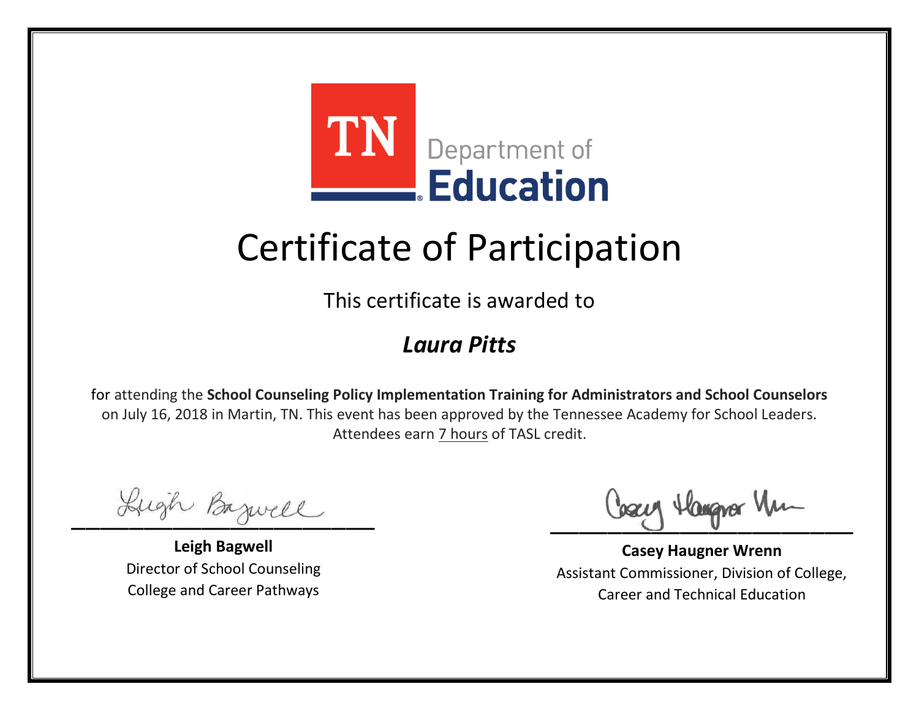TN Department of Education

# Certificate of Participation

This certificate is awarded to

***Laura Pitts***

for attending the **School Counseling Policy Implementation Training for Administrators and School Counselors** on July 16, 2018 in Martin, TN. This event has been approved by the Tennessee Academy for School Leaders. Attendees earn 7 hours of TASL credit.

**Leigh Bagwell**
Director of School Counseling
College and Career Pathways

**Casey Haugner Wrenn**
Assistant Commissioner, Division of College, Career and Technical Education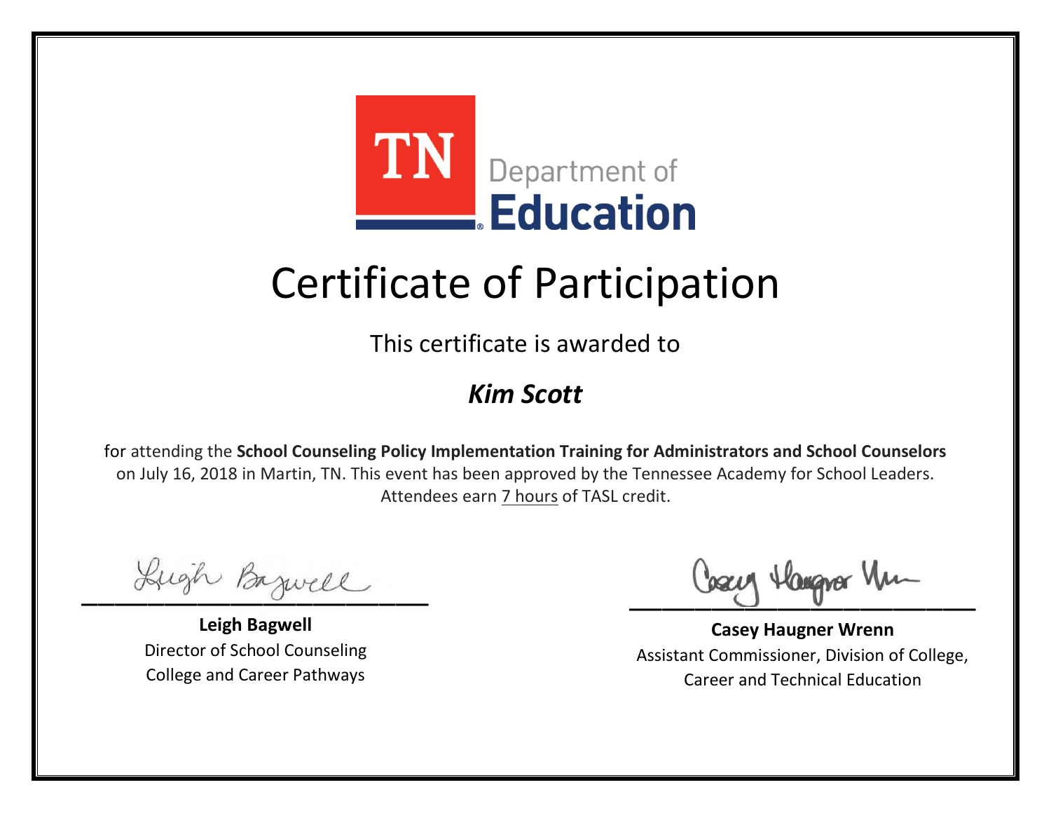TN Department of Education

# Certificate of Participation

This certificate is awarded to

***Kim Scott***

for attending the **School Counseling Policy Implementation Training for Administrators and School Counselors** on July 16, 2018 in Martin, TN. This event has been approved by the Tennessee Academy for School Leaders. Attendees earn 7 hours of TASL credit.

**Leigh Bagwell**
Director of School Counseling
College and Career Pathways

**Casey Haugner Wrenn**
Assistant Commissioner, Division of College, Career and Technical Education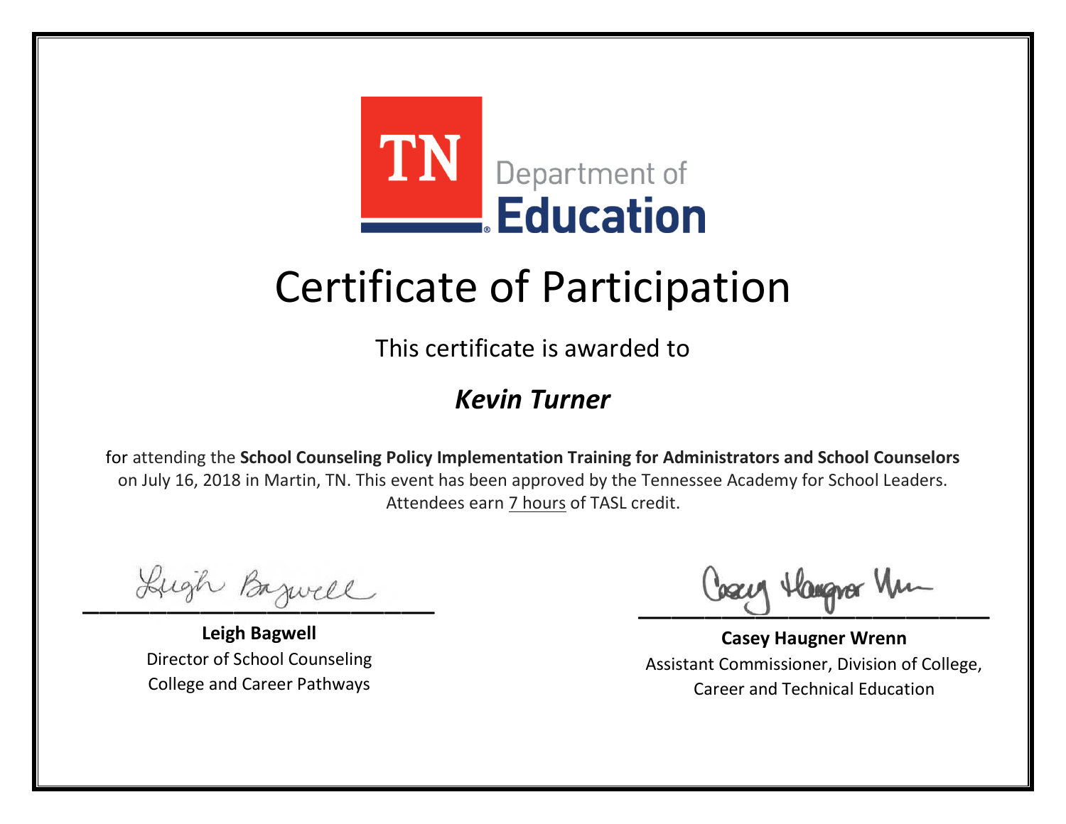TN Department of Education

# Certificate of Participation

This certificate is awarded to

***Kevin Turner***

for attending the **School Counseling Policy Implementation Training for Administrators and School Counselors** on July 16, 2018 in Martin, TN. This event has been approved by the Tennessee Academy for School Leaders. Attendees earn 7 hours of TASL credit.

**Leigh Bagwell**
Director of School Counseling
College and Career Pathways

**Casey Haugner Wrenn**
Assistant Commissioner, Division of College, Career and Technical Education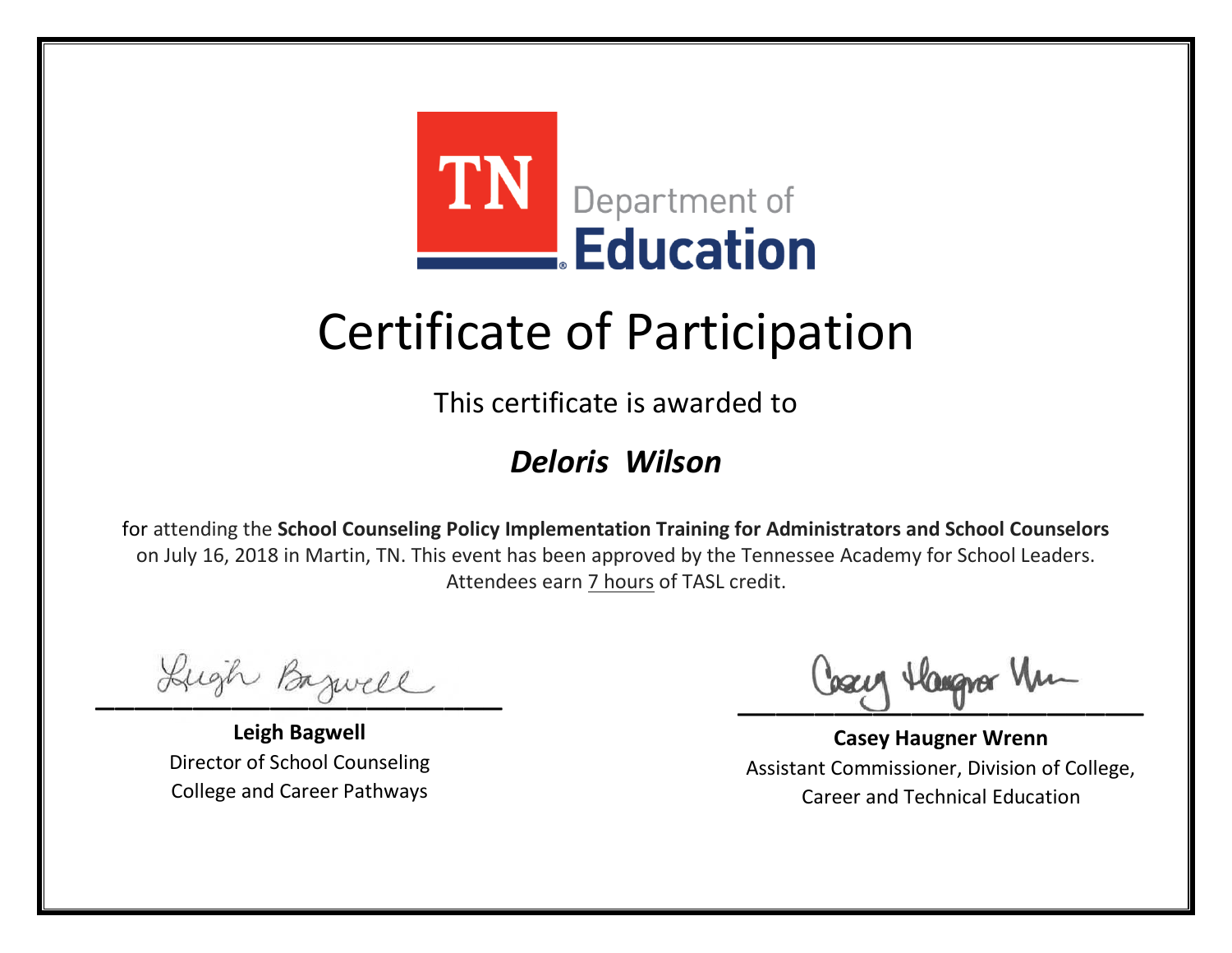TN Department of Education

# Certificate of Participation

This certificate is awarded to

***Deloris Wilson***

for attending the **School Counseling Policy Implementation Training for Administrators and School Counselors** on July 16, 2018 in Martin, TN. This event has been approved by the Tennessee Academy for School Leaders. Attendees earn 7 hours of TASL credit.

**Leigh Bagwell**
Director of School Counseling
College and Career Pathways

**Casey Haugner Wrenn**
Assistant Commissioner, Division of College, Career and Technical Education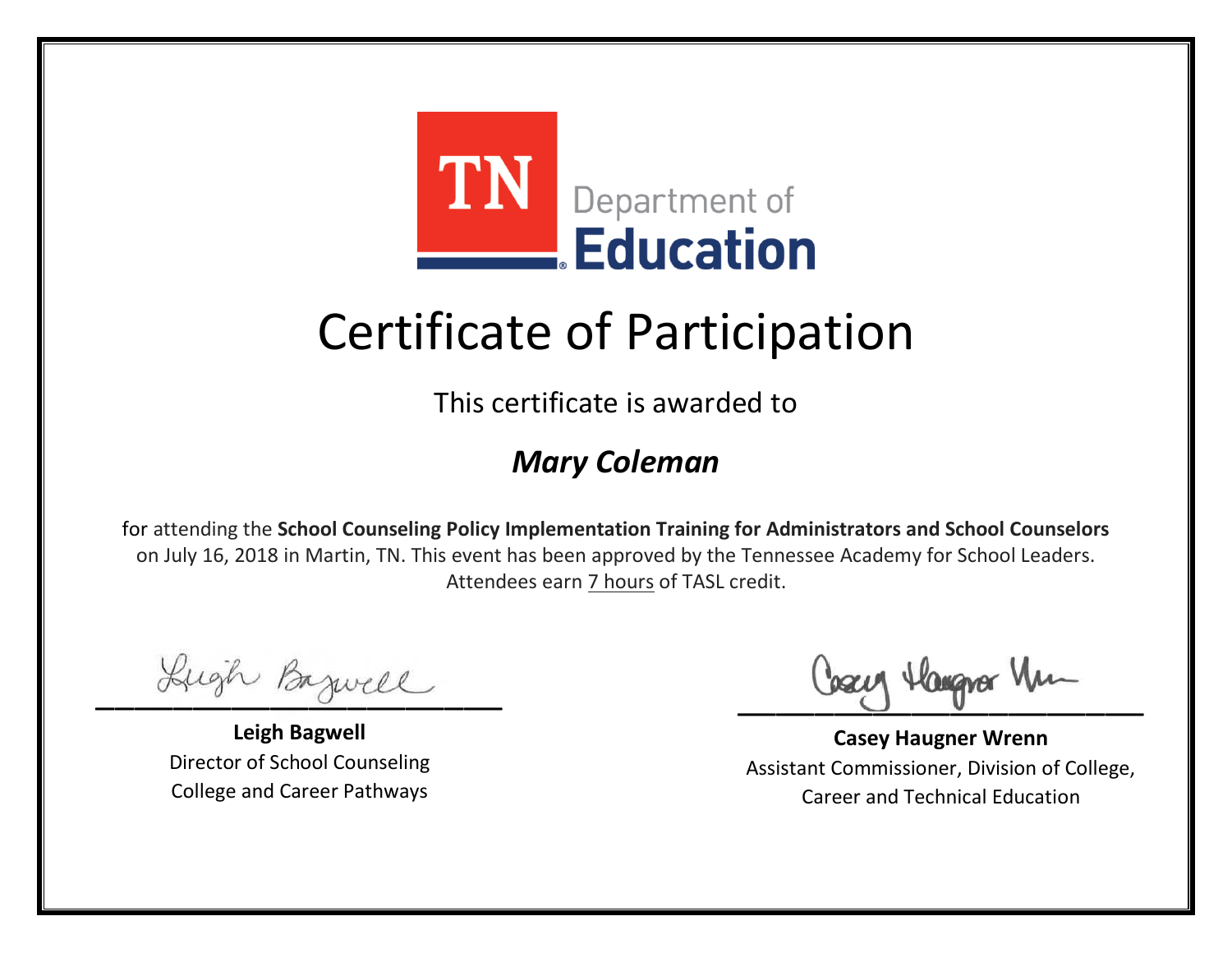TN Department of Education

# Certificate of Participation

This certificate is awarded to

***Mary Coleman***

for attending the **School Counseling Policy Implementation Training for Administrators and School Counselors** on July 16, 2018 in Martin, TN. This event has been approved by the Tennessee Academy for School Leaders. Attendees earn 7 hours of TASL credit.

**Leigh Bagwell**
Director of School Counseling
College and Career Pathways

**Casey Haugner Wrenn**
Assistant Commissioner, Division of College, Career and Technical Education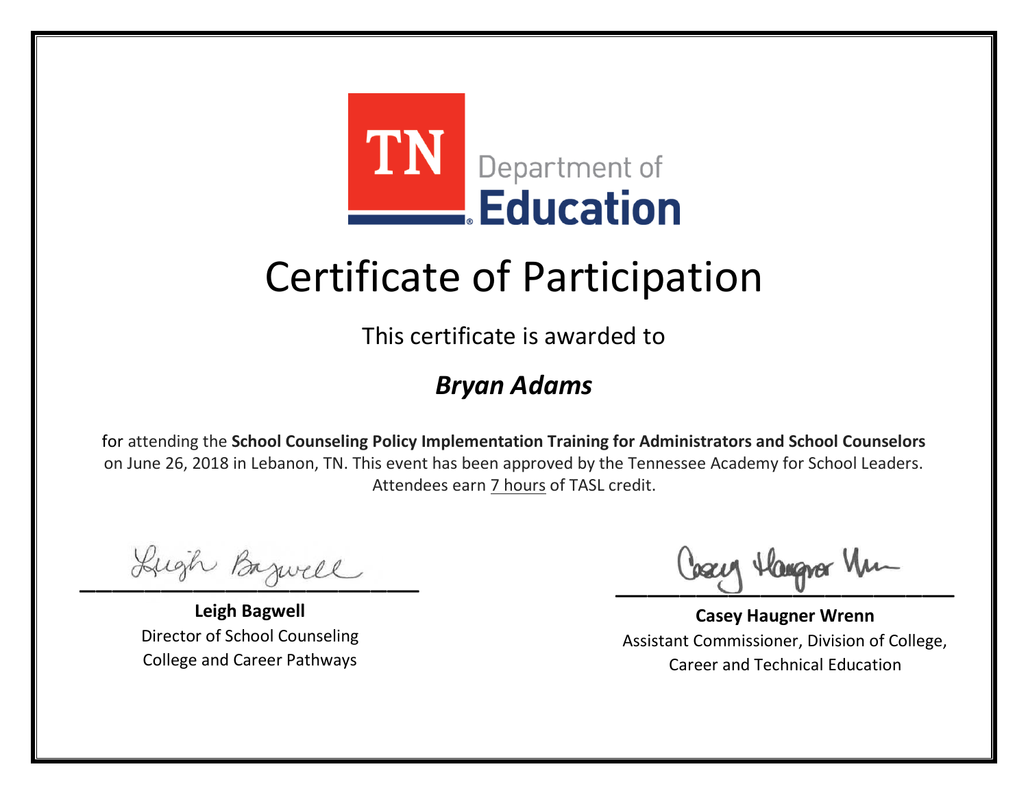TN Department of Education

# Certificate of Participation

This certificate is awarded to

## *Bryan Adams*

for attending the **School Counseling Policy Implementation Training for Administrators and School Counselors** on June 26, 2018 in Lebanon, TN. This event has been approved by the Tennessee Academy for School Leaders. Attendees earn 7 hours of TASL credit.

**Leigh Bagwell**
Director of School Counseling
College and Career Pathways

**Casey Haugner Wrenn**
Assistant Commissioner, Division of College, Career and Technical Education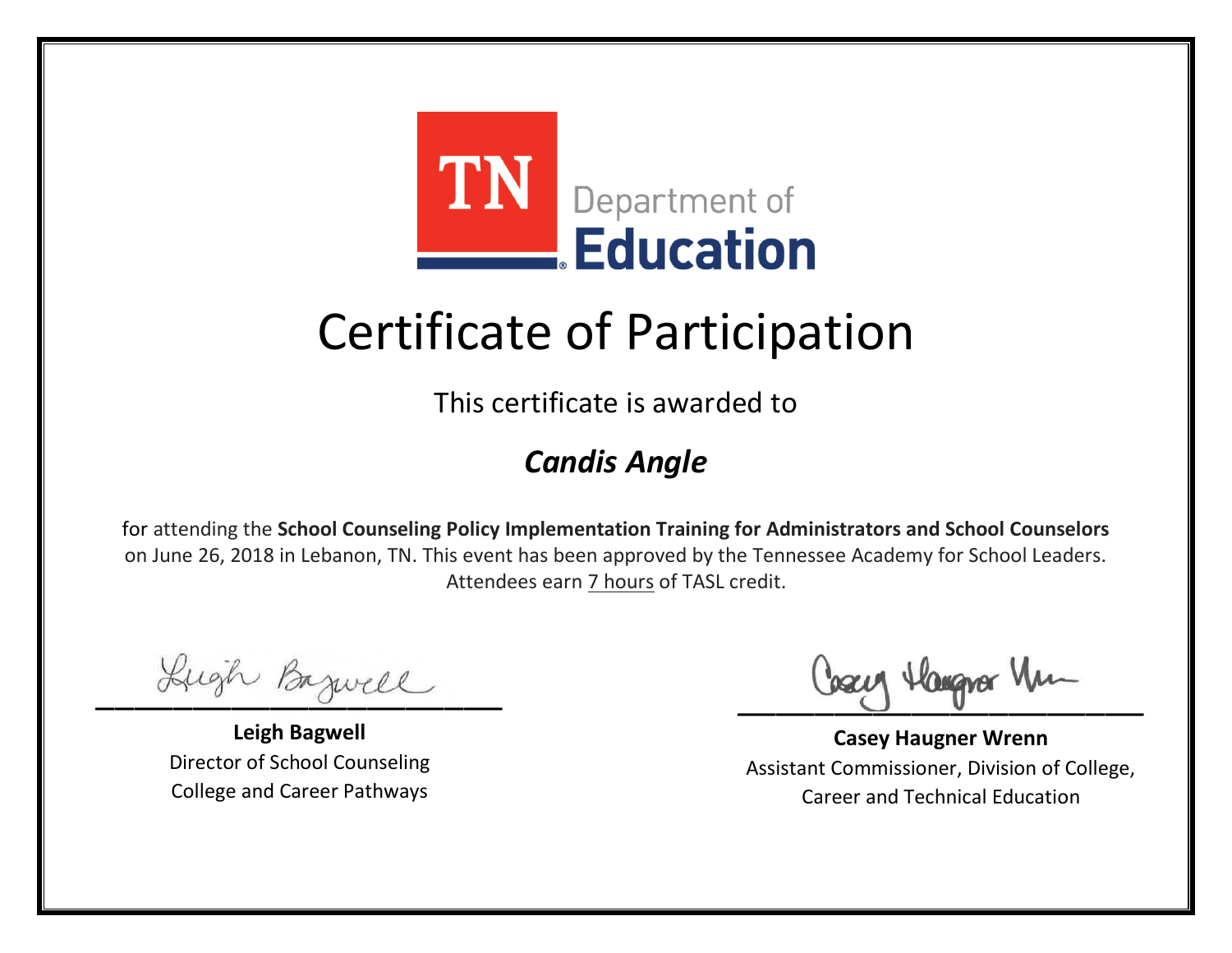TN Department of Education

# Certificate of Participation

This certificate is awarded to

## *Candis Angle*

for attending the **School Counseling Policy Implementation Training for Administrators and School Counselors** on June 26, 2018 in Lebanon, TN. This event has been approved by the Tennessee Academy for School Leaders. Attendees earn 7 hours of TASL credit.

**Leigh Bagwell**
Director of School Counseling
College and Career Pathways

**Casey Haugner Wrenn**
Assistant Commissioner, Division of College, Career and Technical Education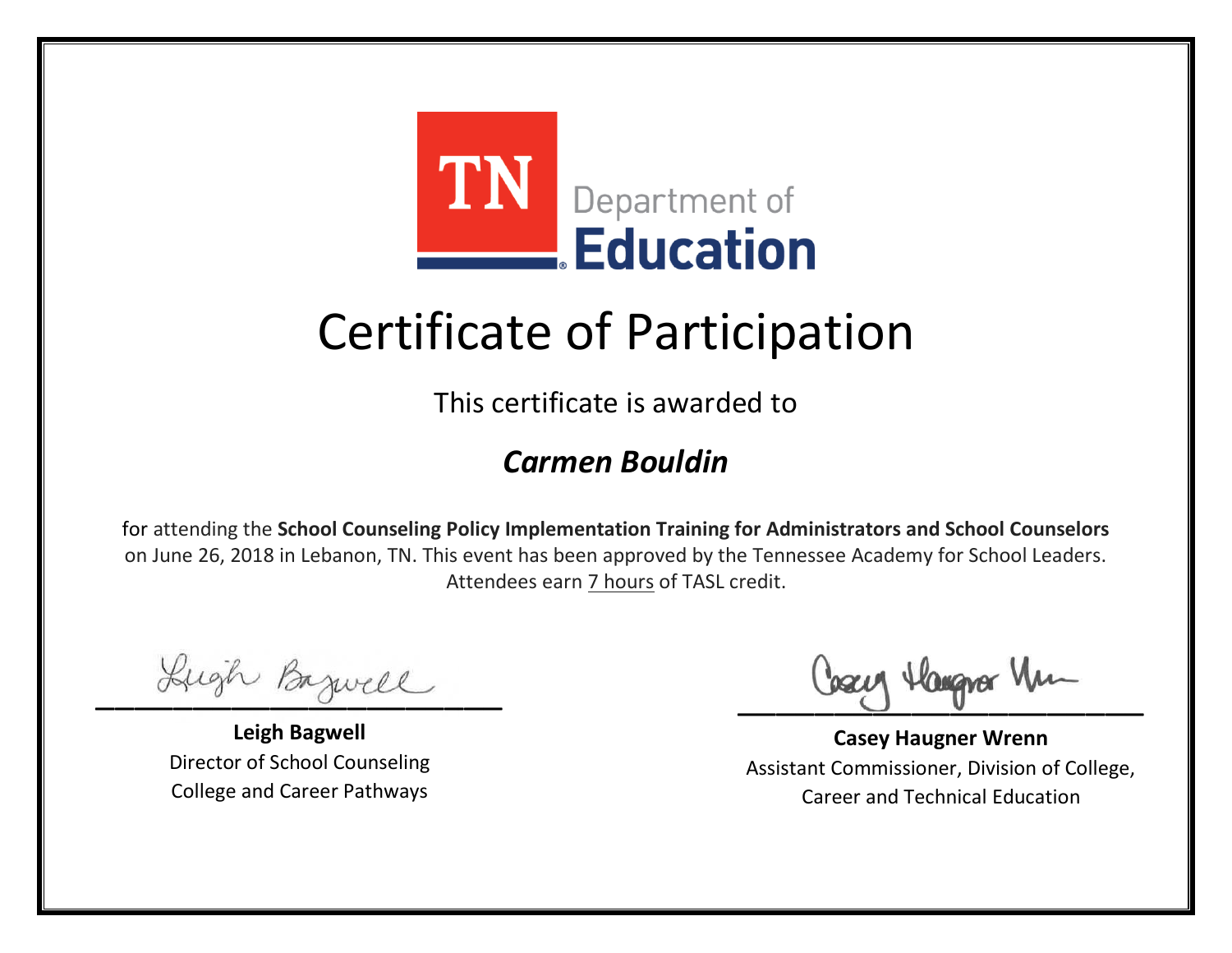TN Department of Education

# Certificate of Participation

This certificate is awarded to

***Carmen Bouldin***

for attending the **School Counseling Policy Implementation Training for Administrators and School Counselors** on June 26, 2018 in Lebanon, TN. This event has been approved by the Tennessee Academy for School Leaders. Attendees earn 7 hours of TASL credit.

**Leigh Bagwell**
Director of School Counseling
College and Career Pathways

**Casey Haugner Wrenn**
Assistant Commissioner, Division of College, Career and Technical Education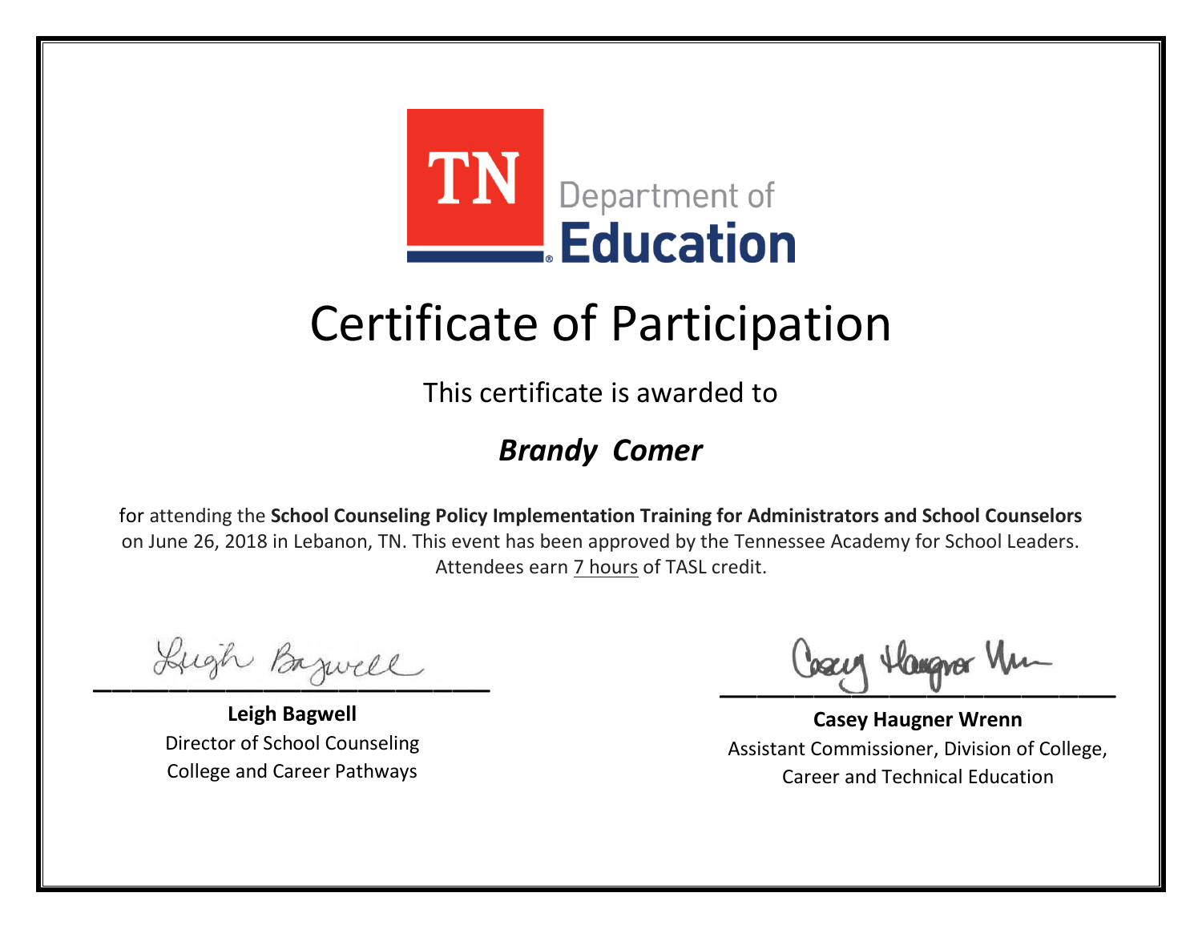TN Department of Education

# Certificate of Participation

This certificate is awarded to

***Brandy Comer***

for attending the **School Counseling Policy Implementation Training for Administrators and School Counselors** on June 26, 2018 in Lebanon, TN. This event has been approved by the Tennessee Academy for School Leaders. Attendees earn 7 hours of TASL credit.

**Leigh Bagwell**
Director of School Counseling
College and Career Pathways

**Casey Haugner Wrenn**
Assistant Commissioner, Division of College, Career and Technical Education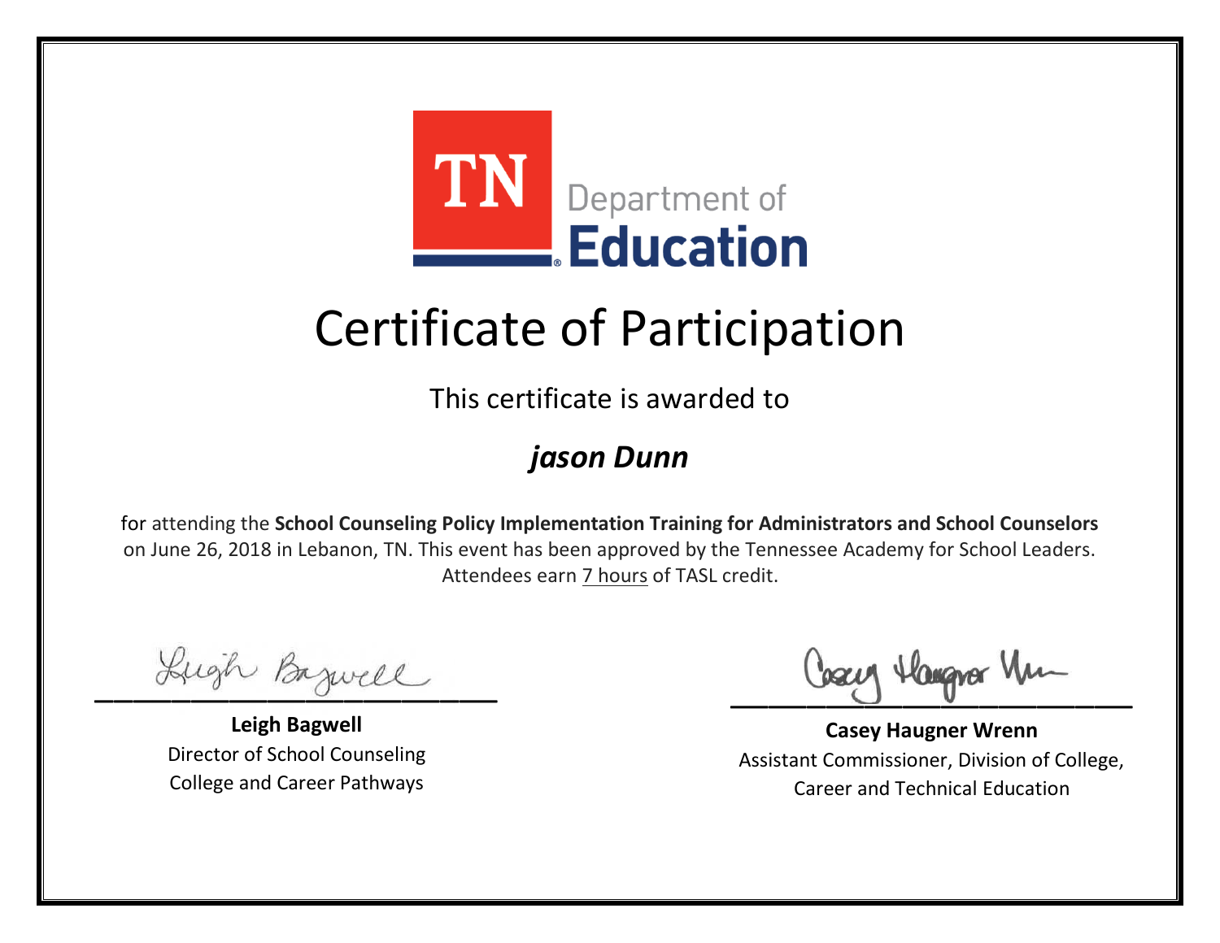TN Department of Education

# Certificate of Participation

This certificate is awarded to

***jason Dunn***

for attending the **School Counseling Policy Implementation Training for Administrators and School Counselors** on June 26, 2018 in Lebanon, TN. This event has been approved by the Tennessee Academy for School Leaders. Attendees earn 7 hours of TASL credit.

**Leigh Bagwell**
Director of School Counseling
College and Career Pathways

**Casey Haugner Wrenn**
Assistant Commissioner, Division of College, Career and Technical Education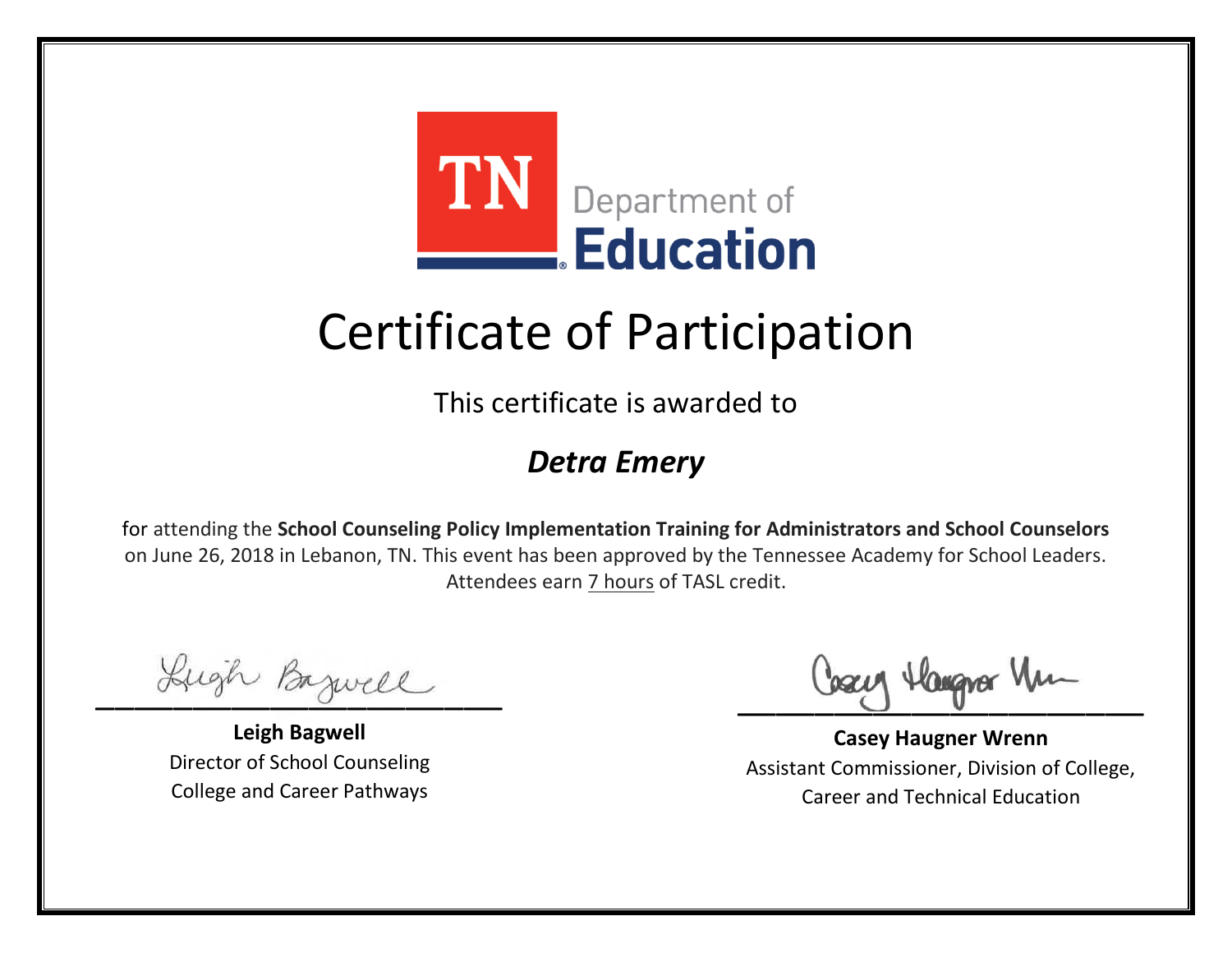TN Department of Education

# Certificate of Participation

This certificate is awarded to

***Detra Emery***

for attending the **School Counseling Policy Implementation Training for Administrators and School Counselors** on June 26, 2018 in Lebanon, TN. This event has been approved by the Tennessee Academy for School Leaders. Attendees earn 7 hours of TASL credit.

**Leigh Bagwell**
Director of School Counseling
College and Career Pathways

**Casey Haugner Wrenn**
Assistant Commissioner, Division of College, Career and Technical Education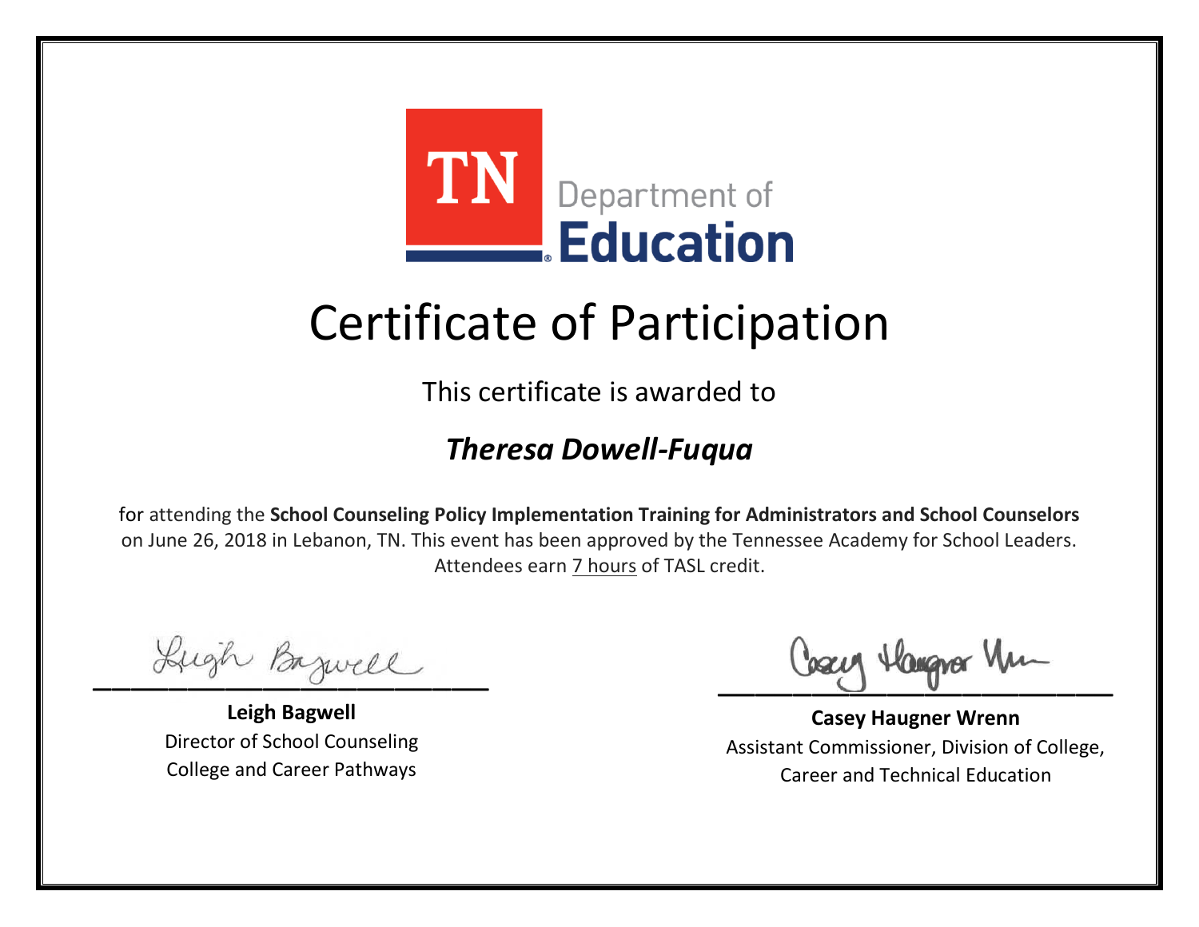TN Department of Education

# Certificate of Participation

This certificate is awarded to

***Theresa Dowell-Fuqua***

for attending the **School Counseling Policy Implementation Training for Administrators and School Counselors** on June 26, 2018 in Lebanon, TN. This event has been approved by the Tennessee Academy for School Leaders. Attendees earn 7 hours of TASL credit.

**Leigh Bagwell**
Director of School Counseling
College and Career Pathways

**Casey Haugner Wrenn**
Assistant Commissioner, Division of College, Career and Technical Education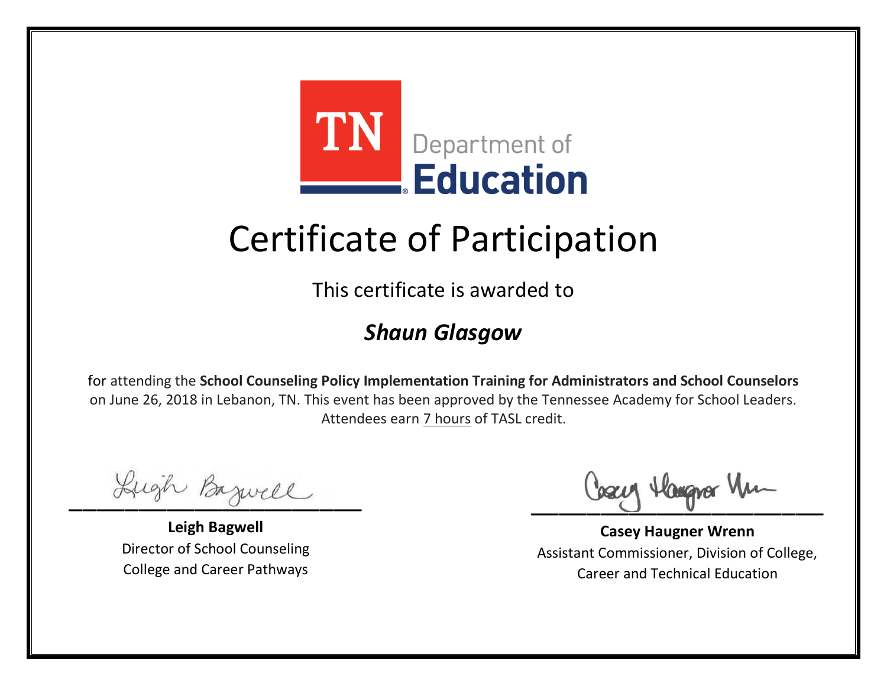TN Department of Education

# Certificate of Participation

This certificate is awarded to

***Shaun Glasgow***

for attending the **School Counseling Policy Implementation Training for Administrators and School Counselors** on June 26, 2018 in Lebanon, TN. This event has been approved by the Tennessee Academy for School Leaders. Attendees earn 7 hours of TASL credit.

**Leigh Bagwell**
Director of School Counseling
College and Career Pathways

**Casey Haugner Wrenn**
Assistant Commissioner, Division of College, Career and Technical Education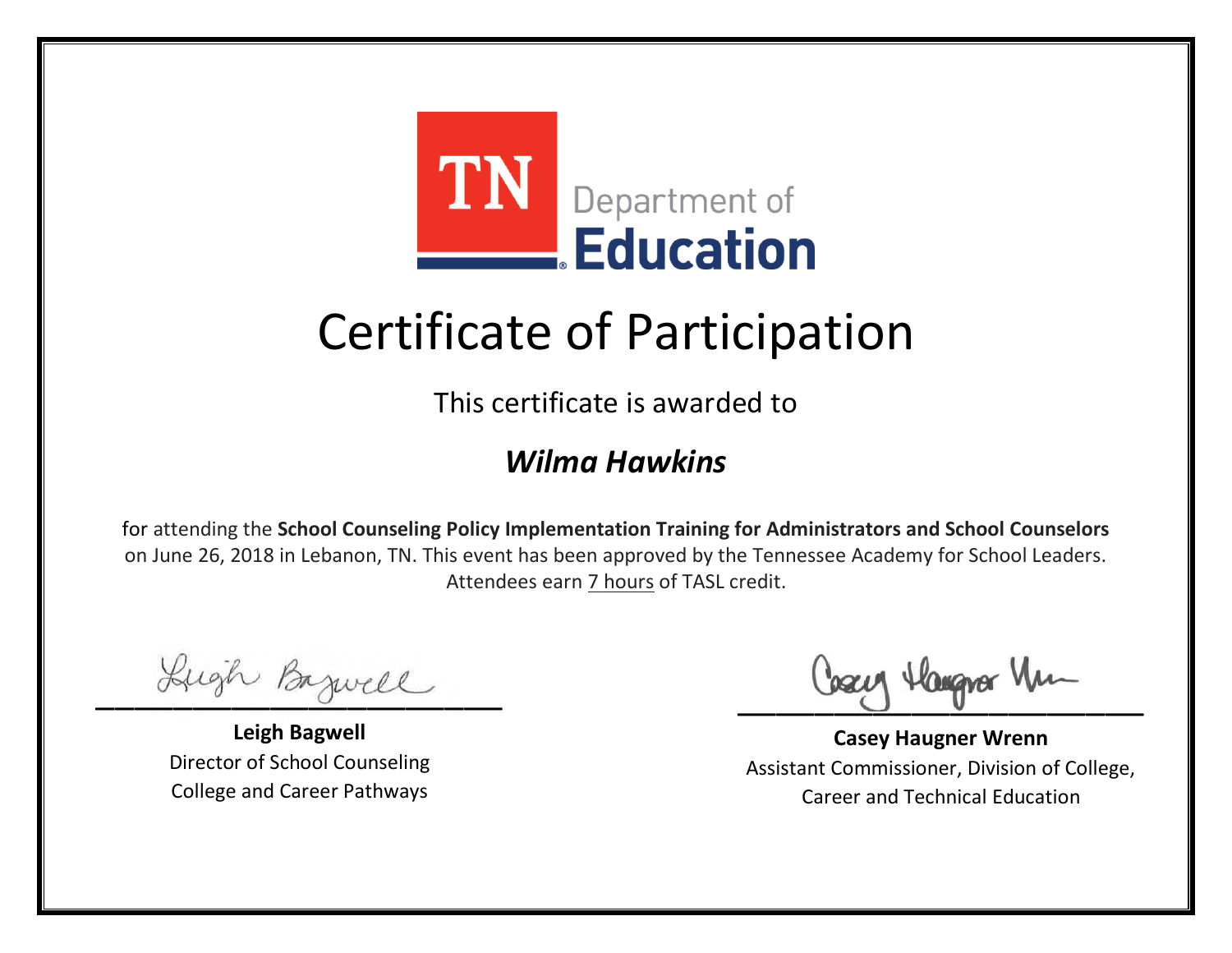TN Department of **Education**

# Certificate of Participation

This certificate is awarded to

## *Wilma Hawkins*

for attending the **School Counseling Policy Implementation Training for Administrators and School Counselors** on June 26, 2018 in Lebanon, TN. This event has been approved by the Tennessee Academy for School Leaders. Attendees earn 7 hours of TASL credit.

**Leigh Bagwell**
Director of School Counseling
College and Career Pathways

**Casey Haugner Wrenn**
Assistant Commissioner, Division of College, Career and Technical Education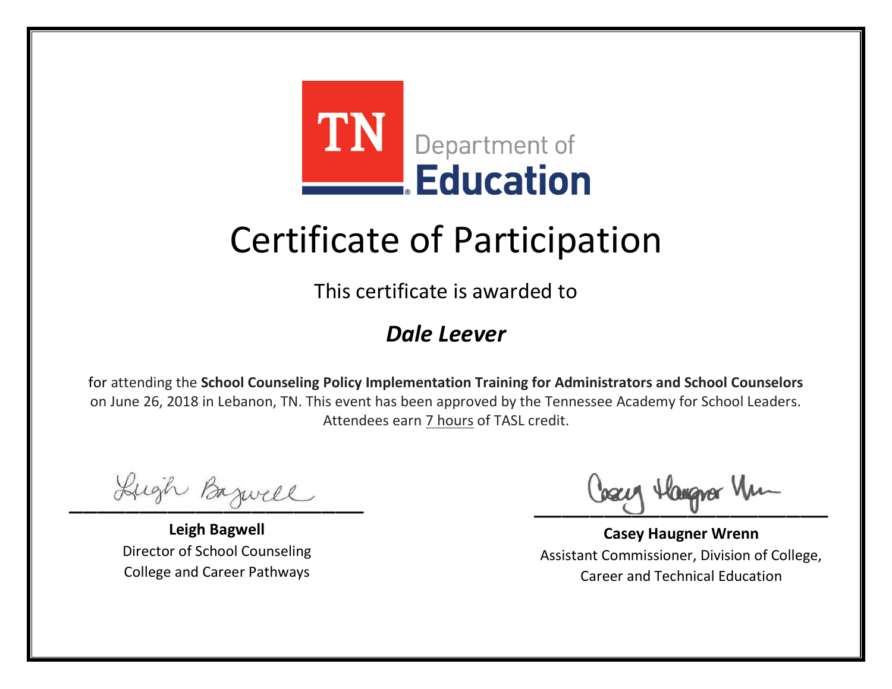TN Department of **Education**

# Certificate of Participation

This certificate is awarded to

***Dale Leever***

for attending the **School Counseling Policy Implementation Training for Administrators and School Counselors** on June 26, 2018 in Lebanon, TN. This event has been approved by the Tennessee Academy for School Leaders. Attendees earn 7 hours of TASL credit.

**Leigh Bagwell**
Director of School Counseling
College and Career Pathways

**Casey Haugner Wrenn**
Assistant Commissioner, Division of College, Career and Technical Education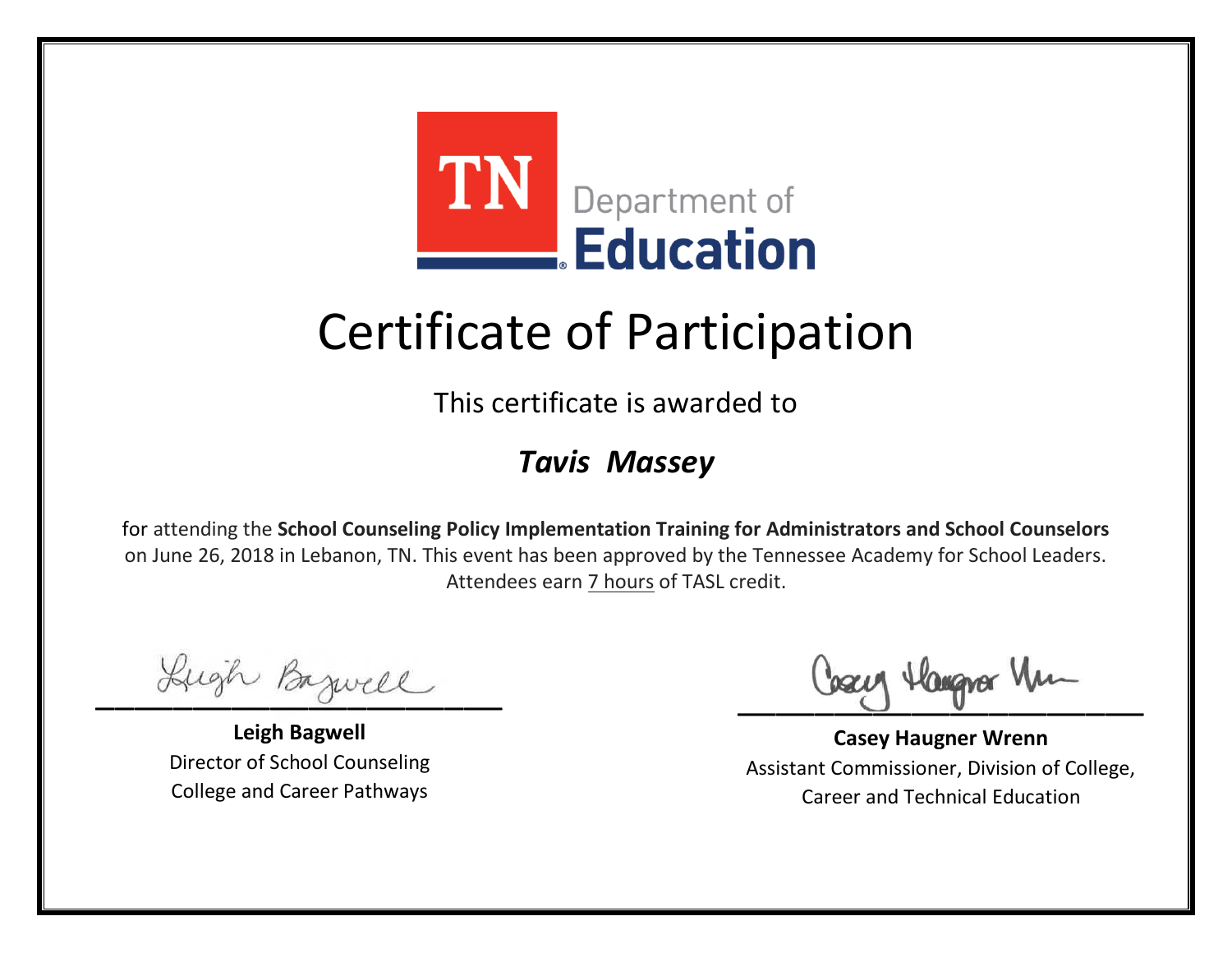TN Department of Education

# Certificate of Participation

This certificate is awarded to

***Tavis Massey***

for attending the **School Counseling Policy Implementation Training for Administrators and School Counselors** on June 26, 2018 in Lebanon, TN. This event has been approved by the Tennessee Academy for School Leaders. Attendees earn 7 hours of TASL credit.

**Leigh Bagwell**
Director of School Counseling
College and Career Pathways

**Casey Haugner Wrenn**
Assistant Commissioner, Division of College, Career and Technical Education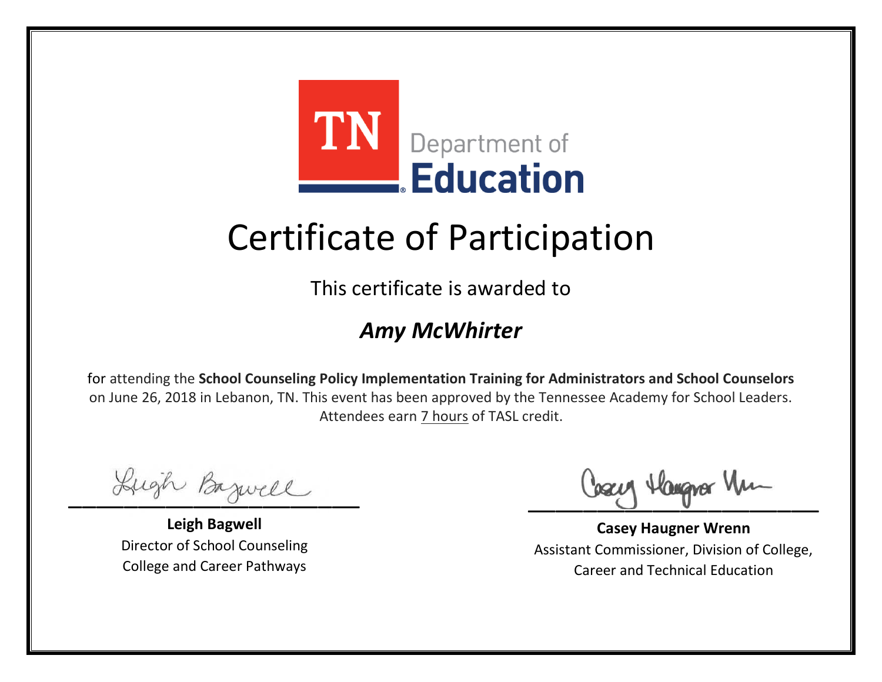TN Department of **Education**

# Certificate of Participation

This certificate is awarded to

***Amy McWhirter***

for attending the **School Counseling Policy Implementation Training for Administrators and School Counselors** on June 26, 2018 in Lebanon, TN. This event has been approved by the Tennessee Academy for School Leaders. Attendees earn 7 hours of TASL credit.

**Leigh Bagwell**
Director of School Counseling
College and Career Pathways

**Casey Haugner Wrenn**
Assistant Commissioner, Division of College, Career and Technical Education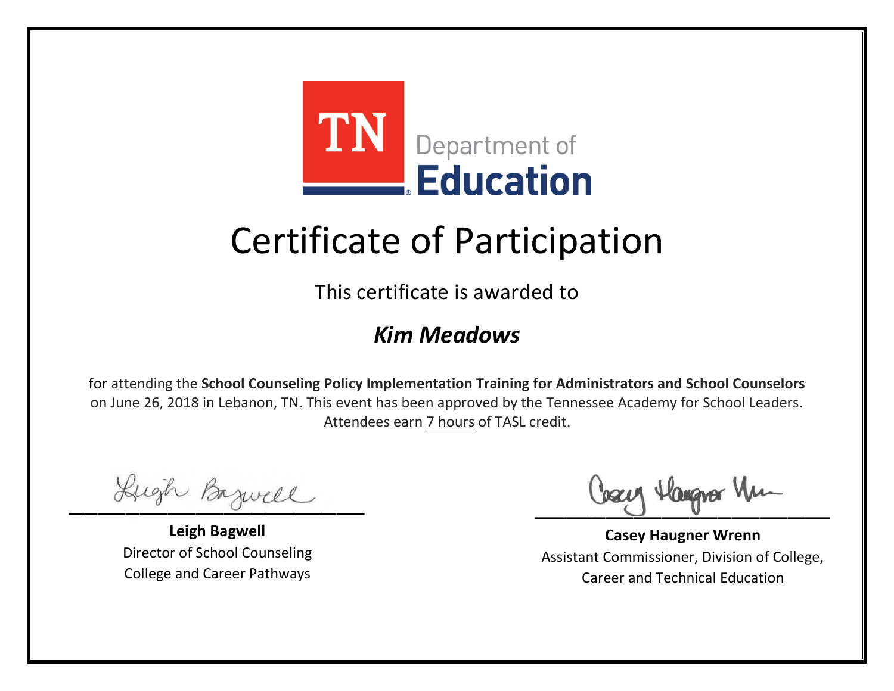TN Department of Education

# Certificate of Participation

This certificate is awarded to

***Kim Meadows***

for attending the **School Counseling Policy Implementation Training for Administrators and School Counselors** on June 26, 2018 in Lebanon, TN. This event has been approved by the Tennessee Academy for School Leaders. Attendees earn 7 hours of TASL credit.

**Leigh Bagwell**
Director of School Counseling
College and Career Pathways

**Casey Haugner Wrenn**
Assistant Commissioner, Division of College, Career and Technical Education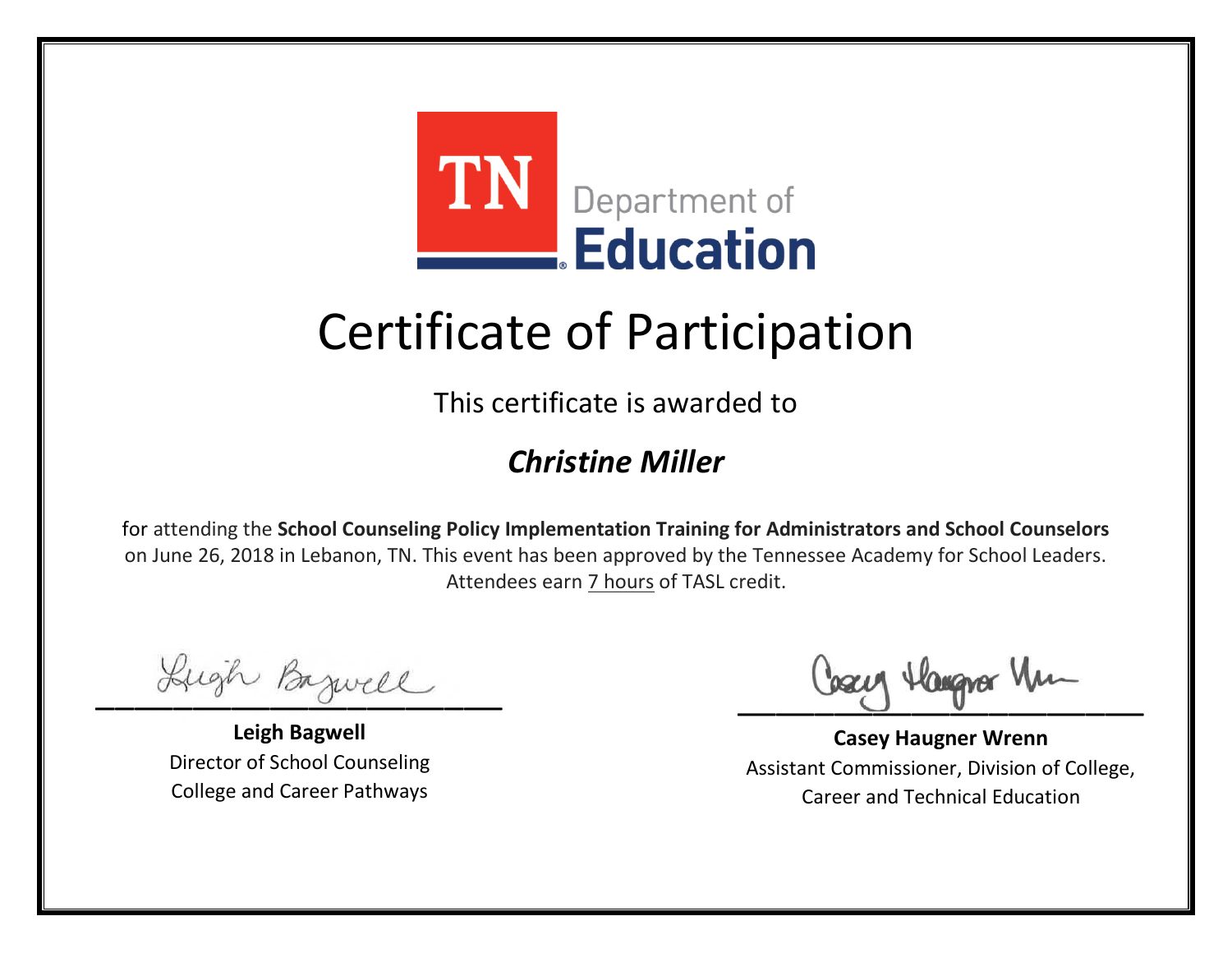TN Department of Education

# Certificate of Participation

This certificate is awarded to

## *Christine Miller*

for attending the **School Counseling Policy Implementation Training for Administrators and School Counselors** on June 26, 2018 in Lebanon, TN. This event has been approved by the Tennessee Academy for School Leaders. Attendees earn 7 hours of TASL credit.

**Leigh Bagwell**
Director of School Counseling
College and Career Pathways

**Casey Haugner Wrenn**
Assistant Commissioner, Division of College, Career and Technical Education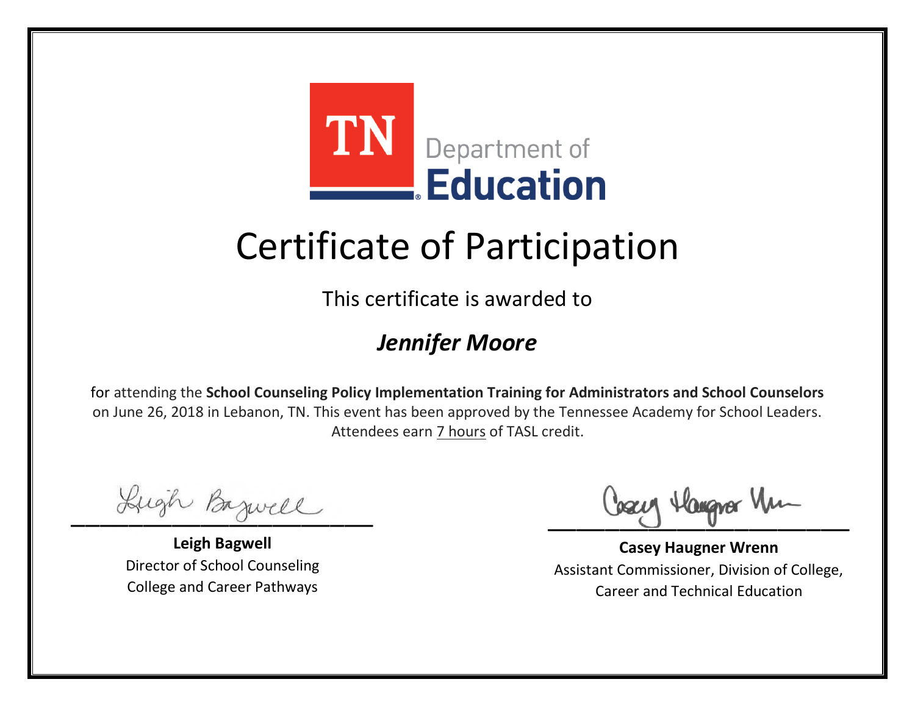TN Department of Education

# Certificate of Participation

This certificate is awarded to

***Jennifer Moore***

for attending the **School Counseling Policy Implementation Training for Administrators and School Counselors** on June 26, 2018 in Lebanon, TN. This event has been approved by the Tennessee Academy for School Leaders. Attendees earn 7 hours of TASL credit.

**Leigh Bagwell**
Director of School Counseling
College and Career Pathways

**Casey Haugner Wrenn**
Assistant Commissioner, Division of College, Career and Technical Education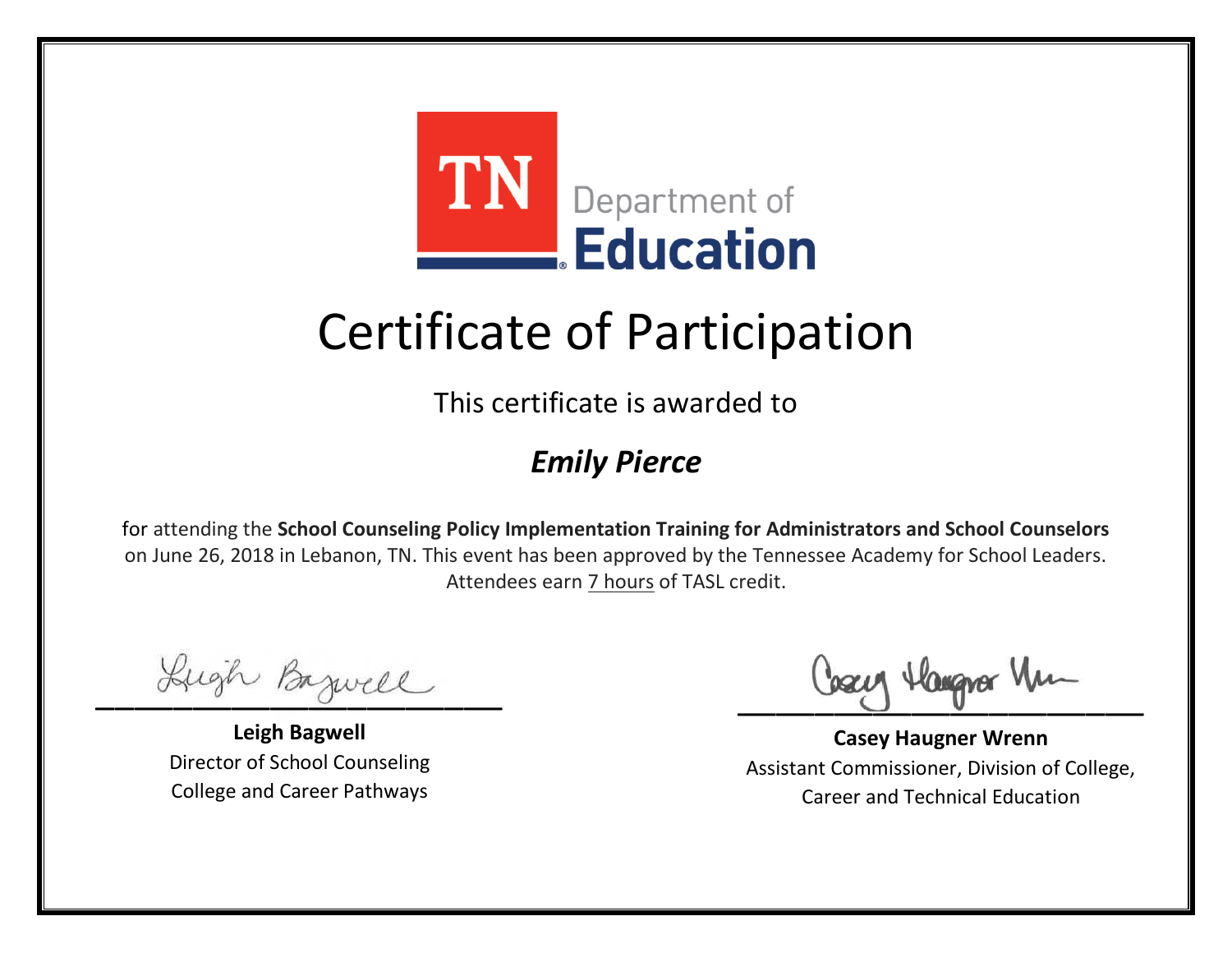TN Department of Education

# Certificate of Participation

This certificate is awarded to

***Emily Pierce***

for attending the **School Counseling Policy Implementation Training for Administrators and School Counselors** on June 26, 2018 in Lebanon, TN. This event has been approved by the Tennessee Academy for School Leaders. Attendees earn 7 hours of TASL credit.

**Leigh Bagwell**
Director of School Counseling
College and Career Pathways

**Casey Haugner Wrenn**
Assistant Commissioner, Division of College, Career and Technical Education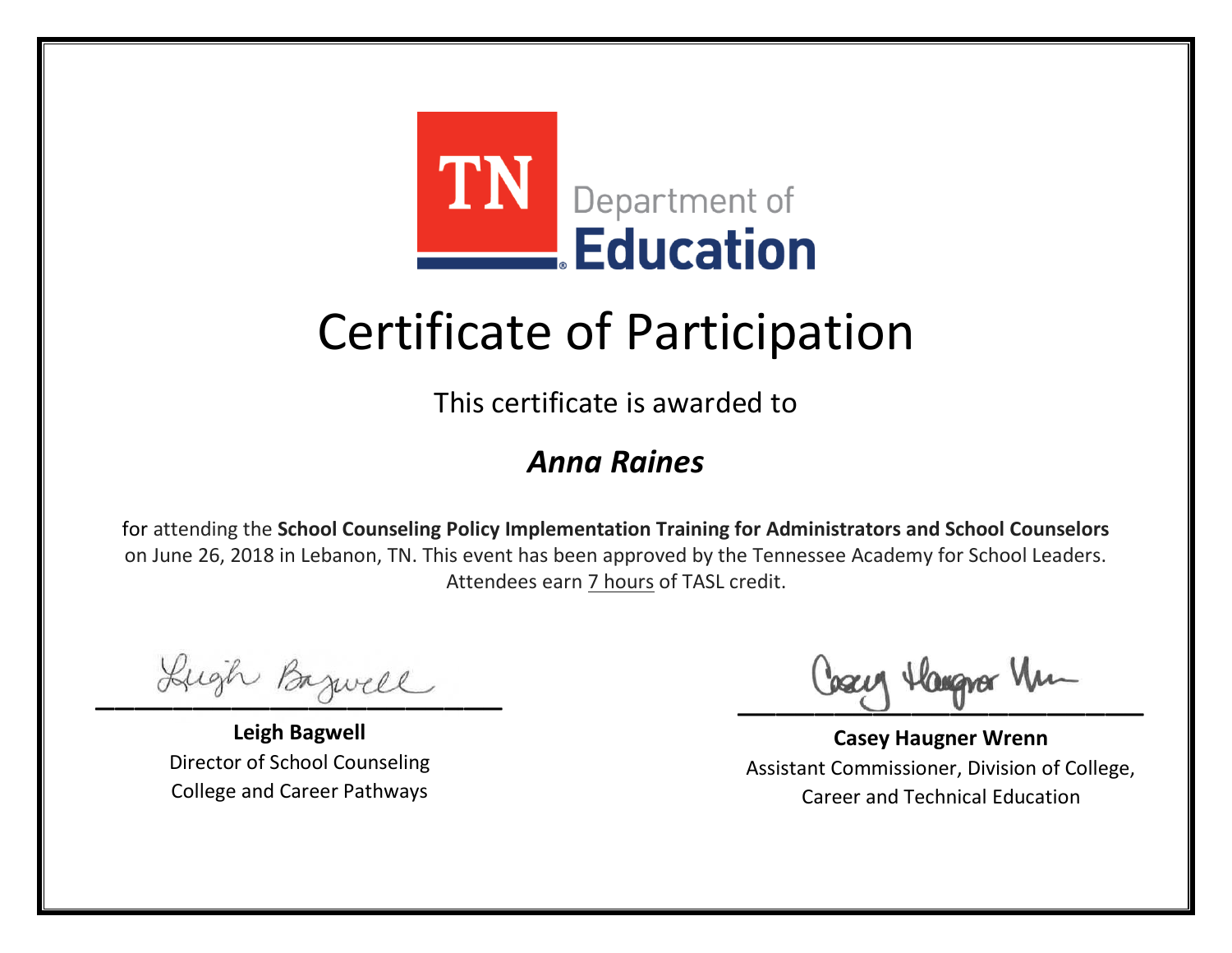TN Department of Education

# Certificate of Participation

This certificate is awarded to

***Anna Raines***

for attending the **School Counseling Policy Implementation Training for Administrators and School Counselors** on June 26, 2018 in Lebanon, TN. This event has been approved by the Tennessee Academy for School Leaders. Attendees earn 7 hours of TASL credit.

**Leigh Bagwell**
Director of School Counseling
College and Career Pathways

**Casey Haugner Wrenn**
Assistant Commissioner, Division of College, Career and Technical Education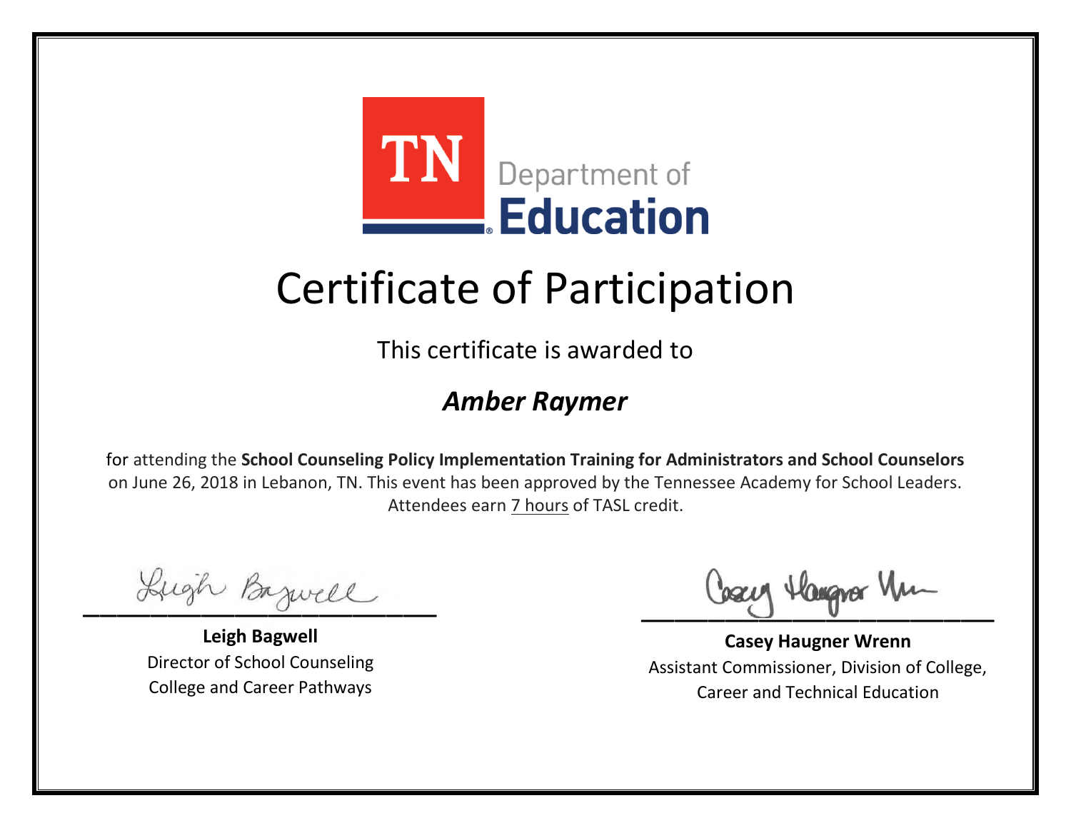TN Department of Education

# Certificate of Participation

This certificate is awarded to

***Amber Raymer***

for attending the **School Counseling Policy Implementation Training for Administrators and School Counselors** on June 26, 2018 in Lebanon, TN. This event has been approved by the Tennessee Academy for School Leaders. Attendees earn 7 hours of TASL credit.

**Leigh Bagwell**
Director of School Counseling
College and Career Pathways

**Casey Haugner Wrenn**
Assistant Commissioner, Division of College, Career and Technical Education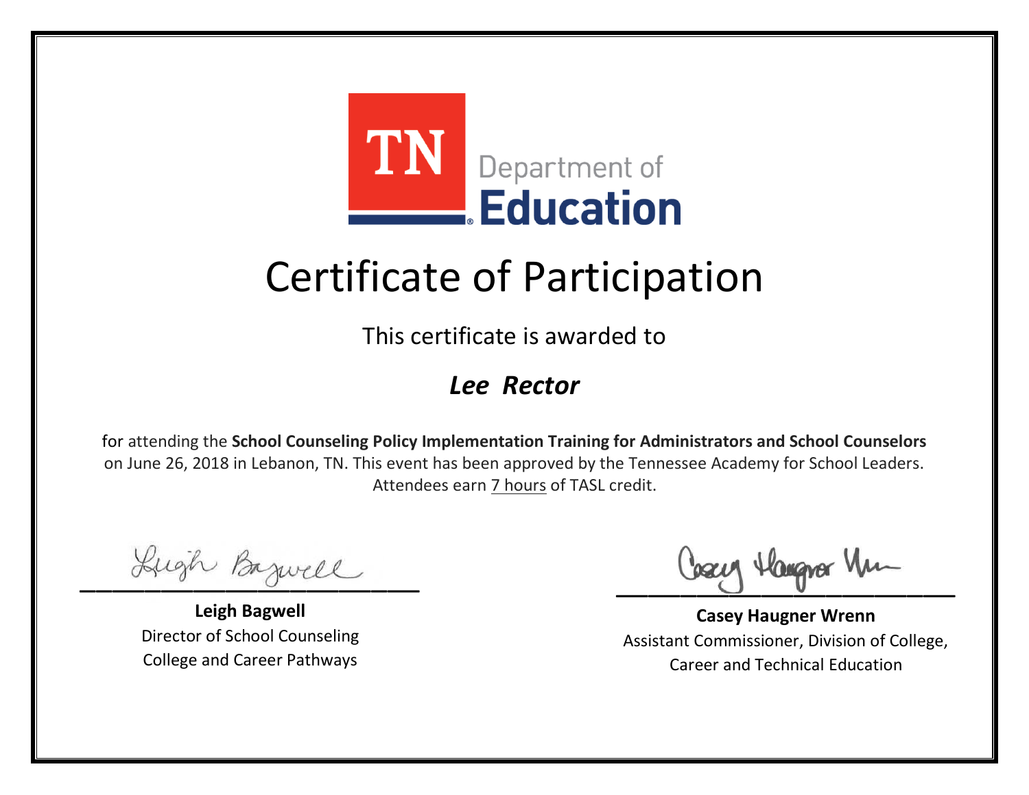TN Department of Education

# Certificate of Participation

This certificate is awarded to

***Lee Rector***

for attending the **School Counseling Policy Implementation Training for Administrators and School Counselors** on June 26, 2018 in Lebanon, TN. This event has been approved by the Tennessee Academy for School Leaders. Attendees earn 7 hours of TASL credit.

**Leigh Bagwell**
Director of School Counseling
College and Career Pathways

**Casey Haugner Wrenn**
Assistant Commissioner, Division of College, Career and Technical Education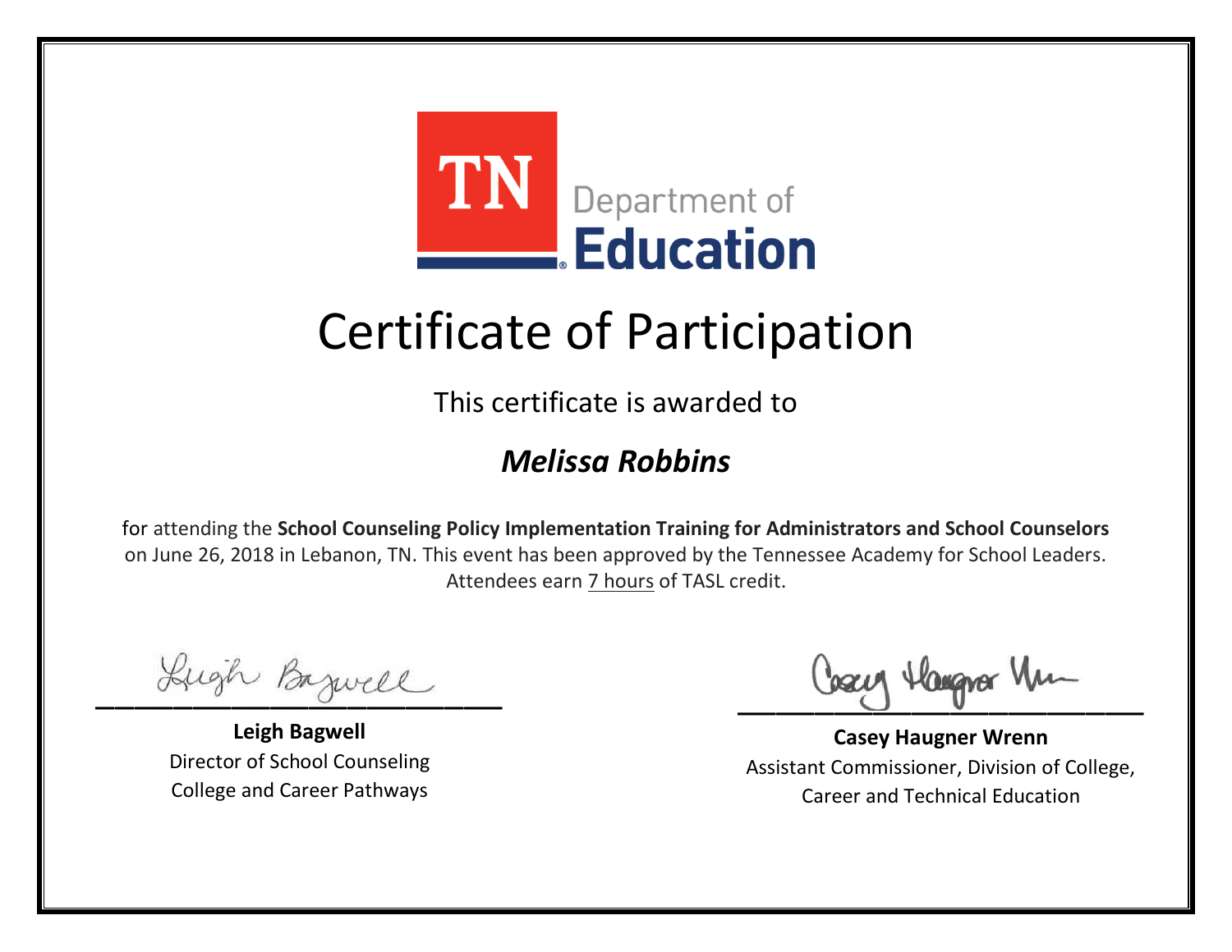TN Department of Education

# Certificate of Participation

This certificate is awarded to

***Melissa Robbins***

for attending the **School Counseling Policy Implementation Training for Administrators and School Counselors** on June 26, 2018 in Lebanon, TN. This event has been approved by the Tennessee Academy for School Leaders. Attendees earn 7 hours of TASL credit.

**Leigh Bagwell**
Director of School Counseling
College and Career Pathways

**Casey Haugner Wrenn**
Assistant Commissioner, Division of College, Career and Technical Education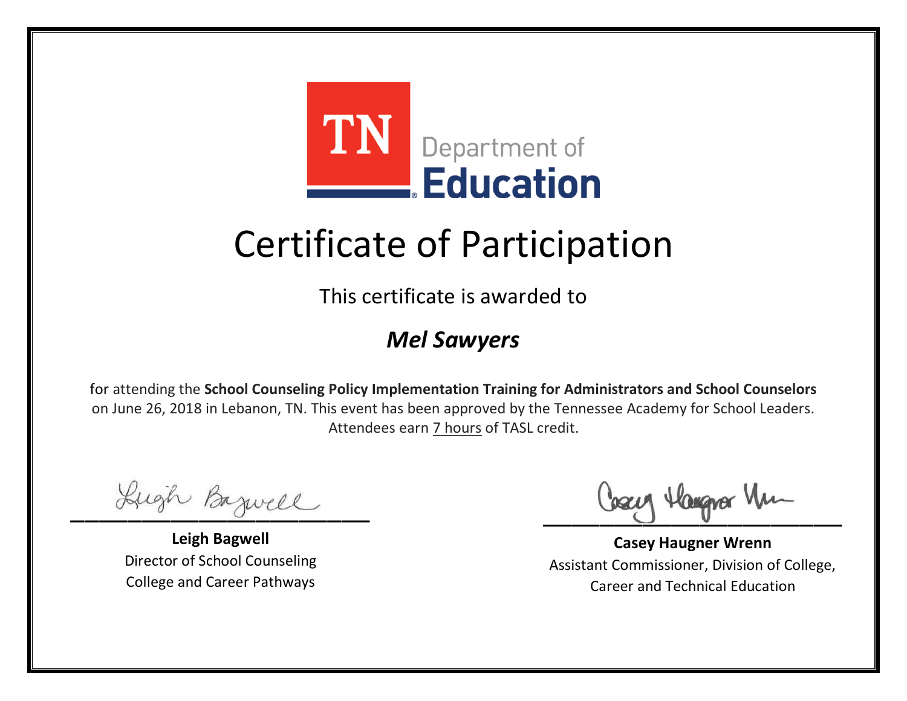TN Department of Education

# Certificate of Participation

This certificate is awarded to

***Mel Sawyers***

for attending the **School Counseling Policy Implementation Training for Administrators and School Counselors** on June 26, 2018 in Lebanon, TN. This event has been approved by the Tennessee Academy for School Leaders. Attendees earn 7 hours of TASL credit.

**Leigh Bagwell**
Director of School Counseling
College and Career Pathways

**Casey Haugner Wrenn**
Assistant Commissioner, Division of College, Career and Technical Education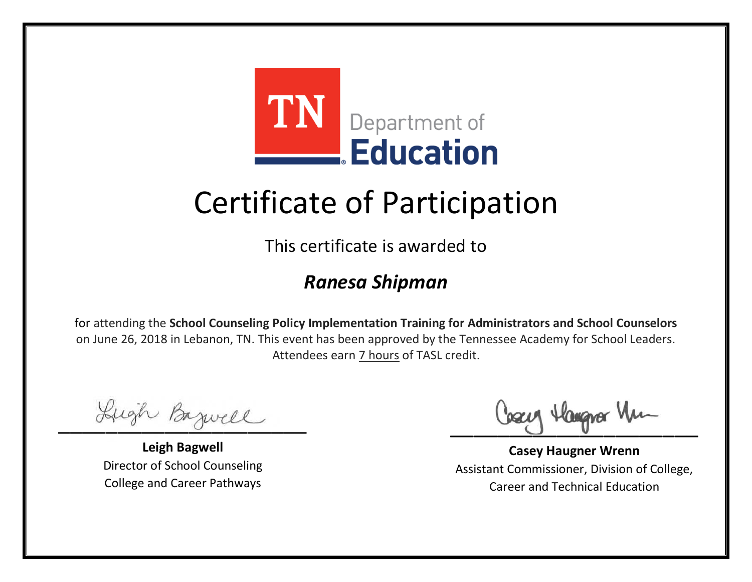TN Department of Education

# Certificate of Participation

This certificate is awarded to

***Ranesa Shipman***

for attending the **School Counseling Policy Implementation Training for Administrators and School Counselors** on June 26, 2018 in Lebanon, TN. This event has been approved by the Tennessee Academy for School Leaders. Attendees earn 7 hours of TASL credit.

**Leigh Bagwell**
Director of School Counseling
College and Career Pathways

**Casey Haugner Wrenn**
Assistant Commissioner, Division of College, Career and Technical Education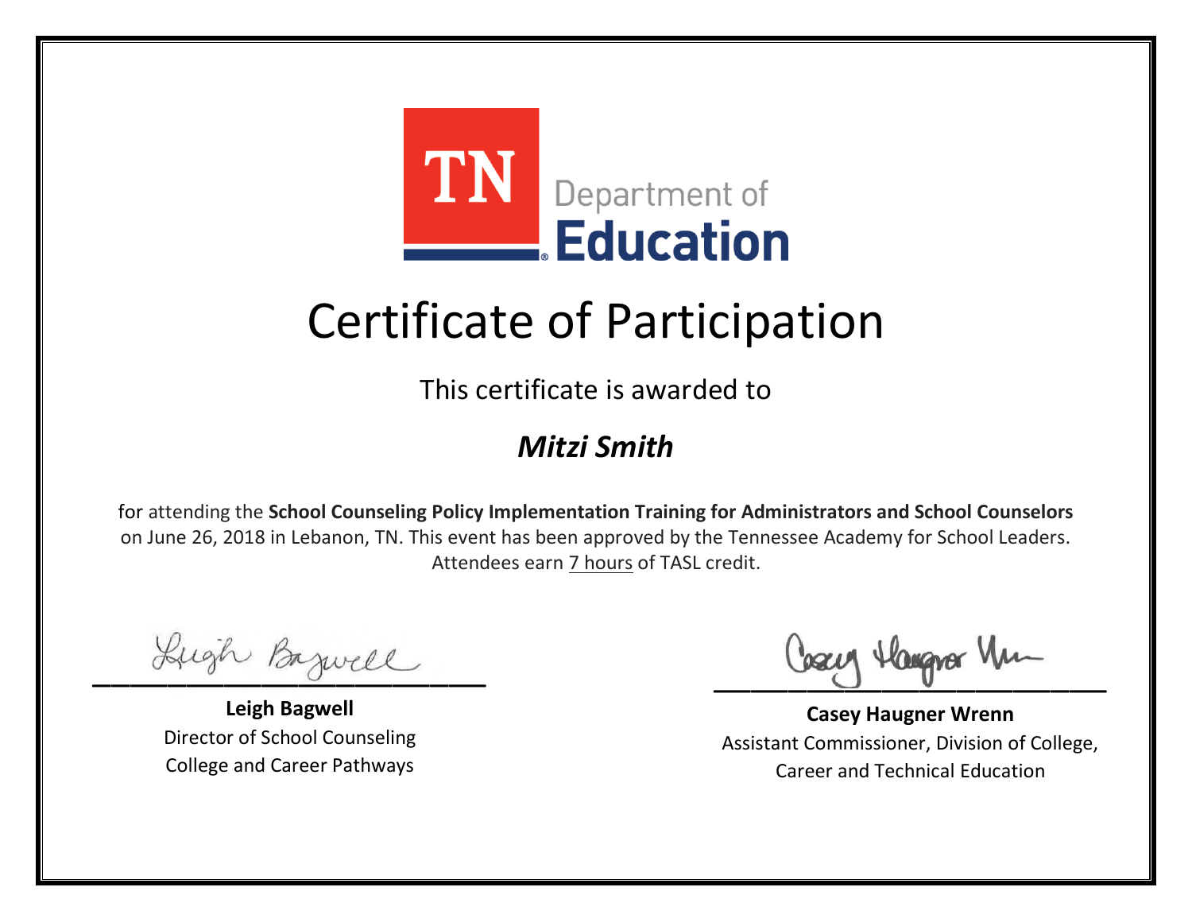TN Department of Education

# Certificate of Participation

This certificate is awarded to

***Mitzi Smith***

for attending the **School Counseling Policy Implementation Training for Administrators and School Counselors** on June 26, 2018 in Lebanon, TN. This event has been approved by the Tennessee Academy for School Leaders. Attendees earn 7 hours of TASL credit.

**Leigh Bagwell**
Director of School Counseling
College and Career Pathways

**Casey Haugner Wrenn**
Assistant Commissioner, Division of College, Career and Technical Education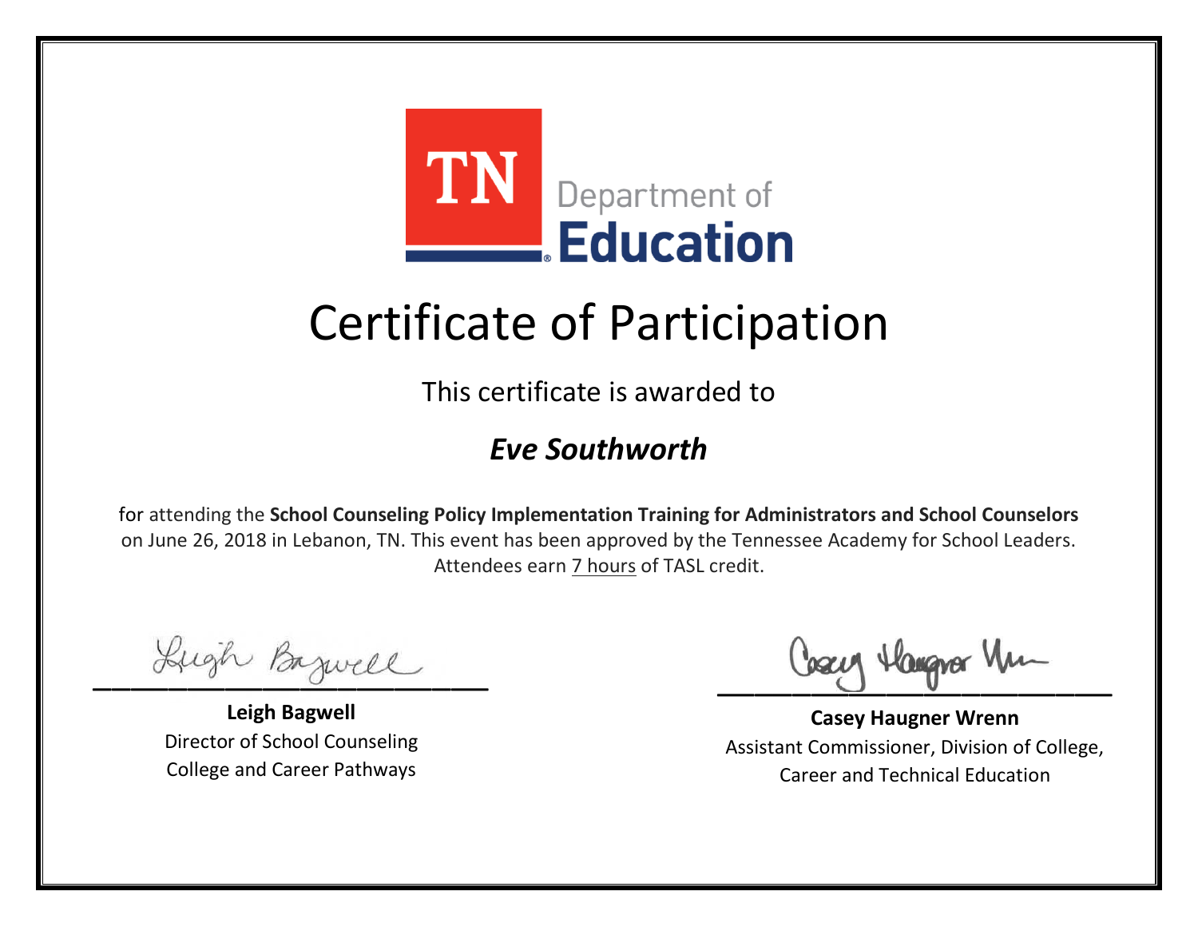TN Department of Education

# Certificate of Participation

This certificate is awarded to

***Eve Southworth***

for attending the **School Counseling Policy Implementation Training for Administrators and School Counselors** on June 26, 2018 in Lebanon, TN. This event has been approved by the Tennessee Academy for School Leaders. Attendees earn 7 hours of TASL credit.

**Leigh Bagwell**
Director of School Counseling
College and Career Pathways

**Casey Haugner Wrenn**
Assistant Commissioner, Division of College, Career and Technical Education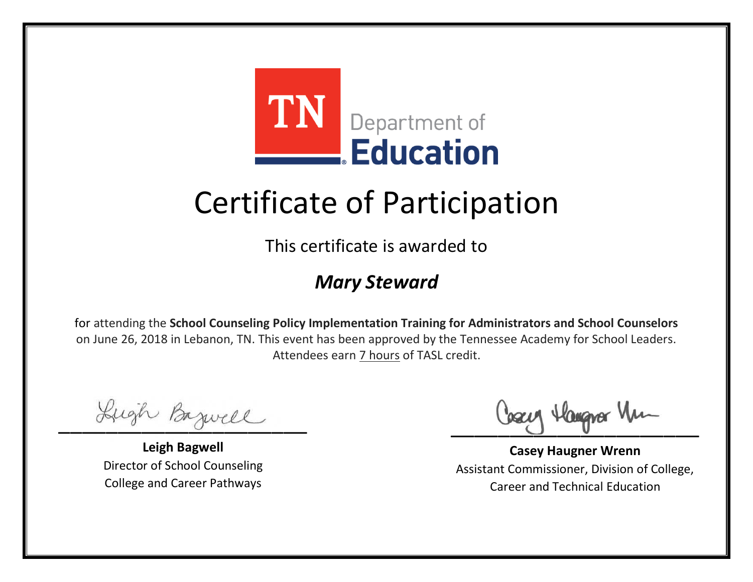TN Department of Education

# Certificate of Participation

This certificate is awarded to

***Mary Steward***

for attending the **School Counseling Policy Implementation Training for Administrators and School Counselors** on June 26, 2018 in Lebanon, TN. This event has been approved by the Tennessee Academy for School Leaders. Attendees earn 7 hours of TASL credit.

**Leigh Bagwell**
Director of School Counseling
College and Career Pathways

**Casey Haugner Wrenn**
Assistant Commissioner, Division of College, Career and Technical Education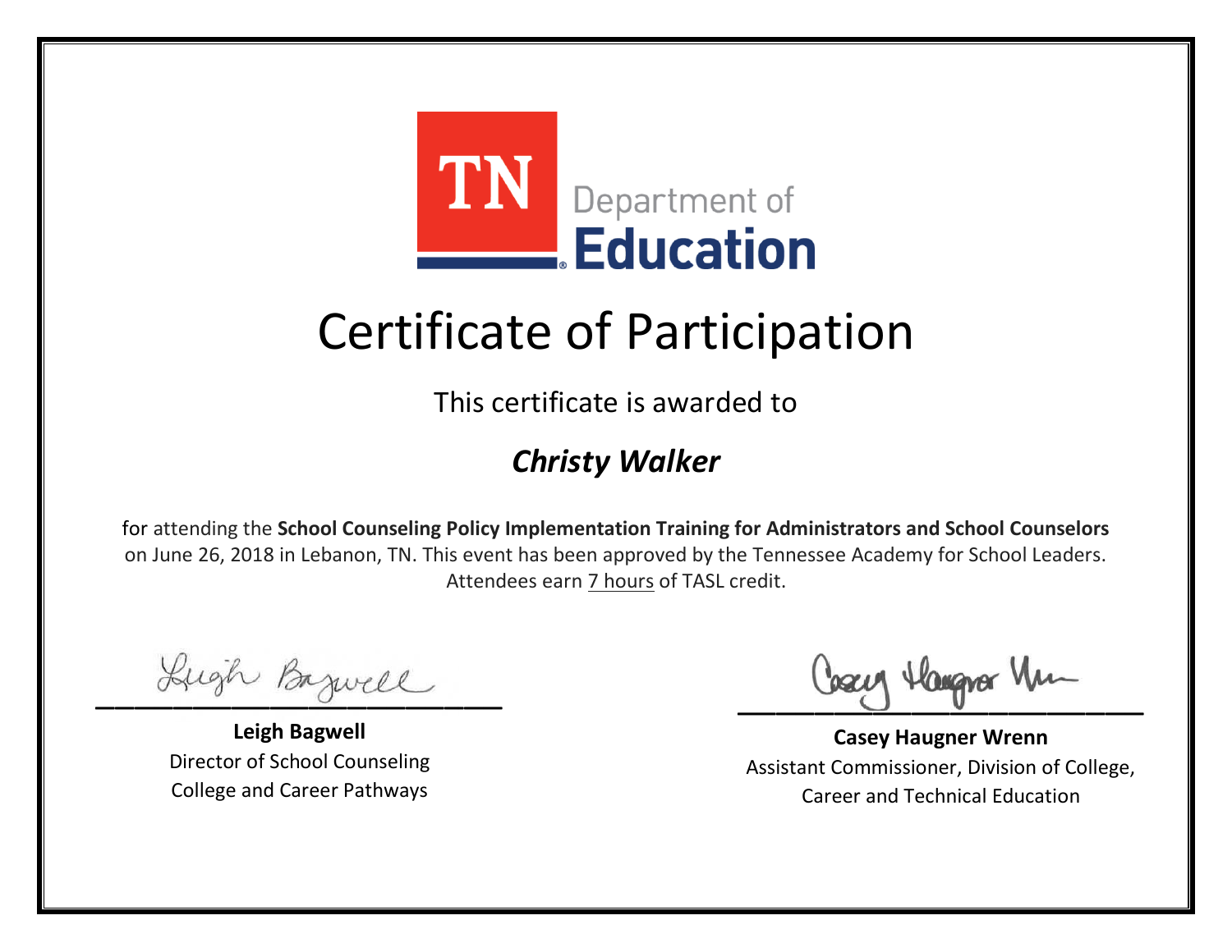TN Department of Education

# Certificate of Participation

This certificate is awarded to

***Christy Walker***

for attending the **School Counseling Policy Implementation Training for Administrators and School Counselors** on June 26, 2018 in Lebanon, TN. This event has been approved by the Tennessee Academy for School Leaders. Attendees earn 7 hours of TASL credit.

**Leigh Bagwell**
Director of School Counseling
College and Career Pathways

**Casey Haugner Wrenn**
Assistant Commissioner, Division of College, Career and Technical Education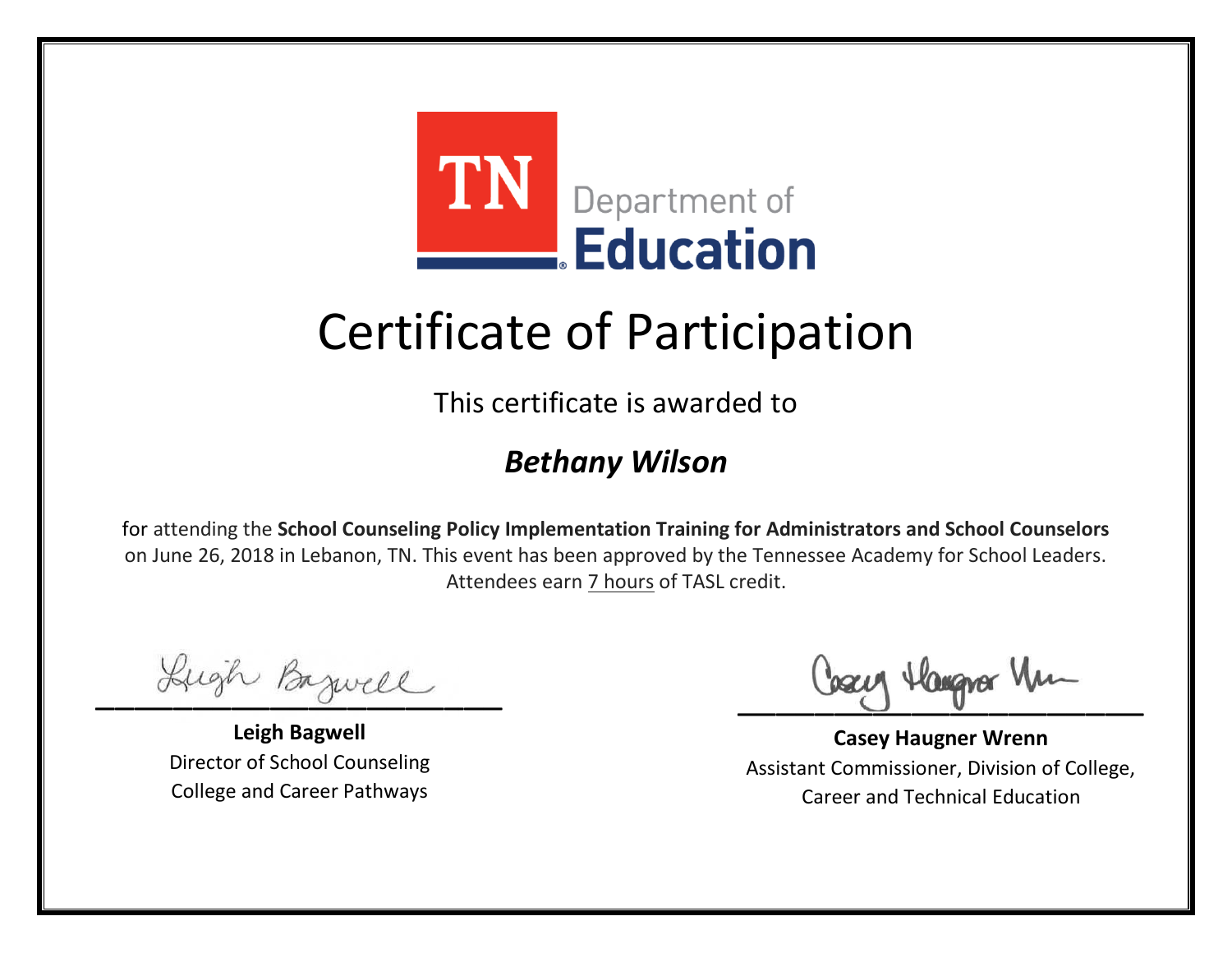TN Department of Education

# Certificate of Participation

This certificate is awarded to

***Bethany Wilson***

for attending the **School Counseling Policy Implementation Training for Administrators and School Counselors** on June 26, 2018 in Lebanon, TN. This event has been approved by the Tennessee Academy for School Leaders. Attendees earn 7 hours of TASL credit.

**Leigh Bagwell**
Director of School Counseling
College and Career Pathways

**Casey Haugner Wrenn**
Assistant Commissioner, Division of College, Career and Technical Education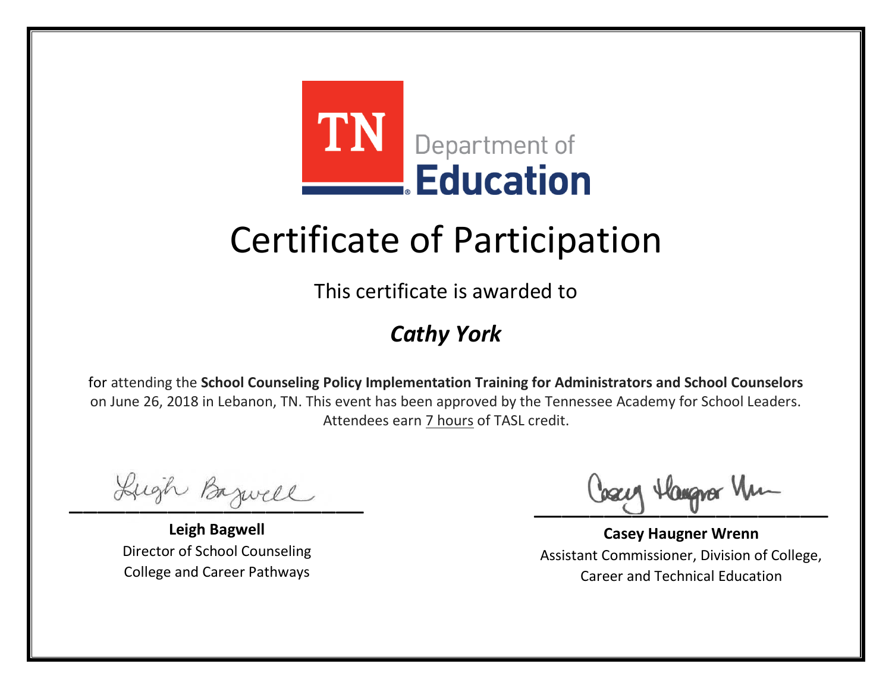TN Department of Education

# Certificate of Participation

This certificate is awarded to

***Cathy York***

for attending the **School Counseling Policy Implementation Training for Administrators and School Counselors** on June 26, 2018 in Lebanon, TN. This event has been approved by the Tennessee Academy for School Leaders. Attendees earn 7 hours of TASL credit.

**Leigh Bagwell**
Director of School Counseling
College and Career Pathways

**Casey Haugner Wrenn**
Assistant Commissioner, Division of College, Career and Technical Education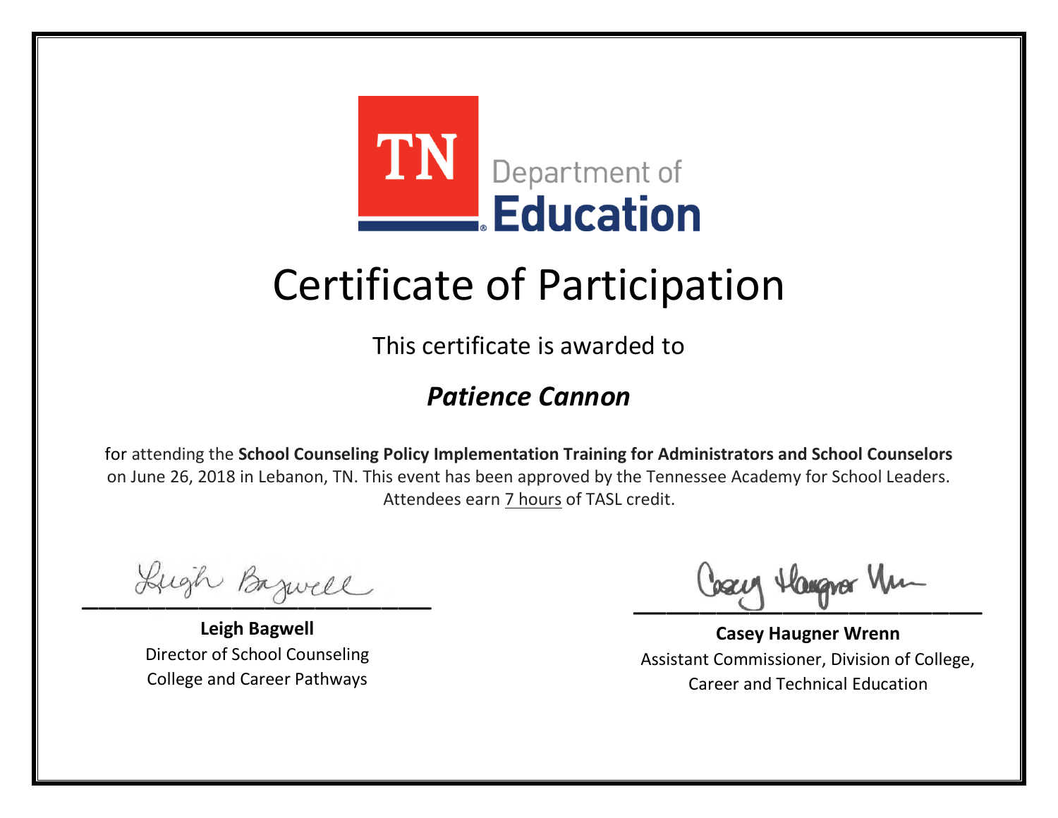TN Department of Education

# Certificate of Participation

This certificate is awarded to

***Patience Cannon***

for attending the **School Counseling Policy Implementation Training for Administrators and School Counselors** on June 26, 2018 in Lebanon, TN. This event has been approved by the Tennessee Academy for School Leaders. Attendees earn 7 hours of TASL credit.

**Leigh Bagwell**
Director of School Counseling
College and Career Pathways

**Casey Haugner Wrenn**
Assistant Commissioner, Division of College, Career and Technical Education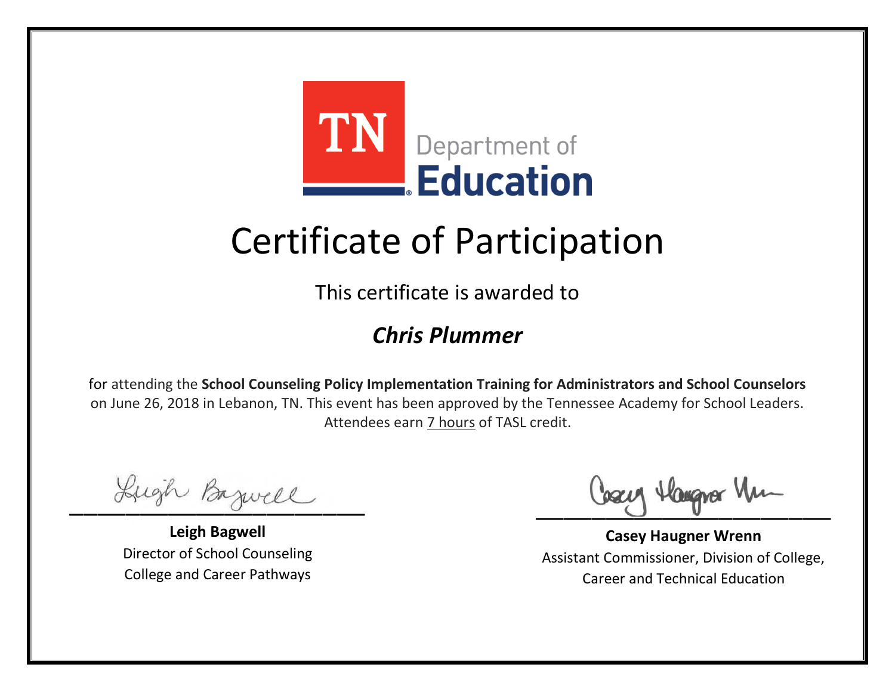TN Department of Education

# Certificate of Participation

This certificate is awarded to

***Chris Plummer***

for attending the **School Counseling Policy Implementation Training for Administrators and School Counselors** on June 26, 2018 in Lebanon, TN. This event has been approved by the Tennessee Academy for School Leaders. Attendees earn 7 hours of TASL credit.

**Leigh Bagwell**
Director of School Counseling
College and Career Pathways

**Casey Haugner Wrenn**
Assistant Commissioner, Division of College, Career and Technical Education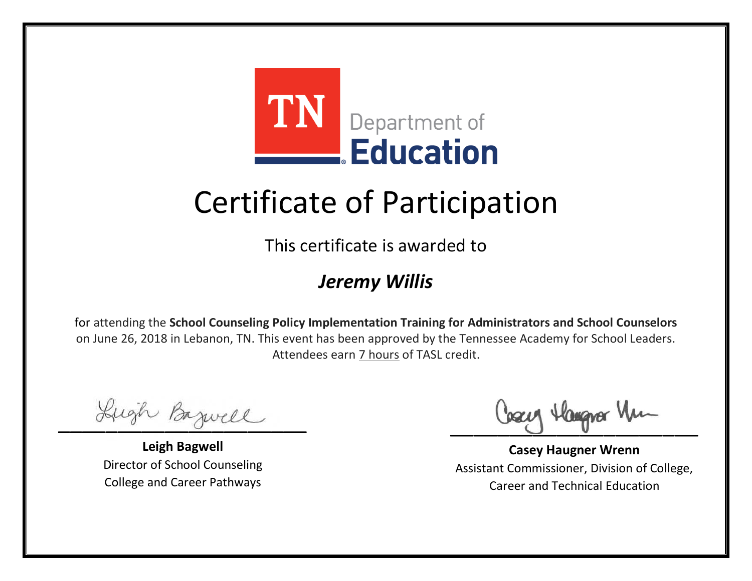TN Department of Education

# Certificate of Participation

This certificate is awarded to

***Jeremy Willis***

for attending the **School Counseling Policy Implementation Training for Administrators and School Counselors** on June 26, 2018 in Lebanon, TN. This event has been approved by the Tennessee Academy for School Leaders. Attendees earn 7 hours of TASL credit.

**Leigh Bagwell**
Director of School Counseling
College and Career Pathways

**Casey Haugner Wrenn**
Assistant Commissioner, Division of College, Career and Technical Education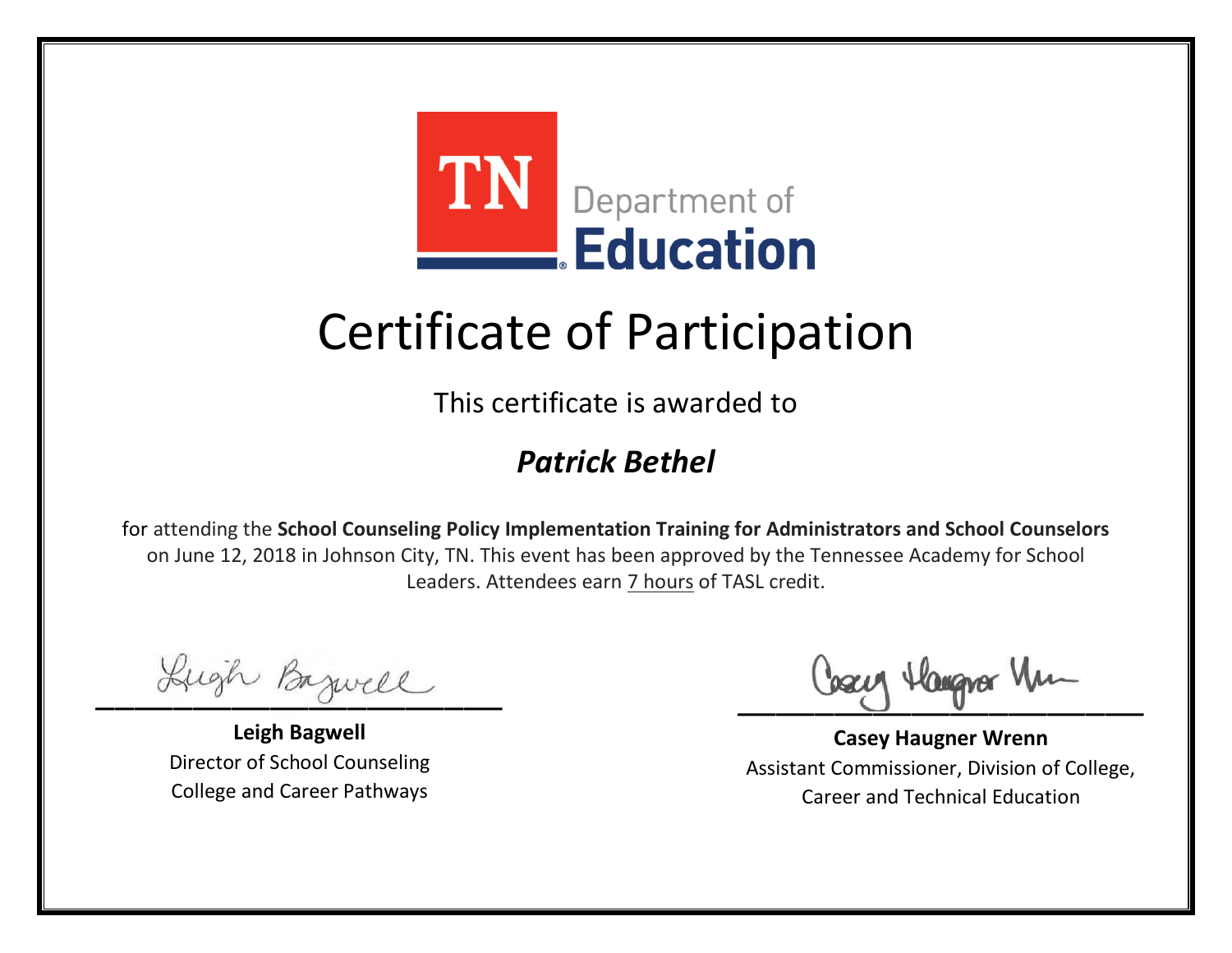TN Department of Education

# Certificate of Participation

This certificate is awarded to

***Patrick Bethel***

for attending the **School Counseling Policy Implementation Training for Administrators and School Counselors** on June 12, 2018 in Johnson City, TN. This event has been approved by the Tennessee Academy for School Leaders. Attendees earn 7 hours of TASL credit.

**Leigh Bagwell**
Director of School Counseling
College and Career Pathways

**Casey Haugner Wrenn**
Assistant Commissioner, Division of College, Career and Technical Education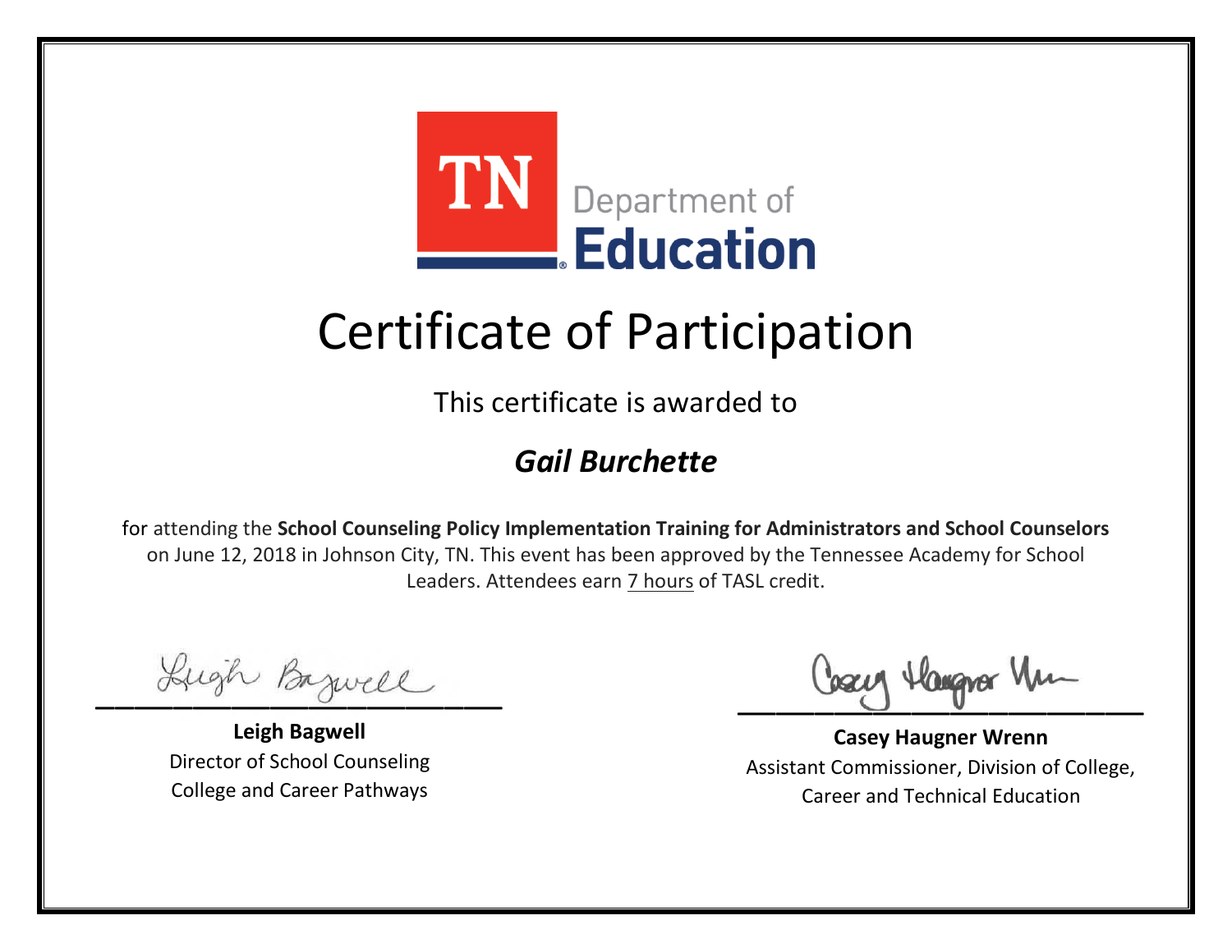TN Department of Education

# Certificate of Participation

This certificate is awarded to

## *Gail Burchette*

for attending the **School Counseling Policy Implementation Training for Administrators and School Counselors** on June 12, 2018 in Johnson City, TN. This event has been approved by the Tennessee Academy for School Leaders. Attendees earn 7 hours of TASL credit.

**Leigh Bagwell**
Director of School Counseling
College and Career Pathways

**Casey Haugner Wrenn**
Assistant Commissioner, Division of College, Career and Technical Education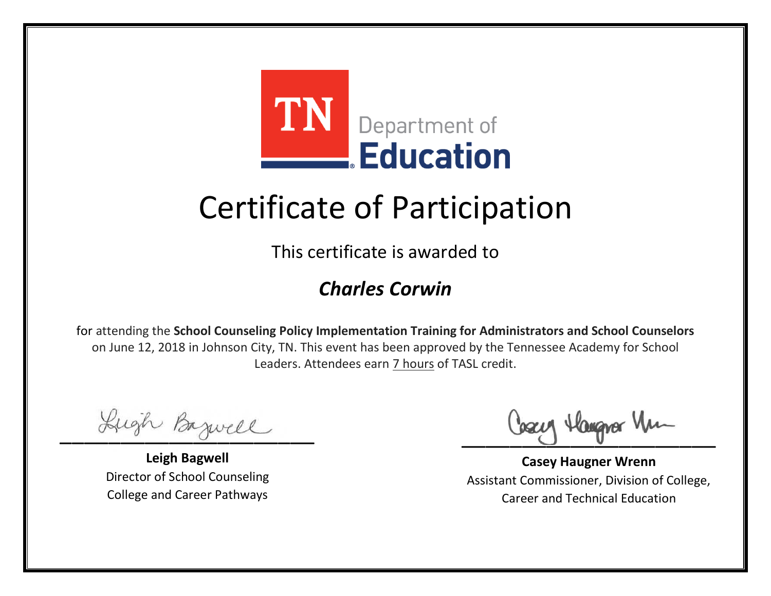TN Department of Education

# Certificate of Participation

This certificate is awarded to

***Charles Corwin***

for attending the **School Counseling Policy Implementation Training for Administrators and School Counselors** on June 12, 2018 in Johnson City, TN. This event has been approved by the Tennessee Academy for School Leaders. Attendees earn 7 hours of TASL credit.

**Leigh Bagwell**
Director of School Counseling
College and Career Pathways

**Casey Haugner Wrenn**
Assistant Commissioner, Division of College, Career and Technical Education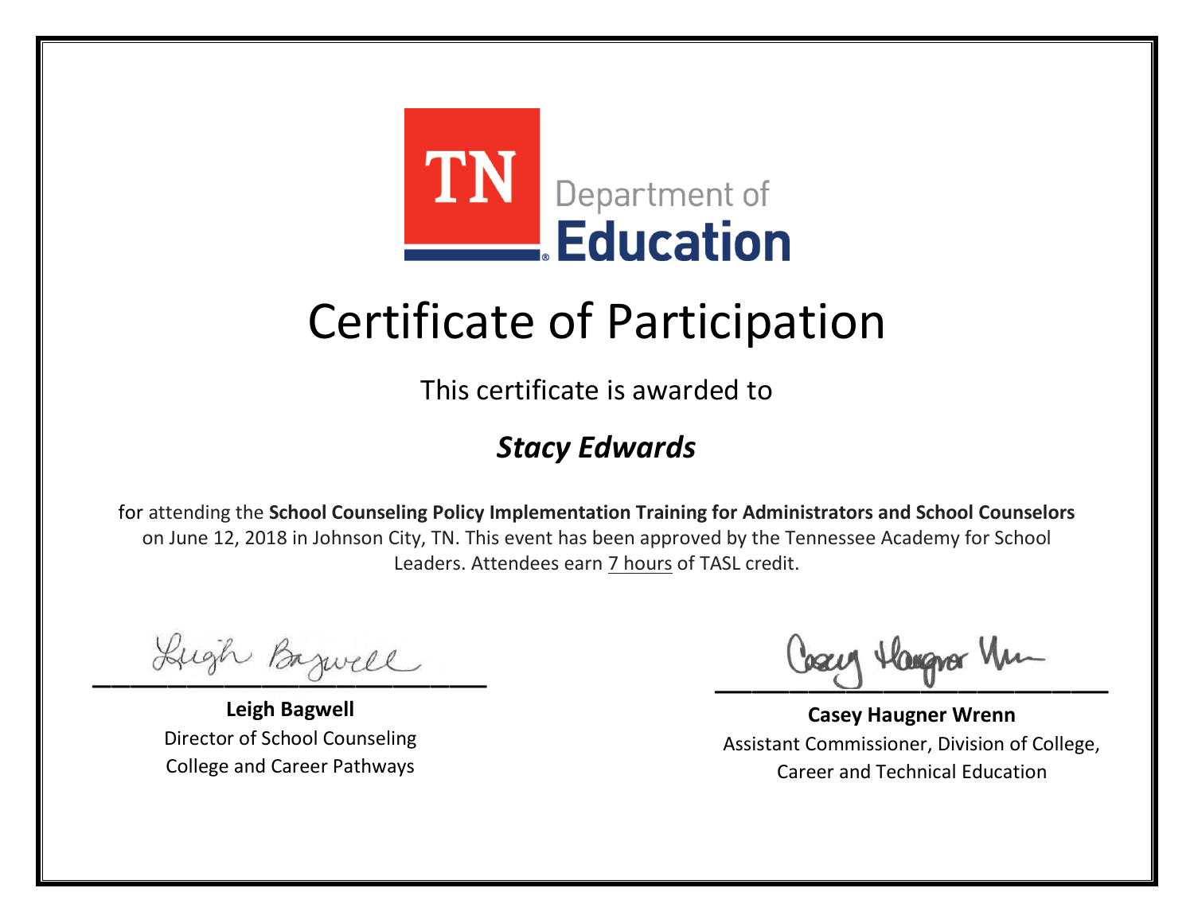TN Department of Education

# Certificate of Participation

This certificate is awarded to

***Stacy Edwards***

for attending the **School Counseling Policy Implementation Training for Administrators and School Counselors** on June 12, 2018 in Johnson City, TN. This event has been approved by the Tennessee Academy for School Leaders. Attendees earn 7 hours of TASL credit.

**Leigh Bagwell**
Director of School Counseling
College and Career Pathways

**Casey Haugner Wrenn**
Assistant Commissioner, Division of College, Career and Technical Education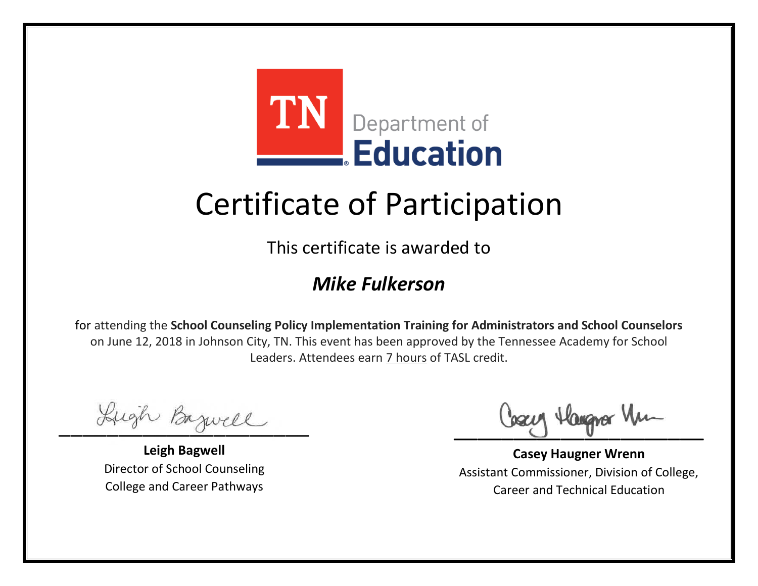TN Department of Education

# Certificate of Participation

This certificate is awarded to

***Mike Fulkerson***

for attending the **School Counseling Policy Implementation Training for Administrators and School Counselors** on June 12, 2018 in Johnson City, TN. This event has been approved by the Tennessee Academy for School Leaders. Attendees earn 7 hours of TASL credit.

**Leigh Bagwell**
Director of School Counseling
College and Career Pathways

**Casey Haugner Wrenn**
Assistant Commissioner, Division of College, Career and Technical Education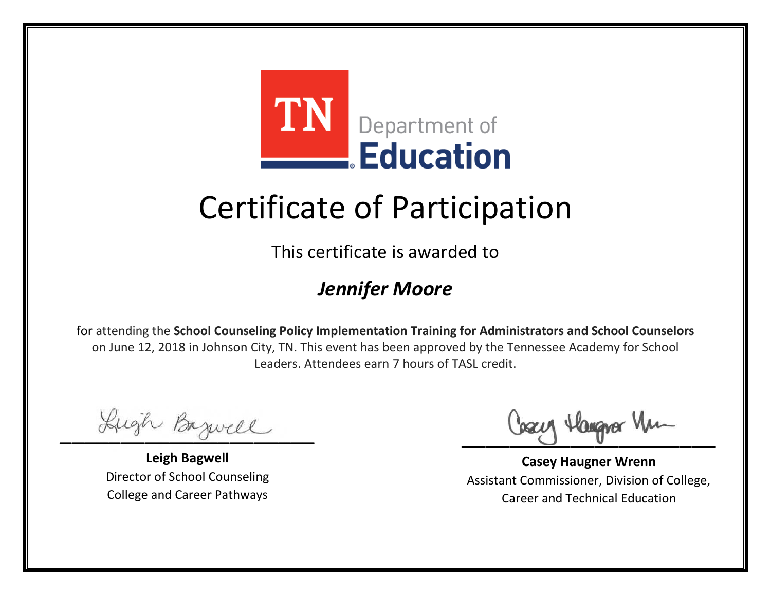TN Department of **Education**

# Certificate of Participation

This certificate is awarded to

## *Jennifer Moore*

for attending the **School Counseling Policy Implementation Training for Administrators and School Counselors** on June 12, 2018 in Johnson City, TN. This event has been approved by the Tennessee Academy for School Leaders. Attendees earn 7 hours of TASL credit.

**Leigh Bagwell**
Director of School Counseling
College and Career Pathways

**Casey Haugner Wrenn**
Assistant Commissioner, Division of College, Career and Technical Education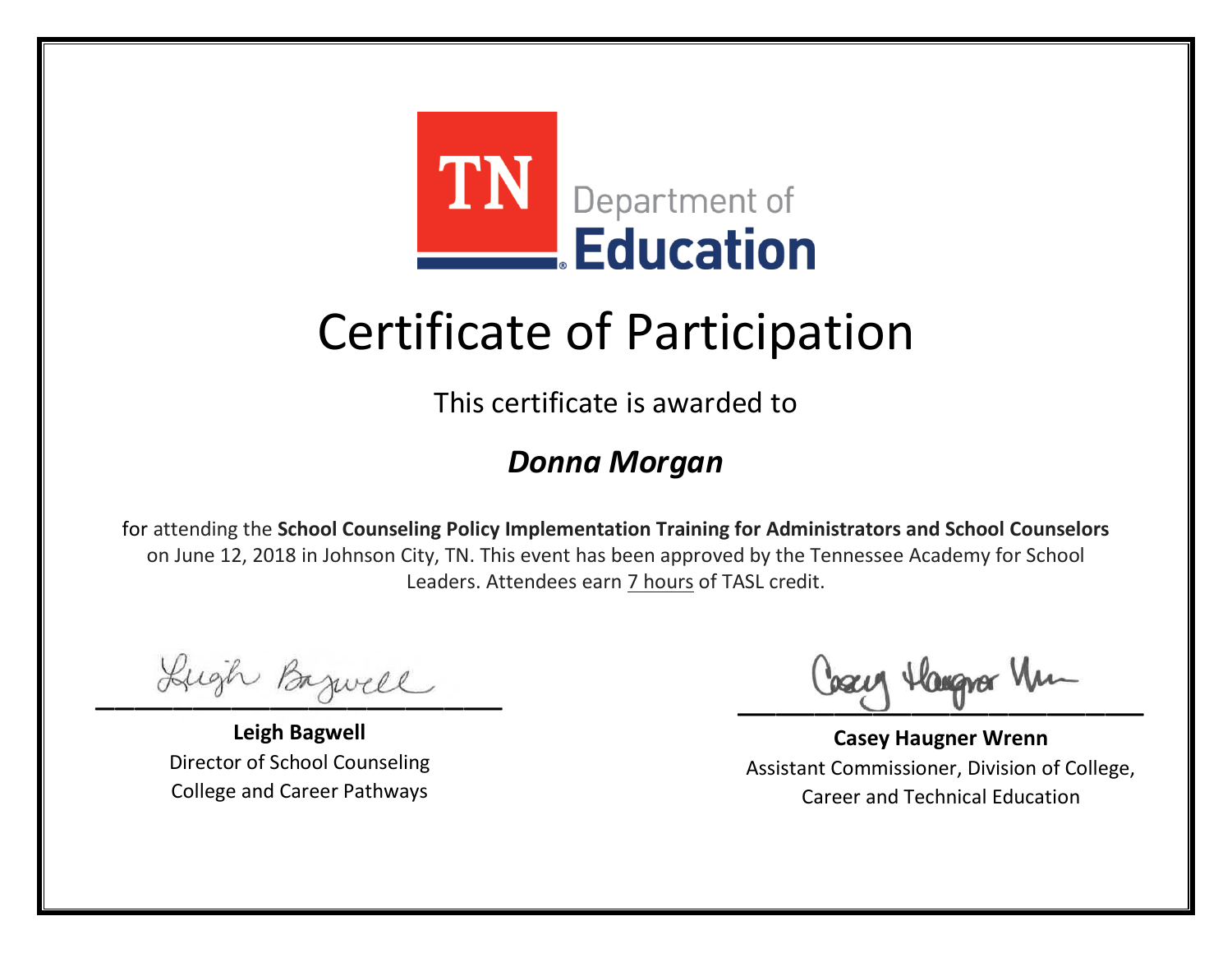TN Department of Education

# Certificate of Participation

This certificate is awarded to

***Donna Morgan***

for attending the **School Counseling Policy Implementation Training for Administrators and School Counselors** on June 12, 2018 in Johnson City, TN. This event has been approved by the Tennessee Academy for School Leaders. Attendees earn 7 hours of TASL credit.

**Leigh Bagwell**
Director of School Counseling
College and Career Pathways

**Casey Haugner Wrenn**
Assistant Commissioner, Division of College, Career and Technical Education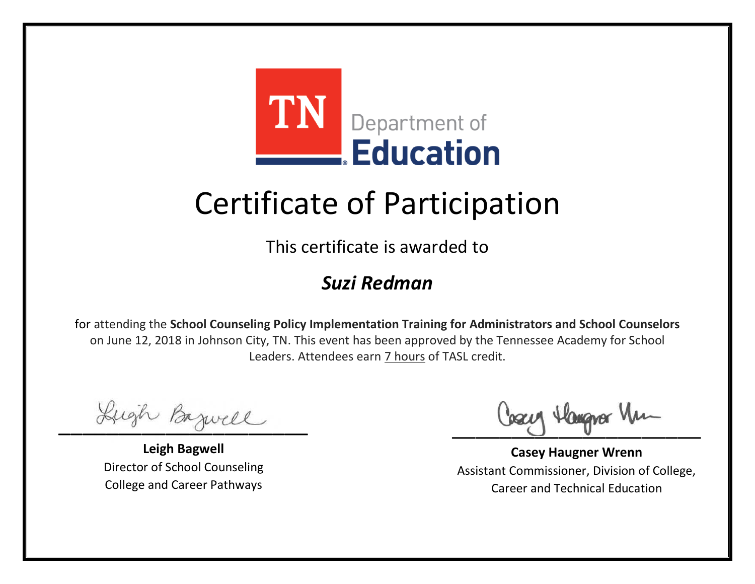TN Department of Education

# Certificate of Participation

This certificate is awarded to

## *Suzi Redman*

for attending the **School Counseling Policy Implementation Training for Administrators and School Counselors** on June 12, 2018 in Johnson City, TN. This event has been approved by the Tennessee Academy for School Leaders. Attendees earn 7 hours of TASL credit.

**Leigh Bagwell**
Director of School Counseling
College and Career Pathways

**Casey Haugner Wrenn**
Assistant Commissioner, Division of College, Career and Technical Education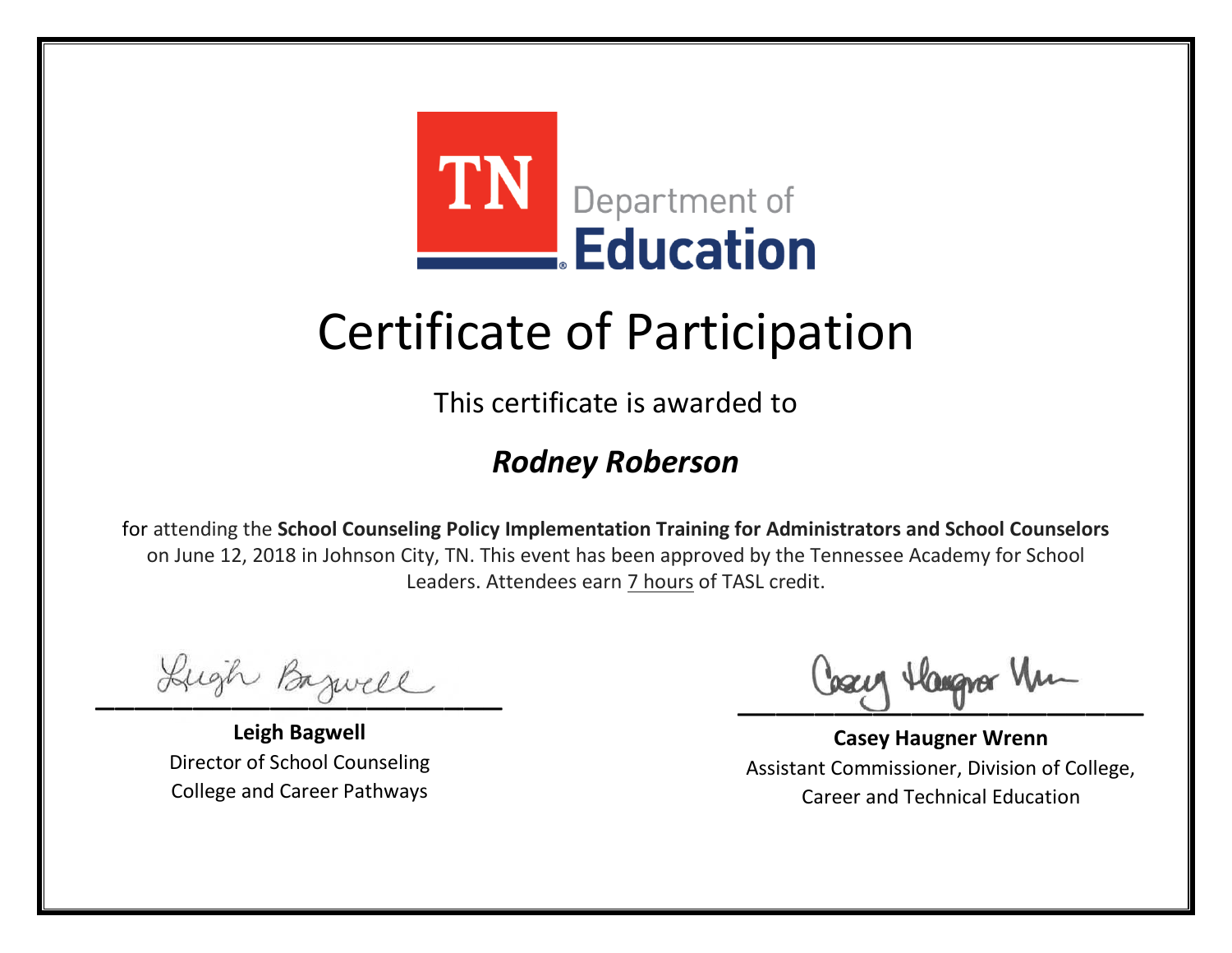TN Department of Education

# Certificate of Participation

This certificate is awarded to

***Rodney Roberson***

for attending the **School Counseling Policy Implementation Training for Administrators and School Counselors** on June 12, 2018 in Johnson City, TN. This event has been approved by the Tennessee Academy for School Leaders. Attendees earn 7 hours of TASL credit.

**Leigh Bagwell**
Director of School Counseling
College and Career Pathways

**Casey Haugner Wrenn**
Assistant Commissioner, Division of College, Career and Technical Education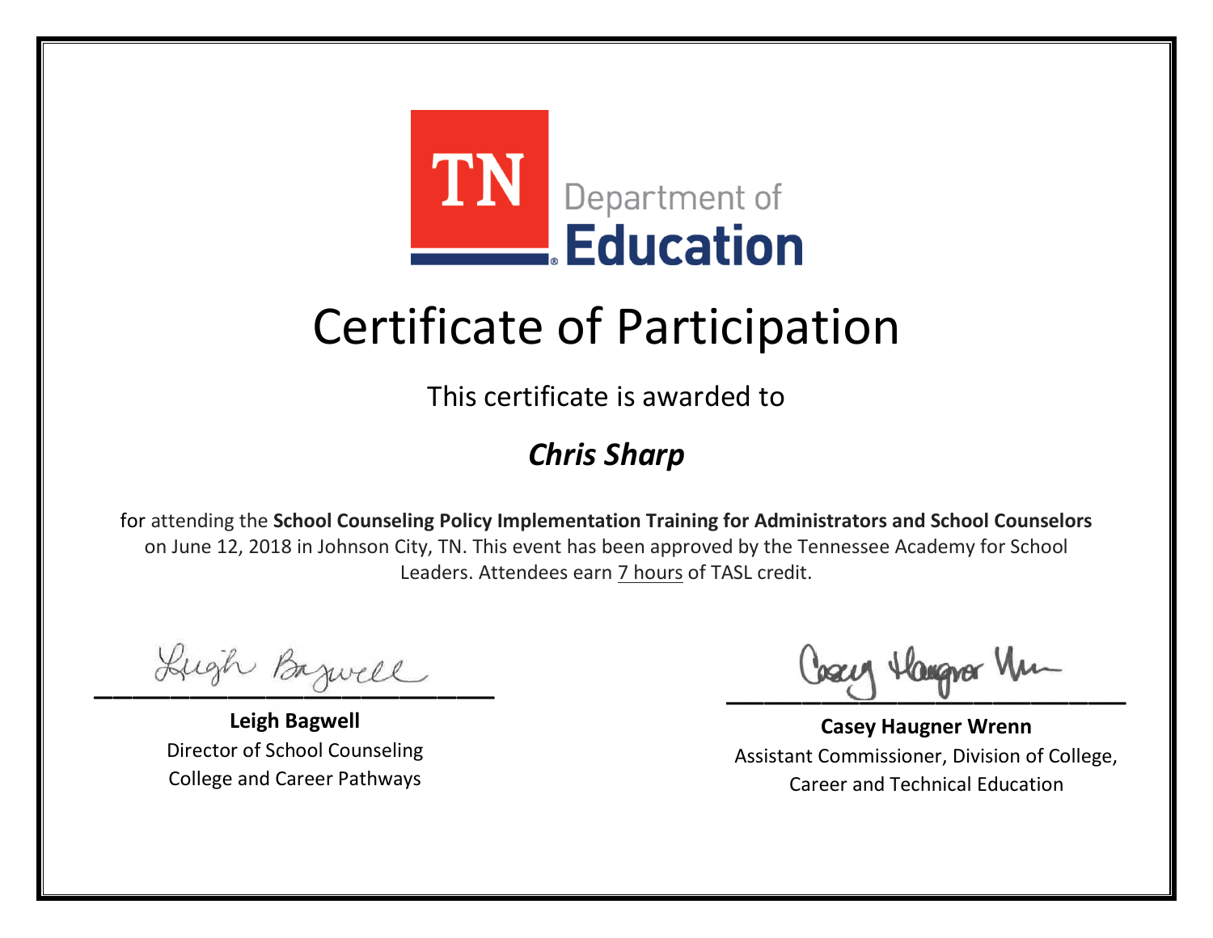TN Department of Education

# Certificate of Participation

This certificate is awarded to

***Chris Sharp***

for attending the **School Counseling Policy Implementation Training for Administrators and School Counselors** on June 12, 2018 in Johnson City, TN. This event has been approved by the Tennessee Academy for School Leaders. Attendees earn 7 hours of TASL credit.

**Leigh Bagwell**
Director of School Counseling
College and Career Pathways

**Casey Haugner Wrenn**
Assistant Commissioner, Division of College, Career and Technical Education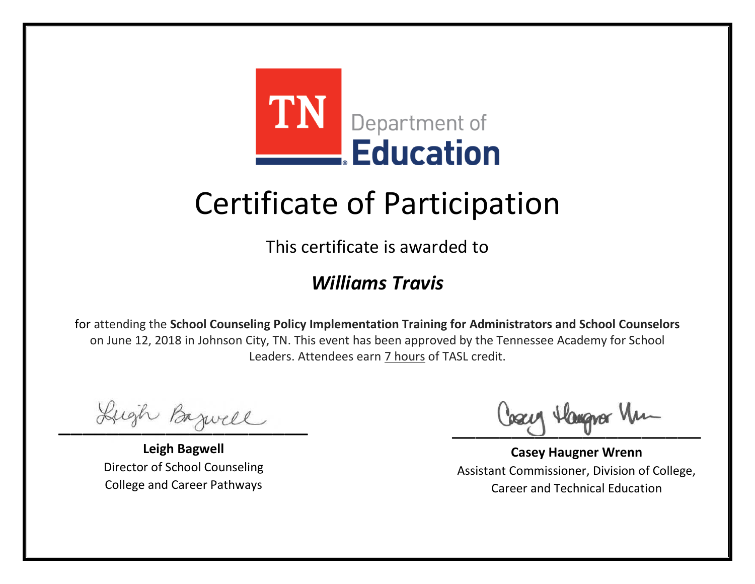TN Department of Education

# Certificate of Participation

This certificate is awarded to

***Williams Travis***

for attending the **School Counseling Policy Implementation Training for Administrators and School Counselors** on June 12, 2018 in Johnson City, TN. This event has been approved by the Tennessee Academy for School Leaders. Attendees earn 7 hours of TASL credit.

**Leigh Bagwell**
Director of School Counseling
College and Career Pathways

**Casey Haugner Wrenn**
Assistant Commissioner, Division of College, Career and Technical Education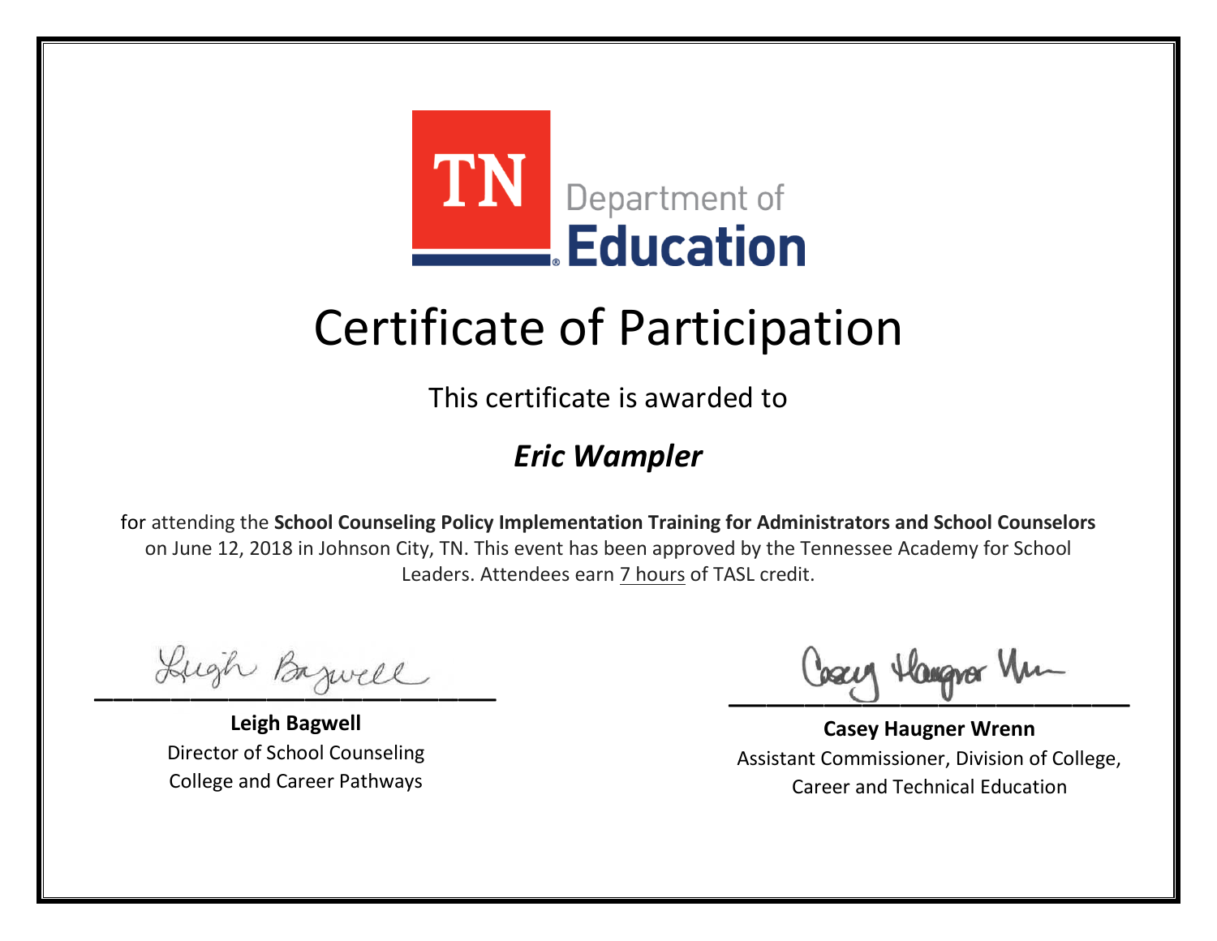TN Department of Education

# Certificate of Participation

This certificate is awarded to

***Eric Wampler***

for attending the **School Counseling Policy Implementation Training for Administrators and School Counselors** on June 12, 2018 in Johnson City, TN. This event has been approved by the Tennessee Academy for School Leaders. Attendees earn 7 hours of TASL credit.

**Leigh Bagwell**
Director of School Counseling
College and Career Pathways

**Casey Haugner Wrenn**
Assistant Commissioner, Division of College, Career and Technical Education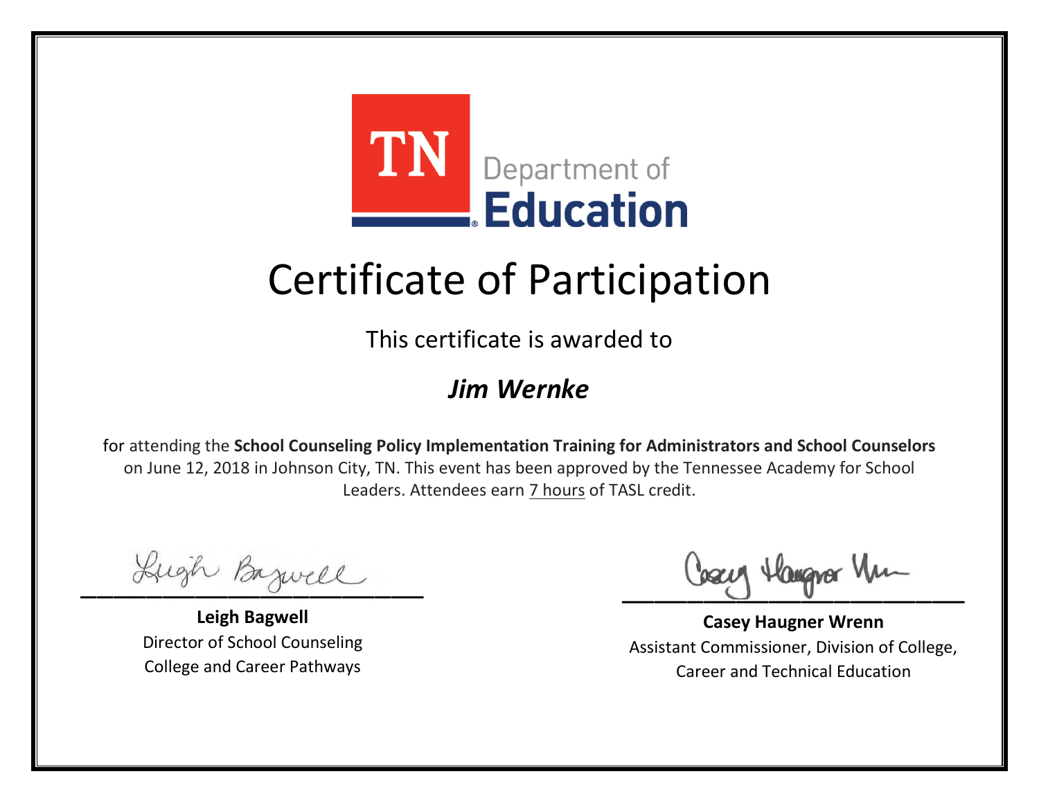TN Department of Education

# Certificate of Participation

This certificate is awarded to

## *Jim Wernke*

for attending the **School Counseling Policy Implementation Training for Administrators and School Counselors** on June 12, 2018 in Johnson City, TN. This event has been approved by the Tennessee Academy for School Leaders. Attendees earn 7 hours of TASL credit.

**Leigh Bagwell**
Director of School Counseling
College and Career Pathways

**Casey Haugner Wrenn**
Assistant Commissioner, Division of College, Career and Technical Education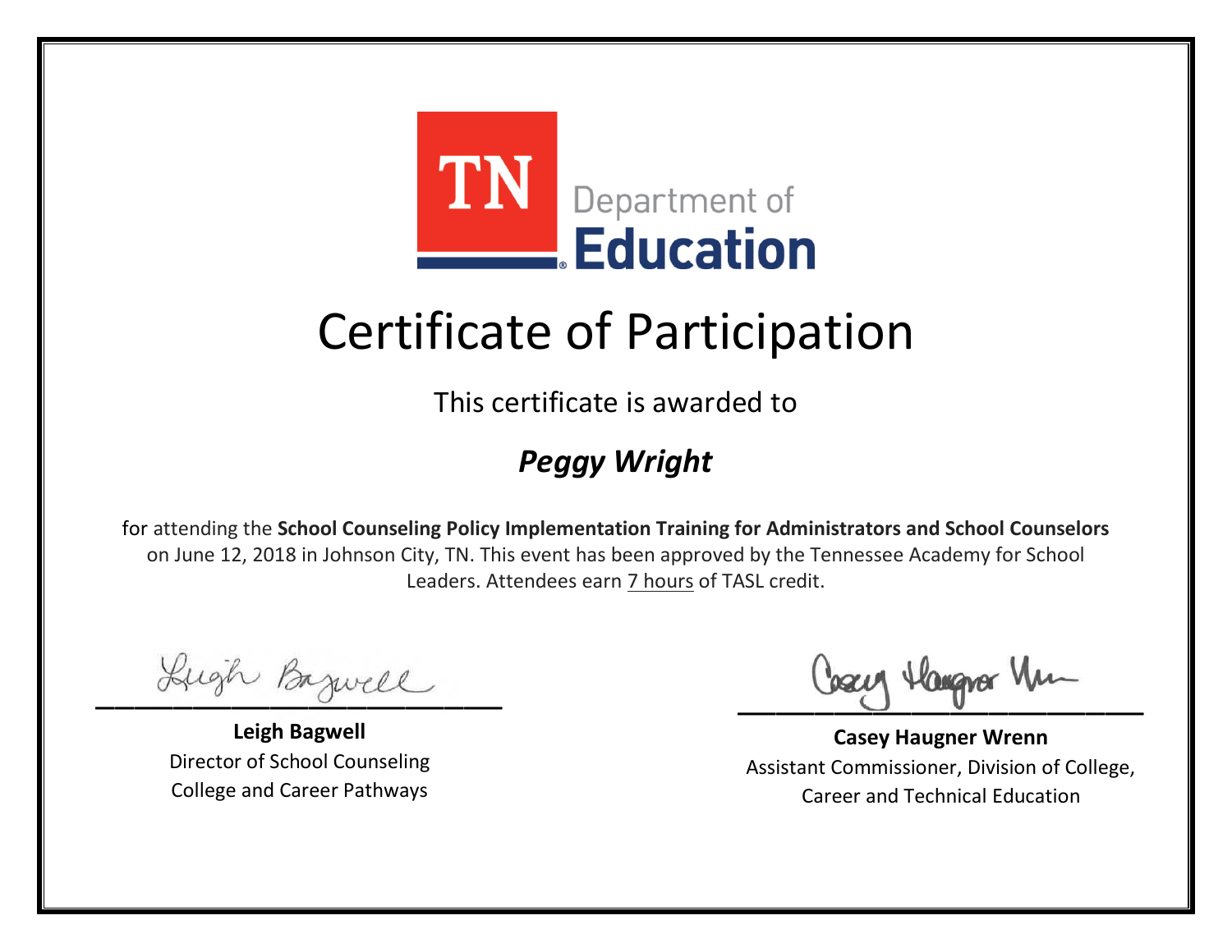TN Department of Education

# Certificate of Participation

This certificate is awarded to

***Peggy Wright***

for attending the **School Counseling Policy Implementation Training for Administrators and School Counselors** on June 12, 2018 in Johnson City, TN. This event has been approved by the Tennessee Academy for School Leaders. Attendees earn 7 hours of TASL credit.

**Leigh Bagwell**
Director of School Counseling
College and Career Pathways

**Casey Haugner Wrenn**
Assistant Commissioner, Division of College, Career and Technical Education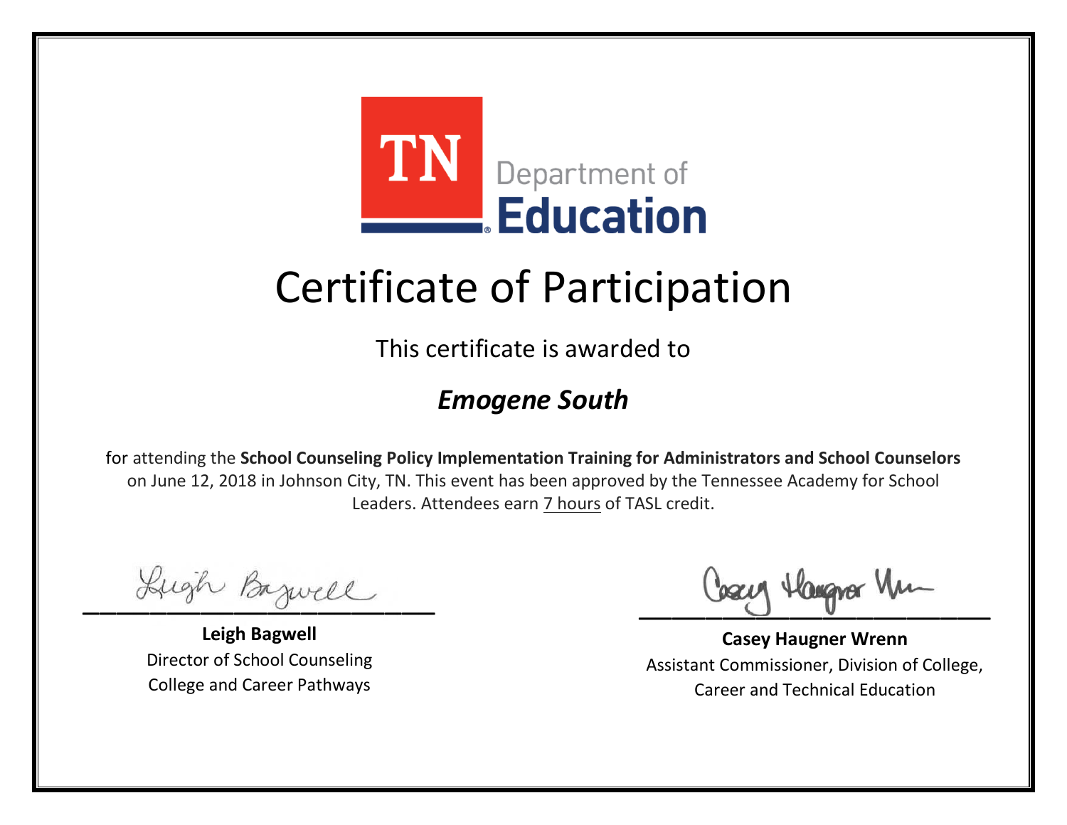TN Department of Education

# Certificate of Participation

This certificate is awarded to

***Emogene South***

for attending the **School Counseling Policy Implementation Training for Administrators and School Counselors** on June 12, 2018 in Johnson City, TN. This event has been approved by the Tennessee Academy for School Leaders. Attendees earn 7 hours of TASL credit.

**Leigh Bagwell**
Director of School Counseling
College and Career Pathways

**Casey Haugner Wrenn**
Assistant Commissioner, Division of College, Career and Technical Education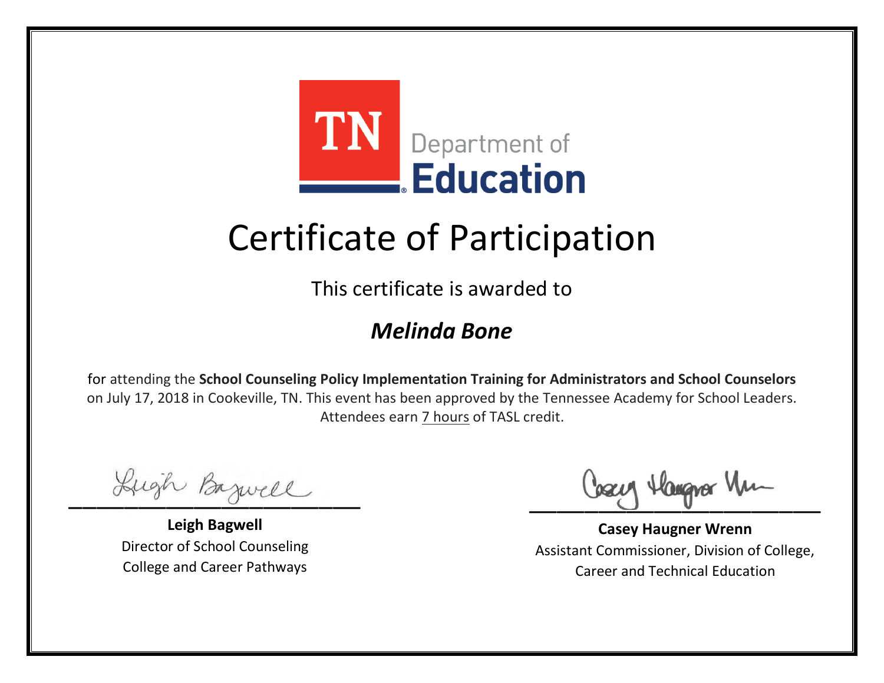TN Department of Education

# Certificate of Participation

This certificate is awarded to

***Melinda Bone***

for attending the **School Counseling Policy Implementation Training for Administrators and School Counselors** on July 17, 2018 in Cookeville, TN. This event has been approved by the Tennessee Academy for School Leaders. Attendees earn 7 hours of TASL credit.

**Leigh Bagwell**
Director of School Counseling
College and Career Pathways

**Casey Haugner Wrenn**
Assistant Commissioner, Division of College, Career and Technical Education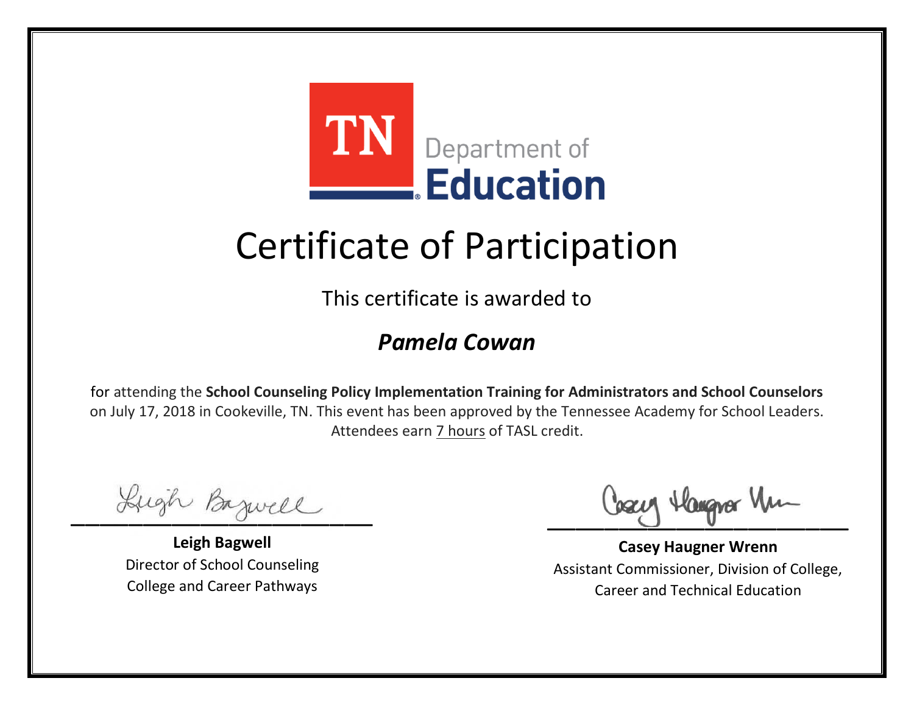TN Department of Education

# Certificate of Participation

This certificate is awarded to

***Pamela Cowan***

for attending the **School Counseling Policy Implementation Training for Administrators and School Counselors** on July 17, 2018 in Cookeville, TN. This event has been approved by the Tennessee Academy for School Leaders. Attendees earn 7 hours of TASL credit.

**Leigh Bagwell**
Director of School Counseling
College and Career Pathways

**Casey Haugner Wrenn**
Assistant Commissioner, Division of College, Career and Technical Education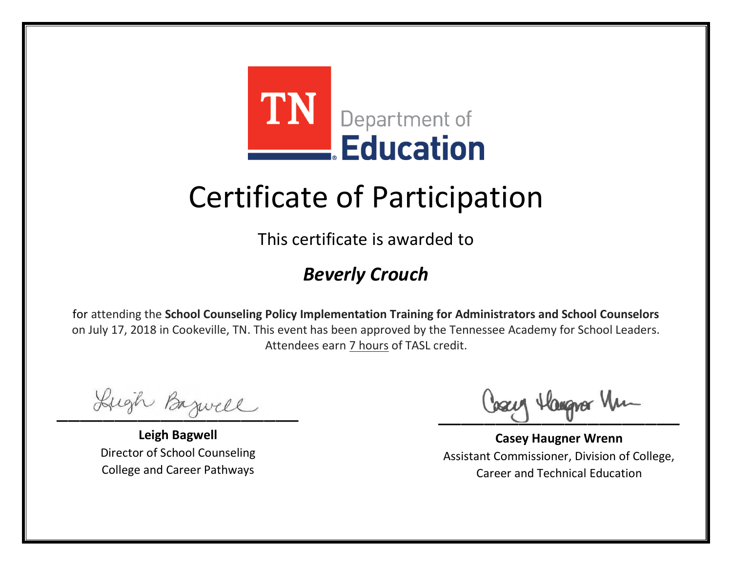TN Department of Education

# Certificate of Participation

This certificate is awarded to

***Beverly Crouch***

for attending the **School Counseling Policy Implementation Training for Administrators and School Counselors** on July 17, 2018 in Cookeville, TN. This event has been approved by the Tennessee Academy for School Leaders. Attendees earn 7 hours of TASL credit.

**Leigh Bagwell**
Director of School Counseling
College and Career Pathways

**Casey Haugner Wrenn**
Assistant Commissioner, Division of College, Career and Technical Education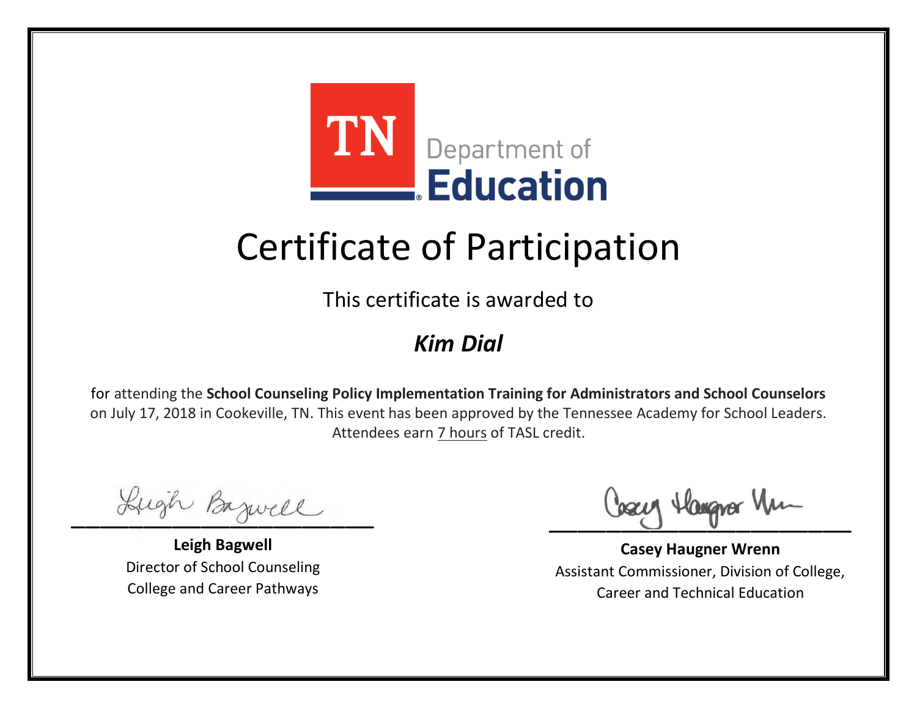TN Department of Education

# Certificate of Participation

This certificate is awarded to

***Kim Dial***

for attending the **School Counseling Policy Implementation Training for Administrators and School Counselors** on July 17, 2018 in Cookeville, TN. This event has been approved by the Tennessee Academy for School Leaders. Attendees earn 7 hours of TASL credit.

**Leigh Bagwell**
Director of School Counseling
College and Career Pathways

**Casey Haugner Wrenn**
Assistant Commissioner, Division of College, Career and Technical Education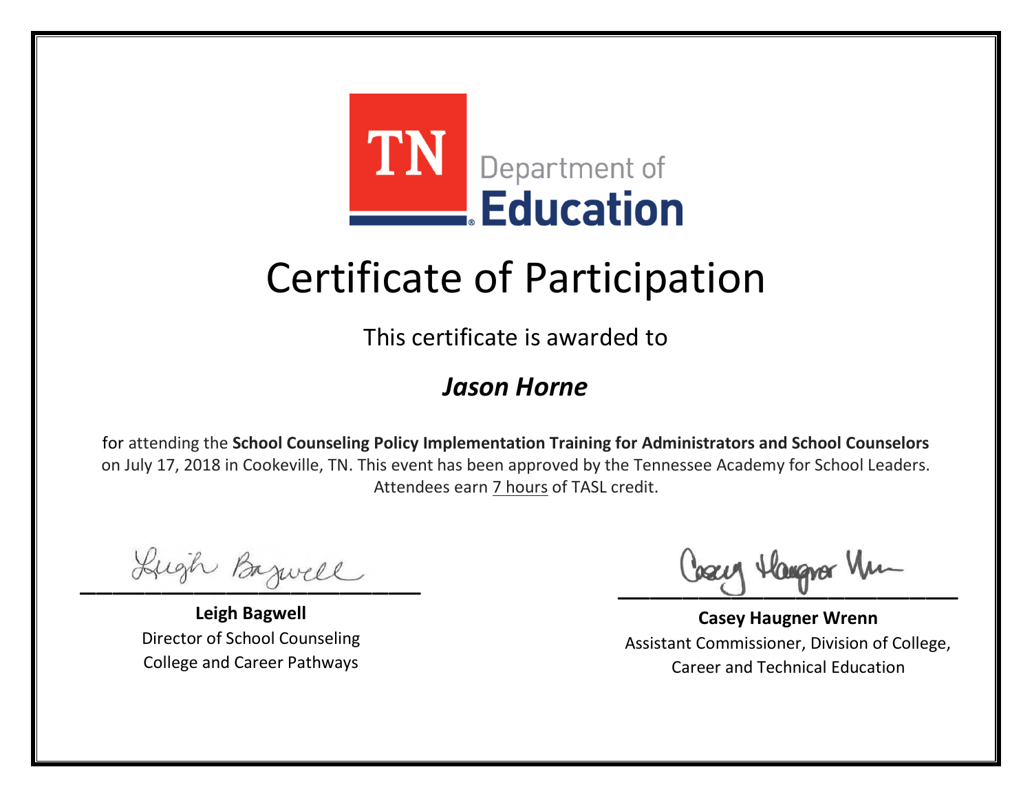TN Department of Education

# Certificate of Participation

This certificate is awarded to

***Jason Horne***

for attending the **School Counseling Policy Implementation Training for Administrators and School Counselors** on July 17, 2018 in Cookeville, TN. This event has been approved by the Tennessee Academy for School Leaders. Attendees earn 7 hours of TASL credit.

**Leigh Bagwell**
Director of School Counseling
College and Career Pathways

**Casey Haugner Wrenn**
Assistant Commissioner, Division of College, Career and Technical Education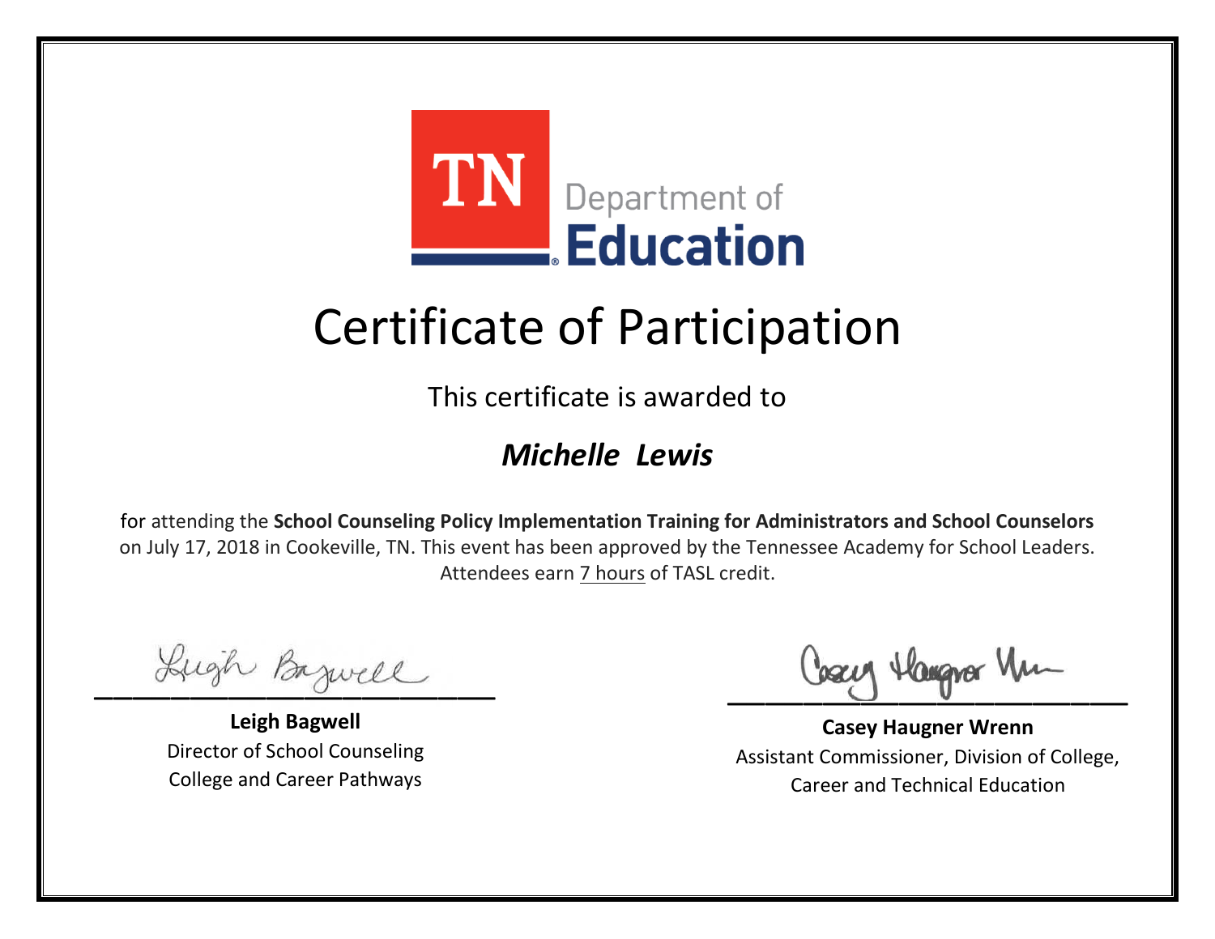TN Department of Education

# Certificate of Participation

This certificate is awarded to

## ***Michelle  Lewis***

for attending the **School Counseling Policy Implementation Training for Administrators and School Counselors** on July 17, 2018 in Cookeville, TN. This event has been approved by the Tennessee Academy for School Leaders. Attendees earn 7 hours of TASL credit.

**Leigh Bagwell**
Director of School Counseling
College and Career Pathways

**Casey Haugner Wrenn**
Assistant Commissioner, Division of College, Career and Technical Education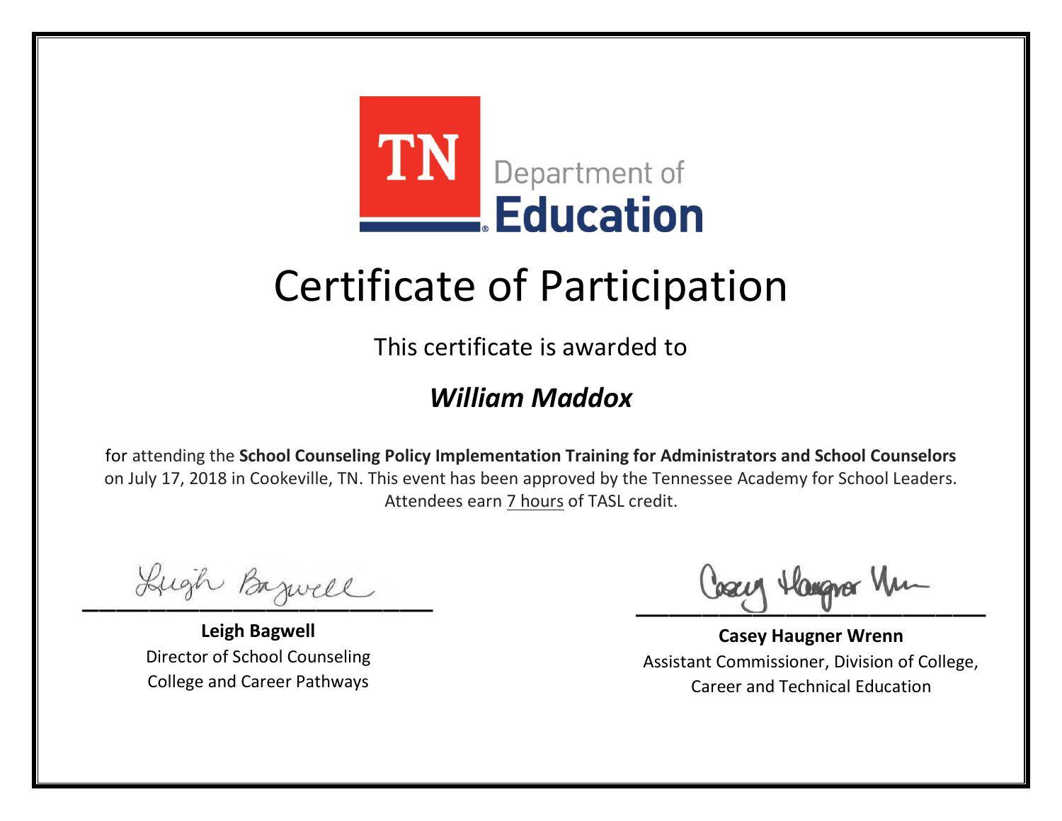TN Department of Education

# Certificate of Participation

This certificate is awarded to

## *William Maddox*

for attending the **School Counseling Policy Implementation Training for Administrators and School Counselors** on July 17, 2018 in Cookeville, TN. This event has been approved by the Tennessee Academy for School Leaders. Attendees earn 7 hours of TASL credit.

**Leigh Bagwell**
Director of School Counseling
College and Career Pathways

**Casey Haugner Wrenn**
Assistant Commissioner, Division of College, Career and Technical Education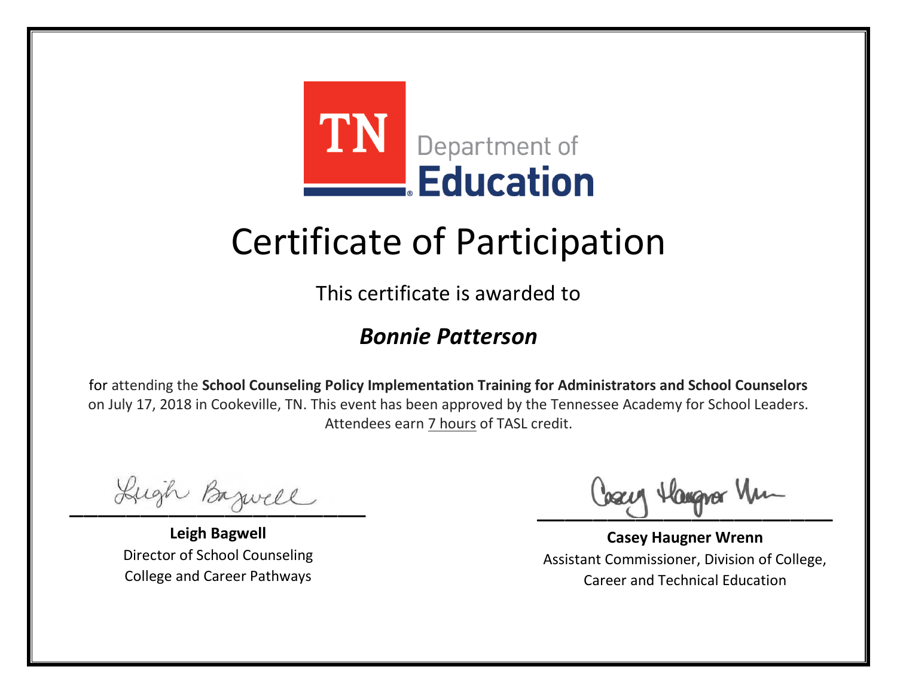TN Department of **Education**

# Certificate of Participation

This certificate is awarded to

***Bonnie Patterson***

for attending the **School Counseling Policy Implementation Training for Administrators and School Counselors** on July 17, 2018 in Cookeville, TN. This event has been approved by the Tennessee Academy for School Leaders. Attendees earn 7 hours of TASL credit.

**Leigh Bagwell**
Director of School Counseling
College and Career Pathways

**Casey Haugner Wrenn**
Assistant Commissioner, Division of College, Career and Technical Education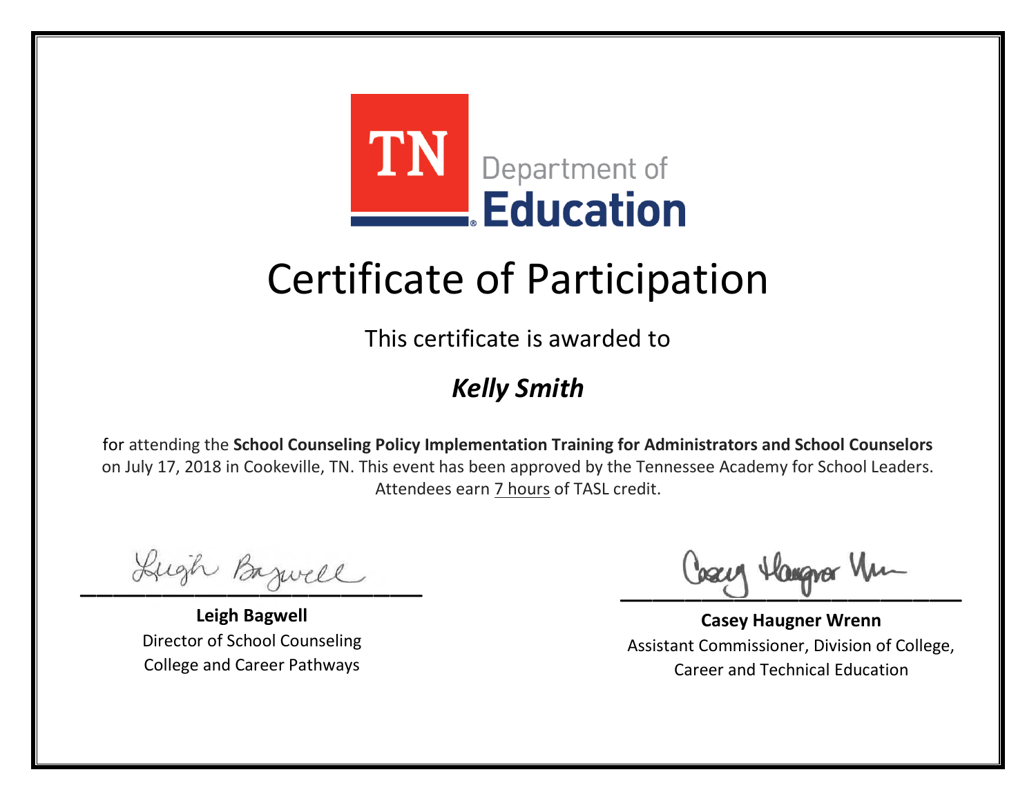TN Department of Education

# Certificate of Participation

This certificate is awarded to

## *Kelly Smith*

for attending the **School Counseling Policy Implementation Training for Administrators and School Counselors** on July 17, 2018 in Cookeville, TN. This event has been approved by the Tennessee Academy for School Leaders. Attendees earn 7 hours of TASL credit.

**Leigh Bagwell**
Director of School Counseling
College and Career Pathways

**Casey Haugner Wrenn**
Assistant Commissioner, Division of College, Career and Technical Education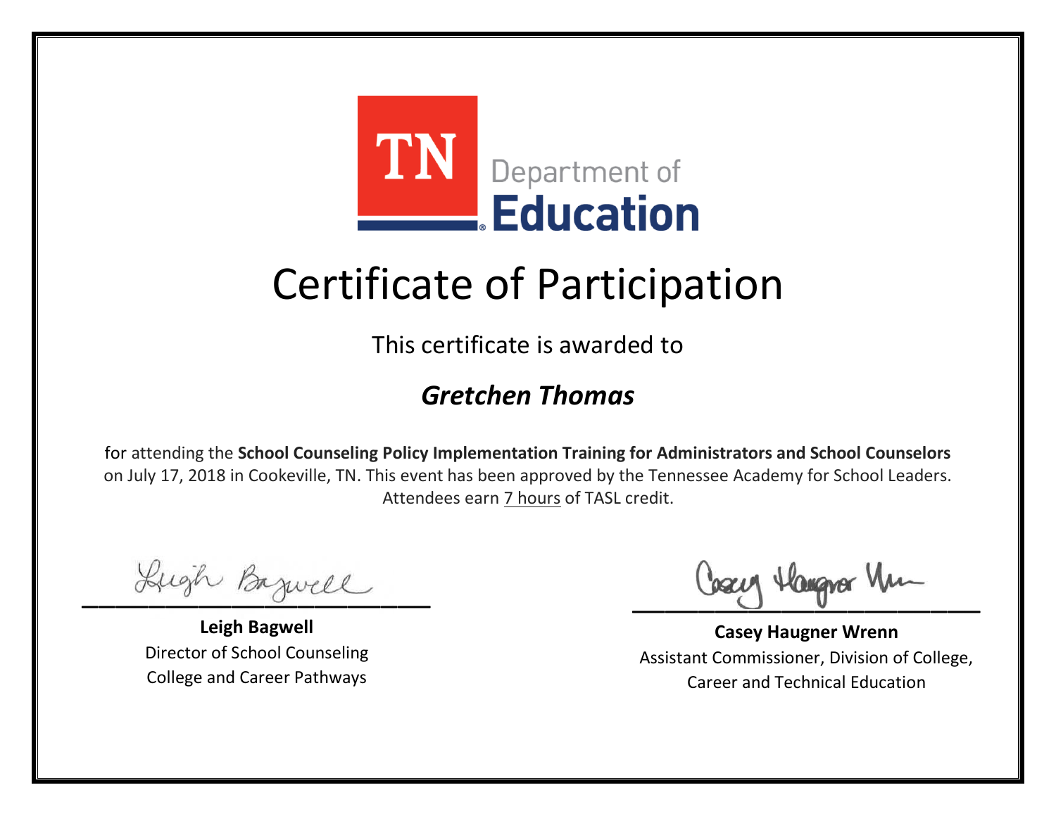TN Department of Education

# Certificate of Participation

This certificate is awarded to

***Gretchen Thomas***

for attending the **School Counseling Policy Implementation Training for Administrators and School Counselors** on July 17, 2018 in Cookeville, TN. This event has been approved by the Tennessee Academy for School Leaders. Attendees earn 7 hours of TASL credit.

**Leigh Bagwell**
Director of School Counseling
College and Career Pathways

**Casey Haugner Wrenn**
Assistant Commissioner, Division of College, Career and Technical Education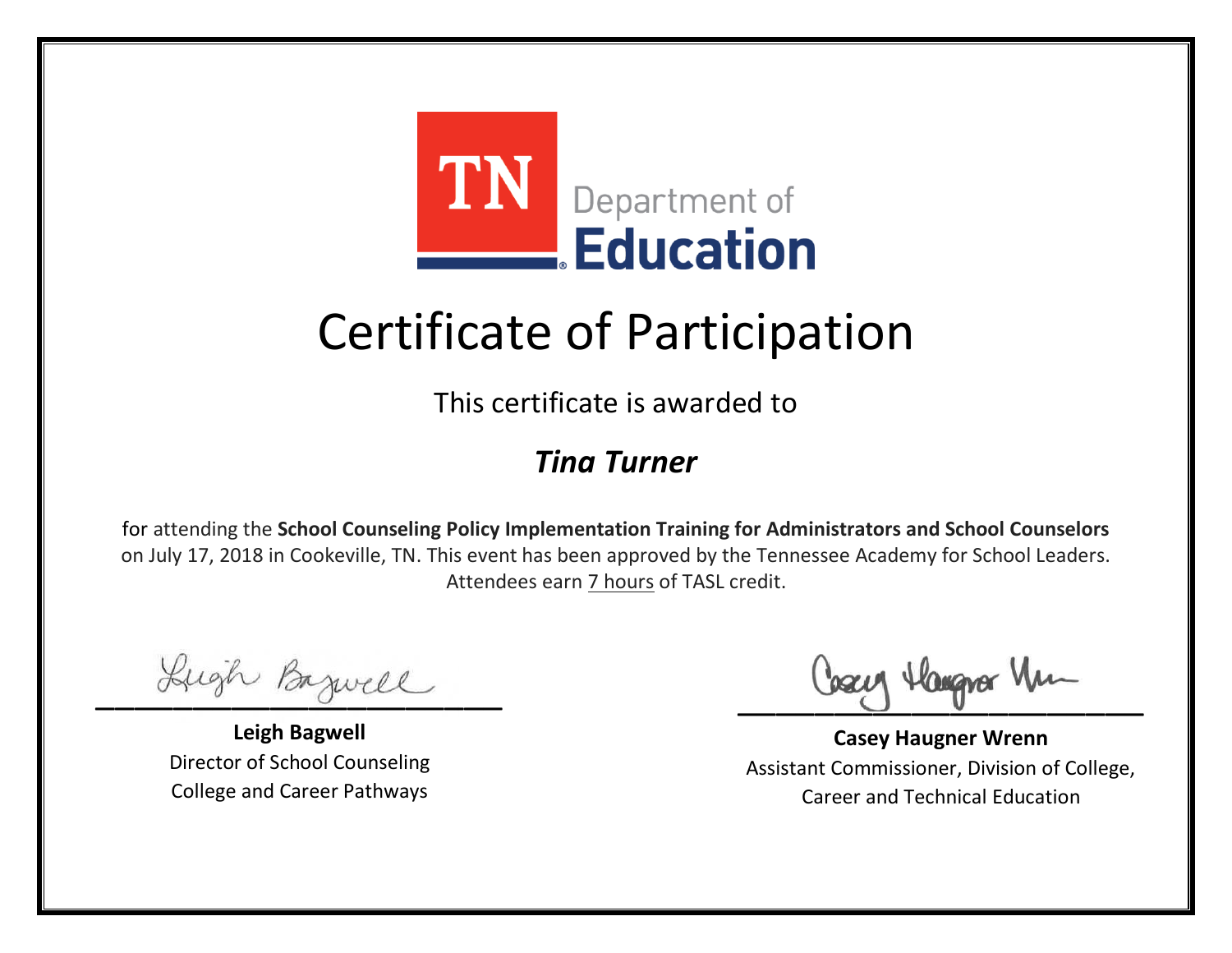TN Department of Education

# Certificate of Participation

This certificate is awarded to

***Tina Turner***

for attending the **School Counseling Policy Implementation Training for Administrators and School Counselors** on July 17, 2018 in Cookeville, TN. This event has been approved by the Tennessee Academy for School Leaders. Attendees earn 7 hours of TASL credit.

**Leigh Bagwell**
Director of School Counseling
College and Career Pathways

**Casey Haugner Wrenn**
Assistant Commissioner, Division of College, Career and Technical Education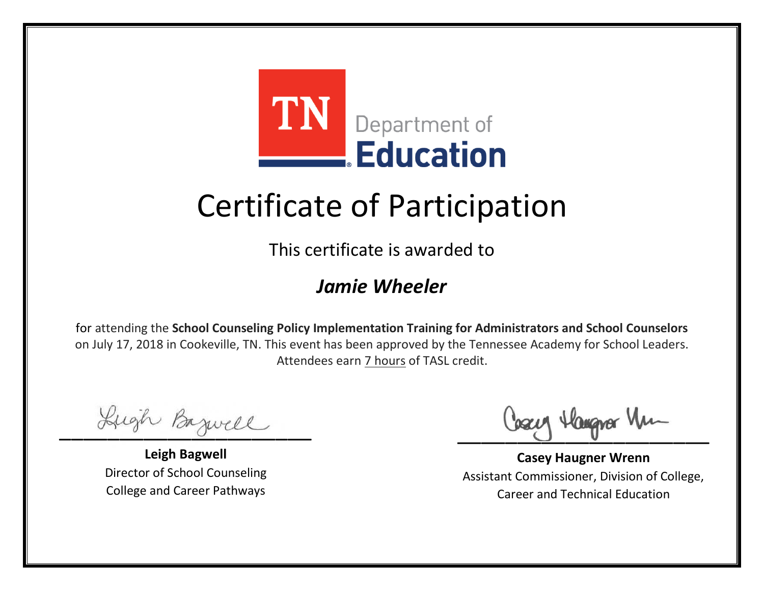TN Department of Education

# Certificate of Participation

This certificate is awarded to

***Jamie Wheeler***

for attending the **School Counseling Policy Implementation Training for Administrators and School Counselors** on July 17, 2018 in Cookeville, TN. This event has been approved by the Tennessee Academy for School Leaders. Attendees earn 7 hours of TASL credit.

**Leigh Bagwell**
Director of School Counseling
College and Career Pathways

**Casey Haugner Wrenn**
Assistant Commissioner, Division of College, Career and Technical Education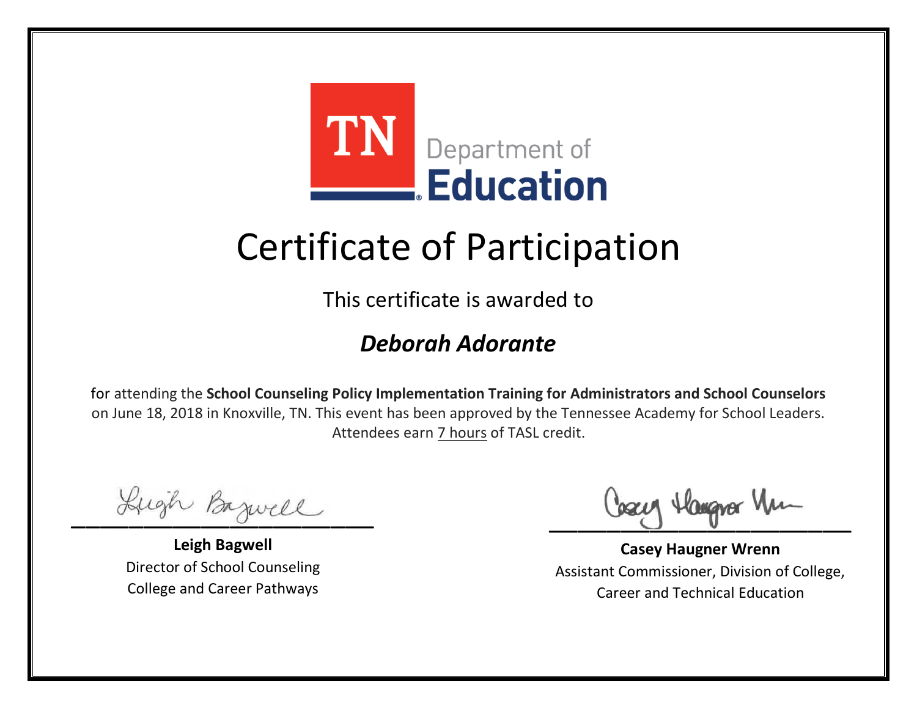TN Department of **Education**

# Certificate of Participation

This certificate is awarded to

## ***Deborah Adorante***

for attending the **School Counseling Policy Implementation Training for Administrators and School Counselors** on June 18, 2018 in Knoxville, TN. This event has been approved by the Tennessee Academy for School Leaders. Attendees earn 7 hours of TASL credit.

**Leigh Bagwell**
Director of School Counseling
College and Career Pathways

**Casey Haugner Wrenn**
Assistant Commissioner, Division of College, Career and Technical Education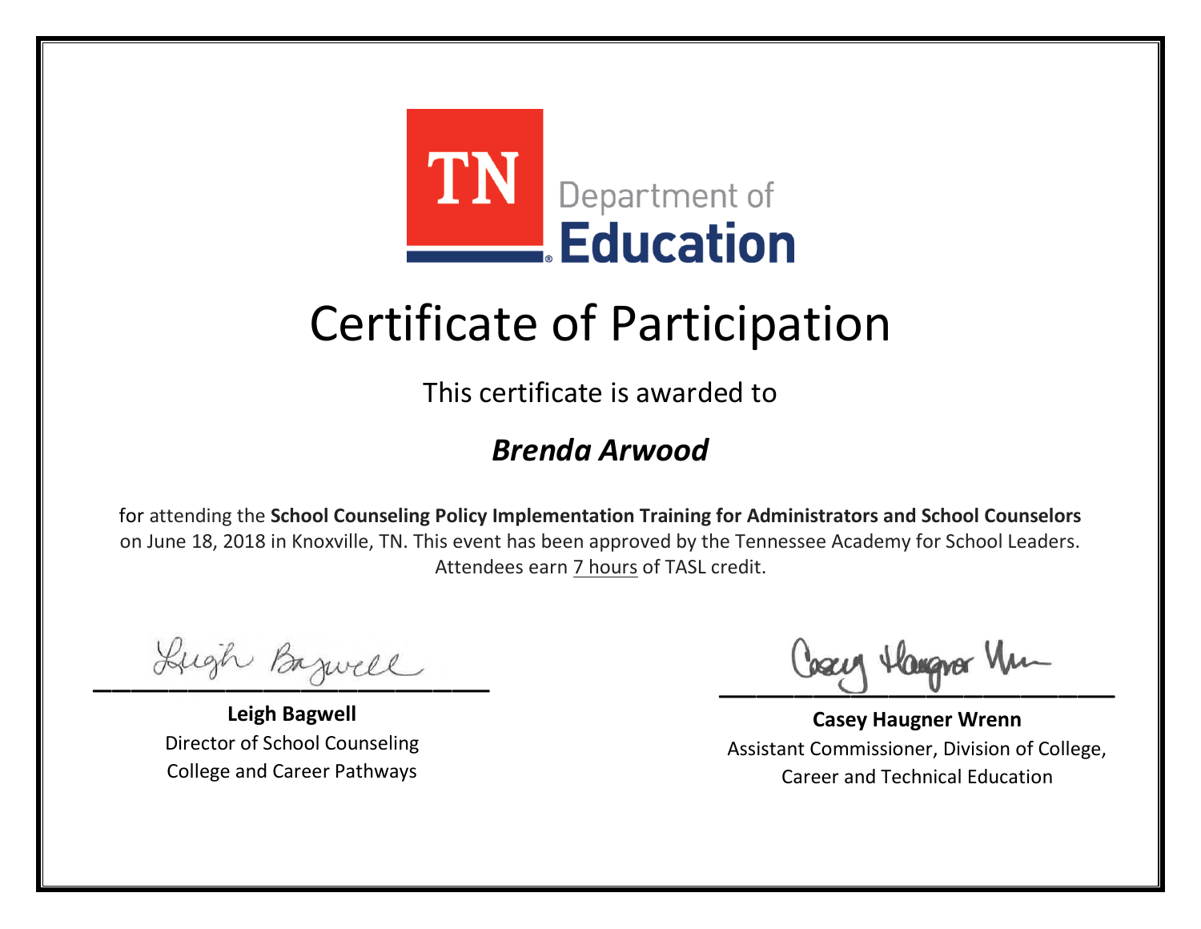TN Department of Education

# Certificate of Participation

This certificate is awarded to

***Brenda Arwood***

for attending the **School Counseling Policy Implementation Training for Administrators and School Counselors** on June 18, 2018 in Knoxville, TN. This event has been approved by the Tennessee Academy for School Leaders. Attendees earn 7 hours of TASL credit.

**Leigh Bagwell**
Director of School Counseling
College and Career Pathways

**Casey Haugner Wrenn**
Assistant Commissioner, Division of College, Career and Technical Education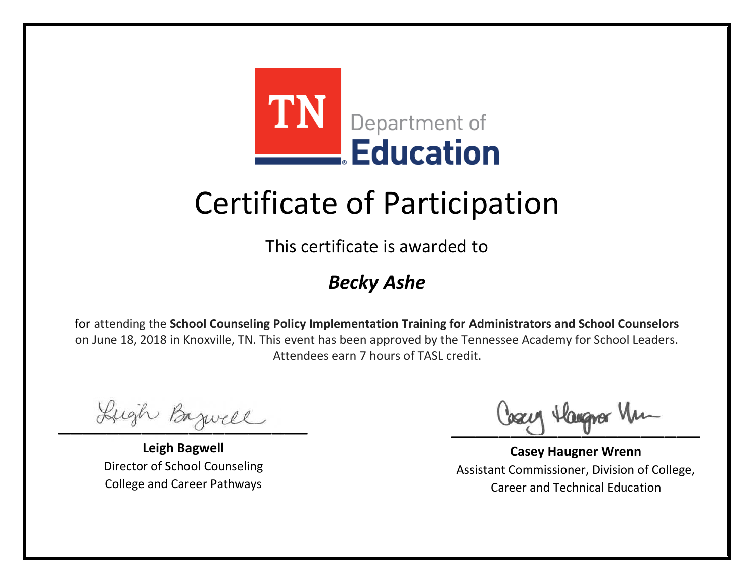TN Department of Education

# Certificate of Participation

This certificate is awarded to

***Becky Ashe***

for attending the **School Counseling Policy Implementation Training for Administrators and School Counselors** on June 18, 2018 in Knoxville, TN. This event has been approved by the Tennessee Academy for School Leaders. Attendees earn 7 hours of TASL credit.

**Leigh Bagwell**
Director of School Counseling
College and Career Pathways

**Casey Haugner Wrenn**
Assistant Commissioner, Division of College, Career and Technical Education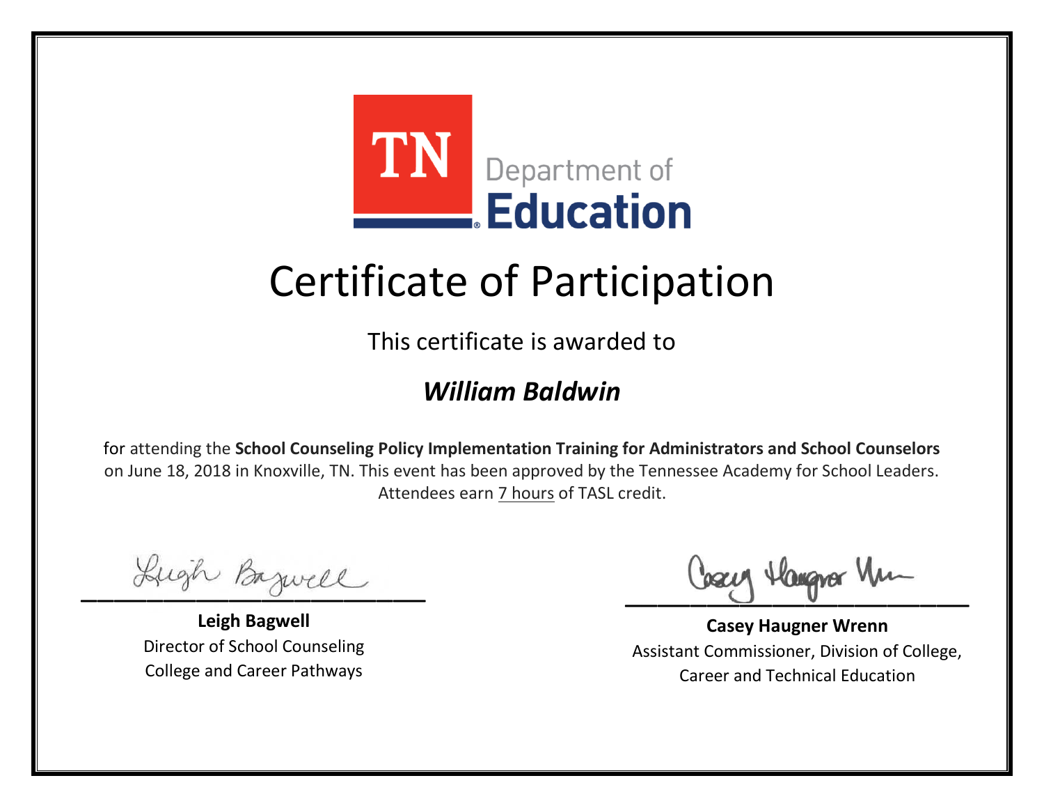TN Department of Education

# Certificate of Participation

This certificate is awarded to

## *William Baldwin*

for attending the **School Counseling Policy Implementation Training for Administrators and School Counselors** on June 18, 2018 in Knoxville, TN. This event has been approved by the Tennessee Academy for School Leaders. Attendees earn 7 hours of TASL credit.

**Leigh Bagwell**
Director of School Counseling
College and Career Pathways

**Casey Haugner Wrenn**
Assistant Commissioner, Division of College, Career and Technical Education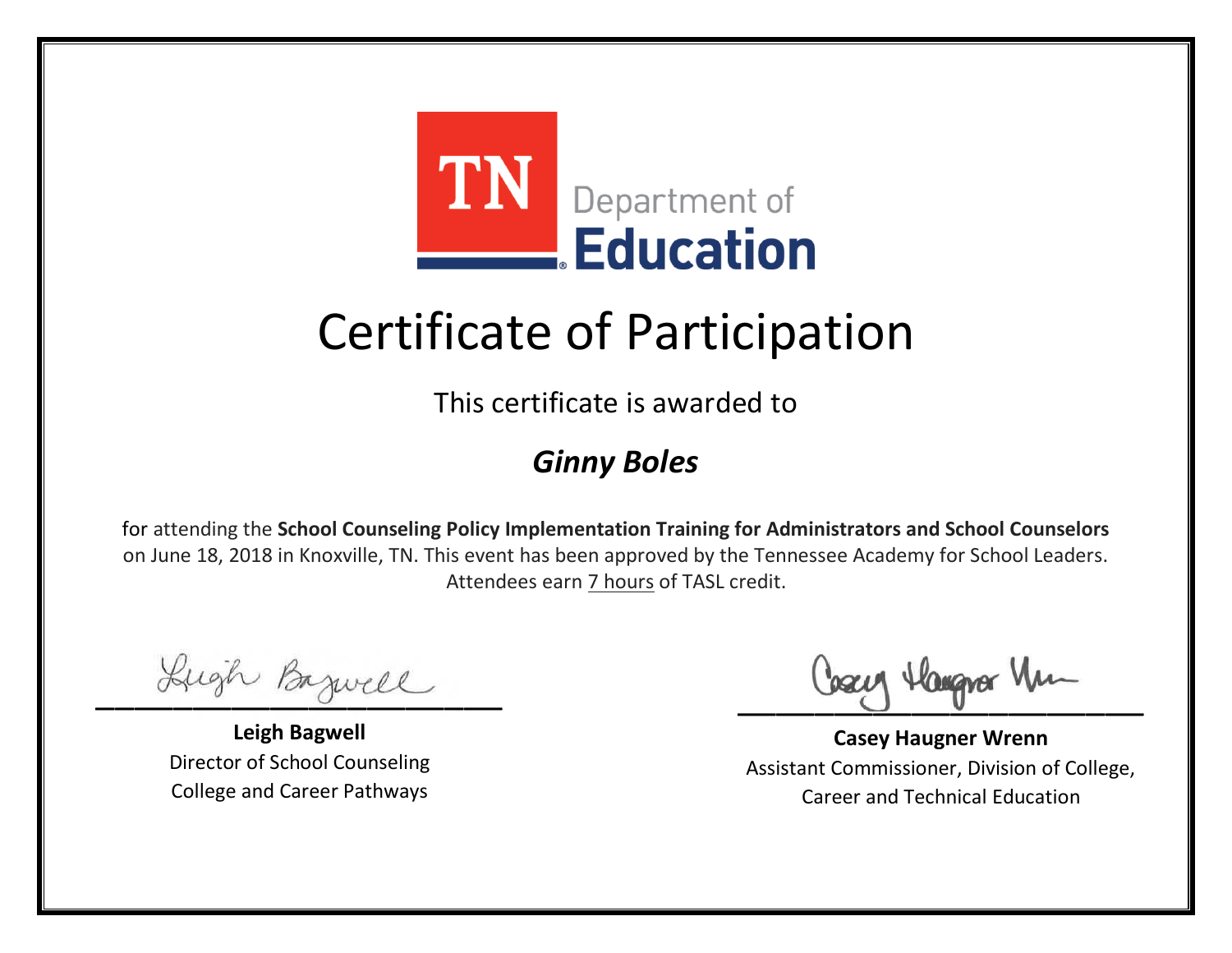TN Department of Education

# Certificate of Participation

This certificate is awarded to

## *Ginny Boles*

for attending the **School Counseling Policy Implementation Training for Administrators and School Counselors** on June 18, 2018 in Knoxville, TN. This event has been approved by the Tennessee Academy for School Leaders. Attendees earn 7 hours of TASL credit.

**Leigh Bagwell**
Director of School Counseling
College and Career Pathways

**Casey Haugner Wrenn**
Assistant Commissioner, Division of College, Career and Technical Education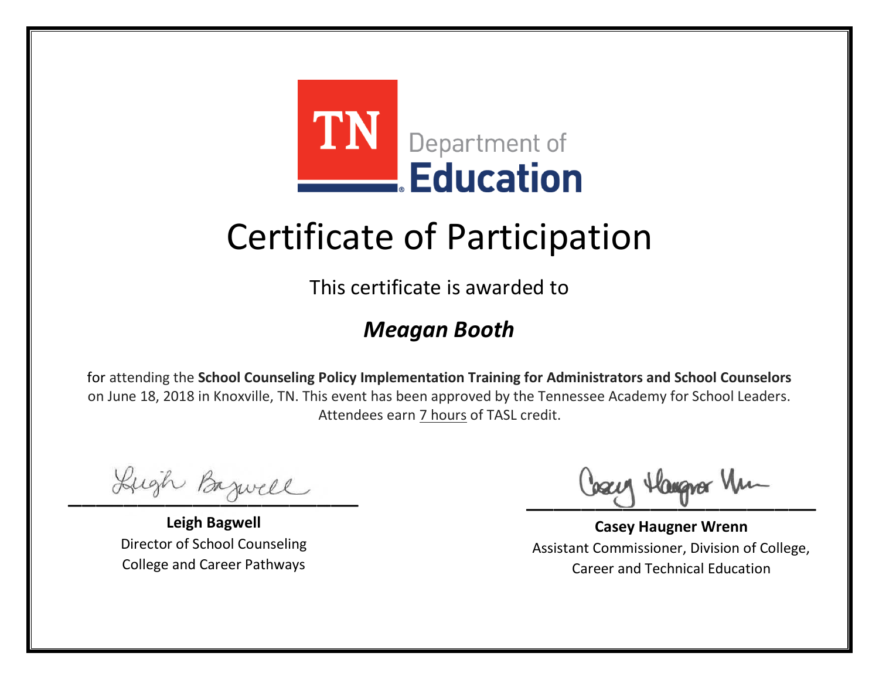TN Department of Education

# Certificate of Participation

This certificate is awarded to

***Meagan Booth***

for attending the **School Counseling Policy Implementation Training for Administrators and School Counselors** on June 18, 2018 in Knoxville, TN. This event has been approved by the Tennessee Academy for School Leaders. Attendees earn 7 hours of TASL credit.

**Leigh Bagwell**
Director of School Counseling
College and Career Pathways

**Casey Haugner Wrenn**
Assistant Commissioner, Division of College, Career and Technical Education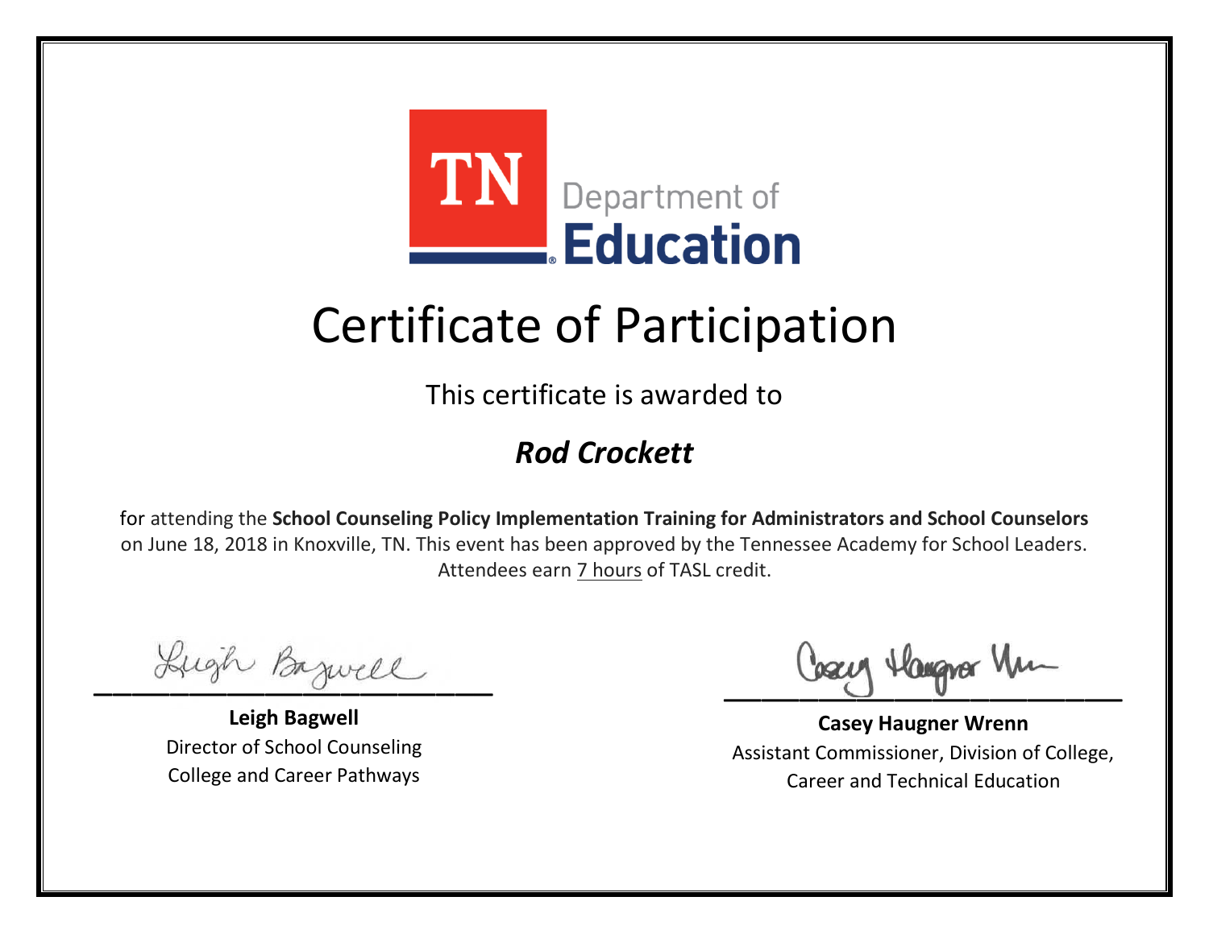TN Department of Education

# Certificate of Participation

This certificate is awarded to

***Rod Crockett***

for attending the **School Counseling Policy Implementation Training for Administrators and School Counselors** on June 18, 2018 in Knoxville, TN. This event has been approved by the Tennessee Academy for School Leaders. Attendees earn 7 hours of TASL credit.

**Leigh Bagwell**
Director of School Counseling
College and Career Pathways

**Casey Haugner Wrenn**
Assistant Commissioner, Division of College, Career and Technical Education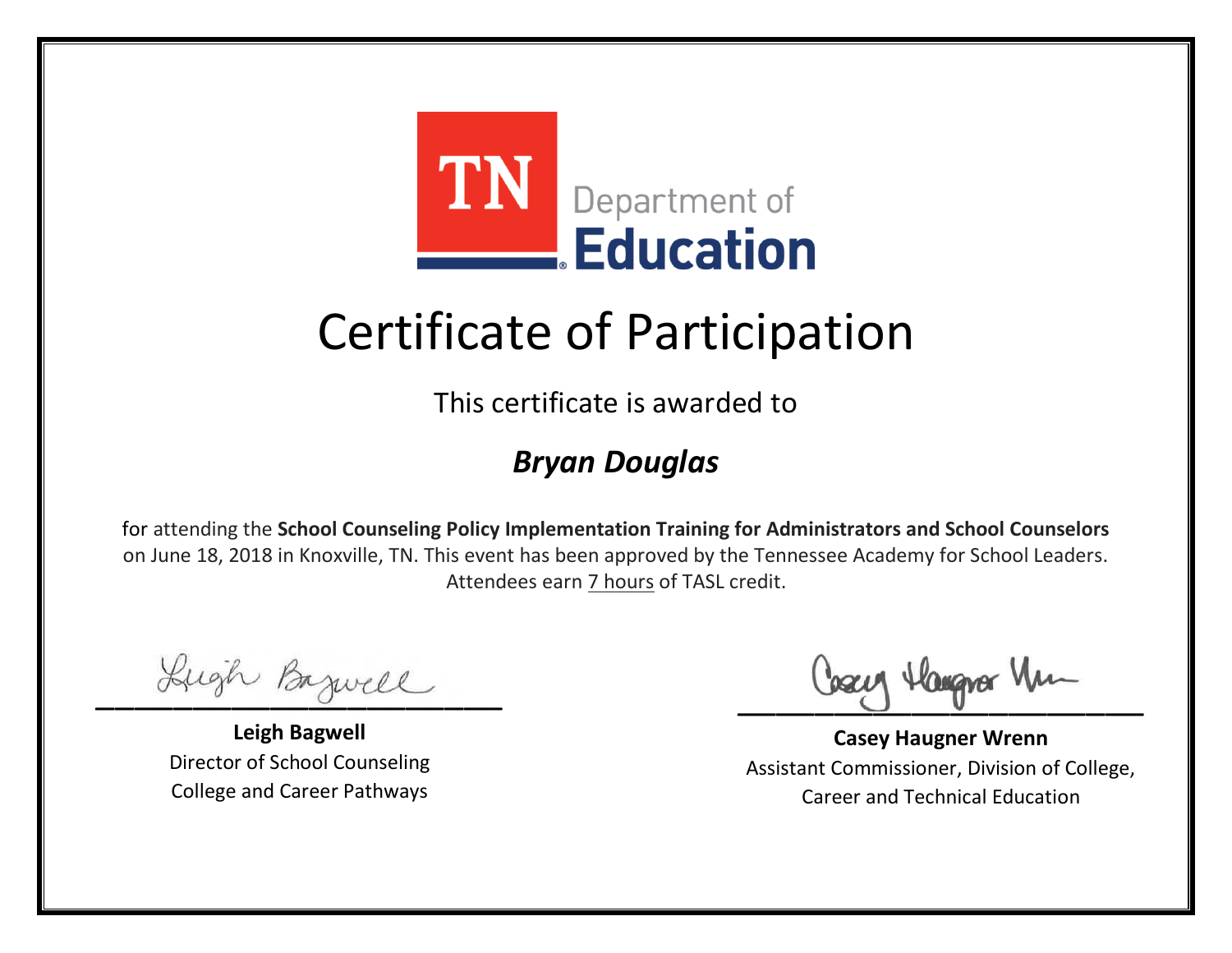TN Department of Education

# Certificate of Participation

This certificate is awarded to

***Bryan Douglas***

for attending the **School Counseling Policy Implementation Training for Administrators and School Counselors** on June 18, 2018 in Knoxville, TN. This event has been approved by the Tennessee Academy for School Leaders. Attendees earn 7 hours of TASL credit.

**Leigh Bagwell**
Director of School Counseling
College and Career Pathways

**Casey Haugner Wrenn**
Assistant Commissioner, Division of College, Career and Technical Education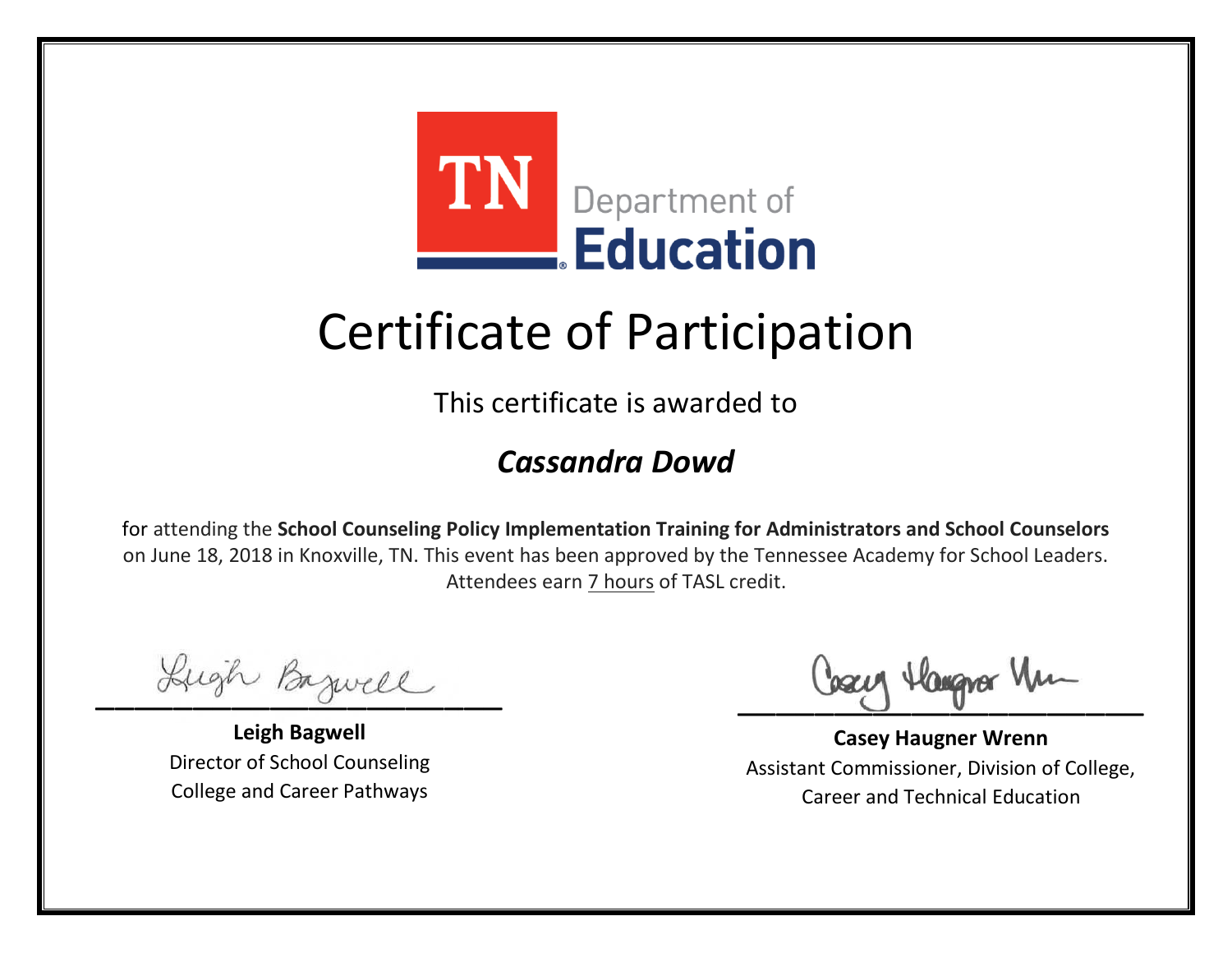TN Department of Education

# Certificate of Participation

This certificate is awarded to

***Cassandra Dowd***

for attending the **School Counseling Policy Implementation Training for Administrators and School Counselors** on June 18, 2018 in Knoxville, TN. This event has been approved by the Tennessee Academy for School Leaders. Attendees earn 7 hours of TASL credit.

**Leigh Bagwell**
Director of School Counseling
College and Career Pathways

**Casey Haugner Wrenn**
Assistant Commissioner, Division of College, Career and Technical Education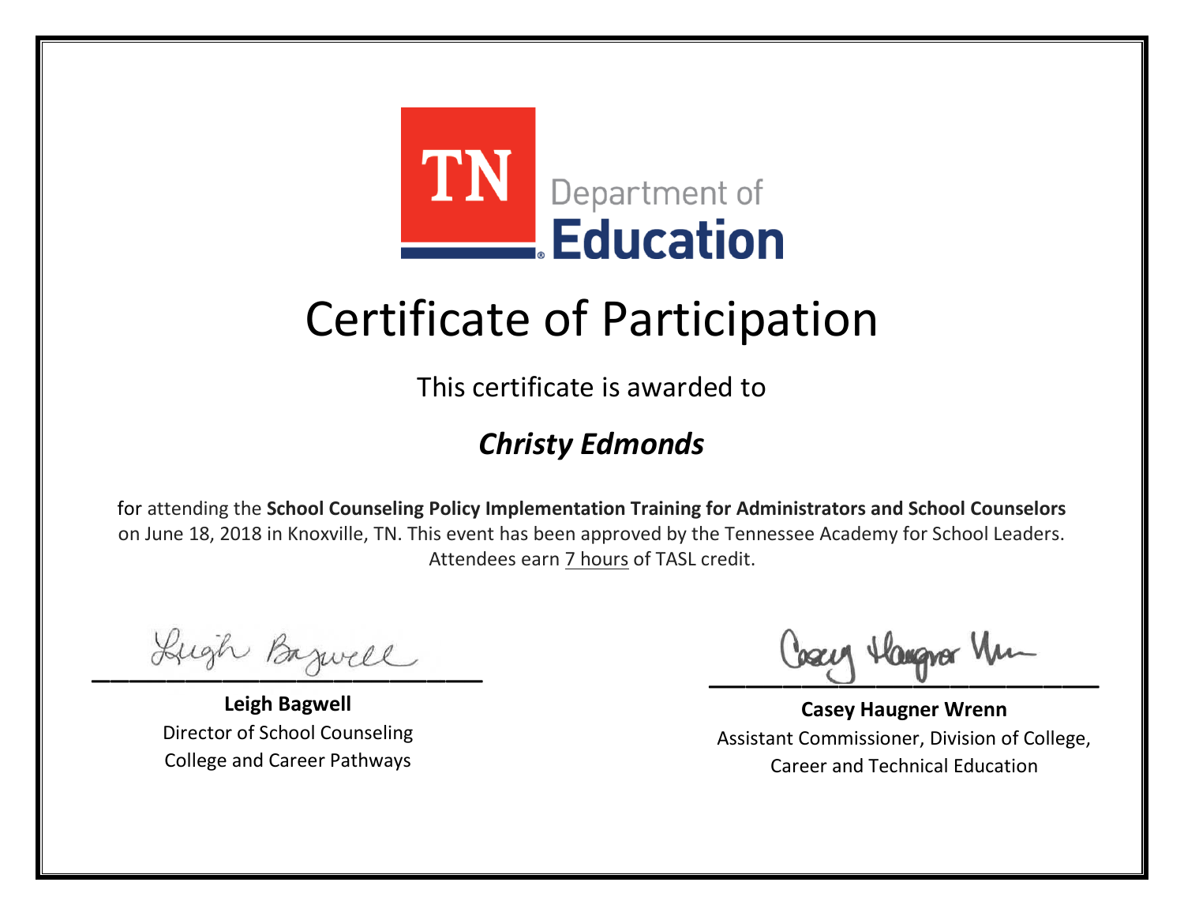TN Department of Education

# Certificate of Participation

This certificate is awarded to

***Christy Edmonds***

for attending the **School Counseling Policy Implementation Training for Administrators and School Counselors** on June 18, 2018 in Knoxville, TN. This event has been approved by the Tennessee Academy for School Leaders. Attendees earn 7 hours of TASL credit.

**Leigh Bagwell**
Director of School Counseling
College and Career Pathways

**Casey Haugner Wrenn**
Assistant Commissioner, Division of College, Career and Technical Education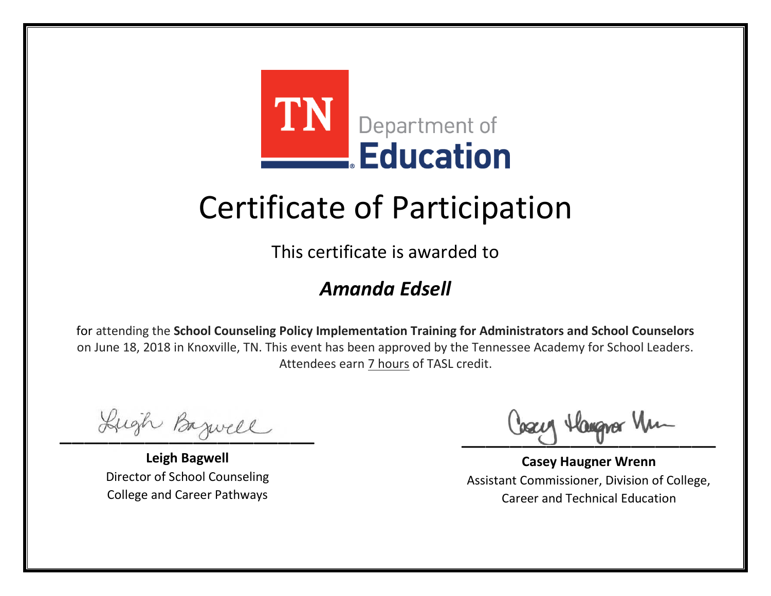TN Department of Education

# Certificate of Participation

This certificate is awarded to

## *Amanda Edsell*

for attending the **School Counseling Policy Implementation Training for Administrators and School Counselors** on June 18, 2018 in Knoxville, TN. This event has been approved by the Tennessee Academy for School Leaders. Attendees earn 7 hours of TASL credit.

**Leigh Bagwell**
Director of School Counseling
College and Career Pathways

**Casey Haugner Wrenn**
Assistant Commissioner, Division of College, Career and Technical Education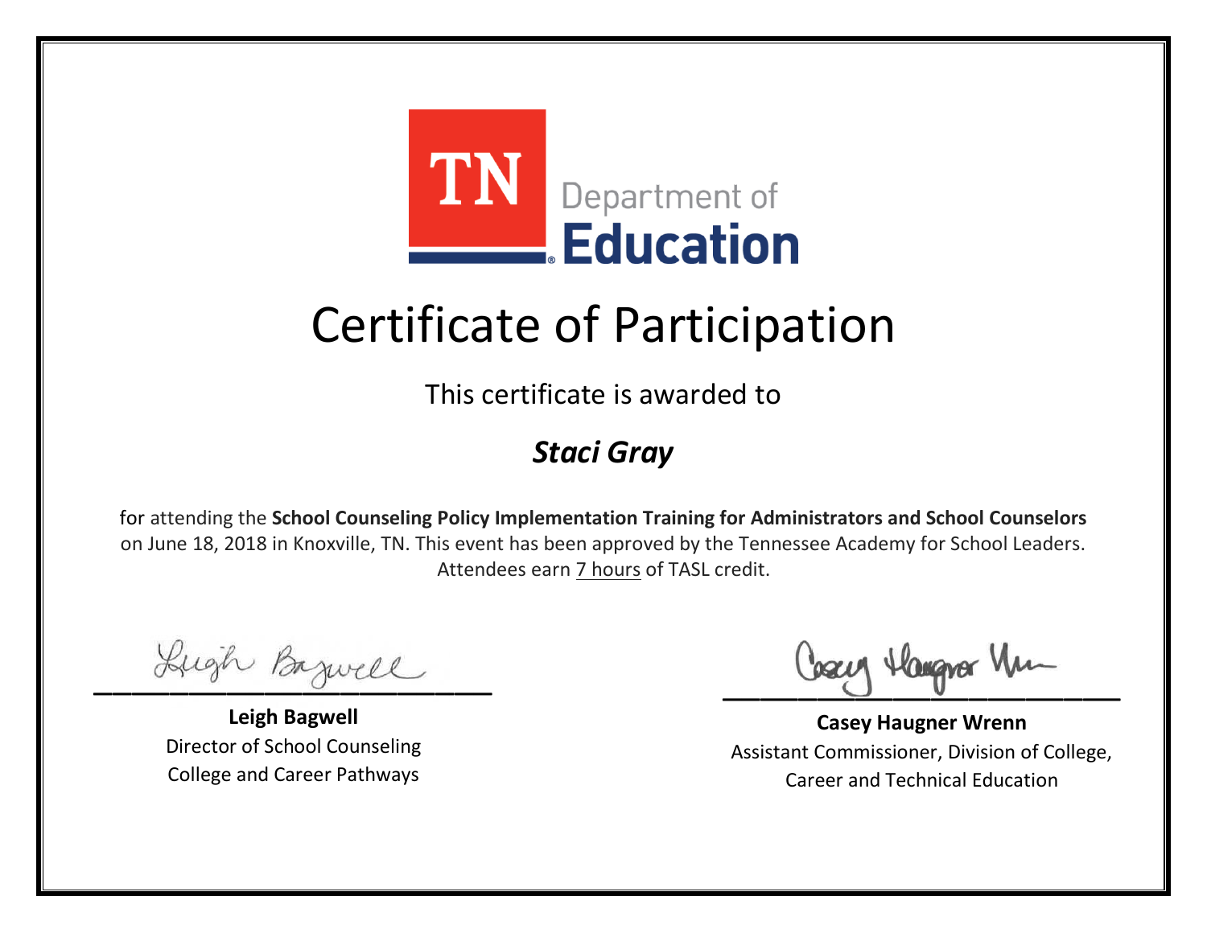TN Department of Education

# Certificate of Participation

This certificate is awarded to

***Staci Gray***

for attending the **School Counseling Policy Implementation Training for Administrators and School Counselors** on June 18, 2018 in Knoxville, TN. This event has been approved by the Tennessee Academy for School Leaders. Attendees earn 7 hours of TASL credit.

**Leigh Bagwell**
Director of School Counseling
College and Career Pathways

**Casey Haugner Wrenn**
Assistant Commissioner, Division of College, Career and Technical Education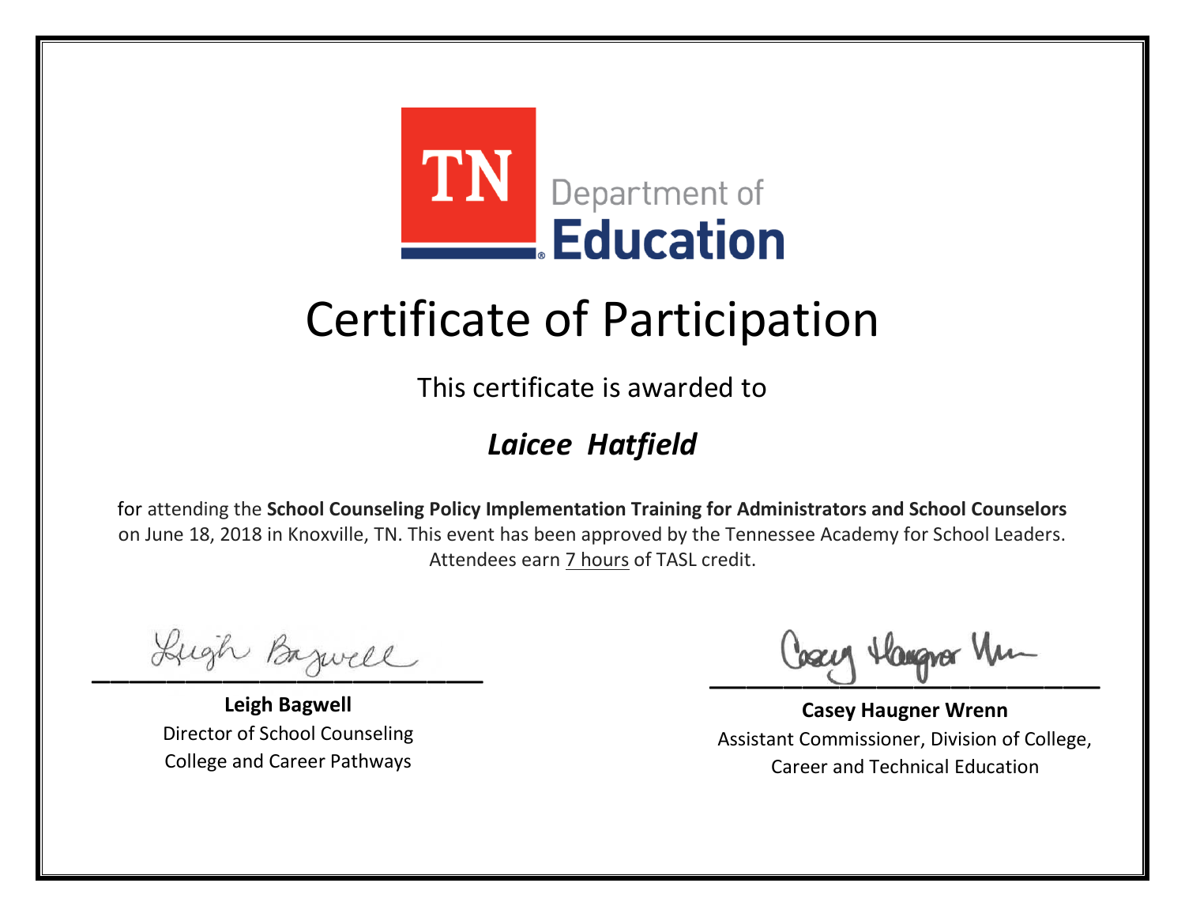TN Department of Education

# Certificate of Participation

This certificate is awarded to

***Laicee Hatfield***

for attending the **School Counseling Policy Implementation Training for Administrators and School Counselors** on June 18, 2018 in Knoxville, TN. This event has been approved by the Tennessee Academy for School Leaders. Attendees earn 7 hours of TASL credit.

**Leigh Bagwell**
Director of School Counseling
College and Career Pathways

**Casey Haugner Wrenn**
Assistant Commissioner, Division of College, Career and Technical Education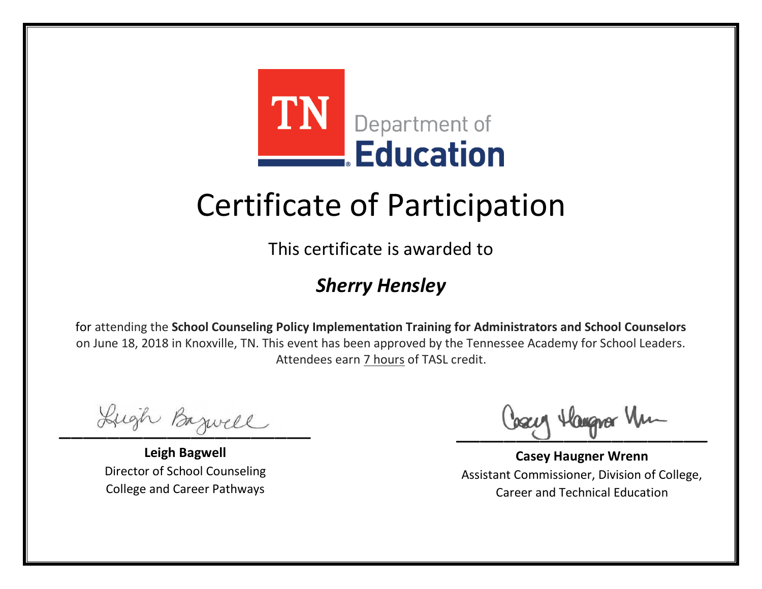TN Department of Education

# Certificate of Participation

This certificate is awarded to

***Sherry Hensley***

for attending the **School Counseling Policy Implementation Training for Administrators and School Counselors** on June 18, 2018 in Knoxville, TN. This event has been approved by the Tennessee Academy for School Leaders. Attendees earn 7 hours of TASL credit.

**Leigh Bagwell**
Director of School Counseling
College and Career Pathways

**Casey Haugner Wrenn**
Assistant Commissioner, Division of College, Career and Technical Education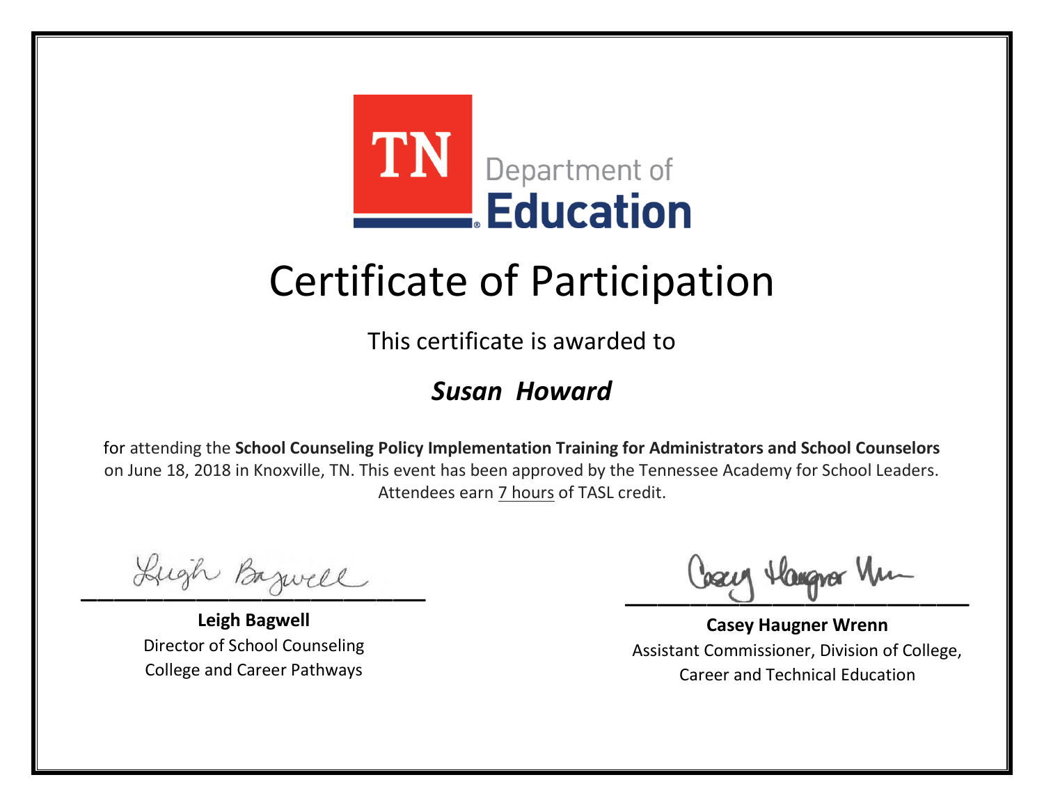TN Department of Education

# Certificate of Participation

This certificate is awarded to

***Susan Howard***

for attending the **School Counseling Policy Implementation Training for Administrators and School Counselors** on June 18, 2018 in Knoxville, TN. This event has been approved by the Tennessee Academy for School Leaders. Attendees earn 7 hours of TASL credit.

**Leigh Bagwell**
Director of School Counseling
College and Career Pathways

**Casey Haugner Wrenn**
Assistant Commissioner, Division of College, Career and Technical Education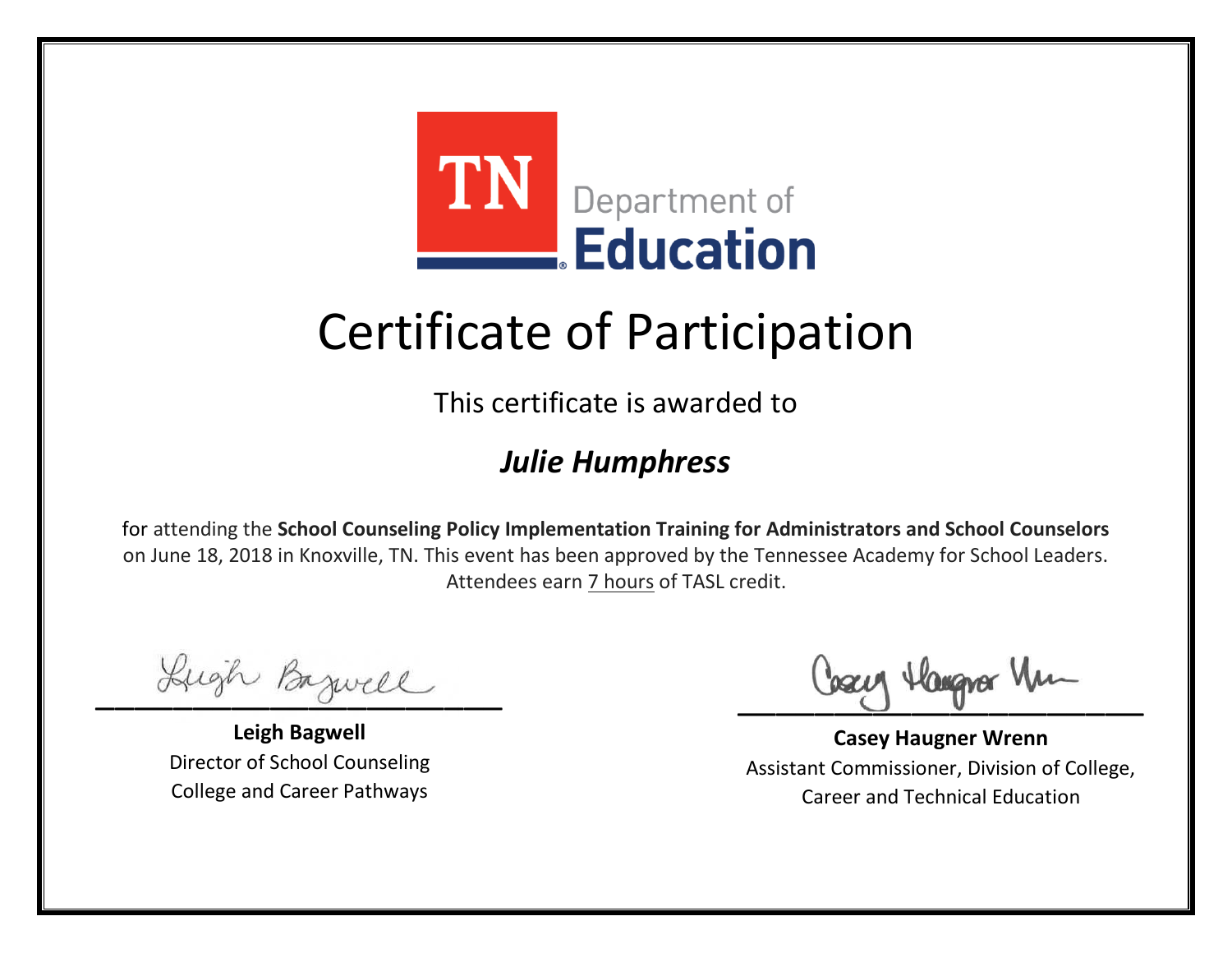TN Department of Education

# Certificate of Participation

This certificate is awarded to

***Julie Humphress***

for attending the **School Counseling Policy Implementation Training for Administrators and School Counselors** on June 18, 2018 in Knoxville, TN. This event has been approved by the Tennessee Academy for School Leaders. Attendees earn 7 hours of TASL credit.

**Leigh Bagwell**
Director of School Counseling
College and Career Pathways

**Casey Haugner Wrenn**
Assistant Commissioner, Division of College, Career and Technical Education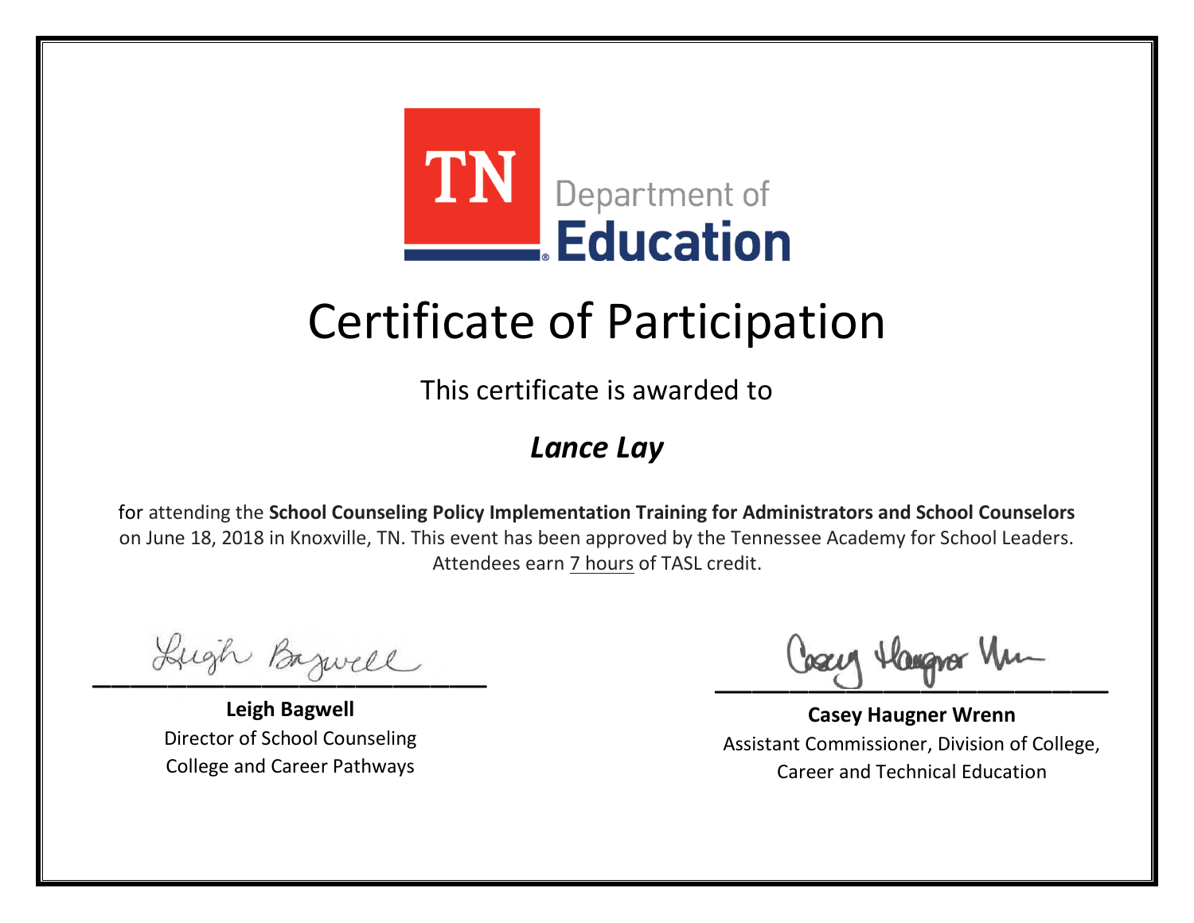TN Department of Education

# Certificate of Participation

This certificate is awarded to

***Lance Lay***

for attending the **School Counseling Policy Implementation Training for Administrators and School Counselors** on June 18, 2018 in Knoxville, TN. This event has been approved by the Tennessee Academy for School Leaders. Attendees earn 7 hours of TASL credit.

**Leigh Bagwell**
Director of School Counseling
College and Career Pathways

**Casey Haugner Wrenn**
Assistant Commissioner, Division of College, Career and Technical Education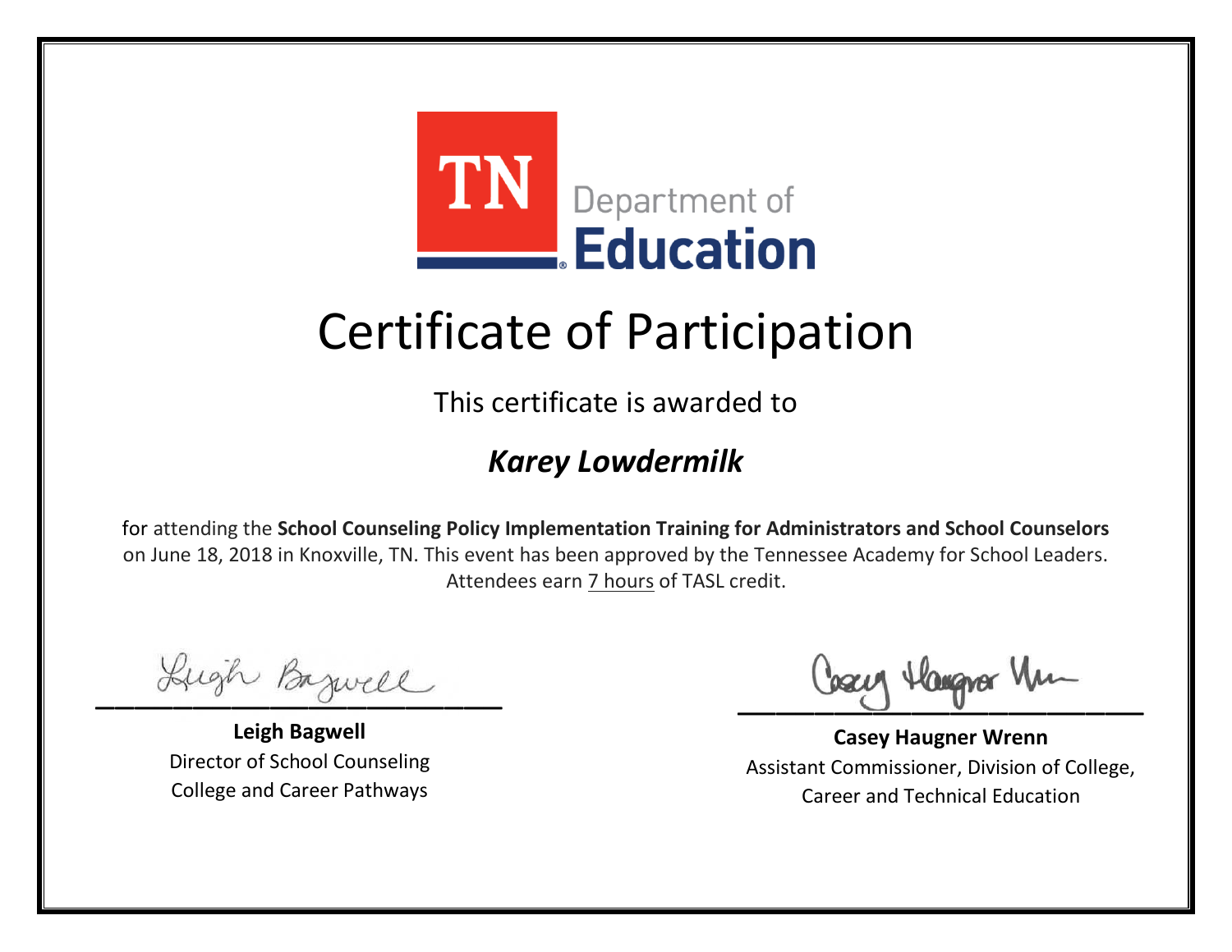TN Department of Education

# Certificate of Participation

This certificate is awarded to

***Karey Lowdermilk***

for attending the **School Counseling Policy Implementation Training for Administrators and School Counselors** on June 18, 2018 in Knoxville, TN. This event has been approved by the Tennessee Academy for School Leaders. Attendees earn 7 hours of TASL credit.

**Leigh Bagwell**
Director of School Counseling
College and Career Pathways

**Casey Haugner Wrenn**
Assistant Commissioner, Division of College, Career and Technical Education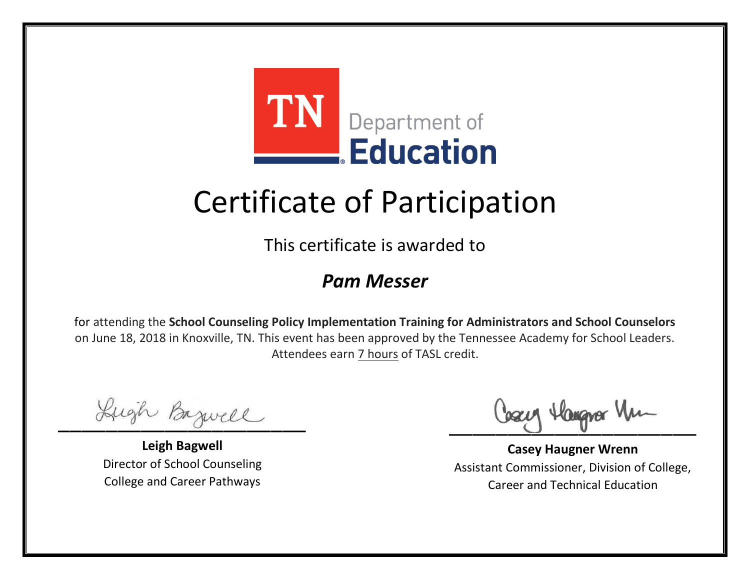TN Department of Education

# Certificate of Participation

This certificate is awarded to

***Pam Messer***

for attending the **School Counseling Policy Implementation Training for Administrators and School Counselors** on June 18, 2018 in Knoxville, TN. This event has been approved by the Tennessee Academy for School Leaders. Attendees earn 7 hours of TASL credit.

**Leigh Bagwell**
Director of School Counseling
College and Career Pathways

**Casey Haugner Wrenn**
Assistant Commissioner, Division of College, Career and Technical Education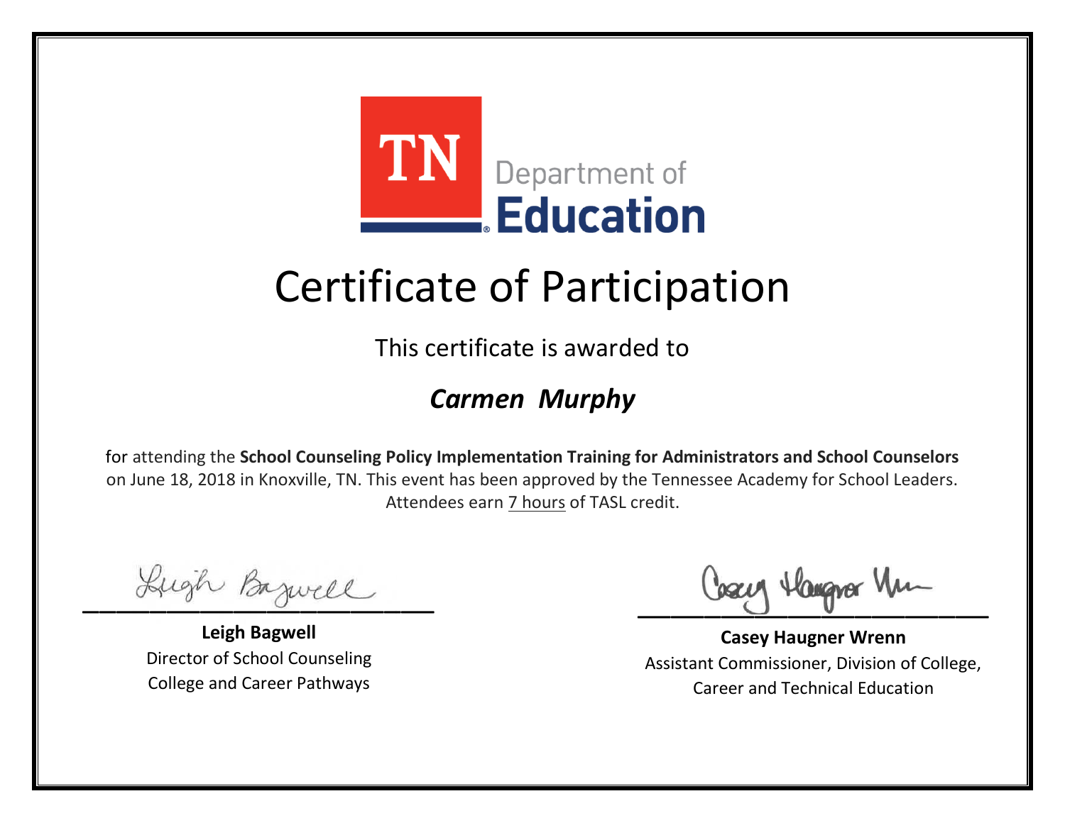TN Department of Education

# Certificate of Participation

This certificate is awarded to

***Carmen Murphy***

for attending the **School Counseling Policy Implementation Training for Administrators and School Counselors** on June 18, 2018 in Knoxville, TN. This event has been approved by the Tennessee Academy for School Leaders. Attendees earn 7 hours of TASL credit.

**Leigh Bagwell**
Director of School Counseling
College and Career Pathways

**Casey Haugner Wrenn**
Assistant Commissioner, Division of College, Career and Technical Education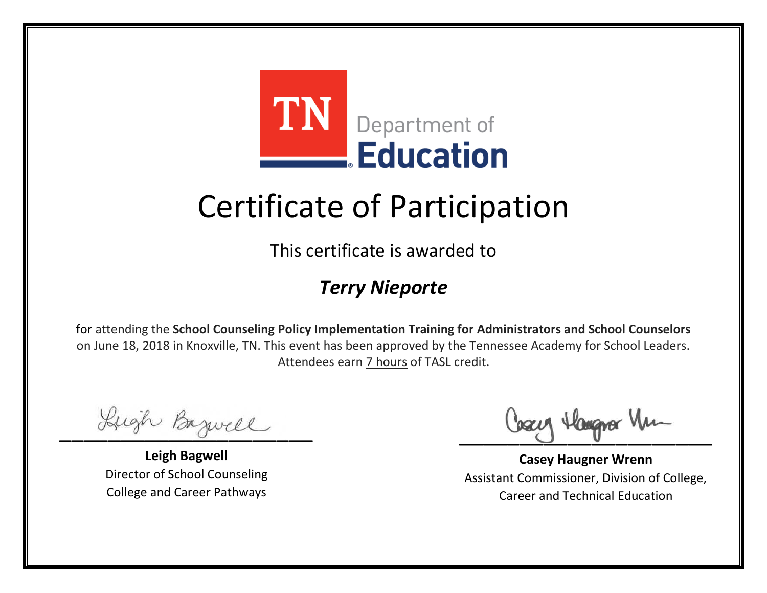TN Department of Education

# Certificate of Participation

This certificate is awarded to

***Terry Nieporte***

for attending the **School Counseling Policy Implementation Training for Administrators and School Counselors** on June 18, 2018 in Knoxville, TN. This event has been approved by the Tennessee Academy for School Leaders. Attendees earn 7 hours of TASL credit.

**Leigh Bagwell**
Director of School Counseling
College and Career Pathways

**Casey Haugner Wrenn**
Assistant Commissioner, Division of College, Career and Technical Education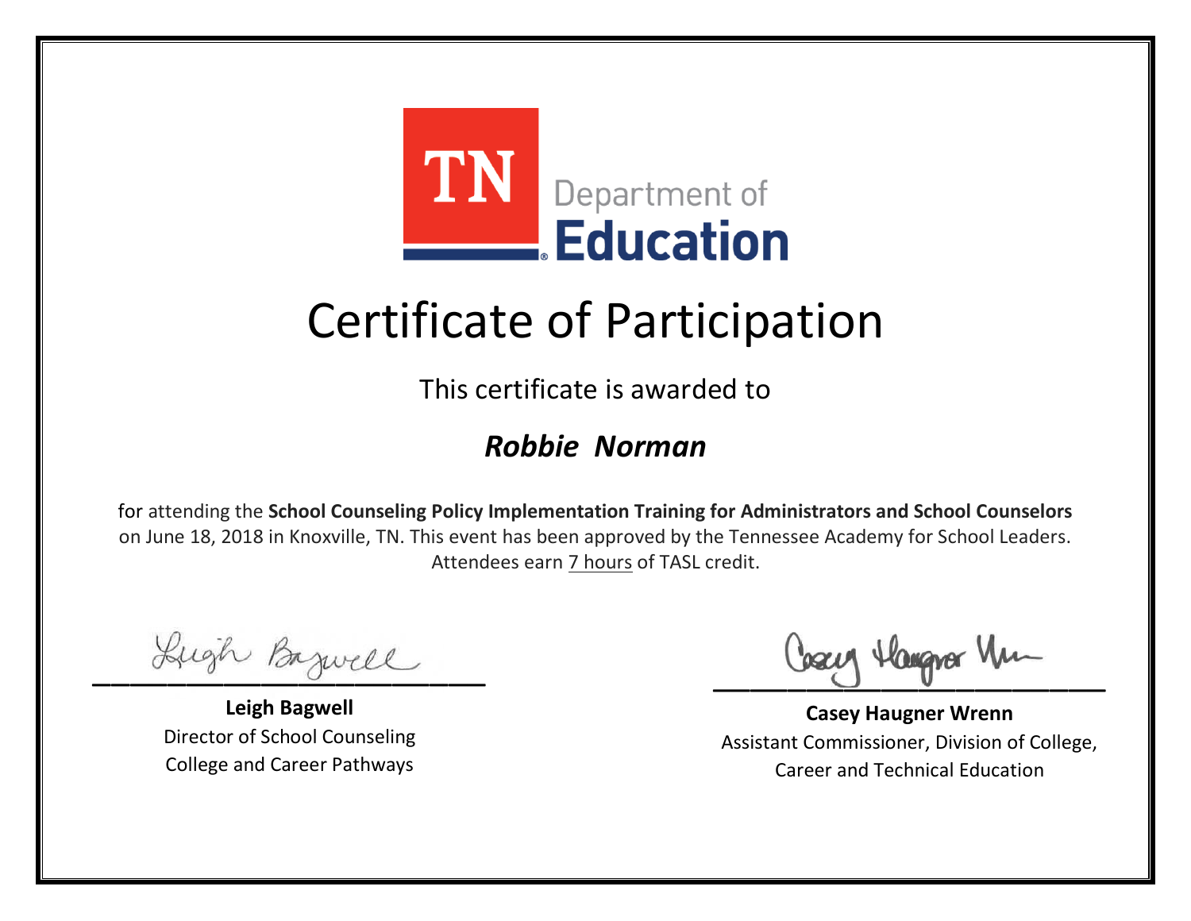TN Department of Education

# Certificate of Participation

This certificate is awarded to

***Robbie Norman***

for attending the **School Counseling Policy Implementation Training for Administrators and School Counselors** on June 18, 2018 in Knoxville, TN. This event has been approved by the Tennessee Academy for School Leaders. Attendees earn 7 hours of TASL credit.

**Leigh Bagwell**
Director of School Counseling
College and Career Pathways

**Casey Haugner Wrenn**
Assistant Commissioner, Division of College, Career and Technical Education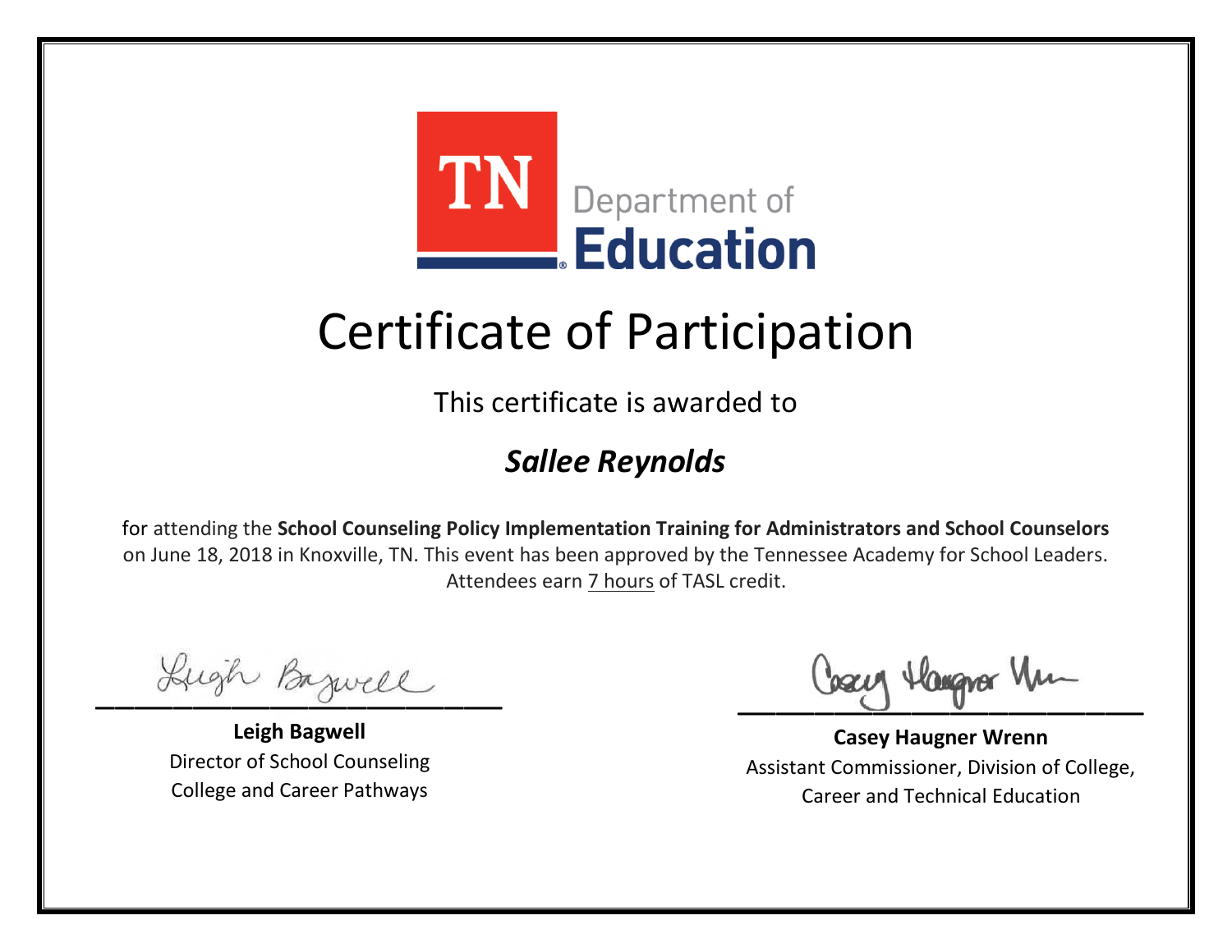TN Department of Education

# Certificate of Participation

This certificate is awarded to

***Sallee Reynolds***

for attending the **School Counseling Policy Implementation Training for Administrators and School Counselors** on June 18, 2018 in Knoxville, TN. This event has been approved by the Tennessee Academy for School Leaders. Attendees earn 7 hours of TASL credit.

**Leigh Bagwell**
Director of School Counseling
College and Career Pathways

**Casey Haugner Wrenn**
Assistant Commissioner, Division of College, Career and Technical Education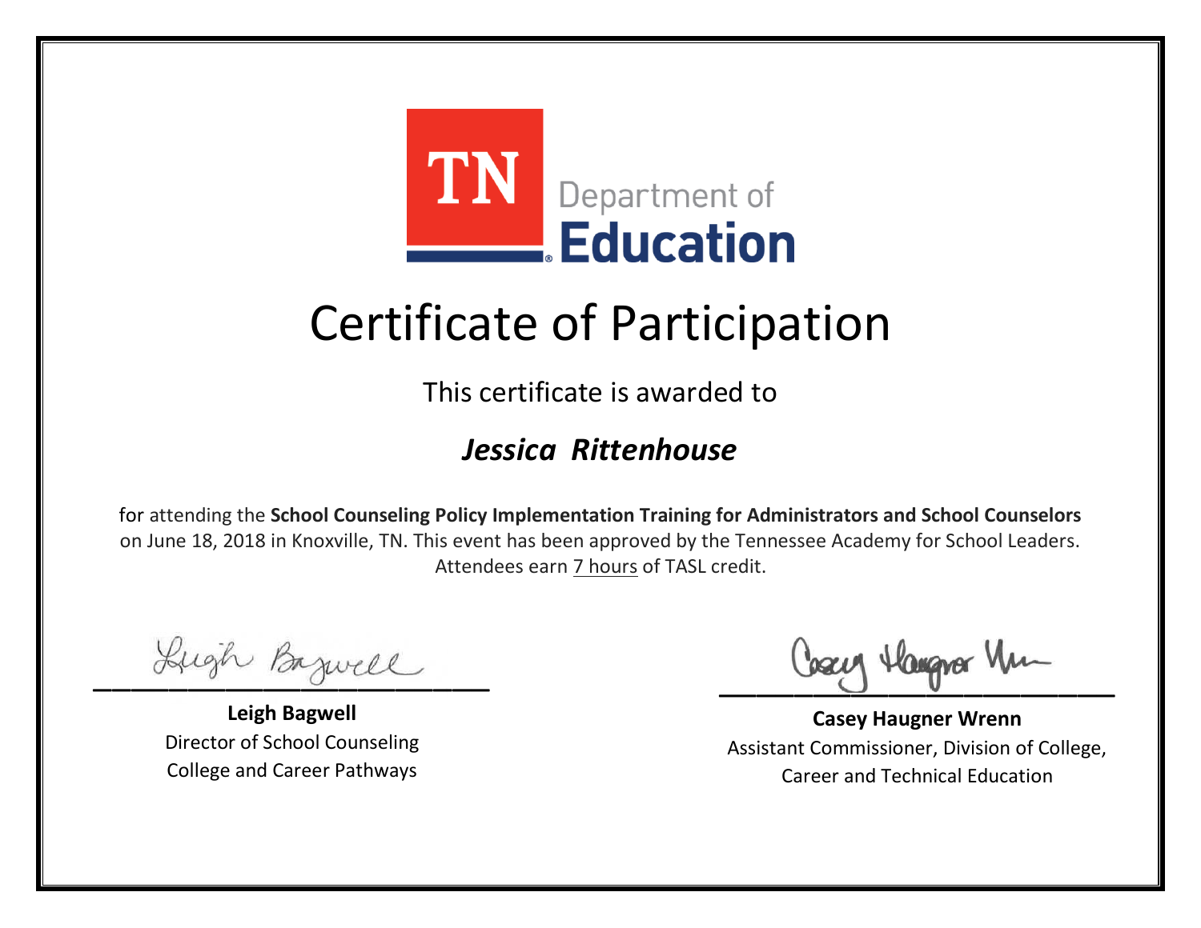TN Department of Education

# Certificate of Participation

This certificate is awarded to

***Jessica Rittenhouse***

for attending the **School Counseling Policy Implementation Training for Administrators and School Counselors** on June 18, 2018 in Knoxville, TN. This event has been approved by the Tennessee Academy for School Leaders. Attendees earn 7 hours of TASL credit.

**Leigh Bagwell**
Director of School Counseling
College and Career Pathways

**Casey Haugner Wrenn**
Assistant Commissioner, Division of College, Career and Technical Education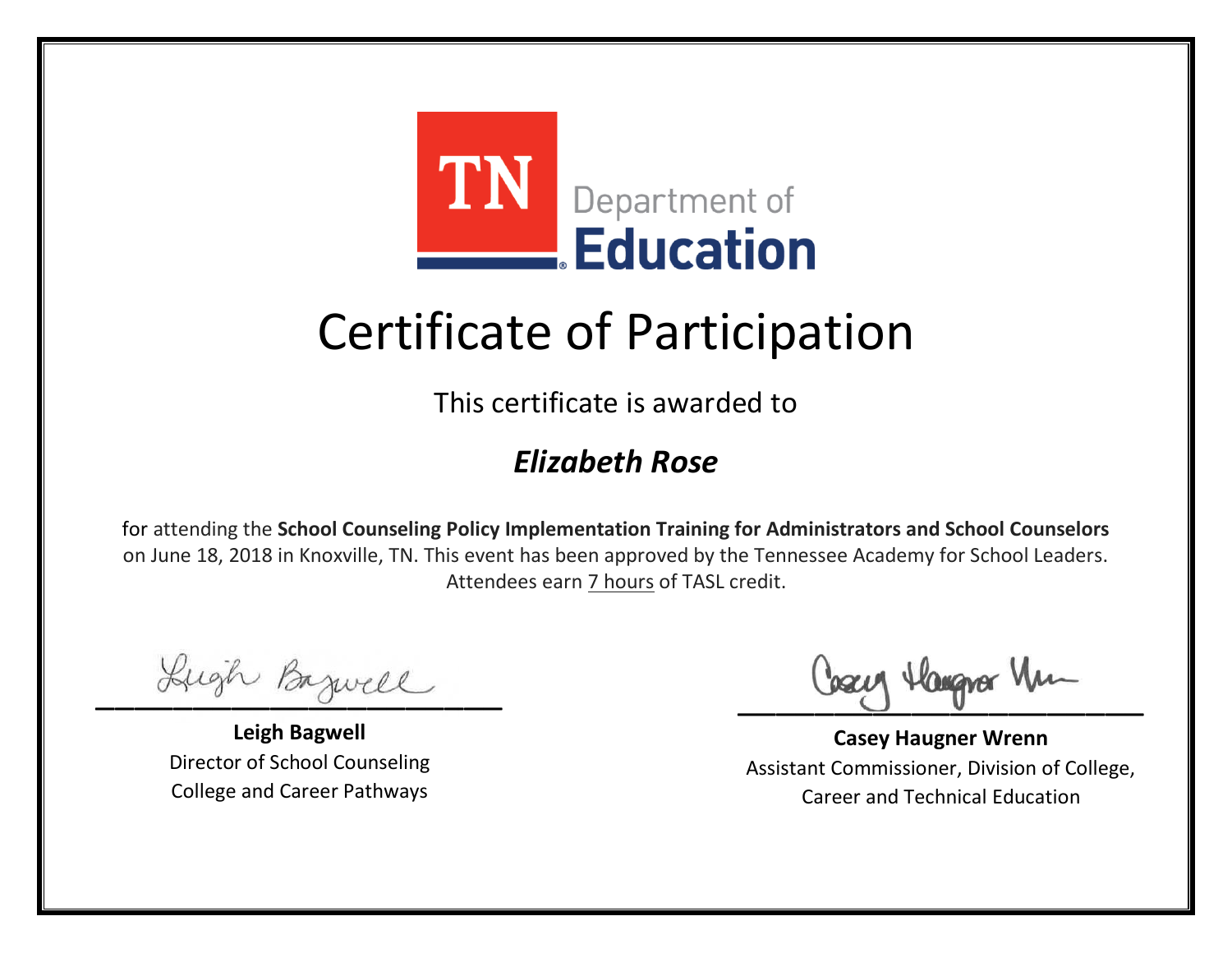TN Department of Education

# Certificate of Participation

This certificate is awarded to

***Elizabeth Rose***

for attending the **School Counseling Policy Implementation Training for Administrators and School Counselors** on June 18, 2018 in Knoxville, TN. This event has been approved by the Tennessee Academy for School Leaders. Attendees earn 7 hours of TASL credit.

**Leigh Bagwell**
Director of School Counseling
College and Career Pathways

**Casey Haugner Wrenn**
Assistant Commissioner, Division of College, Career and Technical Education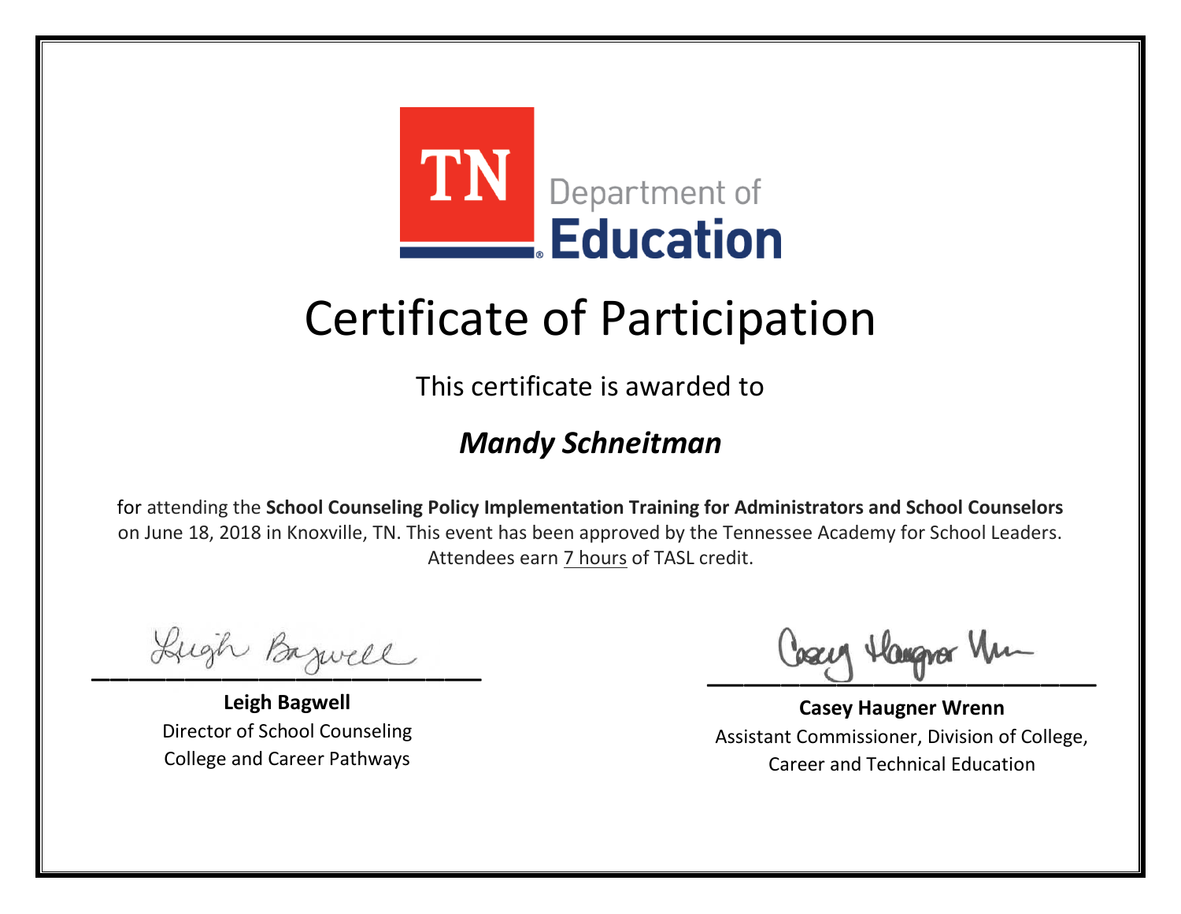TN Department of Education

# Certificate of Participation

This certificate is awarded to

***Mandy Schneitman***

for attending the **School Counseling Policy Implementation Training for Administrators and School Counselors** on June 18, 2018 in Knoxville, TN. This event has been approved by the Tennessee Academy for School Leaders. Attendees earn 7 hours of TASL credit.

**Leigh Bagwell**
Director of School Counseling
College and Career Pathways

**Casey Haugner Wrenn**
Assistant Commissioner, Division of College, Career and Technical Education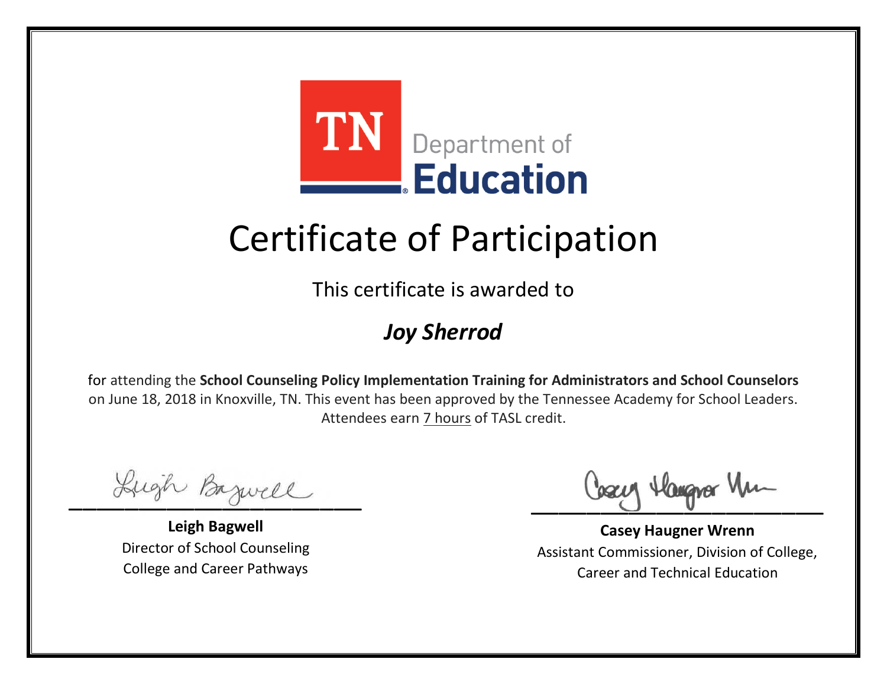TN Department of Education

# Certificate of Participation

This certificate is awarded to

***Joy Sherrod***

for attending the **School Counseling Policy Implementation Training for Administrators and School Counselors** on June 18, 2018 in Knoxville, TN. This event has been approved by the Tennessee Academy for School Leaders. Attendees earn 7 hours of TASL credit.

**Leigh Bagwell**
Director of School Counseling
College and Career Pathways

**Casey Haugner Wrenn**
Assistant Commissioner, Division of College, Career and Technical Education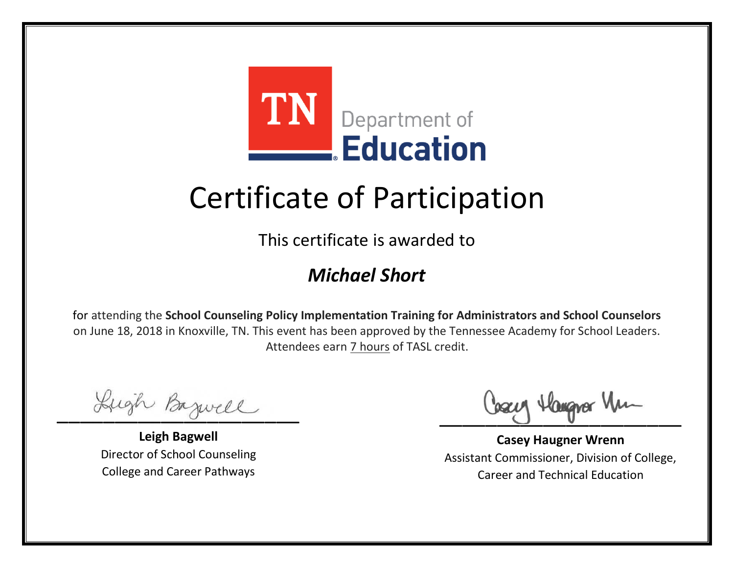TN Department of Education

# Certificate of Participation

This certificate is awarded to

## *Michael Short*

for attending the **School Counseling Policy Implementation Training for Administrators and School Counselors** on June 18, 2018 in Knoxville, TN. This event has been approved by the Tennessee Academy for School Leaders. Attendees earn 7 hours of TASL credit.

**Leigh Bagwell**
Director of School Counseling
College and Career Pathways

**Casey Haugner Wrenn**
Assistant Commissioner, Division of College, Career and Technical Education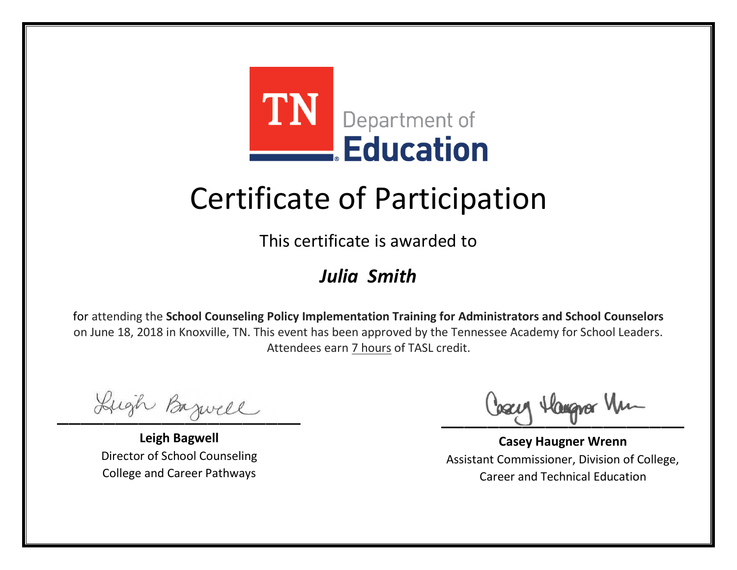TN Department of Education

# Certificate of Participation

This certificate is awarded to

***Julia  Smith***

for attending the **School Counseling Policy Implementation Training for Administrators and School Counselors** on June 18, 2018 in Knoxville, TN. This event has been approved by the Tennessee Academy for School Leaders. Attendees earn 7 hours of TASL credit.

**Leigh Bagwell**
Director of School Counseling
College and Career Pathways

**Casey Haugner Wrenn**
Assistant Commissioner, Division of College, Career and Technical Education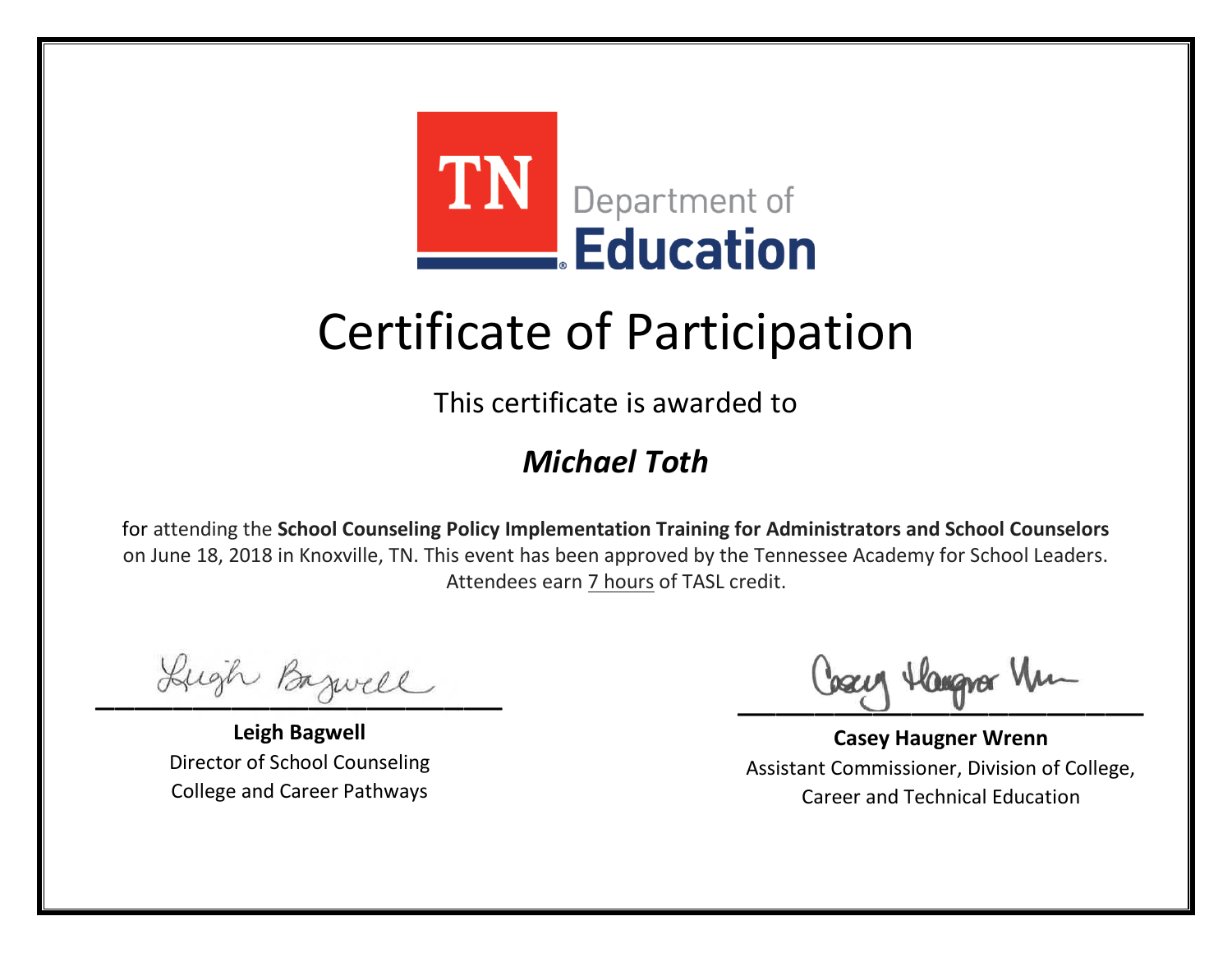TN Department of Education

# Certificate of Participation

This certificate is awarded to

## *Michael Toth*

for attending the **School Counseling Policy Implementation Training for Administrators and School Counselors** on June 18, 2018 in Knoxville, TN. This event has been approved by the Tennessee Academy for School Leaders. Attendees earn 7 hours of TASL credit.

**Leigh Bagwell**
Director of School Counseling
College and Career Pathways

**Casey Haugner Wrenn**
Assistant Commissioner, Division of College, Career and Technical Education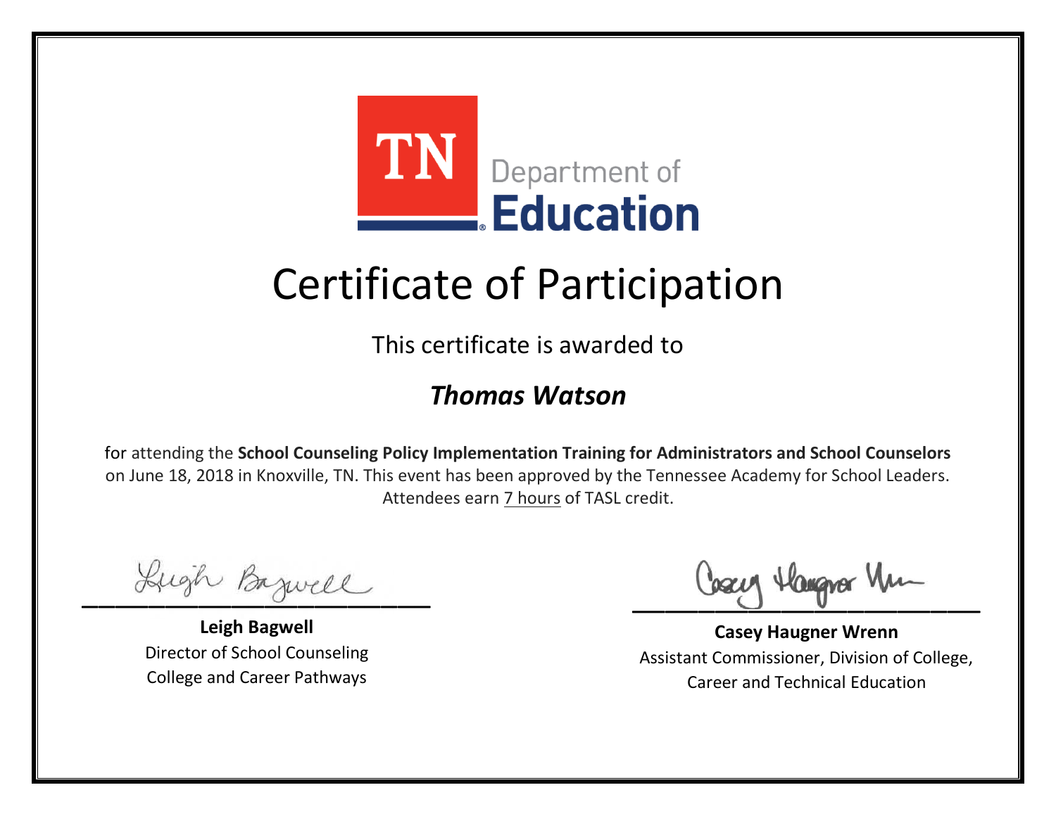TN Department of Education

# Certificate of Participation

This certificate is awarded to

***Thomas Watson***

for attending the **School Counseling Policy Implementation Training for Administrators and School Counselors** on June 18, 2018 in Knoxville, TN. This event has been approved by the Tennessee Academy for School Leaders. Attendees earn 7 hours of TASL credit.

**Leigh Bagwell**
Director of School Counseling
College and Career Pathways

**Casey Haugner Wrenn**
Assistant Commissioner, Division of College, Career and Technical Education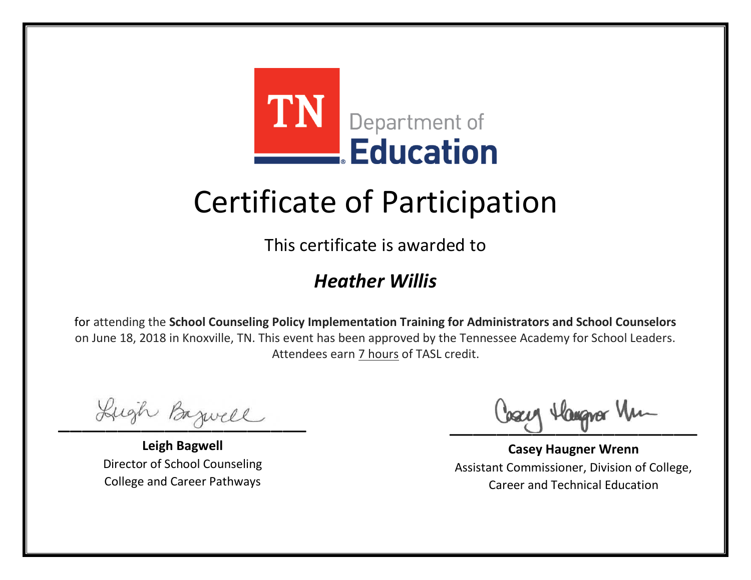TN Department of Education

# Certificate of Participation

This certificate is awarded to

***Heather Willis***

for attending the **School Counseling Policy Implementation Training for Administrators and School Counselors** on June 18, 2018 in Knoxville, TN. This event has been approved by the Tennessee Academy for School Leaders. Attendees earn 7 hours of TASL credit.

**Leigh Bagwell**
Director of School Counseling
College and Career Pathways

**Casey Haugner Wrenn**
Assistant Commissioner, Division of College, Career and Technical Education